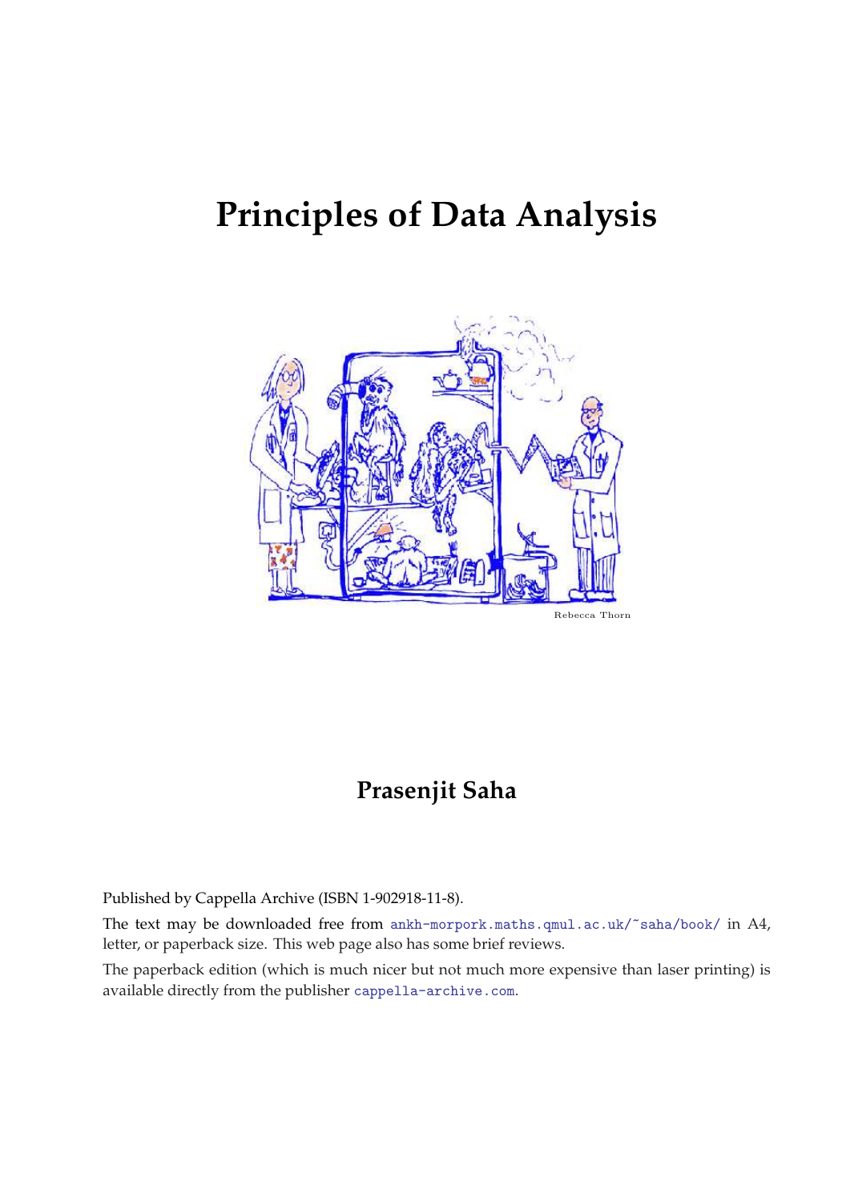# Principles of Data Analysis

Rebecca Thorn

**Prasenjit Saha**

Published by Cappella Archive (ISBN 1-902918-11-8).

The text may be downloaded free from ankh-morpork.maths.qmul.ac.uk/~saha/book/ in A4, letter, or paperback size. This web page also has some brief reviews.

The paperback edition (which is much nicer but not much more expensive than laser printing) is available directly from the publisher cappella-archive.com.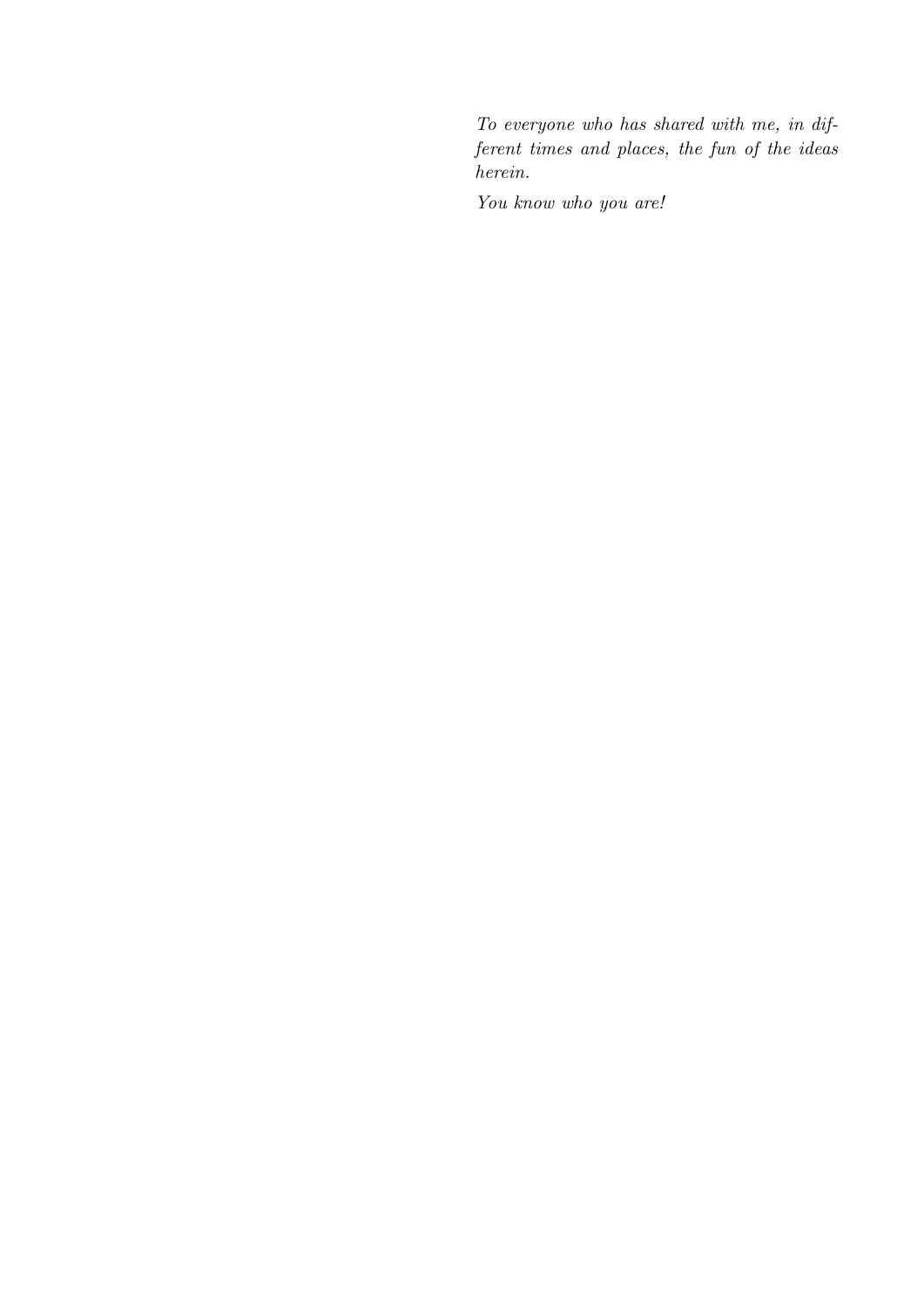*To everyone who has shared with me, in different times and places, the fun of the ideas herein.*

*You know who you are!*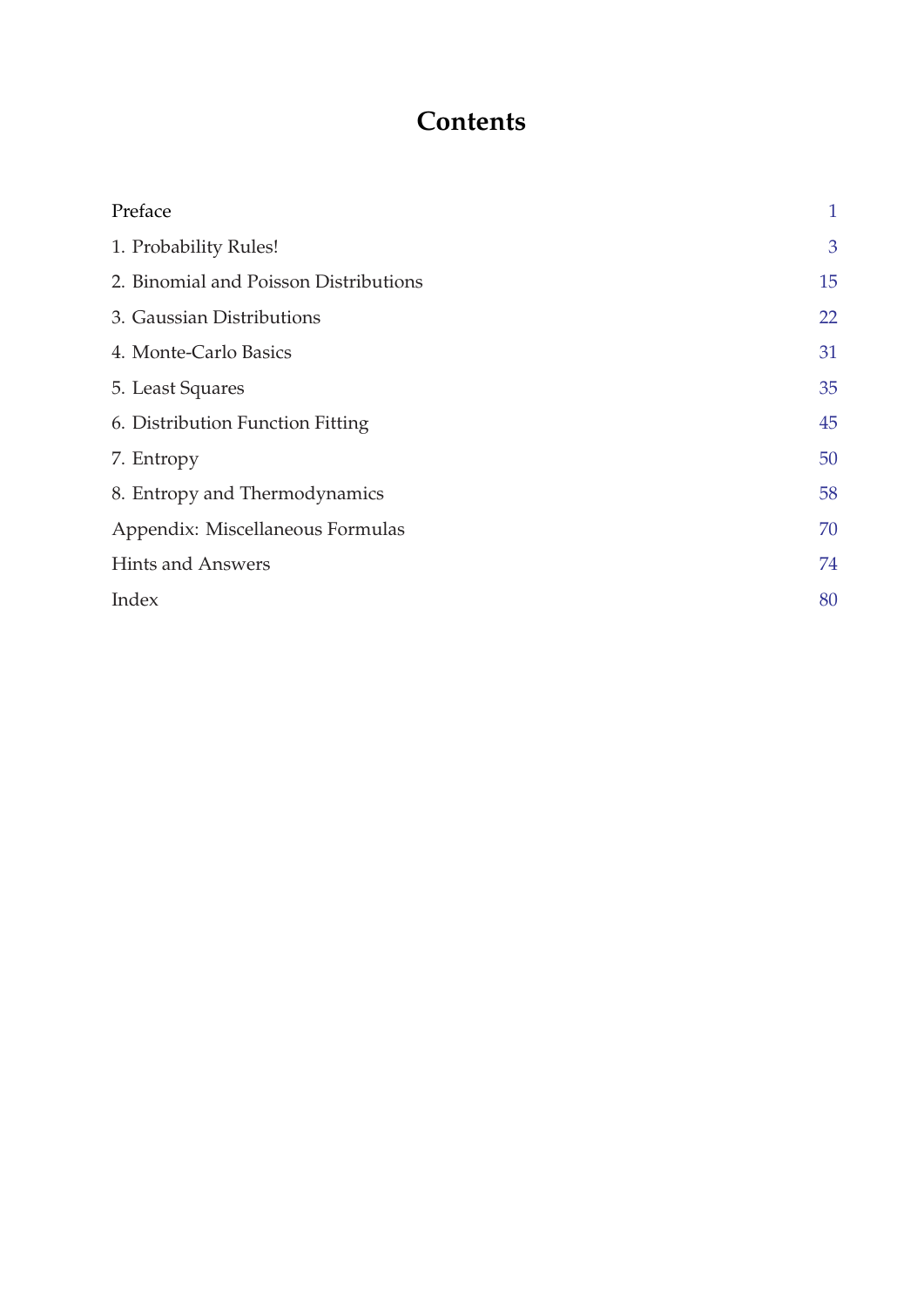# Contents

| | |
|---|---|
| Preface | 1 |
| 1. Probability Rules! | 3 |
| 2. Binomial and Poisson Distributions | 15 |
| 3. Gaussian Distributions | 22 |
| 4. Monte-Carlo Basics | 31 |
| 5. Least Squares | 35 |
| 6. Distribution Function Fitting | 45 |
| 7. Entropy | 50 |
| 8. Entropy and Thermodynamics | 58 |
| Appendix: Miscellaneous Formulas | 70 |
| Hints and Answers | 74 |
| Index | 80 |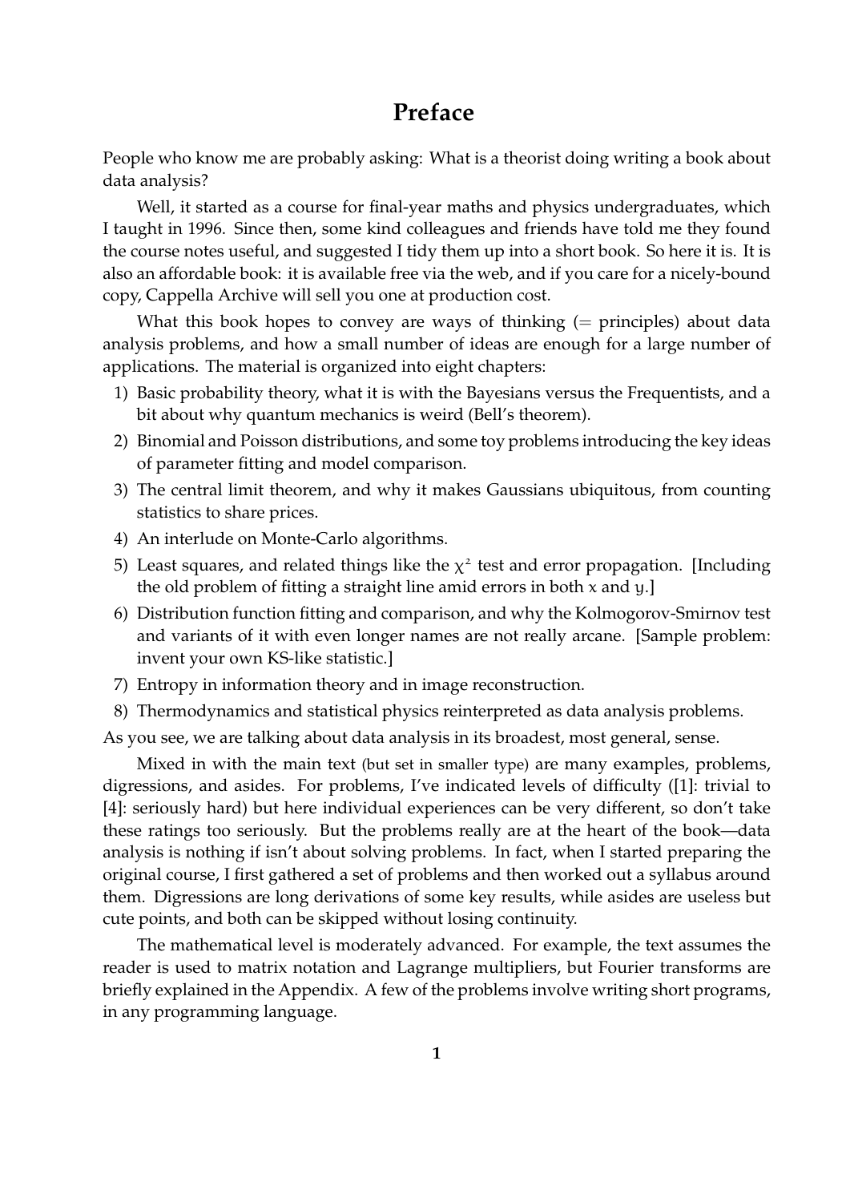# Preface

People who know me are probably asking: What is a theorist doing writing a book about data analysis?

Well, it started as a course for final-year maths and physics undergraduates, which I taught in 1996. Since then, some kind colleagues and friends have told me they found the course notes useful, and suggested I tidy them up into a short book. So here it is. It is also an affordable book: it is available free via the web, and if you care for a nicely-bound copy, Cappella Archive will sell you one at production cost.

What this book hopes to convey are ways of thinking (= principles) about data analysis problems, and how a small number of ideas are enough for a large number of applications. The material is organized into eight chapters:

1) Basic probability theory, what it is with the Bayesians versus the Frequentists, and a bit about why quantum mechanics is weird (Bell's theorem).
2) Binomial and Poisson distributions, and some toy problems introducing the key ideas of parameter fitting and model comparison.
3) The central limit theorem, and why it makes Gaussians ubiquitous, from counting statistics to share prices.
4) An interlude on Monte-Carlo algorithms.
5) Least squares, and related things like the $\chi^2$ test and error propagation. [Including the old problem of fitting a straight line amid errors in both $x$ and $y$.]
6) Distribution function fitting and comparison, and why the Kolmogorov-Smirnov test and variants of it with even longer names are not really arcane. [Sample problem: invent your own KS-like statistic.]
7) Entropy in information theory and in image reconstruction.
8) Thermodynamics and statistical physics reinterpreted as data analysis problems.

As you see, we are talking about data analysis in its broadest, most general, sense.

Mixed in with the main text (but set in smaller type) are many examples, problems, digressions, and asides. For problems, I've indicated levels of difficulty ([1]: trivial to [4]: seriously hard) but here individual experiences can be very different, so don't take these ratings too seriously. But the problems really are at the heart of the book—data analysis is nothing if isn't about solving problems. In fact, when I started preparing the original course, I first gathered a set of problems and then worked out a syllabus around them. Digressions are long derivations of some key results, while asides are useless but cute points, and both can be skipped without losing continuity.

The mathematical level is moderately advanced. For example, the text assumes the reader is used to matrix notation and Lagrange multipliers, but Fourier transforms are briefly explained in the Appendix. A few of the problems involve writing short programs, in any programming language.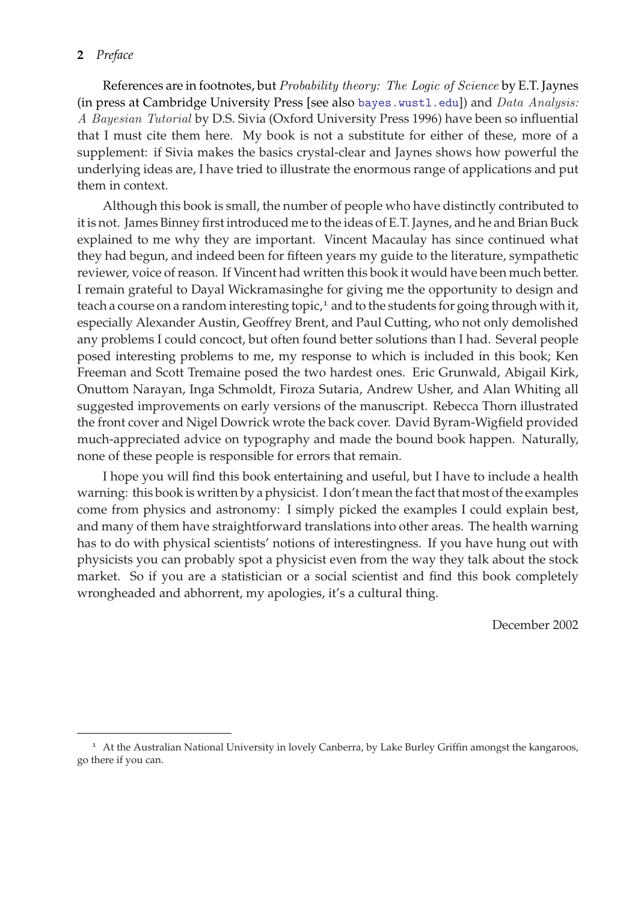References are in footnotes, but *Probability theory: The Logic of Science* by E.T. Jaynes (in press at Cambridge University Press [see also bayes.wustl.edu]) and *Data Analysis: A Bayesian Tutorial* by D.S. Sivia (Oxford University Press 1996) have been so influential that I must cite them here. My book is not a substitute for either of these, more of a supplement: if Sivia makes the basics crystal-clear and Jaynes shows how powerful the underlying ideas are, I have tried to illustrate the enormous range of applications and put them in context.

Although this book is small, the number of people who have distinctly contributed to it is not. James Binney first introduced me to the ideas of E.T. Jaynes, and he and Brian Buck explained to me why they are important. Vincent Macaulay has since continued what they had begun, and indeed been for fifteen years my guide to the literature, sympathetic reviewer, voice of reason. If Vincent had written this book it would have been much better. I remain grateful to Dayal Wickramasinghe for giving me the opportunity to design and teach a course on a random interesting topic,[1] and to the students for going through with it, especially Alexander Austin, Geoffrey Brent, and Paul Cutting, who not only demolished any problems I could concoct, but often found better solutions than I had. Several people posed interesting problems to me, my response to which is included in this book; Ken Freeman and Scott Tremaine posed the two hardest ones. Eric Grunwald, Abigail Kirk, Onuttom Narayan, Inga Schmoldt, Firoza Sutaria, Andrew Usher, and Alan Whiting all suggested improvements on early versions of the manuscript. Rebecca Thorn illustrated the front cover and Nigel Dowrick wrote the back cover. David Byram-Wigfield provided much-appreciated advice on typography and made the bound book happen. Naturally, none of these people is responsible for errors that remain.

I hope you will find this book entertaining and useful, but I have to include a health warning: this book is written by a physicist. I don't mean the fact that most of the examples come from physics and astronomy: I simply picked the examples I could explain best, and many of them have straightforward translations into other areas. The health warning has to do with physical scientists' notions of interestingness. If you have hung out with physicists you can probably spot a physicist even from the way they talk about the stock market. So if you are a statistician or a social scientist and find this book completely wrongheaded and abhorrent, my apologies, it's a cultural thing.

December 2002

---

[1] At the Australian National University in lovely Canberra, by Lake Burley Griffin amongst the kangaroos, go there if you can.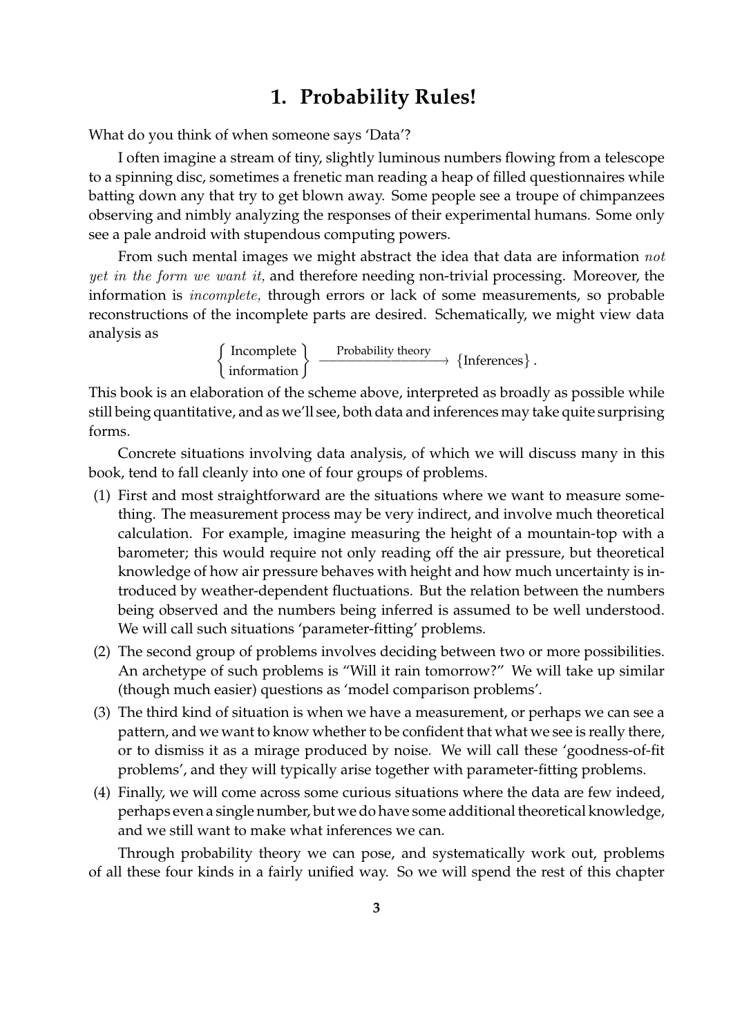# 1. Probability Rules!

What do you think of when someone says 'Data'?

I often imagine a stream of tiny, slightly luminous numbers flowing from a telescope to a spinning disc, sometimes a frenetic man reading a heap of filled questionnaires while batting down any that try to get blown away. Some people see a troupe of chimpanzees observing and nimbly analyzing the responses of their experimental humans. Some only see a pale android with stupendous computing powers.

From such mental images we might abstract the idea that data are information *not yet in the form we want it,* and therefore needing non-trivial processing. Moreover, the information is *incomplete,* through errors or lack of some measurements, so probable reconstructions of the incomplete parts are desired. Schematically, we might view data analysis as

$$\left\{ \begin{matrix} \text{Incomplete} \\ \text{information} \end{matrix} \right\} \xrightarrow{\text{Probability theory}} \{\text{Inferences}\} \, .$$

This book is an elaboration of the scheme above, interpreted as broadly as possible while still being quantitative, and as we'll see, both data and inferences may take quite surprising forms.

Concrete situations involving data analysis, of which we will discuss many in this book, tend to fall cleanly into one of four groups of problems.

(1) First and most straightforward are the situations where we want to measure something. The measurement process may be very indirect, and involve much theoretical calculation. For example, imagine measuring the height of a mountain-top with a barometer; this would require not only reading off the air pressure, but theoretical knowledge of how air pressure behaves with height and how much uncertainty is introduced by weather-dependent fluctuations. But the relation between the numbers being observed and the numbers being inferred is assumed to be well understood. We will call such situations 'parameter-fitting' problems.

(2) The second group of problems involves deciding between two or more possibilities. An archetype of such problems is "Will it rain tomorrow?" We will take up similar (though much easier) questions as 'model comparison problems'.

(3) The third kind of situation is when we have a measurement, or perhaps we can see a pattern, and we want to know whether to be confident that what we see is really there, or to dismiss it as a mirage produced by noise. We will call these 'goodness-of-fit problems', and they will typically arise together with parameter-fitting problems.

(4) Finally, we will come across some curious situations where the data are few indeed, perhaps even a single number, but we do have some additional theoretical knowledge, and we still want to make what inferences we can.

Through probability theory we can pose, and systematically work out, problems of all these four kinds in a fairly unified way. So we will spend the rest of this chapter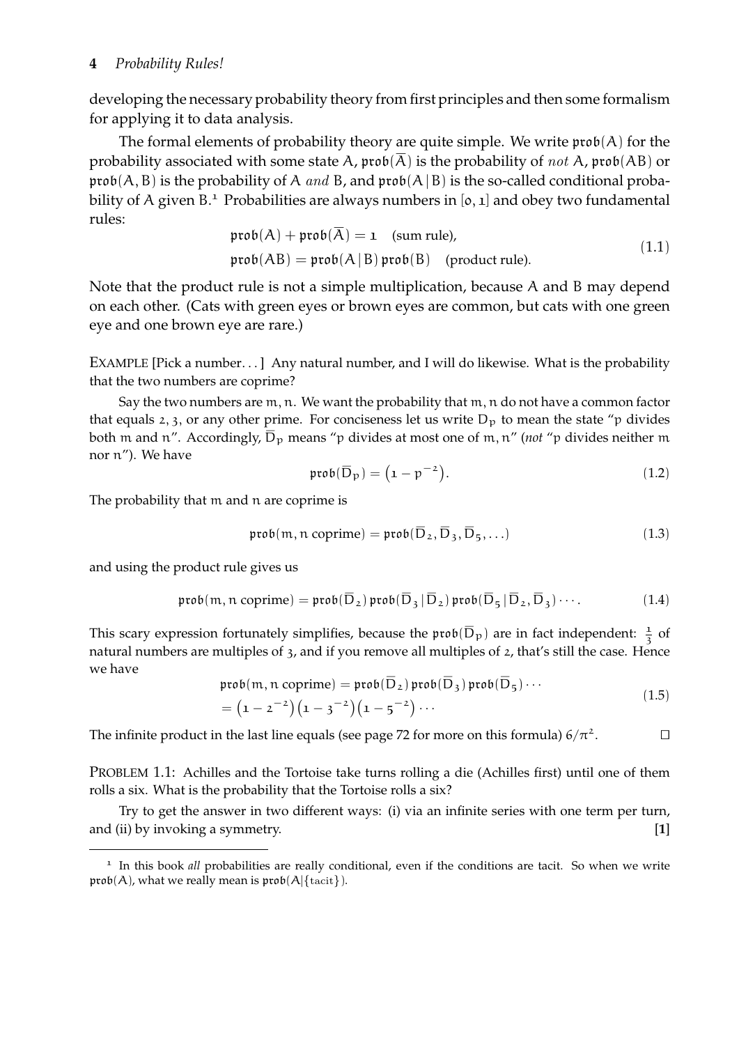developing the necessary probability theory from first principles and then some formalism for applying it to data analysis.

The formal elements of probability theory are quite simple. We write $\mathfrak{prob}(A)$ for the probability associated with some state A, $\mathfrak{prob}(\overline{A})$ is the probability of *not* A, $\mathfrak{prob}(AB)$ or $\mathfrak{prob}(A, B)$ is the probability of A *and* B, and $\mathfrak{prob}(A \,|\, B)$ is the so-called conditional probability of A given B.[1] Probabilities are always numbers in $[0, 1]$ and obey two fundamental rules:

$$
\begin{aligned}
&\mathfrak{prob}(A) + \mathfrak{prob}(\overline{A}) = 1 \quad \text{(sum rule)}, \\
&\mathfrak{prob}(AB) = \mathfrak{prob}(A \,|\, B)\, \mathfrak{prob}(B) \quad \text{(product rule)}.
\end{aligned}
\tag{1.1}
$$

Note that the product rule is not a simple multiplication, because A and B may depend on each other. (Cats with green eyes or brown eyes are common, but cats with one green eye and one brown eye are rare.)

EXAMPLE [Pick a number. . . ] Any natural number, and I will do likewise. What is the probability that the two numbers are coprime?

Say the two numbers are $m, n$. We want the probability that $m, n$ do not have a common factor that equals 2, 3, or any other prime. For conciseness let us write $D_p$ to mean the state "p divides both m and n". Accordingly, $\overline{D}_p$ means "p divides at most one of $m, n$" (*not* "p divides neither m nor n"). We have

$$
\mathfrak{prob}(\overline{D}_p) = \left(1 - p^{-2}\right).
\tag{1.2}
$$

The probability that m and n are coprime is

$$
\mathfrak{prob}(m, n \text{ coprime}) = \mathfrak{prob}(\overline{D}_2, \overline{D}_3, \overline{D}_5, \ldots)
\tag{1.3}
$$

and using the product rule gives us

$$
\mathfrak{prob}(m, n \text{ coprime}) = \mathfrak{prob}(\overline{D}_2)\, \mathfrak{prob}(\overline{D}_3 \,|\, \overline{D}_2)\, \mathfrak{prob}(\overline{D}_5 \,|\, \overline{D}_2, \overline{D}_3) \cdots .
\tag{1.4}
$$

This scary expression fortunately simplifies, because the $\mathfrak{prob}(\overline{D}_p)$ are in fact independent: $\frac{1}{3}$ of natural numbers are multiples of 3, and if you remove all multiples of 2, that's still the case. Hence we have

$$
\begin{aligned}
&\mathfrak{prob}(m, n \text{ coprime}) = \mathfrak{prob}(\overline{D}_2)\, \mathfrak{prob}(\overline{D}_3)\, \mathfrak{prob}(\overline{D}_5) \cdots \\
&= \left(1 - 2^{-2}\right)\left(1 - 3^{-2}\right)\left(1 - 5^{-2}\right) \cdots
\end{aligned}
\tag{1.5}
$$

The infinite product in the last line equals (see page 72 for more on this formula) $6/\pi^2$. □

PROBLEM 1.1: Achilles and the Tortoise take turns rolling a die (Achilles first) until one of them rolls a six. What is the probability that the Tortoise rolls a six?

Try to get the answer in two different ways: (i) via an infinite series with one term per turn, and (ii) by invoking a symmetry. **[1]**

---

[1] In this book *all* probabilities are really conditional, even if the conditions are tacit. So when we write $\mathfrak{prob}(A)$, what we really mean is $\mathfrak{prob}(A|\{\text{tacit}\})$.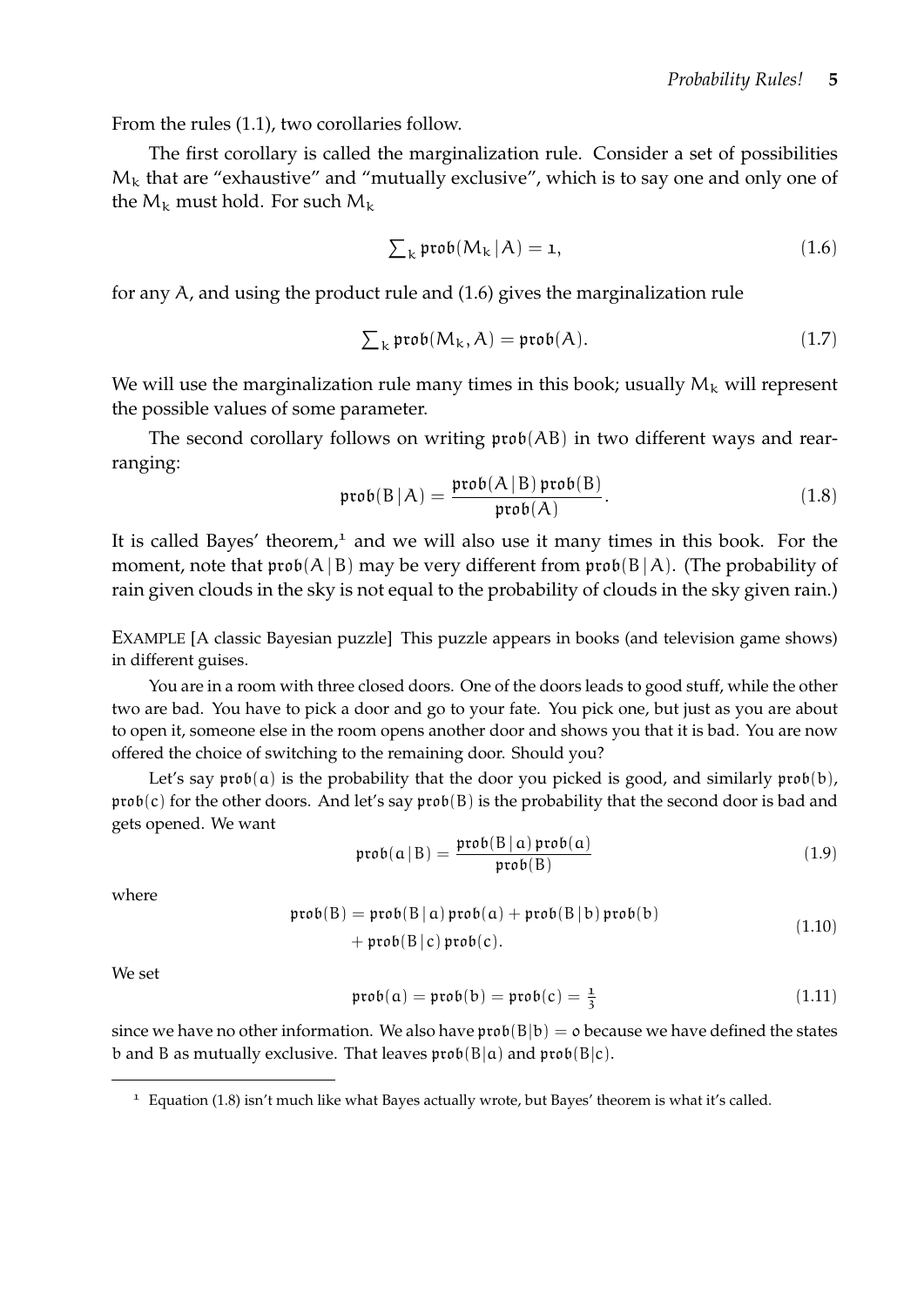From the rules (1.1), two corollaries follow.

The first corollary is called the marginalization rule. Consider a set of possibilities $M_k$ that are "exhaustive" and "mutually exclusive", which is to say one and only one of the $M_k$ must hold. For such $M_k$

$$\textstyle\sum_k \mathfrak{prob}(M_k \,|\, A) = 1, \tag{1.6}$$

for any $A$, and using the product rule and (1.6) gives the marginalization rule

$$\textstyle\sum_k \mathfrak{prob}(M_k, A) = \mathfrak{prob}(A). \tag{1.7}$$

We will use the marginalization rule many times in this book; usually $M_k$ will represent the possible values of some parameter.

The second corollary follows on writing $\mathfrak{prob}(AB)$ in two different ways and rearranging:

$$\mathfrak{prob}(B \,|\, A) = \frac{\mathfrak{prob}(A \,|\, B)\, \mathfrak{prob}(B)}{\mathfrak{prob}(A)}. \tag{1.8}$$

It is called Bayes' theorem,[1] and we will also use it many times in this book. For the moment, note that $\mathfrak{prob}(A \,|\, B)$ may be very different from $\mathfrak{prob}(B \,|\, A)$. (The probability of rain given clouds in the sky is not equal to the probability of clouds in the sky given rain.)

EXAMPLE [A classic Bayesian puzzle] This puzzle appears in books (and television game shows) in different guises.

You are in a room with three closed doors. One of the doors leads to good stuff, while the other two are bad. You have to pick a door and go to your fate. You pick one, but just as you are about to open it, someone else in the room opens another door and shows you that it is bad. You are now offered the choice of switching to the remaining door. Should you?

Let's say $\mathfrak{prob}(a)$ is the probability that the door you picked is good, and similarly $\mathfrak{prob}(b)$, $\mathfrak{prob}(c)$ for the other doors. And let's say $\mathfrak{prob}(B)$ is the probability that the second door is bad and gets opened. We want

$$\mathfrak{prob}(a \,|\, B) = \frac{\mathfrak{prob}(B \,|\, a)\, \mathfrak{prob}(a)}{\mathfrak{prob}(B)} \tag{1.9}$$

where

$$\begin{aligned} \mathfrak{prob}(B) = {} & \mathfrak{prob}(B \,|\, a)\, \mathfrak{prob}(a) + \mathfrak{prob}(B \,|\, b)\, \mathfrak{prob}(b) \\ & + \mathfrak{prob}(B \,|\, c)\, \mathfrak{prob}(c). \end{aligned} \tag{1.10}$$

We set

$$\mathfrak{prob}(a) = \mathfrak{prob}(b) = \mathfrak{prob}(c) = \tfrac{1}{3} \tag{1.11}$$

since we have no other information. We also have $\mathfrak{prob}(B|b) = 0$ because we have defined the states $b$ and $B$ as mutually exclusive. That leaves $\mathfrak{prob}(B|a)$ and $\mathfrak{prob}(B|c)$.

[1] Equation (1.8) isn't much like what Bayes actually wrote, but Bayes' theorem is what it's called.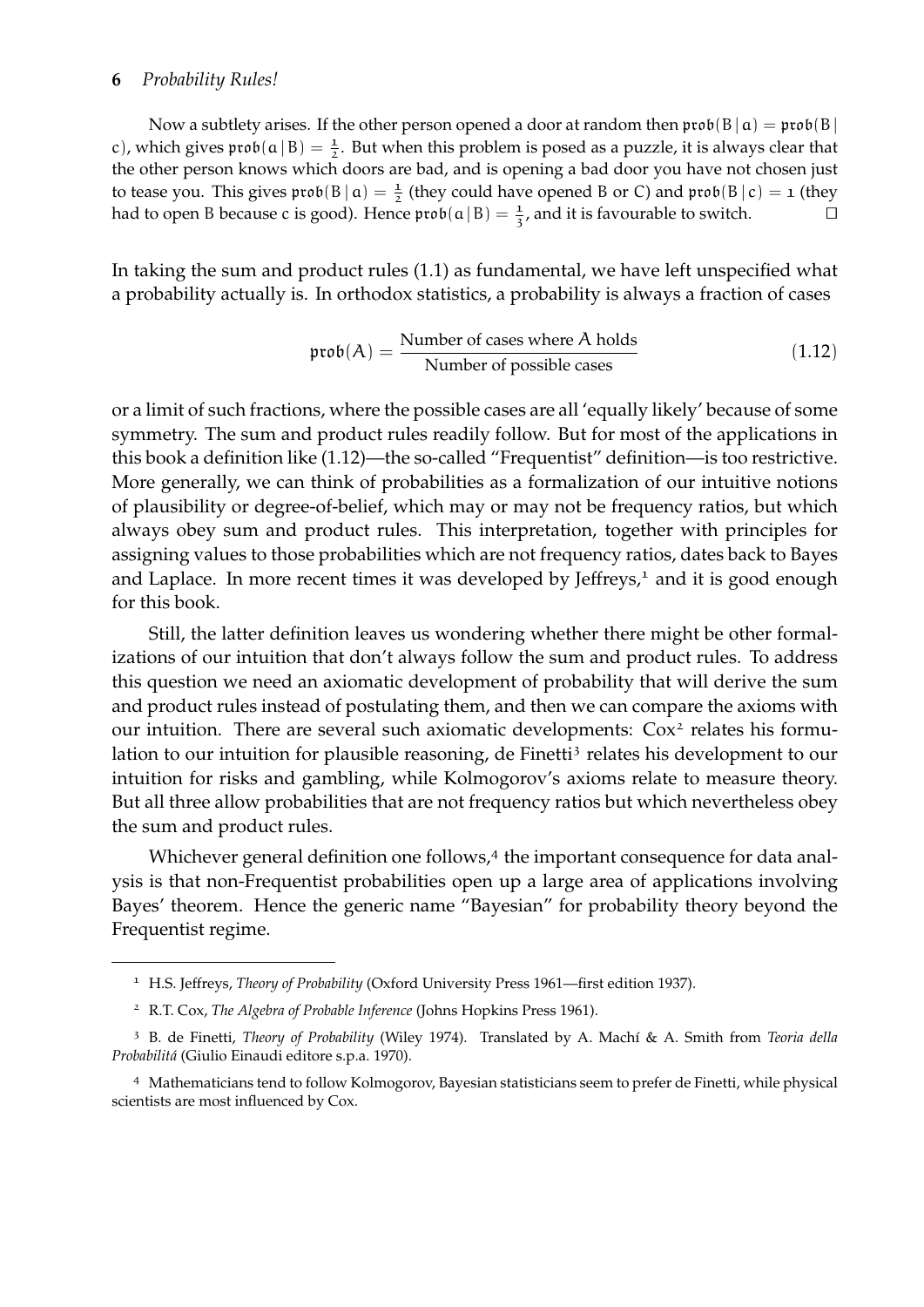Now a subtlety arises. If the other person opened a door at random then $\mathfrak{prob}(B \mid a) = \mathfrak{prob}(B \mid c)$, which gives $\mathfrak{prob}(a \mid B) = \frac{1}{2}$. But when this problem is posed as a puzzle, it is always clear that the other person knows which doors are bad, and is opening a bad door you have not chosen just to tease you. This gives $\mathfrak{prob}(B \mid a) = \frac{1}{2}$ (they could have opened B or C) and $\mathfrak{prob}(B \mid c) = 1$ (they had to open B because c is good). Hence $\mathfrak{prob}(a \mid B) = \frac{1}{3}$, and it is favourable to switch. □

In taking the sum and product rules (1.1) as fundamental, we have left unspecified what a probability actually is. In orthodox statistics, a probability is always a fraction of cases

$$\mathfrak{prob}(A) = \frac{\text{Number of cases where } A \text{ holds}}{\text{Number of possible cases}} \tag{1.12}$$

or a limit of such fractions, where the possible cases are all 'equally likely' because of some symmetry. The sum and product rules readily follow. But for most of the applications in this book a definition like (1.12)—the so-called "Frequentist" definition—is too restrictive. More generally, we can think of probabilities as a formalization of our intuitive notions of plausibility or degree-of-belief, which may or may not be frequency ratios, but which always obey sum and product rules. This interpretation, together with principles for assigning values to those probabilities which are not frequency ratios, dates back to Bayes and Laplace. In more recent times it was developed by Jeffreys,[1] and it is good enough for this book.

Still, the latter definition leaves us wondering whether there might be other formalizations of our intuition that don't always follow the sum and product rules. To address this question we need an axiomatic development of probability that will derive the sum and product rules instead of postulating them, and then we can compare the axioms with our intuition. There are several such axiomatic developments: Cox[2] relates his formulation to our intuition for plausible reasoning, de Finetti[3] relates his development to our intuition for risks and gambling, while Kolmogorov's axioms relate to measure theory. But all three allow probabilities that are not frequency ratios but which nevertheless obey the sum and product rules.

Whichever general definition one follows,[4] the important consequence for data analysis is that non-Frequentist probabilities open up a large area of applications involving Bayes' theorem. Hence the generic name "Bayesian" for probability theory beyond the Frequentist regime.

---

[1] H.S. Jeffreys, *Theory of Probability* (Oxford University Press 1961—first edition 1937).

[2] R.T. Cox, *The Algebra of Probable Inference* (Johns Hopkins Press 1961).

[3] B. de Finetti, *Theory of Probability* (Wiley 1974). Translated by A. Machí & A. Smith from *Teoria della Probabilitá* (Giulio Einaudi editore s.p.a. 1970).

[4] Mathematicians tend to follow Kolmogorov, Bayesian statisticians seem to prefer de Finetti, while physical scientists are most influenced by Cox.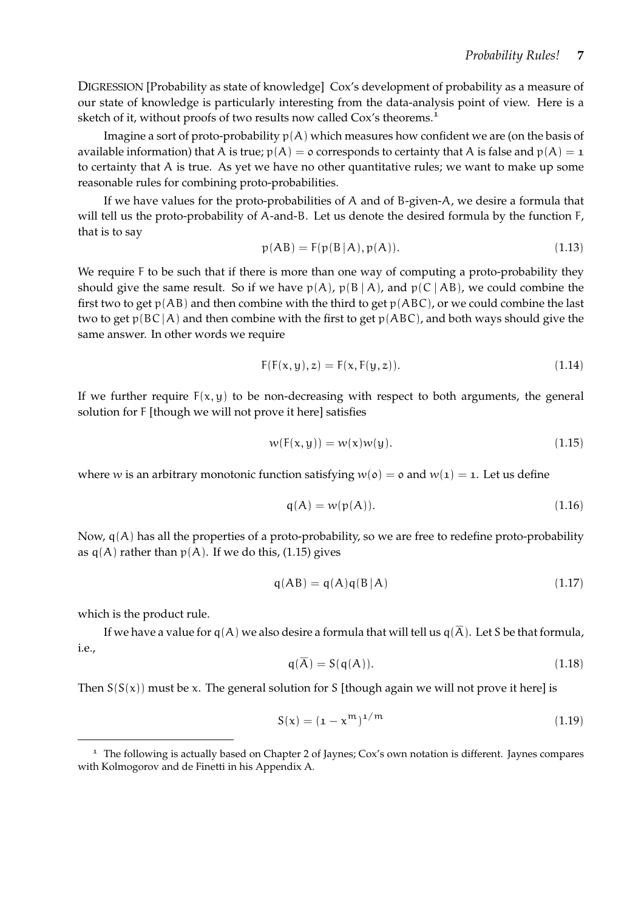DIGRESSION [Probability as state of knowledge] Cox's development of probability as a measure of our state of knowledge is particularly interesting from the data-analysis point of view. Here is a sketch of it, without proofs of two results now called Cox's theorems.[1]

Imagine a sort of proto-probability $p(A)$ which measures how confident we are (on the basis of available information) that A is true; $p(A) = 0$ corresponds to certainty that A is false and $p(A) = 1$ to certainty that A is true. As yet we have no other quantitative rules; we want to make up some reasonable rules for combining proto-probabilities.

If we have values for the proto-probabilities of A and of B-given-A, we desire a formula that will tell us the proto-probability of A-and-B. Let us denote the desired formula by the function F, that is to say

$$p(AB) = F(p(B\,|\,A), p(A)). \tag{1.13}$$

We require F to be such that if there is more than one way of computing a proto-probability they should give the same result. So if we have $p(A)$, $p(B\,|\,A)$, and $p(C\,|\,AB)$, we could combine the first two to get $p(AB)$ and then combine with the third to get $p(ABC)$, or we could combine the last two to get $p(BC\,|\,A)$ and then combine with the first to get $p(ABC)$, and both ways should give the same answer. In other words we require

$$F(F(x, y), z) = F(x, F(y, z)). \tag{1.14}$$

If we further require $F(x, y)$ to be non-decreasing with respect to both arguments, the general solution for F [though we will not prove it here] satisfies

$$w(F(x, y)) = w(x)w(y). \tag{1.15}$$

where $w$ is an arbitrary monotonic function satisfying $w(0) = 0$ and $w(1) = 1$. Let us define

$$q(A) = w(p(A)). \tag{1.16}$$

Now, $q(A)$ has all the properties of a proto-probability, so we are free to redefine proto-probability as $q(A)$ rather than $p(A)$. If we do this, (1.15) gives

$$q(AB) = q(A)q(B\,|\,A) \tag{1.17}$$

which is the product rule.

If we have a value for $q(A)$ we also desire a formula that will tell us $q(\overline{A})$. Let S be that formula, i.e.,

$$q(\overline{A}) = S(q(A)). \tag{1.18}$$

Then $S(S(x))$ must be $x$. The general solution for S [though again we will not prove it here] is

$$S(x) = (1 - x^m)^{1/m} \tag{1.19}$$

[1] The following is actually based on Chapter 2 of Jaynes; Cox's own notation is different. Jaynes compares with Kolmogorov and de Finetti in his Appendix A.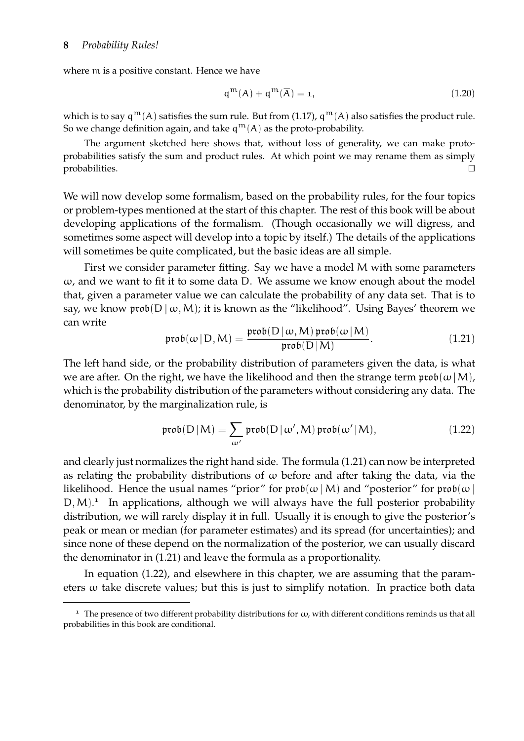where $m$ is a positive constant. Hence we have

$$q^m(A) + q^m(\bar{A}) = 1, \tag{1.20}$$

which is to say $q^m(A)$ satisfies the sum rule. But from (1.17), $q^m(A)$ also satisfies the product rule. So we change definition again, and take $q^m(A)$ as the proto-probability.

The argument sketched here shows that, without loss of generality, we can make proto-probabilities satisfy the sum and product rules. At which point we may rename them as simply probabilities. □

We will now develop some formalism, based on the probability rules, for the four topics or problem-types mentioned at the start of this chapter. The rest of this book will be about developing applications of the formalism. (Though occasionally we will digress, and sometimes some aspect will develop into a topic by itself.) The details of the applications will sometimes be quite complicated, but the basic ideas are all simple.

First we consider parameter fitting. Say we have a model $M$ with some parameters $\omega$, and we want to fit it to some data $D$. We assume we know enough about the model that, given a parameter value we can calculate the probability of any data set. That is to say, we know $\mathfrak{prob}(D \mid \omega, M)$; it is known as the "likelihood". Using Bayes' theorem we can write

$$\mathfrak{prob}(\omega \mid D, M) = \frac{\mathfrak{prob}(D \mid \omega, M)\, \mathfrak{prob}(\omega \mid M)}{\mathfrak{prob}(D \mid M)}. \tag{1.21}$$

The left hand side, or the probability distribution of parameters given the data, is what we are after. On the right, we have the likelihood and then the strange term $\mathfrak{prob}(\omega \mid M)$, which is the probability distribution of the parameters without considering any data. The denominator, by the marginalization rule, is

$$\mathfrak{prob}(D \mid M) = \sum_{\omega'} \mathfrak{prob}(D \mid \omega', M)\, \mathfrak{prob}(\omega' \mid M), \tag{1.22}$$

and clearly just normalizes the right hand side. The formula (1.21) can now be interpreted as relating the probability distributions of $\omega$ before and after taking the data, via the likelihood. Hence the usual names "prior" for $\mathfrak{prob}(\omega \mid M)$ and "posterior" for $\mathfrak{prob}(\omega \mid D, M)$.[1] In applications, although we will always have the full posterior probability distribution, we will rarely display it in full. Usually it is enough to give the posterior's peak or mean or median (for parameter estimates) and its spread (for uncertainties); and since none of these depend on the normalization of the posterior, we can usually discard the denominator in (1.21) and leave the formula as a proportionality.

In equation (1.22), and elsewhere in this chapter, we are assuming that the parameters $\omega$ take discrete values; but this is just to simplify notation. In practice both data

[1] The presence of two different probability distributions for $\omega$, with different conditions reminds us that all probabilities in this book are conditional.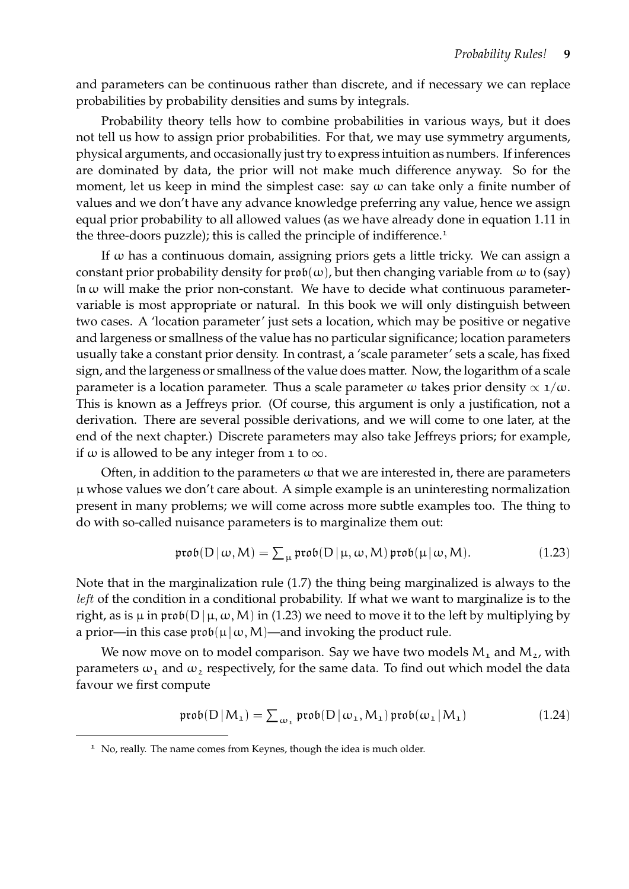and parameters can be continuous rather than discrete, and if necessary we can replace probabilities by probability densities and sums by integrals.

Probability theory tells how to combine probabilities in various ways, but it does not tell us how to assign prior probabilities. For that, we may use symmetry arguments, physical arguments, and occasionally just try to express intuition as numbers. If inferences are dominated by data, the prior will not make much difference anyway. So for the moment, let us keep in mind the simplest case: say $\omega$ can take only a finite number of values and we don't have any advance knowledge preferring any value, hence we assign equal prior probability to all allowed values (as we have already done in equation 1.11 in the three-doors puzzle); this is called the principle of indifference.[1]

If $\omega$ has a continuous domain, assigning priors gets a little tricky. We can assign a constant prior probability density for $\mathfrak{prob}(\omega)$, but then changing variable from $\omega$ to (say) $\ln\omega$ will make the prior non-constant. We have to decide what continuous parameter-variable is most appropriate or natural. In this book we will only distinguish between two cases. A 'location parameter' just sets a location, which may be positive or negative and largeness or smallness of the value has no particular significance; location parameters usually take a constant prior density. In contrast, a 'scale parameter' sets a scale, has fixed sign, and the largeness or smallness of the value does matter. Now, the logarithm of a scale parameter is a location parameter. Thus a scale parameter $\omega$ takes prior density $\propto 1/\omega$. This is known as a Jeffreys prior. (Of course, this argument is only a justification, not a derivation. There are several possible derivations, and we will come to one later, at the end of the next chapter.) Discrete parameters may also take Jeffreys priors; for example, if $\omega$ is allowed to be any integer from 1 to $\infty$.

Often, in addition to the parameters $\omega$ that we are interested in, there are parameters $\mu$ whose values we don't care about. A simple example is an uninteresting normalization present in many problems; we will come across more subtle examples too. The thing to do with so-called nuisance parameters is to marginalize them out:

$$\mathfrak{prob}(D\,|\,\omega, M) = \textstyle\sum_{\mu} \mathfrak{prob}(D\,|\,\mu, \omega, M)\,\mathfrak{prob}(\mu\,|\,\omega, M). \tag{1.23}$$

Note that in the marginalization rule (1.7) the thing being marginalized is always to the *left* of the condition in a conditional probability. If what we want to marginalize is to the right, as is $\mu$ in $\mathfrak{prob}(D\,|\,\mu, \omega, M)$ in (1.23) we need to move it to the left by multiplying by a prior—in this case $\mathfrak{prob}(\mu\,|\,\omega, M)$—and invoking the product rule.

We now move on to model comparison. Say we have two models $M_1$ and $M_2$, with parameters $\omega_1$ and $\omega_2$ respectively, for the same data. To find out which model the data favour we first compute

$$\mathfrak{prob}(D\,|\,M_1) = \textstyle\sum_{\omega_1} \mathfrak{prob}(D\,|\,\omega_1, M_1)\,\mathfrak{prob}(\omega_1\,|\,M_1) \tag{1.24}$$

[1] No, really. The name comes from Keynes, though the idea is much older.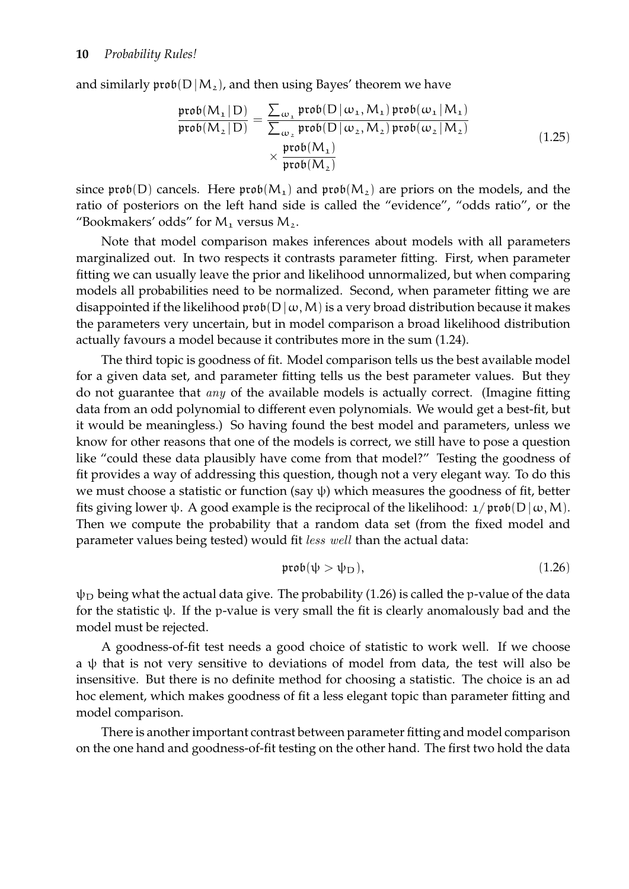and similarly $\mathfrak{prob}(D \,|\, M_2)$, and then using Bayes' theorem we have

$$\frac{\mathfrak{prob}(M_1 \,|\, D)}{\mathfrak{prob}(M_2 \,|\, D)} = \frac{\sum_{\omega_1} \mathfrak{prob}(D \,|\, \omega_1, M_1)\, \mathfrak{prob}(\omega_1 \,|\, M_1)}{\sum_{\omega_2} \mathfrak{prob}(D \,|\, \omega_2, M_2)\, \mathfrak{prob}(\omega_2 \,|\, M_2)} \times \frac{\mathfrak{prob}(M_1)}{\mathfrak{prob}(M_2)} \tag{1.25}$$

since $\mathfrak{prob}(D)$ cancels. Here $\mathfrak{prob}(M_1)$ and $\mathfrak{prob}(M_2)$ are priors on the models, and the ratio of posteriors on the left hand side is called the "evidence", "odds ratio", or the "Bookmakers' odds" for $M_1$ versus $M_2$.

Note that model comparison makes inferences about models with all parameters marginalized out. In two respects it contrasts parameter fitting. First, when parameter fitting we can usually leave the prior and likelihood unnormalized, but when comparing models all probabilities need to be normalized. Second, when parameter fitting we are disappointed if the likelihood $\mathfrak{prob}(D \,|\, \omega, M)$ is a very broad distribution because it makes the parameters very uncertain, but in model comparison a broad likelihood distribution actually favours a model because it contributes more in the sum (1.24).

The third topic is goodness of fit. Model comparison tells us the best available model for a given data set, and parameter fitting tells us the best parameter values. But they do not guarantee that *any* of the available models is actually correct. (Imagine fitting data from an odd polynomial to different even polynomials. We would get a best-fit, but it would be meaningless.) So having found the best model and parameters, unless we know for other reasons that one of the models is correct, we still have to pose a question like "could these data plausibly have come from that model?" Testing the goodness of fit provides a way of addressing this question, though not a very elegant way. To do this we must choose a statistic or function (say $\psi$) which measures the goodness of fit, better fits giving lower $\psi$. A good example is the reciprocal of the likelihood: $1/\,\mathfrak{prob}(D \,|\, \omega, M)$. Then we compute the probability that a random data set (from the fixed model and parameter values being tested) would fit *less well* than the actual data:

$$\mathfrak{prob}(\psi > \psi_D), \tag{1.26}$$

$\psi_D$ being what the actual data give. The probability (1.26) is called the p-value of the data for the statistic $\psi$. If the p-value is very small the fit is clearly anomalously bad and the model must be rejected.

A goodness-of-fit test needs a good choice of statistic to work well. If we choose a $\psi$ that is not very sensitive to deviations of model from data, the test will also be insensitive. But there is no definite method for choosing a statistic. The choice is an ad hoc element, which makes goodness of fit a less elegant topic than parameter fitting and model comparison.

There is another important contrast between parameter fitting and model comparison on the one hand and goodness-of-fit testing on the other hand. The first two hold the data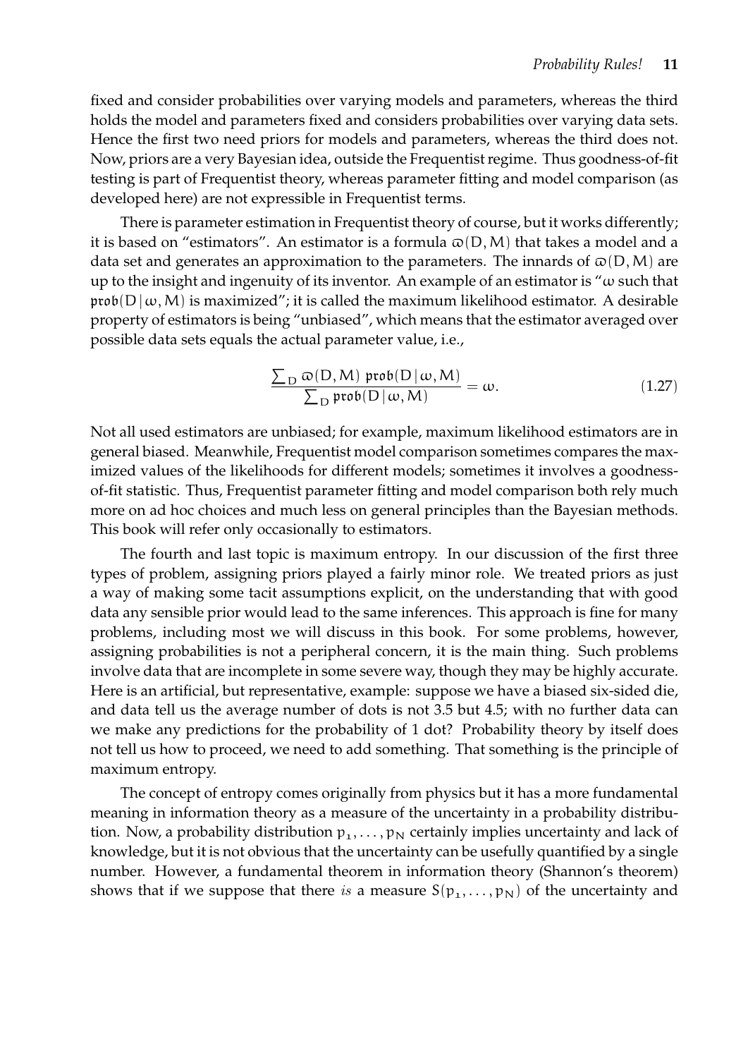fixed and consider probabilities over varying models and parameters, whereas the third holds the model and parameters fixed and considers probabilities over varying data sets. Hence the first two need priors for models and parameters, whereas the third does not. Now, priors are a very Bayesian idea, outside the Frequentist regime. Thus goodness-of-fit testing is part of Frequentist theory, whereas parameter fitting and model comparison (as developed here) are not expressible in Frequentist terms.

There is parameter estimation in Frequentist theory of course, but it works differently; it is based on "estimators". An estimator is a formula $\varpi(D, M)$ that takes a model and a data set and generates an approximation to the parameters. The innards of $\varpi(D, M)$ are up to the insight and ingenuity of its inventor. An example of an estimator is "$\omega$ such that $\mathfrak{prob}(D \mid \omega, M)$ is maximized"; it is called the maximum likelihood estimator. A desirable property of estimators is being "unbiased", which means that the estimator averaged over possible data sets equals the actual parameter value, i.e.,

$$\frac{\sum_D \varpi(D, M)\ \mathfrak{prob}(D \mid \omega, M)}{\sum_D \mathfrak{prob}(D \mid \omega, M)} = \omega. \tag{1.27}$$

Not all used estimators are unbiased; for example, maximum likelihood estimators are in general biased. Meanwhile, Frequentist model comparison sometimes compares the maximized values of the likelihoods for different models; sometimes it involves a goodness-of-fit statistic. Thus, Frequentist parameter fitting and model comparison both rely much more on ad hoc choices and much less on general principles than the Bayesian methods. This book will refer only occasionally to estimators.

The fourth and last topic is maximum entropy. In our discussion of the first three types of problem, assigning priors played a fairly minor role. We treated priors as just a way of making some tacit assumptions explicit, on the understanding that with good data any sensible prior would lead to the same inferences. This approach is fine for many problems, including most we will discuss in this book. For some problems, however, assigning probabilities is not a peripheral concern, it is the main thing. Such problems involve data that are incomplete in some severe way, though they may be highly accurate. Here is an artificial, but representative, example: suppose we have a biased six-sided die, and data tell us the average number of dots is not 3.5 but 4.5; with no further data can we make any predictions for the probability of 1 dot? Probability theory by itself does not tell us how to proceed, we need to add something. That something is the principle of maximum entropy.

The concept of entropy comes originally from physics but it has a more fundamental meaning in information theory as a measure of the uncertainty in a probability distribution. Now, a probability distribution $p_1, \ldots, p_N$ certainly implies uncertainty and lack of knowledge, but it is not obvious that the uncertainty can be usefully quantified by a single number. However, a fundamental theorem in information theory (Shannon's theorem) shows that if we suppose that there *is* a measure $S(p_1, \ldots, p_N)$ of the uncertainty and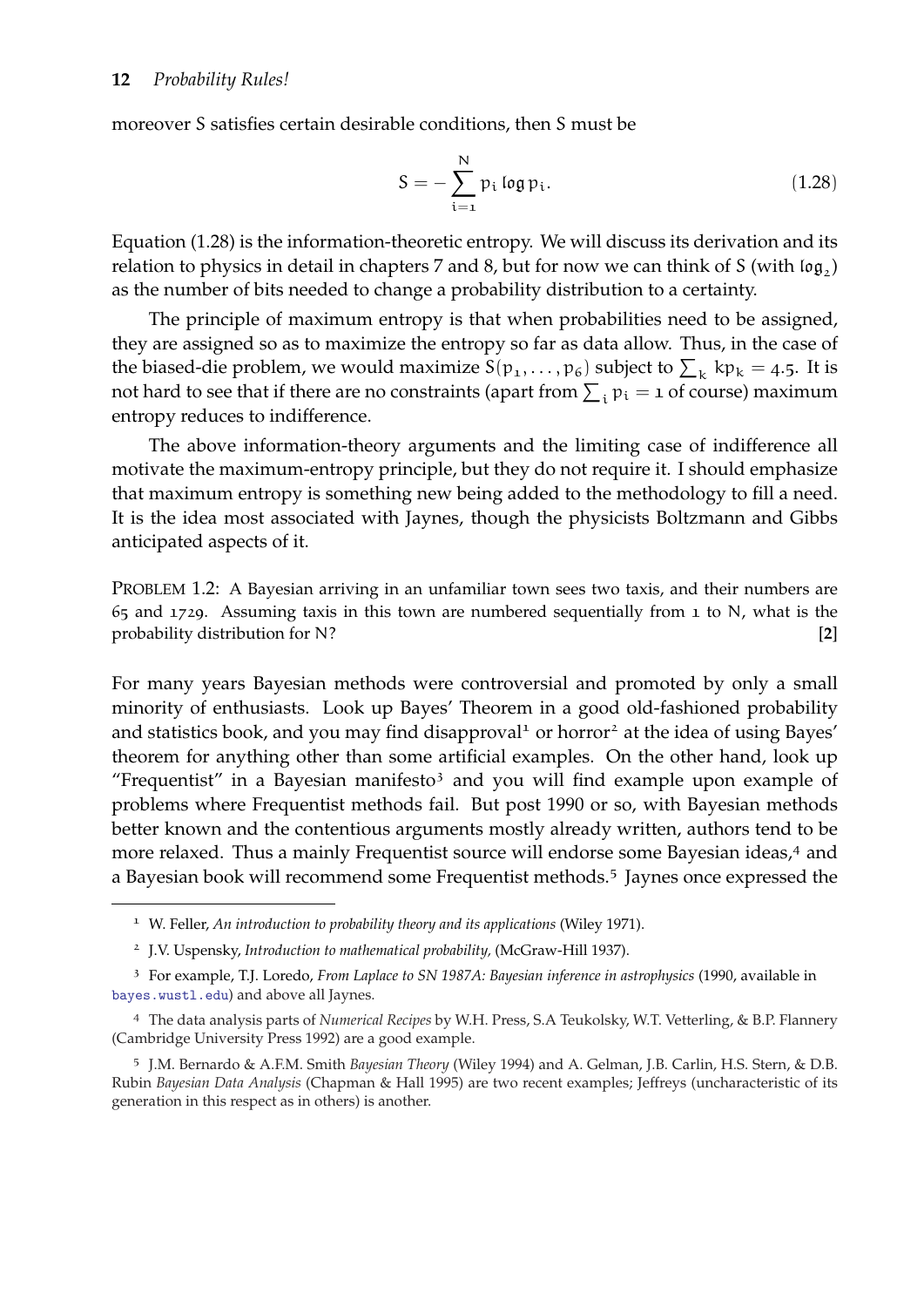moreover S satisfies certain desirable conditions, then S must be

$$S = -\sum_{i=1}^{N} p_i \log p_i. \tag{1.28}$$

Equation (1.28) is the information-theoretic entropy. We will discuss its derivation and its relation to physics in detail in chapters 7 and 8, but for now we can think of S (with $\log_2$) as the number of bits needed to change a probability distribution to a certainty.

The principle of maximum entropy is that when probabilities need to be assigned, they are assigned so as to maximize the entropy so far as data allow. Thus, in the case of the biased-die problem, we would maximize $S(p_1, \ldots, p_6)$ subject to $\sum_k kp_k = 4.5$. It is not hard to see that if there are no constraints (apart from $\sum_i p_i = 1$ of course) maximum entropy reduces to indifference.

The above information-theory arguments and the limiting case of indifference all motivate the maximum-entropy principle, but they do not require it. I should emphasize that maximum entropy is something new being added to the methodology to fill a need. It is the idea most associated with Jaynes, though the physicists Boltzmann and Gibbs anticipated aspects of it.

PROBLEM 1.2: A Bayesian arriving in an unfamiliar town sees two taxis, and their numbers are 65 and 1729. Assuming taxis in this town are numbered sequentially from 1 to N, what is the probability distribution for N? **[2]**

For many years Bayesian methods were controversial and promoted by only a small minority of enthusiasts. Look up Bayes' Theorem in a good old-fashioned probability and statistics book, and you may find disapproval[1] or horror[2] at the idea of using Bayes' theorem for anything other than some artificial examples. On the other hand, look up "Frequentist" in a Bayesian manifesto[3] and you will find example upon example of problems where Frequentist methods fail. But post 1990 or so, with Bayesian methods better known and the contentious arguments mostly already written, authors tend to be more relaxed. Thus a mainly Frequentist source will endorse some Bayesian ideas,[4] and a Bayesian book will recommend some Frequentist methods.[5] Jaynes once expressed the

---

[1] W. Feller, *An introduction to probability theory and its applications* (Wiley 1971).

[2] J.V. Uspensky, *Introduction to mathematical probability,* (McGraw-Hill 1937).

[3] For example, T.J. Loredo, *From Laplace to SN 1987A: Bayesian inference in astrophysics* (1990, available in bayes.wustl.edu) and above all Jaynes.

[4] The data analysis parts of *Numerical Recipes* by W.H. Press, S.A Teukolsky, W.T. Vetterling, & B.P. Flannery (Cambridge University Press 1992) are a good example.

[5] J.M. Bernardo & A.F.M. Smith *Bayesian Theory* (Wiley 1994) and A. Gelman, J.B. Carlin, H.S. Stern, & D.B. Rubin *Bayesian Data Analysis* (Chapman & Hall 1995) are two recent examples; Jeffreys (uncharacteristic of its generation in this respect as in others) is another.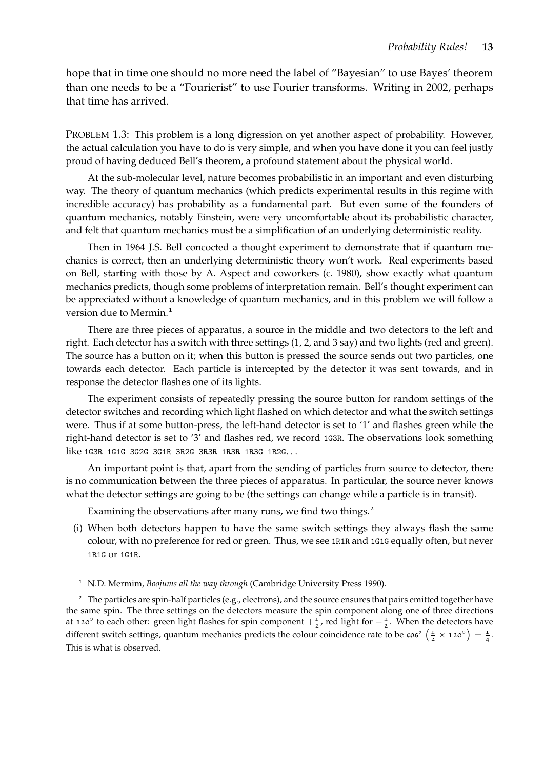hope that in time one should no more need the label of "Bayesian" to use Bayes' theorem than one needs to be a "Fourierist" to use Fourier transforms. Writing in 2002, perhaps that time has arrived.

PROBLEM 1.3: This problem is a long digression on yet another aspect of probability. However, the actual calculation you have to do is very simple, and when you have done it you can feel justly proud of having deduced Bell's theorem, a profound statement about the physical world.

At the sub-molecular level, nature becomes probabilistic in an important and even disturbing way. The theory of quantum mechanics (which predicts experimental results in this regime with incredible accuracy) has probability as a fundamental part. But even some of the founders of quantum mechanics, notably Einstein, were very uncomfortable about its probabilistic character, and felt that quantum mechanics must be a simplification of an underlying deterministic reality.

Then in 1964 J.S. Bell concocted a thought experiment to demonstrate that if quantum mechanics is correct, then an underlying deterministic theory won't work. Real experiments based on Bell, starting with those by A. Aspect and coworkers (c. 1980), show exactly what quantum mechanics predicts, though some problems of interpretation remain. Bell's thought experiment can be appreciated without a knowledge of quantum mechanics, and in this problem we will follow a version due to Mermin.[1]

There are three pieces of apparatus, a source in the middle and two detectors to the left and right. Each detector has a switch with three settings (1, 2, and 3 say) and two lights (red and green). The source has a button on it; when this button is pressed the source sends out two particles, one towards each detector. Each particle is intercepted by the detector it was sent towards, and in response the detector flashes one of its lights.

The experiment consists of repeatedly pressing the source button for random settings of the detector switches and recording which light flashed on which detector and what the switch settings were. Thus if at some button-press, the left-hand detector is set to '1' and flashes green while the right-hand detector is set to '3' and flashes red, we record `1G3R`. The observations look something like `1G3R 1G1G 3G2G 3G1R 3R2G 3R3R 1R3R 1R3G 1R2G...`

An important point is that, apart from the sending of particles from source to detector, there is no communication between the three pieces of apparatus. In particular, the source never knows what the detector settings are going to be (the settings can change while a particle is in transit).

Examining the observations after many runs, we find two things.[2]

(i) When both detectors happen to have the same switch settings they always flash the same colour, with no preference for red or green. Thus, we see `1R1R` and `1G1G` equally often, but never `1R1G` or `1G1R`.

---

[1] N.D. Mermim, *Boojums all the way through* (Cambridge University Press 1990).

[2] The particles are spin-half particles (e.g., electrons), and the source ensures that pairs emitted together have the same spin. The three settings on the detectors measure the spin component along one of three directions at $120^\circ$ to each other: green light flashes for spin component $+\frac{1}{2}$, red light for $-\frac{1}{2}$. When the detectors have different switch settings, quantum mechanics predicts the colour coincidence rate to be $\cos^2\left(\frac{1}{2} \times 120^\circ\right) = \frac{1}{4}$. This is what is observed.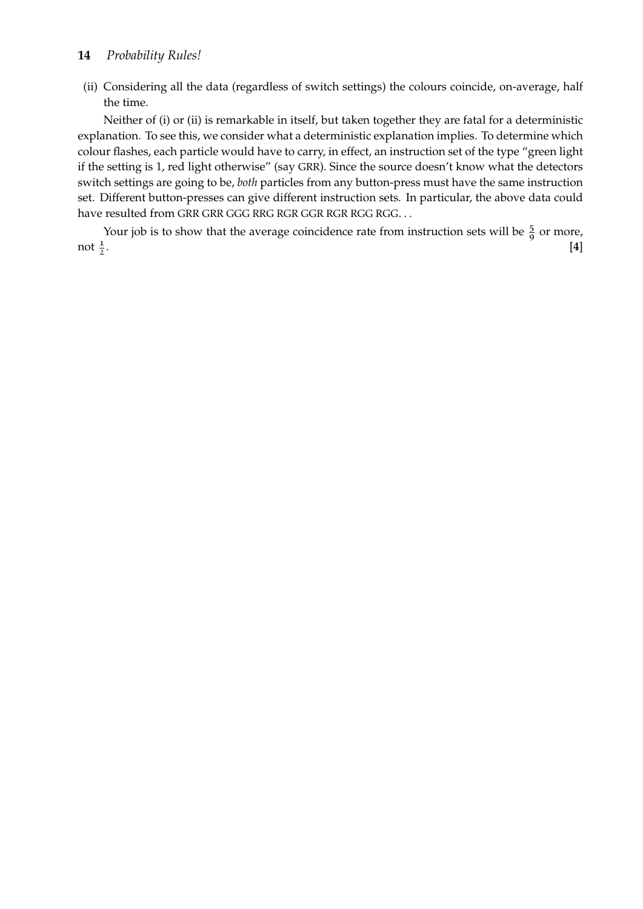(ii) Considering all the data (regardless of switch settings) the colours coincide, on-average, half the time.

Neither of (i) or (ii) is remarkable in itself, but taken together they are fatal for a deterministic explanation. To see this, we consider what a deterministic explanation implies. To determine which colour flashes, each particle would have to carry, in effect, an instruction set of the type "green light if the setting is 1, red light otherwise" (say GRR). Since the source doesn't know what the detectors switch settings are going to be, *both* particles from any button-press must have the same instruction set. Different button-presses can give different instruction sets. In particular, the above data could have resulted from GRR GRR GGG RRG RGR GGR RGR RGG RGG...

Your job is to show that the average coincidence rate from instruction sets will be $\frac{5}{9}$ or more, not $\frac{1}{2}$. **[4]**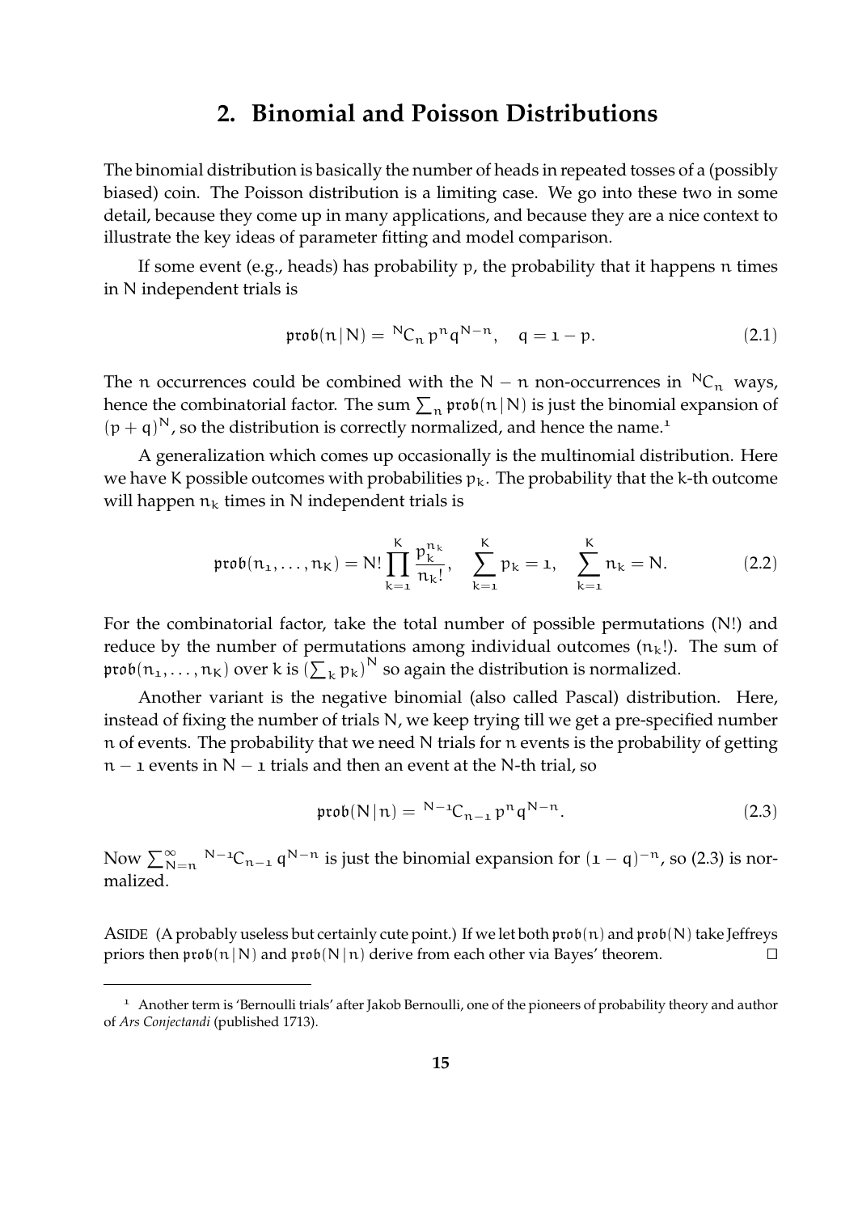# 2. Binomial and Poisson Distributions

The binomial distribution is basically the number of heads in repeated tosses of a (possibly biased) coin. The Poisson distribution is a limiting case. We go into these two in some detail, because they come up in many applications, and because they are a nice context to illustrate the key ideas of parameter fitting and model comparison.

If some event (e.g., heads) has probability $p$, the probability that it happens $n$ times in $N$ independent trials is

$$\mathfrak{prob}(n\,|\,N) = {}^{N}C_{n}\, p^{n} q^{N-n}, \quad q = 1 - p. \tag{2.1}$$

The $n$ occurrences could be combined with the $N - n$ non-occurrences in ${}^{N}C_{n}$ ways, hence the combinatorial factor. The sum $\sum_n \mathfrak{prob}(n\,|\,N)$ is just the binomial expansion of $(p + q)^N$, so the distribution is correctly normalized, and hence the name.[1]

A generalization which comes up occasionally is the multinomial distribution. Here we have $K$ possible outcomes with probabilities $p_k$. The probability that the $k$-th outcome will happen $n_k$ times in $N$ independent trials is

$$\mathfrak{prob}(n_1, \ldots, n_K) = N! \prod_{k=1}^{K} \frac{p_k^{n_k}}{n_k!}, \quad \sum_{k=1}^{K} p_k = 1, \quad \sum_{k=1}^{K} n_k = N. \tag{2.2}$$

For the combinatorial factor, take the total number of possible permutations ($N!$) and reduce by the number of permutations among individual outcomes ($n_k!$). The sum of $\mathfrak{prob}(n_1, \ldots, n_K)$ over $k$ is $\left(\sum_k p_k\right)^N$ so again the distribution is normalized.

Another variant is the negative binomial (also called Pascal) distribution. Here, instead of fixing the number of trials $N$, we keep trying till we get a pre-specified number $n$ of events. The probability that we need $N$ trials for $n$ events is the probability of getting $n - 1$ events in $N - 1$ trials and then an event at the $N$-th trial, so

$$\mathfrak{prob}(N\,|\,n) = {}^{N-1}C_{n-1}\, p^{n} q^{N-n}. \tag{2.3}$$

Now $\sum_{N=n}^{\infty} {}^{N-1}C_{n-1}\, q^{N-n}$ is just the binomial expansion for $(1 - q)^{-n}$, so (2.3) is normalized.

ASIDE (A probably useless but certainly cute point.) If we let both $\mathfrak{prob}(n)$ and $\mathfrak{prob}(N)$ take Jeffreys priors then $\mathfrak{prob}(n\,|\,N)$ and $\mathfrak{prob}(N\,|\,n)$ derive from each other via Bayes' theorem. □

---

[1] Another term is 'Bernoulli trials' after Jakob Bernoulli, one of the pioneers of probability theory and author of *Ars Conjectandi* (published 1713).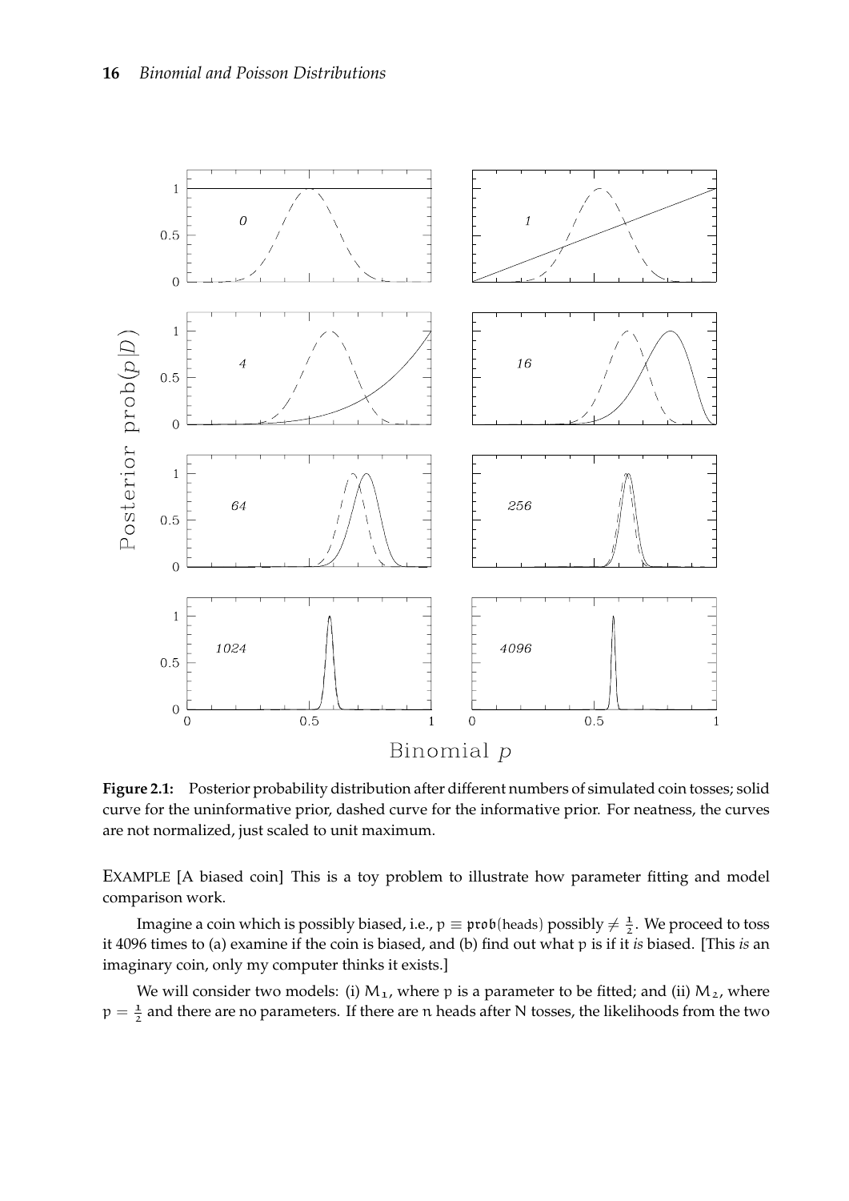**Figure 2.1:** Posterior probability distribution after different numbers of simulated coin tosses; solid curve for the uninformative prior, dashed curve for the informative prior. For neatness, the curves are not normalized, just scaled to unit maximum.

EXAMPLE [A biased coin] This is a toy problem to illustrate how parameter fitting and model comparison work.

Imagine a coin which is possibly biased, i.e., $p \equiv \mathfrak{prob}(\text{heads})$ possibly $\neq \frac{1}{2}$. We proceed to toss it 4096 times to (a) examine if the coin is biased, and (b) find out what $p$ is if it *is* biased. [This *is* an imaginary coin, only my computer thinks it exists.]

We will consider two models: (i) $M_1$, where $p$ is a parameter to be fitted; and (ii) $M_2$, where $p = \frac{1}{2}$ and there are no parameters. If there are $n$ heads after $N$ tosses, the likelihoods from the two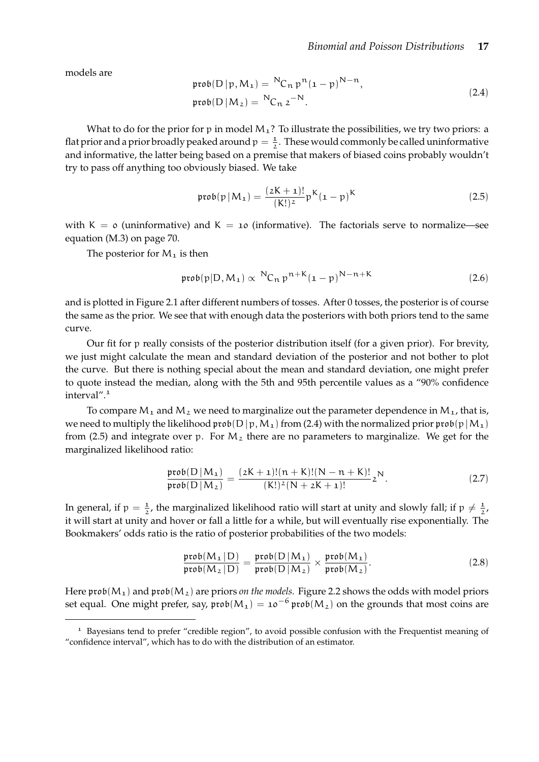models are

$$\begin{aligned} \mathfrak{prob}(D\,|\,p, M_1) &= {}^{N}C_n\, p^n (1-p)^{N-n}, \\ \mathfrak{prob}(D\,|\,M_2) &= {}^{N}C_n\, 2^{-N}. \end{aligned} \tag{2.4}$$

What to do for the prior for $p$ in model $M_1$? To illustrate the possibilities, we try two priors: a flat prior and a prior broadly peaked around $p = \frac{1}{2}$. These would commonly be called uninformative and informative, the latter being based on a premise that makers of biased coins probably wouldn't try to pass off anything too obviously biased. We take

$$\mathfrak{prob}(p\,|\,M_1) = \frac{(2K+1)!}{(K!)^2} p^K (1-p)^K \tag{2.5}$$

with $K = 0$ (uninformative) and $K = 10$ (informative). The factorials serve to normalize—see equation (M.3) on page 70.

The posterior for $M_1$ is then

$$\mathfrak{prob}(p|D, M_1) \propto {}^{N}C_n\, p^{n+K} (1-p)^{N-n+K} \tag{2.6}$$

and is plotted in Figure 2.1 after different numbers of tosses. After 0 tosses, the posterior is of course the same as the prior. We see that with enough data the posteriors with both priors tend to the same curve.

Our fit for $p$ really consists of the posterior distribution itself (for a given prior). For brevity, we just might calculate the mean and standard deviation of the posterior and not bother to plot the curve. But there is nothing special about the mean and standard deviation, one might prefer to quote instead the median, along with the 5th and 95th percentile values as a "90% confidence interval".[1]

To compare $M_1$ and $M_2$ we need to marginalize out the parameter dependence in $M_1$, that is, we need to multiply the likelihood $\mathfrak{prob}(D\,|\,p, M_1)$ from (2.4) with the normalized prior $\mathfrak{prob}(p\,|\,M_1)$ from (2.5) and integrate over $p$. For $M_2$ there are no parameters to marginalize. We get for the marginalized likelihood ratio:

$$\frac{\mathfrak{prob}(D\,|\,M_1)}{\mathfrak{prob}(D\,|\,M_2)} = \frac{(2K+1)!(n+K)!(N-n+K)!}{(K!)^2 (N+2K+1)!} 2^N. \tag{2.7}$$

In general, if $p = \frac{1}{2}$, the marginalized likelihood ratio will start at unity and slowly fall; if $p \neq \frac{1}{2}$, it will start at unity and hover or fall a little for a while, but will eventually rise exponentially. The Bookmakers' odds ratio is the ratio of posterior probabilities of the two models:

$$\frac{\mathfrak{prob}(M_1\,|\,D)}{\mathfrak{prob}(M_2\,|\,D)} = \frac{\mathfrak{prob}(D\,|\,M_1)}{\mathfrak{prob}(D\,|\,M_2)} \times \frac{\mathfrak{prob}(M_1)}{\mathfrak{prob}(M_2)}. \tag{2.8}$$

Here $\mathfrak{prob}(M_1)$ and $\mathfrak{prob}(M_2)$ are priors *on the models.* Figure 2.2 shows the odds with model priors set equal. One might prefer, say, $\mathfrak{prob}(M_1) = 10^{-6}\,\mathfrak{prob}(M_2)$ on the grounds that most coins are

---

[1] Bayesians tend to prefer "credible region", to avoid possible confusion with the Frequentist meaning of "confidence interval", which has to do with the distribution of an estimator.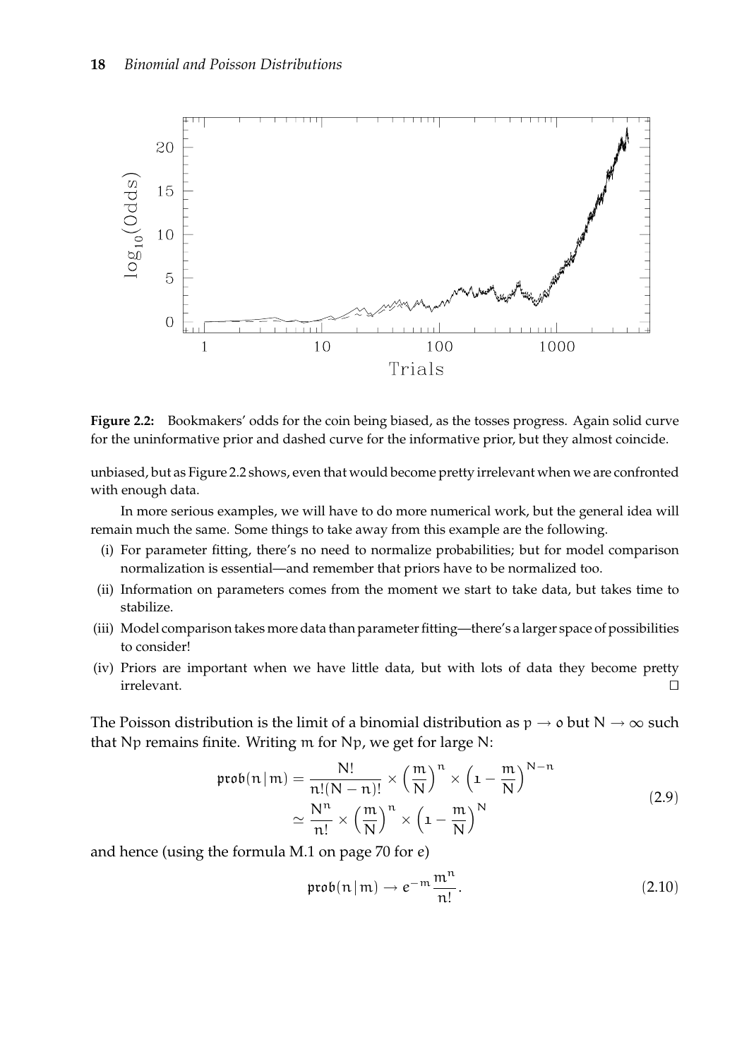**Figure 2.2:** Bookmakers' odds for the coin being biased, as the tosses progress. Again solid curve for the uninformative prior and dashed curve for the informative prior, but they almost coincide.

unbiased, but as Figure 2.2 shows, even that would become pretty irrelevant when we are confronted with enough data.

In more serious examples, we will have to do more numerical work, but the general idea will remain much the same. Some things to take away from this example are the following.

(i) For parameter fitting, there's no need to normalize probabilities; but for model comparison normalization is essential—and remember that priors have to be normalized too.

(ii) Information on parameters comes from the moment we start to take data, but takes time to stabilize.

(iii) Model comparison takes more data than parameter fitting—there's a larger space of possibilities to consider!

(iv) Priors are important when we have little data, but with lots of data they become pretty irrelevant. □

The Poisson distribution is the limit of a binomial distribution as $p \to 0$ but $N \to \infty$ such that $Np$ remains finite. Writing $m$ for $Np$, we get for large $N$:

$$
\begin{aligned}
\mathfrak{prob}(n \,|\, m) &= \frac{N!}{n!(N-n)!} \times \left(\frac{m}{N}\right)^n \times \left(1 - \frac{m}{N}\right)^{N-n} \\
&\simeq \frac{N^n}{n!} \times \left(\frac{m}{N}\right)^n \times \left(1 - \frac{m}{N}\right)^N
\end{aligned}
\tag{2.9}
$$

and hence (using the formula M.1 on page 70 for $e$)

$$
\mathfrak{prob}(n \,|\, m) \to e^{-m} \frac{m^n}{n!}. \tag{2.10}
$$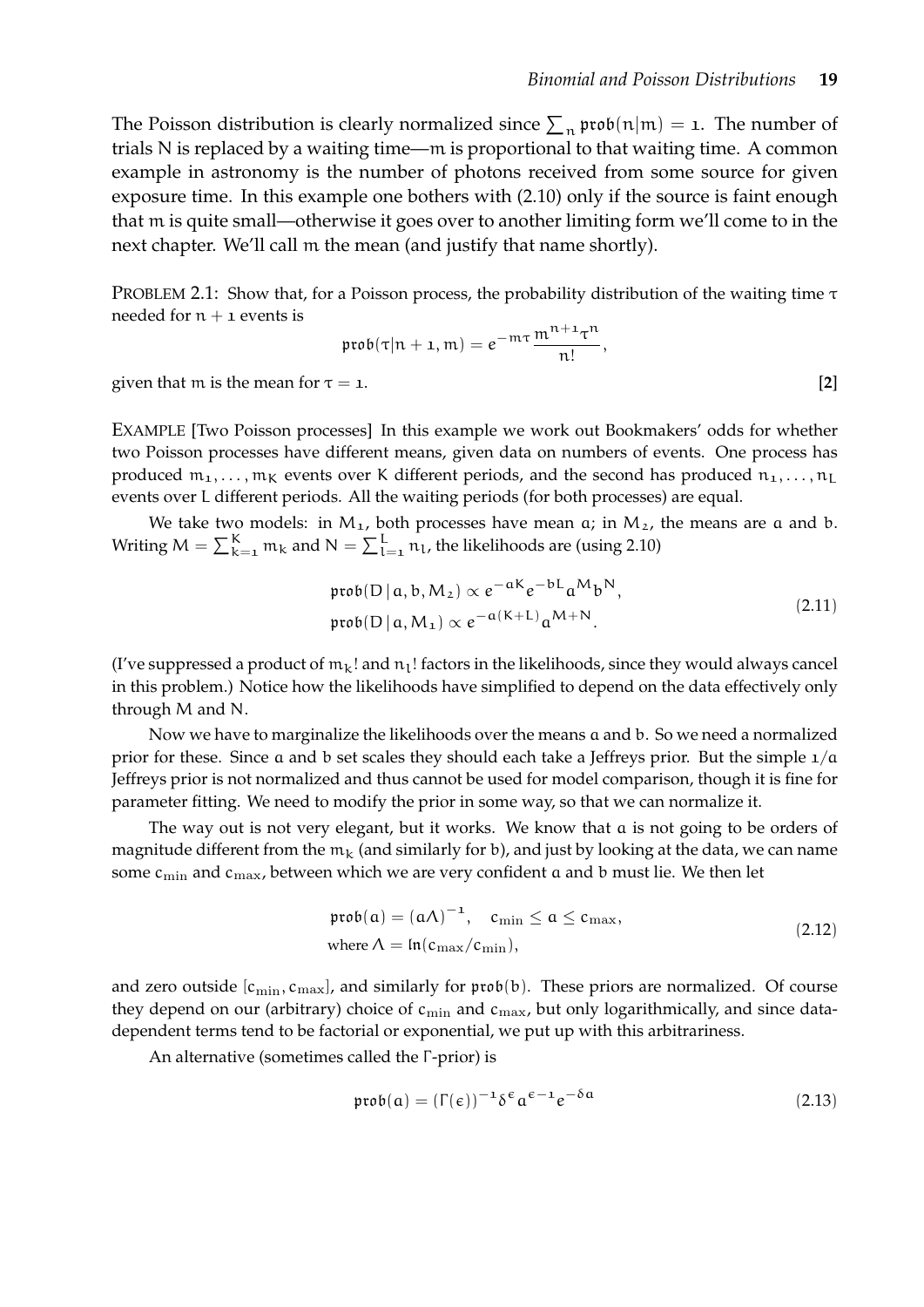The Poisson distribution is clearly normalized since $\sum_n \mathfrak{prob}(n|m) = 1$. The number of trials N is replaced by a waiting time—m is proportional to that waiting time. A common example in astronomy is the number of photons received from some source for given exposure time. In this example one bothers with (2.10) only if the source is faint enough that m is quite small—otherwise it goes over to another limiting form we'll come to in the next chapter. We'll call m the mean (and justify that name shortly).

PROBLEM 2.1: Show that, for a Poisson process, the probability distribution of the waiting time $\tau$ needed for $n + 1$ events is

$$\mathfrak{prob}(\tau|n+1, m) = e^{-m\tau} \frac{m^{n+1}\tau^n}{n!},$$

given that m is the mean for $\tau = 1$. **[2]**

EXAMPLE [Two Poisson processes] In this example we work out Bookmakers' odds for whether two Poisson processes have different means, given data on numbers of events. One process has produced $m_1, \ldots, m_K$ events over K different periods, and the second has produced $n_1, \ldots, n_L$ events over L different periods. All the waiting periods (for both processes) are equal.

We take two models: in $M_1$, both processes have mean a; in $M_2$, the means are a and b. Writing $M = \sum_{k=1}^{K} m_k$ and $N = \sum_{l=1}^{L} n_l$, the likelihoods are (using 2.10)

$$\begin{aligned}
\mathfrak{prob}(D \,|\, a, b, M_2) &\propto e^{-aK} e^{-bL} a^M b^N, \\
\mathfrak{prob}(D \,|\, a, M_1) &\propto e^{-a(K+L)} a^{M+N}.
\end{aligned} \tag{2.11}$$

(I've suppressed a product of $m_k!$ and $n_l!$ factors in the likelihoods, since they would always cancel in this problem.) Notice how the likelihoods have simplified to depend on the data effectively only through M and N.

Now we have to marginalize the likelihoods over the means a and b. So we need a normalized prior for these. Since a and b set scales they should each take a Jeffreys prior. But the simple $1/a$ Jeffreys prior is not normalized and thus cannot be used for model comparison, though it is fine for parameter fitting. We need to modify the prior in some way, so that we can normalize it.

The way out is not very elegant, but it works. We know that a is not going to be orders of magnitude different from the $m_k$ (and similarly for b), and just by looking at the data, we can name some $c_{\min}$ and $c_{\max}$, between which we are very confident a and b must lie. We then let

$$\begin{aligned}
&\mathfrak{prob}(a) = (a\Lambda)^{-1}, \quad c_{\min} \le a \le c_{\max}, \\
&\text{where } \Lambda = \ln(c_{\max}/c_{\min}),
\end{aligned} \tag{2.12}$$

and zero outside $[c_{\min}, c_{\max}]$, and similarly for $\mathfrak{prob}(b)$. These priors are normalized. Of course they depend on our (arbitrary) choice of $c_{\min}$ and $c_{\max}$, but only logarithmically, and since data-dependent terms tend to be factorial or exponential, we put up with this arbitrariness.

An alternative (sometimes called the Γ-prior) is

$$\mathfrak{prob}(a) = (\Gamma(\epsilon))^{-1} \delta^{\epsilon} a^{\epsilon-1} e^{-\delta a} \tag{2.13}$$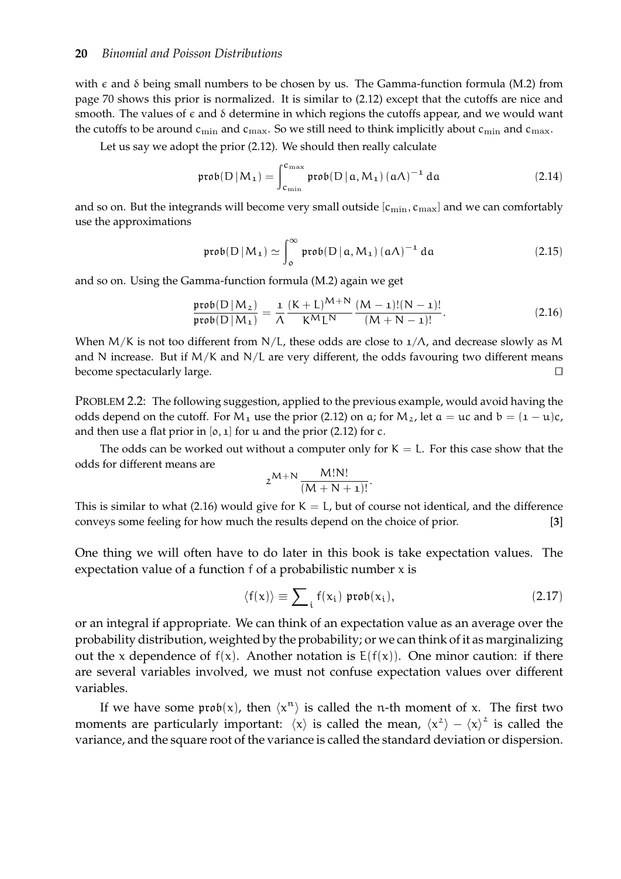with $\epsilon$ and $\delta$ being small numbers to be chosen by us. The Gamma-function formula (M.2) from page 70 shows this prior is normalized. It is similar to (2.12) except that the cutoffs are nice and smooth. The values of $\epsilon$ and $\delta$ determine in which regions the cutoffs appear, and we would want the cutoffs to be around $c_{\min}$ and $c_{\max}$. So we still need to think implicitly about $c_{\min}$ and $c_{\max}$.

Let us say we adopt the prior (2.12). We should then really calculate

$$\mathfrak{prob}(D \mid M_1) = \int_{c_{\min}}^{c_{\max}} \mathfrak{prob}(D \mid a, M_1)\,(a\Lambda)^{-1}\,da \tag{2.14}$$

and so on. But the integrands will become very small outside $[c_{\min}, c_{\max}]$ and we can comfortably use the approximations

$$\mathfrak{prob}(D \mid M_1) \simeq \int_{0}^{\infty} \mathfrak{prob}(D \mid a, M_1)\,(a\Lambda)^{-1}\,da \tag{2.15}$$

and so on. Using the Gamma-function formula (M.2) again we get

$$\frac{\mathfrak{prob}(D \mid M_2)}{\mathfrak{prob}(D \mid M_1)} = \frac{1}{\Lambda}\frac{(K+L)^{M+N}}{K^M L^N}\frac{(M-1)!(N-1)!}{(M+N-1)!}. \tag{2.16}$$

When $M/K$ is not too different from $N/L$, these odds are close to $1/\Lambda$, and decrease slowly as $M$ and $N$ increase. But if $M/K$ and $N/L$ are very different, the odds favouring two different means become spectacularly large. □

PROBLEM 2.2: The following suggestion, applied to the previous example, would avoid having the odds depend on the cutoff. For $M_1$ use the prior (2.12) on $a$; for $M_2$, let $a = uc$ and $b = (1-u)c$, and then use a flat prior in $[0,1]$ for $u$ and the prior (2.12) for $c$.

The odds can be worked out without a computer only for $K = L$. For this case show that the odds for different means are

$$2^{M+N}\frac{M!N!}{(M+N+1)!}.$$

This is similar to what (2.16) would give for $K = L$, but of course not identical, and the difference conveys some feeling for how much the results depend on the choice of prior. **[3]**

One thing we will often have to do later in this book is take expectation values. The expectation value of a function $f$ of a probabilistic number $x$ is

$$\langle f(x) \rangle \equiv \sum\nolimits_i f(x_i)\,\mathfrak{prob}(x_i), \tag{2.17}$$

or an integral if appropriate. We can think of an expectation value as an average over the probability distribution, weighted by the probability; or we can think of it as marginalizing out the $x$ dependence of $f(x)$. Another notation is $E(f(x))$. One minor caution: if there are several variables involved, we must not confuse expectation values over different variables.

If we have some $\mathfrak{prob}(x)$, then $\langle x^n \rangle$ is called the $n$-th moment of $x$. The first two moments are particularly important: $\langle x \rangle$ is called the mean, $\langle x^2 \rangle - \langle x \rangle^2$ is called the variance, and the square root of the variance is called the standard deviation or dispersion.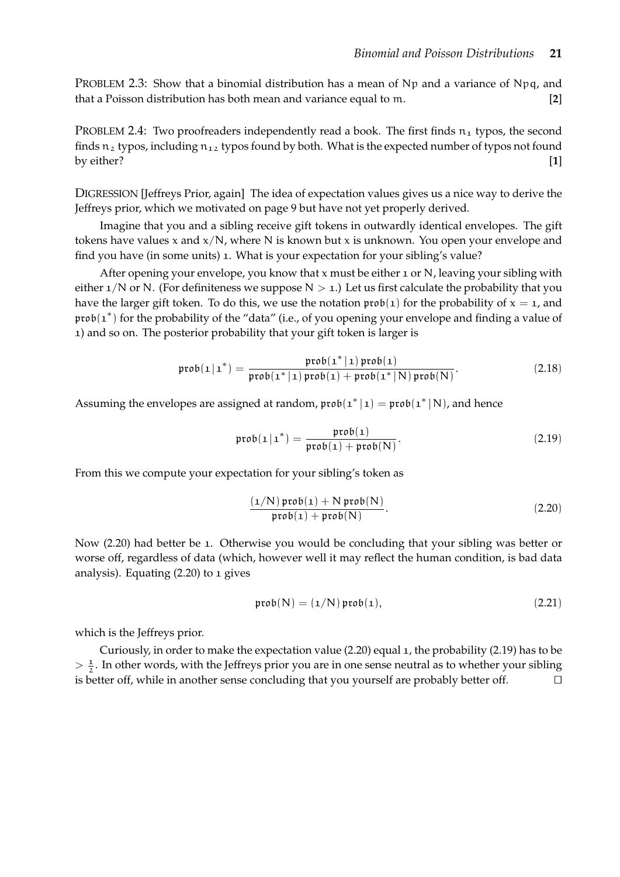PROBLEM 2.3: Show that a binomial distribution has a mean of $Np$ and a variance of $Npq$, and that a Poisson distribution has both mean and variance equal to $m$. **[2]**

PROBLEM 2.4: Two proofreaders independently read a book. The first finds $n_1$ typos, the second finds $n_2$ typos, including $n_{12}$ typos found by both. What is the expected number of typos not found by either? **[1]**

DIGRESSION [Jeffreys Prior, again] The idea of expectation values gives us a nice way to derive the Jeffreys prior, which we motivated on page 9 but have not yet properly derived.

Imagine that you and a sibling receive gift tokens in outwardly identical envelopes. The gift tokens have values $x$ and $x/N$, where $N$ is known but $x$ is unknown. You open your envelope and find you have (in some units) 1. What is your expectation for your sibling's value?

After opening your envelope, you know that $x$ must be either 1 or $N$, leaving your sibling with either $1/N$ or $N$. (For definiteness we suppose $N > 1$.) Let us first calculate the probability that you have the larger gift token. To do this, we use the notation $\mathfrak{prob}(1)$ for the probability of $x = 1$, and $\mathfrak{prob}(1^*)$ for the probability of the "data" (i.e., of you opening your envelope and finding a value of 1) and so on. The posterior probability that your gift token is larger is

$$\mathfrak{prob}(1 \,|\, 1^*) = \frac{\mathfrak{prob}(1^* \,|\, 1)\, \mathfrak{prob}(1)}{\mathfrak{prob}(1^* \,|\, 1)\, \mathfrak{prob}(1) + \mathfrak{prob}(1^* \,|\, N)\, \mathfrak{prob}(N)}. \tag{2.18}$$

Assuming the envelopes are assigned at random, $\mathfrak{prob}(1^* \,|\, 1) = \mathfrak{prob}(1^* \,|\, N)$, and hence

$$\mathfrak{prob}(1 \,|\, 1^*) = \frac{\mathfrak{prob}(1)}{\mathfrak{prob}(1) + \mathfrak{prob}(N)}. \tag{2.19}$$

From this we compute your expectation for your sibling's token as

$$\frac{(1/N)\, \mathfrak{prob}(1) + N\, \mathfrak{prob}(N)}{\mathfrak{prob}(1) + \mathfrak{prob}(N)}. \tag{2.20}$$

Now (2.20) had better be 1. Otherwise you would be concluding that your sibling was better or worse off, regardless of data (which, however well it may reflect the human condition, is bad data analysis). Equating (2.20) to 1 gives

$$\mathfrak{prob}(N) = (1/N)\, \mathfrak{prob}(1), \tag{2.21}$$

which is the Jeffreys prior.

Curiously, in order to make the expectation value (2.20) equal 1, the probability (2.19) has to be $> \frac{1}{2}$. In other words, with the Jeffreys prior you are in one sense neutral as to whether your sibling is better off, while in another sense concluding that you yourself are probably better off. □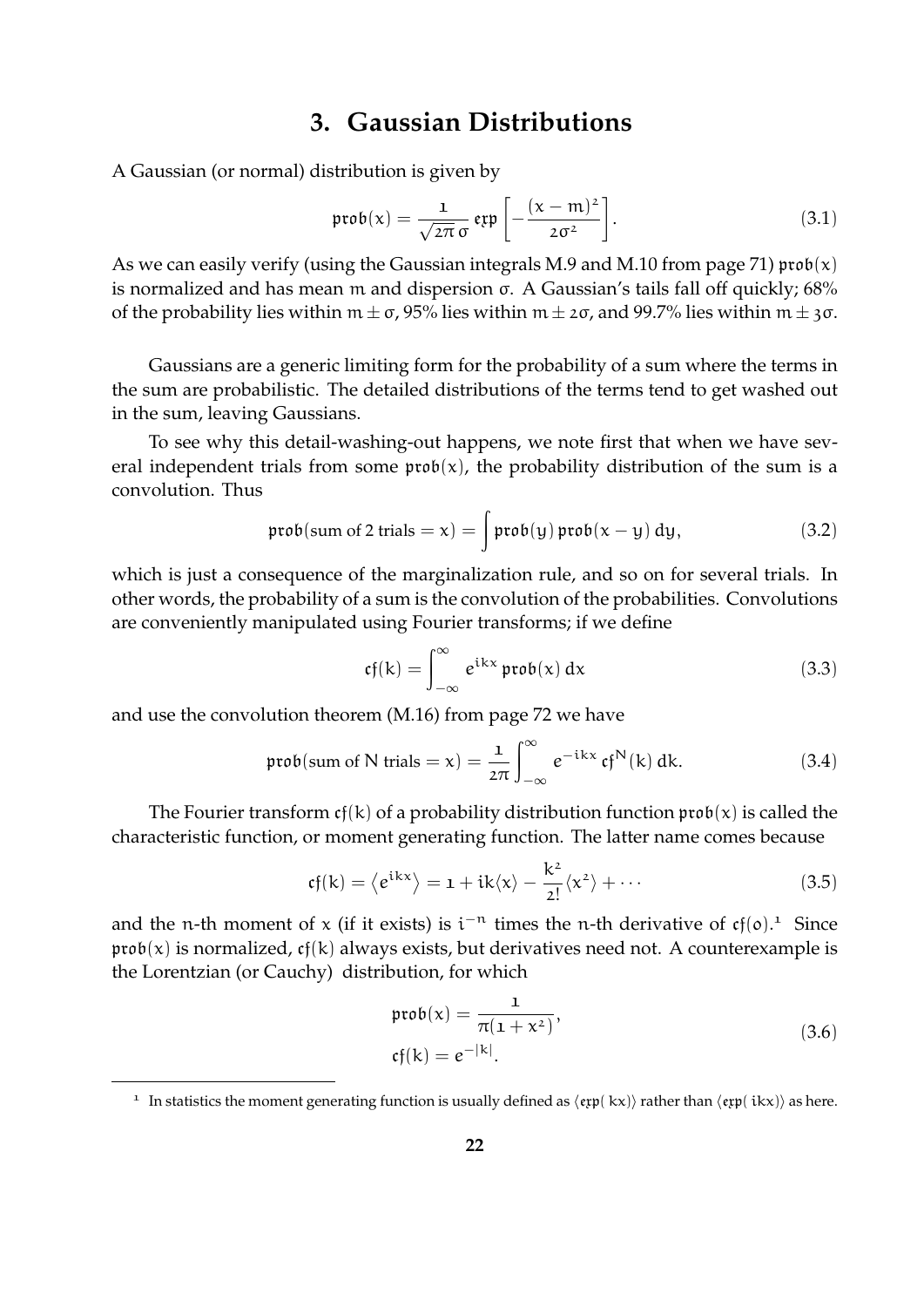# 3. Gaussian Distributions

A Gaussian (or normal) distribution is given by

$$\mathfrak{prob}(x) = \frac{1}{\sqrt{2\pi}\,\sigma}\,\mathfrak{exp}\left[-\frac{(x-m)^2}{2\sigma^2}\right]. \tag{3.1}$$

As we can easily verify (using the Gaussian integrals M.9 and M.10 from page 71) $\mathfrak{prob}(x)$ is normalized and has mean $m$ and dispersion $\sigma$. A Gaussian's tails fall off quickly; 68% of the probability lies within $m \pm \sigma$, 95% lies within $m \pm 2\sigma$, and 99.7% lies within $m \pm 3\sigma$.

Gaussians are a generic limiting form for the probability of a sum where the terms in the sum are probabilistic. The detailed distributions of the terms tend to get washed out in the sum, leaving Gaussians.

To see why this detail-washing-out happens, we note first that when we have several independent trials from some $\mathfrak{prob}(x)$, the probability distribution of the sum is a convolution. Thus

$$\mathfrak{prob}(\text{sum of 2 trials} = x) = \int \mathfrak{prob}(y)\,\mathfrak{prob}(x-y)\,dy, \tag{3.2}$$

which is just a consequence of the marginalization rule, and so on for several trials. In other words, the probability of a sum is the convolution of the probabilities. Convolutions are conveniently manipulated using Fourier transforms; if we define

$$\mathfrak{cf}(k) = \int_{-\infty}^{\infty} e^{ikx}\,\mathfrak{prob}(x)\,dx \tag{3.3}$$

and use the convolution theorem (M.16) from page 72 we have

$$\mathfrak{prob}(\text{sum of N trials} = x) = \frac{1}{2\pi}\int_{-\infty}^{\infty} e^{-ikx}\,\mathfrak{cf}^N(k)\,dk. \tag{3.4}$$

The Fourier transform $\mathfrak{cf}(k)$ of a probability distribution function $\mathfrak{prob}(x)$ is called the characteristic function, or moment generating function. The latter name comes because

$$\mathfrak{cf}(k) = \left\langle e^{ikx}\right\rangle = 1 + ik\langle x\rangle - \frac{k^2}{2!}\langle x^2\rangle + \cdots \tag{3.5}$$

and the $n$-th moment of $x$ (if it exists) is $i^{-n}$ times the $n$-th derivative of $\mathfrak{cf}(0)$.[1] Since $\mathfrak{prob}(x)$ is normalized, $\mathfrak{cf}(k)$ always exists, but derivatives need not. A counterexample is the Lorentzian (or Cauchy) distribution, for which

$$\begin{aligned}\mathfrak{prob}(x) &= \frac{1}{\pi(1+x^2)},\\ \mathfrak{cf}(k) &= e^{-|k|}.\end{aligned} \tag{3.6}$$

[1] In statistics the moment generating function is usually defined as $\langle\mathfrak{exp}(\,kx)\rangle$ rather than $\langle\mathfrak{exp}(\,ikx)\rangle$ as here.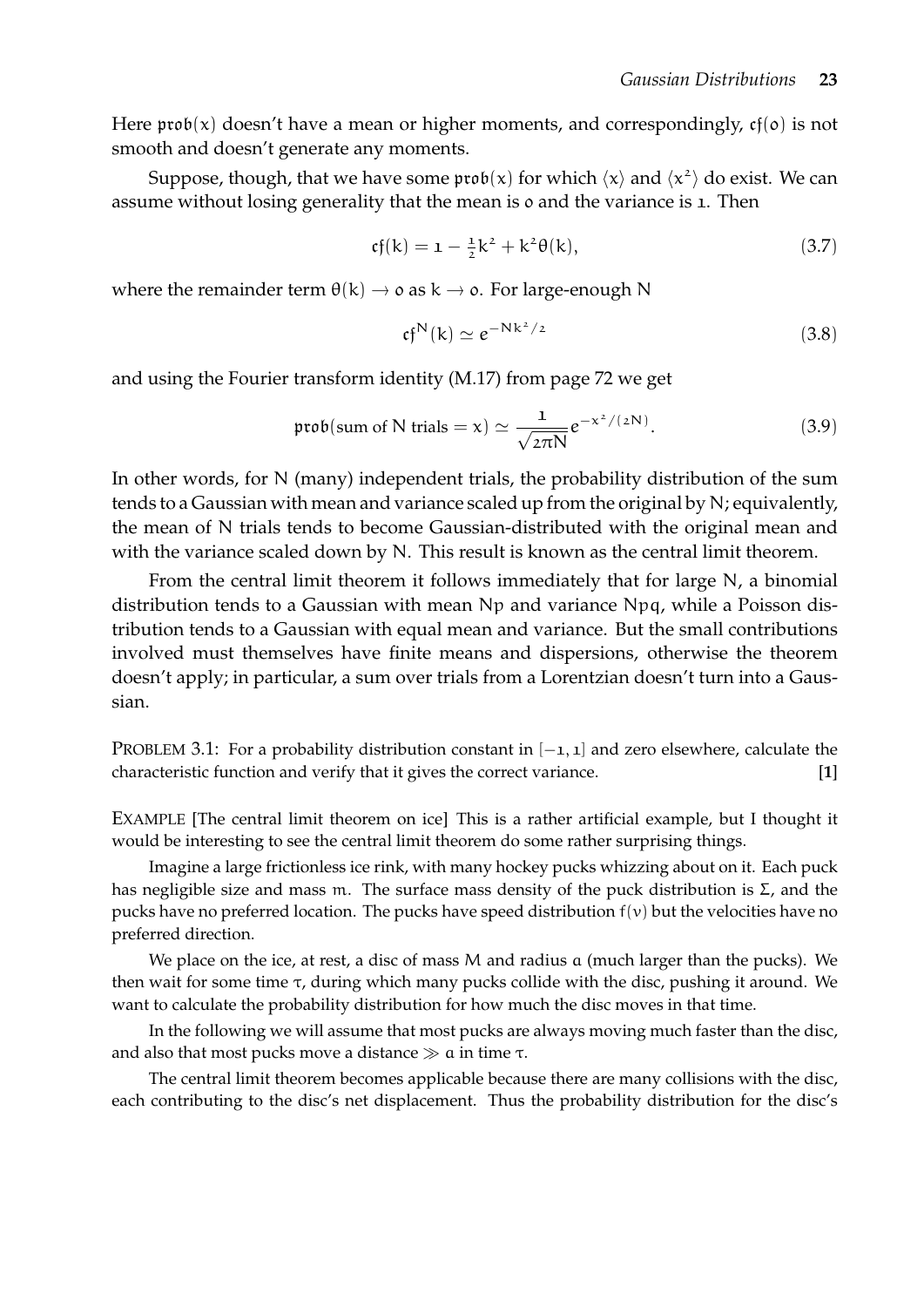Here $\mathfrak{prob}(x)$ doesn't have a mean or higher moments, and correspondingly, $\mathfrak{cf}(0)$ is not smooth and doesn't generate any moments.

Suppose, though, that we have some $\mathfrak{prob}(x)$ for which $\langle x \rangle$ and $\langle x^2 \rangle$ do exist. We can assume without losing generality that the mean is 0 and the variance is 1. Then

$$\mathfrak{cf}(k) = 1 - \tfrac{1}{2}k^2 + k^2\theta(k), \tag{3.7}$$

where the remainder term $\theta(k) \to 0$ as $k \to 0$. For large-enough N

$$\mathfrak{cf}^N(k) \simeq e^{-Nk^2/2} \tag{3.8}$$

and using the Fourier transform identity (M.17) from page 72 we get

$$\mathfrak{prob}(\text{sum of N trials} = x) \simeq \frac{1}{\sqrt{2\pi N}} e^{-x^2/(2N)}. \tag{3.9}$$

In other words, for N (many) independent trials, the probability distribution of the sum tends to a Gaussian with mean and variance scaled up from the original by N; equivalently, the mean of N trials tends to become Gaussian-distributed with the original mean and with the variance scaled down by N. This result is known as the central limit theorem.

From the central limit theorem it follows immediately that for large N, a binomial distribution tends to a Gaussian with mean $Np$ and variance $Npq$, while a Poisson distribution tends to a Gaussian with equal mean and variance. But the small contributions involved must themselves have finite means and dispersions, otherwise the theorem doesn't apply; in particular, a sum over trials from a Lorentzian doesn't turn into a Gaussian.

PROBLEM 3.1: For a probability distribution constant in $[-1, 1]$ and zero elsewhere, calculate the characteristic function and verify that it gives the correct variance. **[1]**

EXAMPLE [The central limit theorem on ice] This is a rather artificial example, but I thought it would be interesting to see the central limit theorem do some rather surprising things.

Imagine a large frictionless ice rink, with many hockey pucks whizzing about on it. Each puck has negligible size and mass $m$. The surface mass density of the puck distribution is $\Sigma$, and the pucks have no preferred location. The pucks have speed distribution $f(v)$ but the velocities have no preferred direction.

We place on the ice, at rest, a disc of mass $M$ and radius $a$ (much larger than the pucks). We then wait for some time $\tau$, during which many pucks collide with the disc, pushing it around. We want to calculate the probability distribution for how much the disc moves in that time.

In the following we will assume that most pucks are always moving much faster than the disc, and also that most pucks move a distance $\gg a$ in time $\tau$.

The central limit theorem becomes applicable because there are many collisions with the disc, each contributing to the disc's net displacement. Thus the probability distribution for the disc's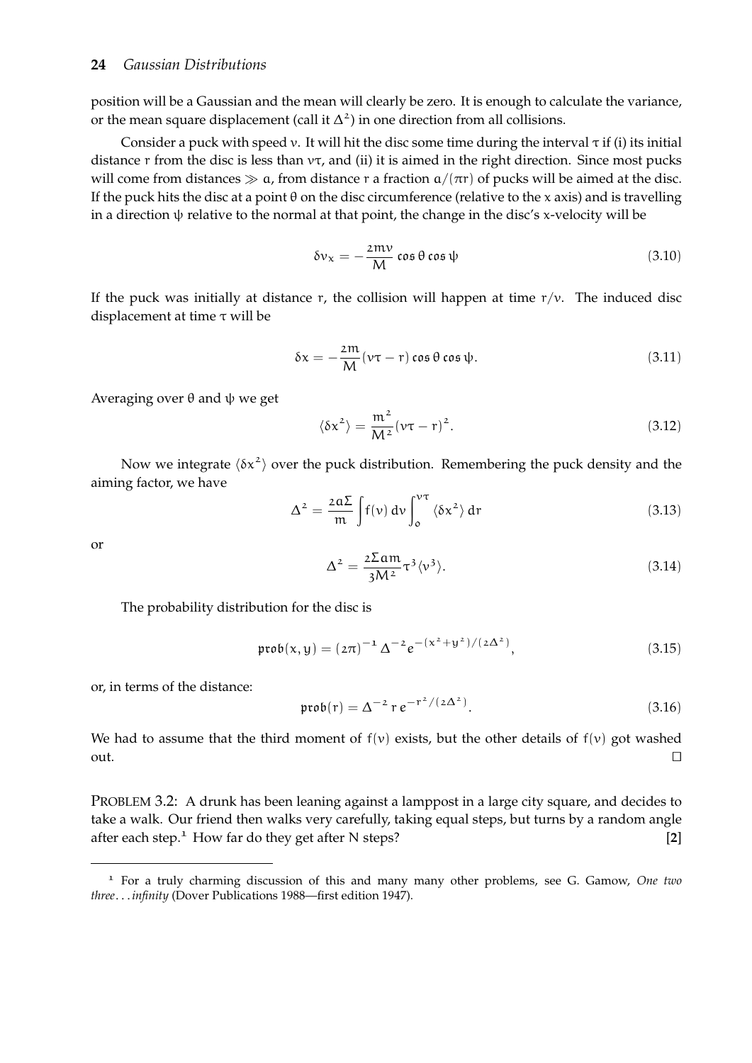position will be a Gaussian and the mean will clearly be zero. It is enough to calculate the variance, or the mean square displacement (call it $\Delta^2$) in one direction from all collisions.

Consider a puck with speed $v$. It will hit the disc some time during the interval $\tau$ if (i) its initial distance $r$ from the disc is less than $v\tau$, and (ii) it is aimed in the right direction. Since most pucks will come from distances $\gg a$, from distance $r$ a fraction $a/(\pi r)$ of pucks will be aimed at the disc. If the puck hits the disc at a point $\theta$ on the disc circumference (relative to the $x$ axis) and is travelling in a direction $\psi$ relative to the normal at that point, the change in the disc's $x$-velocity will be

$$\delta v_x = -\frac{2mv}{M} \cos\theta \cos\psi \tag{3.10}$$

If the puck was initially at distance $r$, the collision will happen at time $r/v$. The induced disc displacement at time $\tau$ will be

$$\delta x = -\frac{2m}{M}(v\tau - r) \cos\theta \cos\psi. \tag{3.11}$$

Averaging over $\theta$ and $\psi$ we get

$$\langle \delta x^2 \rangle = \frac{m^2}{M^2}(v\tau - r)^2. \tag{3.12}$$

Now we integrate $\langle \delta x^2 \rangle$ over the puck distribution. Remembering the puck density and the aiming factor, we have

$$\Delta^2 = \frac{2a\Sigma}{m} \int f(v)\, dv \int_0^{v\tau} \langle \delta x^2 \rangle \, dr \tag{3.13}$$

or

$$\Delta^2 = \frac{2\Sigma a m}{3M^2} \tau^3 \langle v^3 \rangle. \tag{3.14}$$

The probability distribution for the disc is

$$\mathfrak{prob}(x, y) = (2\pi)^{-1} \Delta^{-2} e^{-(x^2+y^2)/(2\Delta^2)}, \tag{3.15}$$

or, in terms of the distance:

$$\mathfrak{prob}(r) = \Delta^{-2}\, r\, e^{-r^2/(2\Delta^2)}. \tag{3.16}$$

We had to assume that the third moment of $f(v)$ exists, but the other details of $f(v)$ got washed out. □

PROBLEM 3.2: A drunk has been leaning against a lamppost in a large city square, and decides to take a walk. Our friend then walks very carefully, taking equal steps, but turns by a random angle after each step.[1] How far do they get after N steps? **[2]**

[1] For a truly charming discussion of this and many many other problems, see G. Gamow, *One two three...infinity* (Dover Publications 1988—first edition 1947).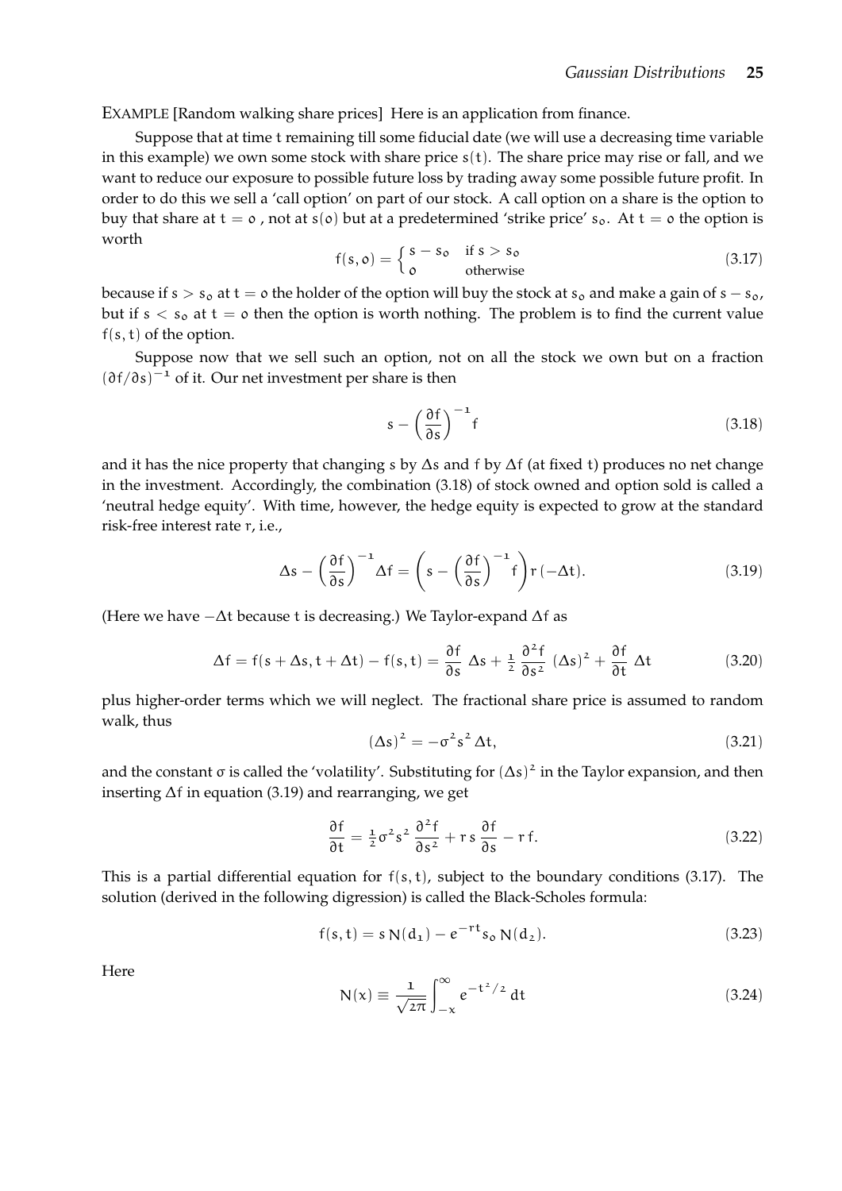EXAMPLE [Random walking share prices] Here is an application from finance.

Suppose that at time $t$ remaining till some fiducial date (we will use a decreasing time variable in this example) we own some stock with share price $s(t)$. The share price may rise or fall, and we want to reduce our exposure to possible future loss by trading away some possible future profit. In order to do this we sell a 'call option' on part of our stock. A call option on a share is the option to buy that share at $t = 0$ , not at $s(0)$ but at a predetermined 'strike price' $s_0$. At $t = 0$ the option is worth

$$f(s, 0) = \begin{cases} s - s_0 & \text{if } s > s_0 \\ 0 & \text{otherwise} \end{cases} \tag{3.17}$$

because if $s > s_0$ at $t = 0$ the holder of the option will buy the stock at $s_0$ and make a gain of $s - s_0$, but if $s < s_0$ at $t = 0$ then the option is worth nothing. The problem is to find the current value $f(s, t)$ of the option.

Suppose now that we sell such an option, not on all the stock we own but on a fraction $(\partial f/\partial s)^{-1}$ of it. Our net investment per share is then

$$s - \left(\frac{\partial f}{\partial s}\right)^{-1} f \tag{3.18}$$

and it has the nice property that changing $s$ by $\Delta s$ and $f$ by $\Delta f$ (at fixed $t$) produces no net change in the investment. Accordingly, the combination (3.18) of stock owned and option sold is called a 'neutral hedge equity'. With time, however, the hedge equity is expected to grow at the standard risk-free interest rate $r$, i.e.,

$$\Delta s - \left(\frac{\partial f}{\partial s}\right)^{-1} \Delta f = \left(s - \left(\frac{\partial f}{\partial s}\right)^{-1} f\right) r\,(-\Delta t). \tag{3.19}$$

(Here we have $-\Delta t$ because $t$ is decreasing.) We Taylor-expand $\Delta f$ as

$$\Delta f = f(s + \Delta s, t + \Delta t) - f(s, t) = \frac{\partial f}{\partial s}\,\Delta s + \tfrac{1}{2}\,\frac{\partial^2 f}{\partial s^2}\,(\Delta s)^2 + \frac{\partial f}{\partial t}\,\Delta t \tag{3.20}$$

plus higher-order terms which we will neglect. The fractional share price is assumed to random walk, thus

$$(\Delta s)^2 = -\sigma^2 s^2\,\Delta t, \tag{3.21}$$

and the constant $\sigma$ is called the 'volatility'. Substituting for $(\Delta s)^2$ in the Taylor expansion, and then inserting $\Delta f$ in equation (3.19) and rearranging, we get

$$\frac{\partial f}{\partial t} = \tfrac{1}{2}\sigma^2 s^2\,\frac{\partial^2 f}{\partial s^2} + r\,s\,\frac{\partial f}{\partial s} - r\,f. \tag{3.22}$$

This is a partial differential equation for $f(s, t)$, subject to the boundary conditions (3.17). The solution (derived in the following digression) is called the Black-Scholes formula:

$$f(s, t) = s\,N(d_1) - e^{-rt} s_0\,N(d_2). \tag{3.23}$$

Here

$$N(x) \equiv \frac{1}{\sqrt{2\pi}} \int_{-x}^{\infty} e^{-t^2/2}\,dt \tag{3.24}$$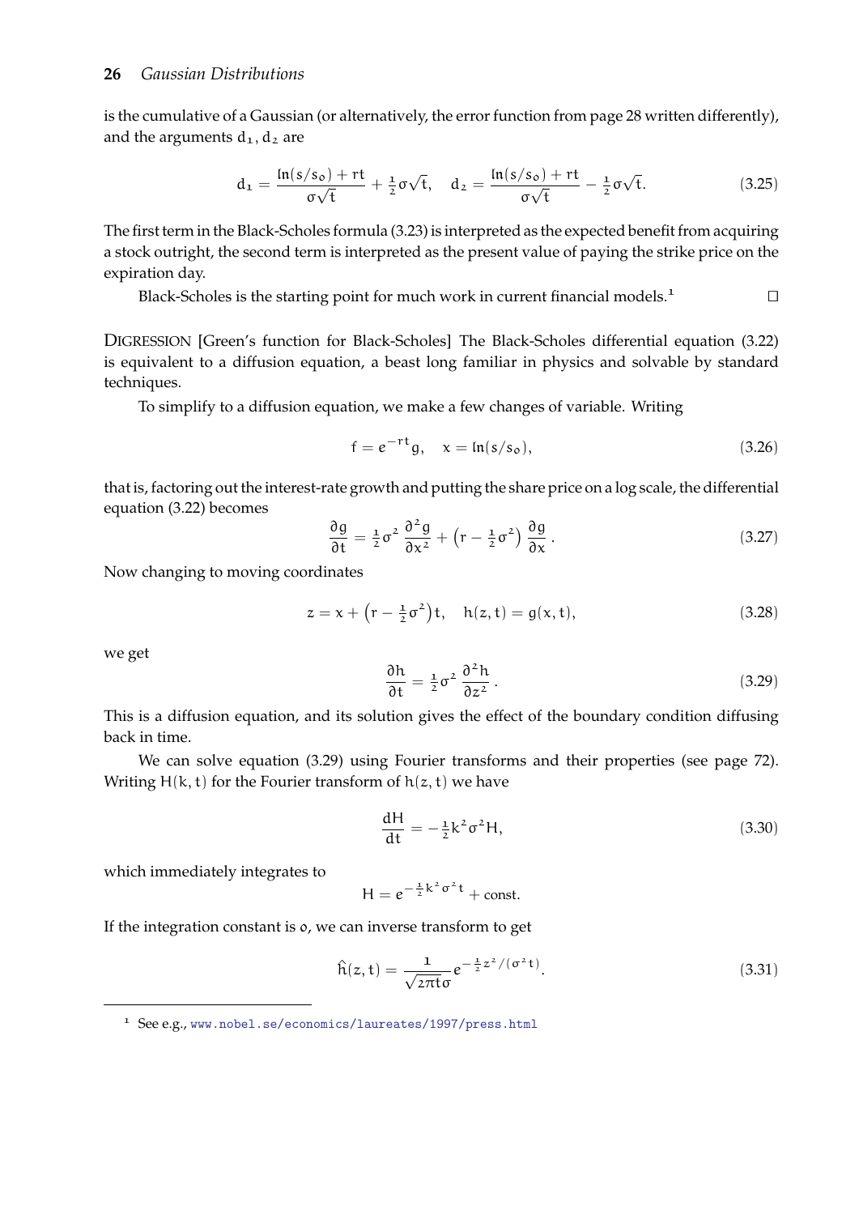is the cumulative of a Gaussian (or alternatively, the error function from page 28 written differently), and the arguments $d_1, d_2$ are

$$d_1 = \frac{\ln(s/s_0) + rt}{\sigma\sqrt{t}} + \tfrac{1}{2}\sigma\sqrt{t}, \quad d_2 = \frac{\ln(s/s_0) + rt}{\sigma\sqrt{t}} - \tfrac{1}{2}\sigma\sqrt{t}. \tag{3.25}$$

The first term in the Black-Scholes formula (3.23) is interpreted as the expected benefit from acquiring a stock outright, the second term is interpreted as the present value of paying the strike price on the expiration day.

Black-Scholes is the starting point for much work in current financial models.[1] □

DIGRESSION [Green's function for Black-Scholes] The Black-Scholes differential equation (3.22) is equivalent to a diffusion equation, a beast long familiar in physics and solvable by standard techniques.

To simplify to a diffusion equation, we make a few changes of variable. Writing

$$f = e^{-rt} g, \quad x = \ln(s/s_0), \tag{3.26}$$

that is, factoring out the interest-rate growth and putting the share price on a log scale, the differential equation (3.22) becomes

$$\frac{\partial g}{\partial t} = \tfrac{1}{2}\sigma^2 \frac{\partial^2 g}{\partial x^2} + \left(r - \tfrac{1}{2}\sigma^2\right) \frac{\partial g}{\partial x}. \tag{3.27}$$

Now changing to moving coordinates

$$z = x + \left(r - \tfrac{1}{2}\sigma^2\right)t, \quad h(z,t) = g(x,t), \tag{3.28}$$

we get

$$\frac{\partial h}{\partial t} = \tfrac{1}{2}\sigma^2 \frac{\partial^2 h}{\partial z^2}. \tag{3.29}$$

This is a diffusion equation, and its solution gives the effect of the boundary condition diffusing back in time.

We can solve equation (3.29) using Fourier transforms and their properties (see page 72). Writing $H(k,t)$ for the Fourier transform of $h(z,t)$ we have

$$\frac{dH}{dt} = -\tfrac{1}{2}k^2\sigma^2 H, \tag{3.30}$$

which immediately integrates to

$$H = e^{-\frac{1}{2}k^2\sigma^2 t} + \text{const.}$$

If the integration constant is 0, we can inverse transform to get

$$\hat{h}(z,t) = \frac{1}{\sqrt{2\pi t}\,\sigma} e^{-\frac{1}{2}z^2/(\sigma^2 t)}. \tag{3.31}$$

[1] See e.g., www.nobel.se/economics/laureates/1997/press.html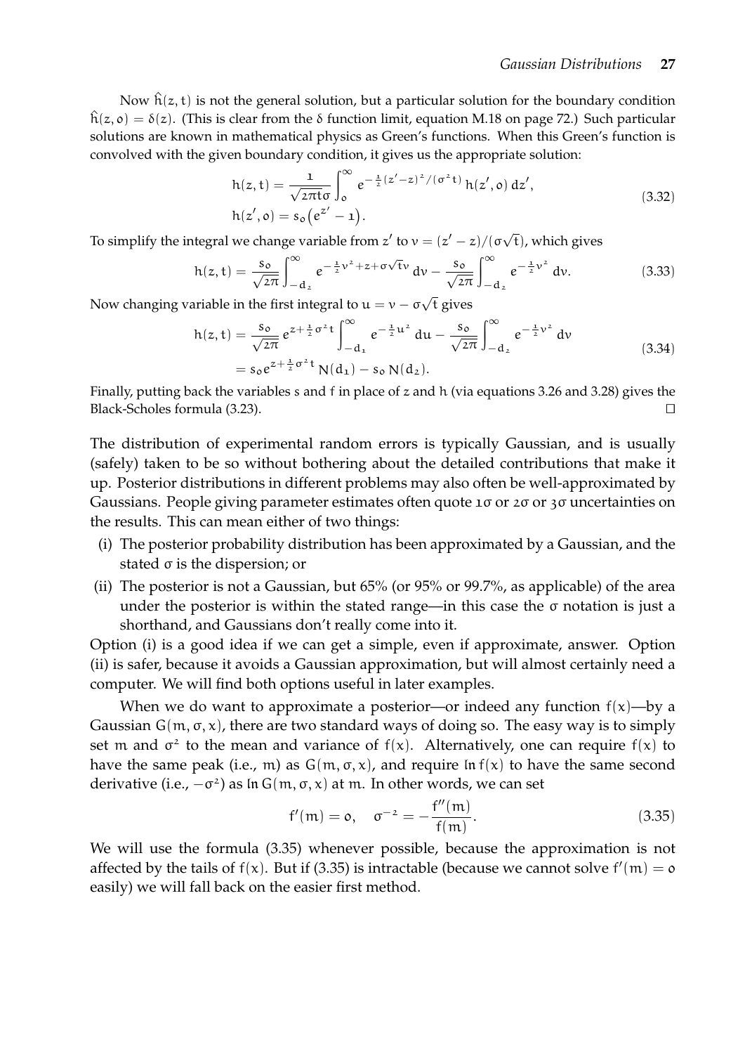Now $\hat{h}(z, t)$ is not the general solution, but a particular solution for the boundary condition $\hat{h}(z, 0) = \delta(z)$. (This is clear from the $\delta$ function limit, equation M.18 on page 72.) Such particular solutions are known in mathematical physics as Green's functions. When this Green's function is convolved with the given boundary condition, it gives us the appropriate solution:

$$
\begin{aligned}
h(z, t) &= \frac{1}{\sqrt{2\pi t}\sigma} \int_0^\infty e^{-\frac{1}{2}(z'-z)^2/(\sigma^2 t)} \, h(z', 0) \, dz', \\
h(z', 0) &= s_0 \big(e^{z'} - 1\big).
\end{aligned}
\tag{3.32}
$$

To simplify the integral we change variable from $z'$ to $v = (z' - z)/(\sigma\sqrt{t})$, which gives

$$
h(z, t) = \frac{s_0}{\sqrt{2\pi}} \int_{-d_2}^\infty e^{-\frac{1}{2}v^2 + z + \sigma\sqrt{t}v} \, dv - \frac{s_0}{\sqrt{2\pi}} \int_{-d_2}^\infty e^{-\frac{1}{2}v^2} \, dv. \tag{3.33}
$$

Now changing variable in the first integral to $u = v - \sigma\sqrt{t}$ gives

$$
\begin{aligned}
h(z, t) &= \frac{s_0}{\sqrt{2\pi}} e^{z + \frac{1}{2}\sigma^2 t} \int_{-d_1}^\infty e^{-\frac{1}{2}u^2} \, du - \frac{s_0}{\sqrt{2\pi}} \int_{-d_2}^\infty e^{-\frac{1}{2}v^2} \, dv \\
&= s_0 e^{z + \frac{1}{2}\sigma^2 t} \, N(d_1) - s_0 \, N(d_2).
\end{aligned}
\tag{3.34}
$$

Finally, putting back the variables $s$ and $f$ in place of $z$ and $h$ (via equations 3.26 and 3.28) gives the Black-Scholes formula (3.23). □

The distribution of experimental random errors is typically Gaussian, and is usually (safely) taken to be so without bothering about the detailed contributions that make it up. Posterior distributions in different problems may also often be well-approximated by Gaussians. People giving parameter estimates often quote $1\sigma$ or $2\sigma$ or $3\sigma$ uncertainties on the results. This can mean either of two things:

(i) The posterior probability distribution has been approximated by a Gaussian, and the stated $\sigma$ is the dispersion; or

(ii) The posterior is not a Gaussian, but 65% (or 95% or 99.7%, as applicable) of the area under the posterior is within the stated range—in this case the $\sigma$ notation is just a shorthand, and Gaussians don't really come into it.

Option (i) is a good idea if we can get a simple, even if approximate, answer. Option (ii) is safer, because it avoids a Gaussian approximation, but will almost certainly need a computer. We will find both options useful in later examples.

When we do want to approximate a posterior—or indeed any function $f(x)$—by a Gaussian $G(m, \sigma, x)$, there are two standard ways of doing so. The easy way is to simply set $m$ and $\sigma^2$ to the mean and variance of $f(x)$. Alternatively, one can require $f(x)$ to have the same peak (i.e., $m$) as $G(m, \sigma, x)$, and require $\ln f(x)$ to have the same second derivative (i.e., $-\sigma^2$) as $\ln G(m, \sigma, x)$ at $m$. In other words, we can set

$$
f'(m) = 0, \quad \sigma^{-2} = -\frac{f''(m)}{f(m)}. \tag{3.35}
$$

We will use the formula (3.35) whenever possible, because the approximation is not affected by the tails of $f(x)$. But if (3.35) is intractable (because we cannot solve $f'(m) = 0$ easily) we will fall back on the easier first method.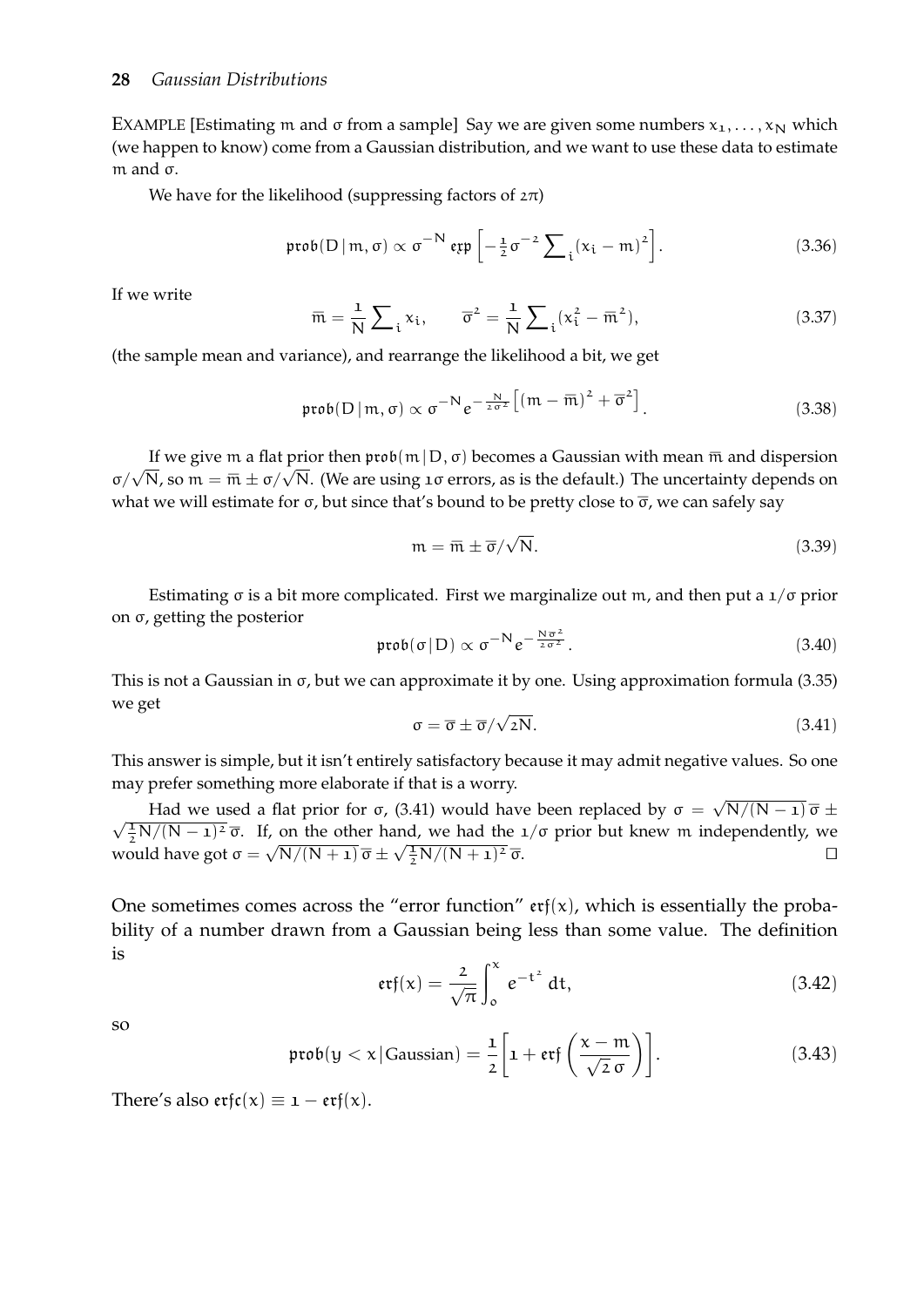EXAMPLE [Estimating $m$ and $\sigma$ from a sample] Say we are given some numbers $x_1, \ldots, x_N$ which (we happen to know) come from a Gaussian distribution, and we want to use these data to estimate $m$ and $\sigma$.

We have for the likelihood (suppressing factors of $2\pi$)

$$\mathfrak{prob}(D \,|\, m, \sigma) \propto \sigma^{-N} \, \mathfrak{exp}\left[ -\tfrac{1}{2}\sigma^{-2} \sum_i (x_i - m)^2 \right]. \tag{3.36}$$

If we write

$$\overline{m} = \frac{1}{N} \sum_i x_i, \qquad \overline{\sigma}^2 = \frac{1}{N} \sum_i (x_i^2 - \overline{m}^2), \tag{3.37}$$

(the sample mean and variance), and rearrange the likelihood a bit, we get

$$\mathfrak{prob}(D \,|\, m, \sigma) \propto \sigma^{-N} e^{-\frac{N}{2\sigma^2}\left[ (m - \overline{m})^2 + \overline{\sigma}^2 \right]}. \tag{3.38}$$

If we give $m$ a flat prior then $\mathfrak{prob}(m \,|\, D, \sigma)$ becomes a Gaussian with mean $\overline{m}$ and dispersion $\sigma/\sqrt{N}$, so $m = \overline{m} \pm \sigma/\sqrt{N}$. (We are using $1\sigma$ errors, as is the default.) The uncertainty depends on what we will estimate for $\sigma$, but since that's bound to be pretty close to $\overline{\sigma}$, we can safely say

$$m = \overline{m} \pm \overline{\sigma}/\sqrt{N}. \tag{3.39}$$

Estimating $\sigma$ is a bit more complicated. First we marginalize out $m$, and then put a $1/\sigma$ prior on $\sigma$, getting the posterior

$$\mathfrak{prob}(\sigma \,|\, D) \propto \sigma^{-N} e^{-\frac{N\overline{\sigma}^2}{2\sigma^2}}. \tag{3.40}$$

This is not a Gaussian in $\sigma$, but we can approximate it by one. Using approximation formula (3.35) we get

$$\sigma = \overline{\sigma} \pm \overline{\sigma}/\sqrt{2N}. \tag{3.41}$$

This answer is simple, but it isn't entirely satisfactory because it may admit negative values. So one may prefer something more elaborate if that is a worry.

Had we used a flat prior for $\sigma$, (3.41) would have been replaced by $\sigma = \sqrt{N/(N-1)}\,\overline{\sigma} \pm \sqrt{\tfrac{1}{2}N/(N-1)^2}\,\overline{\sigma}$. If, on the other hand, we had the $1/\sigma$ prior but knew $m$ independently, we would have got $\sigma = \sqrt{N/(N+1)}\,\overline{\sigma} \pm \sqrt{\tfrac{1}{2}N/(N+1)^2}\,\overline{\sigma}$. □

One sometimes comes across the "error function" $\mathfrak{erf}(x)$, which is essentially the probability of a number drawn from a Gaussian being less than some value. The definition is

$$\mathfrak{erf}(x) = \frac{2}{\sqrt{\pi}} \int_0^x e^{-t^2}\, dt, \tag{3.42}$$

so

$$\mathfrak{prob}(y < x \,|\, \text{Gaussian}) = \frac{1}{2}\left[ 1 + \mathfrak{erf}\left( \frac{x - m}{\sqrt{2}\,\sigma} \right) \right]. \tag{3.43}$$

There's also $\mathfrak{erfc}(x) \equiv 1 - \mathfrak{erf}(x)$.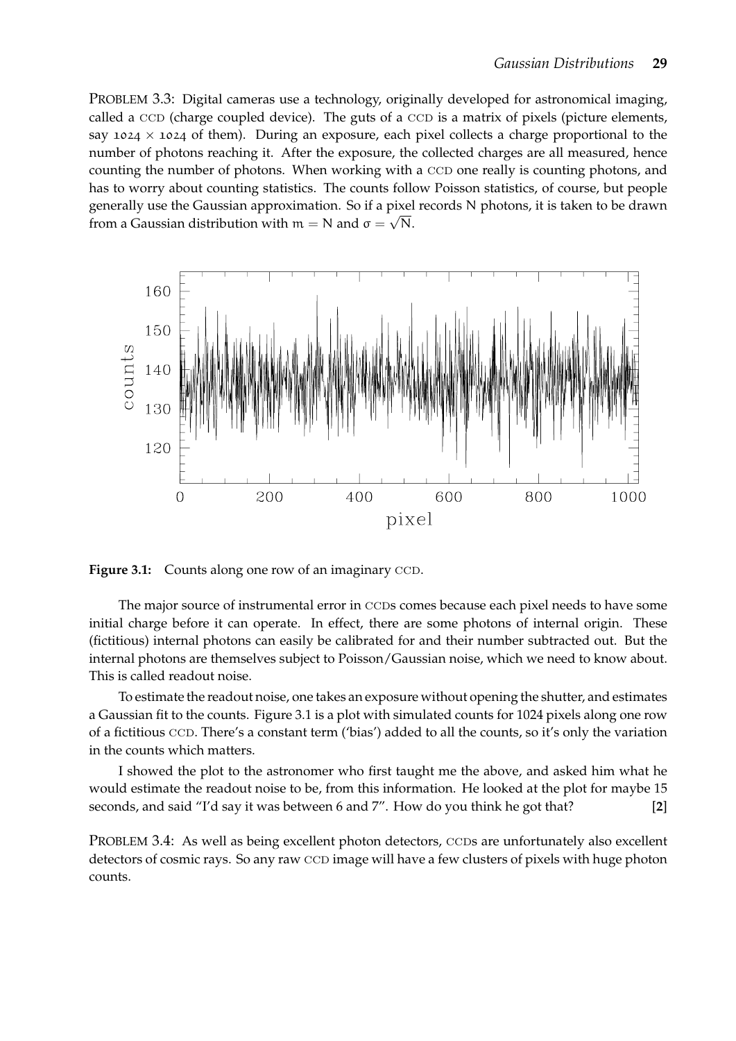PROBLEM 3.3: Digital cameras use a technology, originally developed for astronomical imaging, called a CCD (charge coupled device). The guts of a CCD is a matrix of pixels (picture elements, say $1024 \times 1024$ of them). During an exposure, each pixel collects a charge proportional to the number of photons reaching it. After the exposure, the collected charges are all measured, hence counting the number of photons. When working with a CCD one really is counting photons, and has to worry about counting statistics. The counts follow Poisson statistics, of course, but people generally use the Gaussian approximation. So if a pixel records N photons, it is taken to be drawn from a Gaussian distribution with $m = N$ and $\sigma = \sqrt{N}$.

**Figure 3.1:** Counts along one row of an imaginary CCD.

The major source of instrumental error in CCDs comes because each pixel needs to have some initial charge before it can operate. In effect, there are some photons of internal origin. These (fictitious) internal photons can easily be calibrated for and their number subtracted out. But the internal photons are themselves subject to Poisson/Gaussian noise, which we need to know about. This is called readout noise.

To estimate the readout noise, one takes an exposure without opening the shutter, and estimates a Gaussian fit to the counts. Figure 3.1 is a plot with simulated counts for 1024 pixels along one row of a fictitious CCD. There's a constant term ('bias') added to all the counts, so it's only the variation in the counts which matters.

I showed the plot to the astronomer who first taught me the above, and asked him what he would estimate the readout noise to be, from this information. He looked at the plot for maybe 15 seconds, and said "I'd say it was between 6 and 7". How do you think he got that? **[2]**

PROBLEM 3.4: As well as being excellent photon detectors, CCDs are unfortunately also excellent detectors of cosmic rays. So any raw CCD image will have a few clusters of pixels with huge photon counts.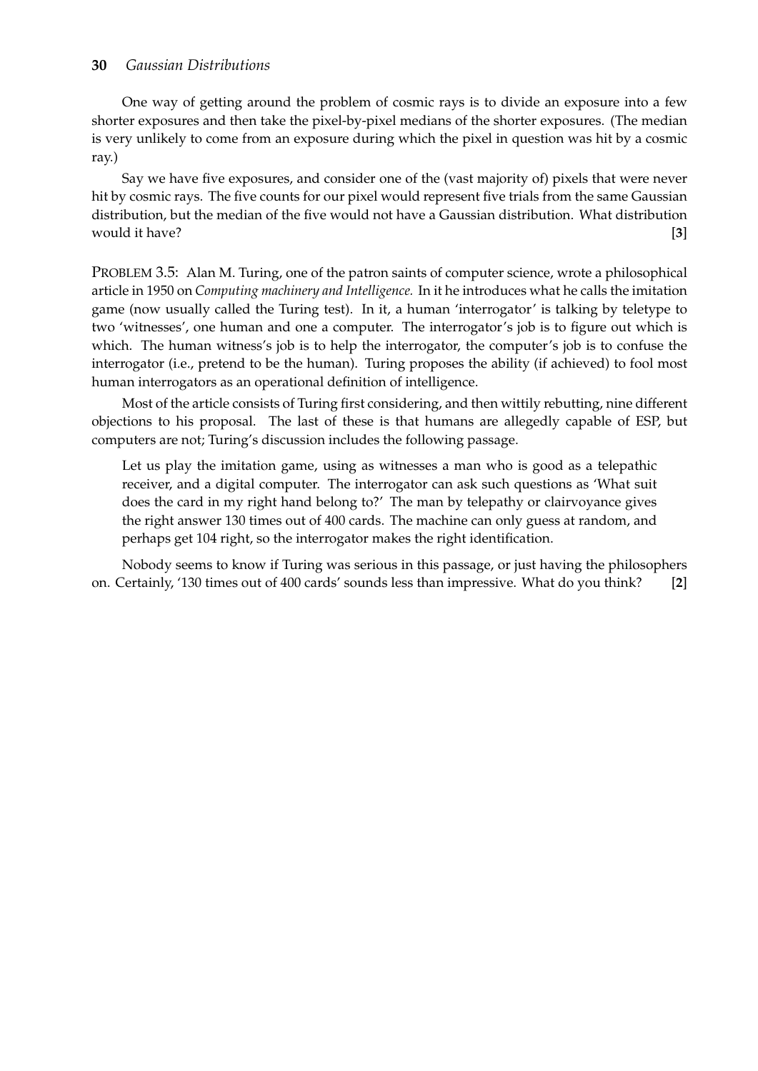One way of getting around the problem of cosmic rays is to divide an exposure into a few shorter exposures and then take the pixel-by-pixel medians of the shorter exposures. (The median is very unlikely to come from an exposure during which the pixel in question was hit by a cosmic ray.)

Say we have five exposures, and consider one of the (vast majority of) pixels that were never hit by cosmic rays. The five counts for our pixel would represent five trials from the same Gaussian distribution, but the median of the five would not have a Gaussian distribution. What distribution would it have? **[3]**

PROBLEM 3.5: Alan M. Turing, one of the patron saints of computer science, wrote a philosophical article in 1950 on *Computing machinery and Intelligence.* In it he introduces what he calls the imitation game (now usually called the Turing test). In it, a human 'interrogator' is talking by teletype to two 'witnesses', one human and one a computer. The interrogator's job is to figure out which is which. The human witness's job is to help the interrogator, the computer's job is to confuse the interrogator (i.e., pretend to be the human). Turing proposes the ability (if achieved) to fool most human interrogators as an operational definition of intelligence.

Most of the article consists of Turing first considering, and then wittily rebutting, nine different objections to his proposal. The last of these is that humans are allegedly capable of ESP, but computers are not; Turing's discussion includes the following passage.

> Let us play the imitation game, using as witnesses a man who is good as a telepathic receiver, and a digital computer. The interrogator can ask such questions as 'What suit does the card in my right hand belong to?' The man by telepathy or clairvoyance gives the right answer 130 times out of 400 cards. The machine can only guess at random, and perhaps get 104 right, so the interrogator makes the right identification.

Nobody seems to know if Turing was serious in this passage, or just having the philosophers on. Certainly, '130 times out of 400 cards' sounds less than impressive. What do you think? **[2]**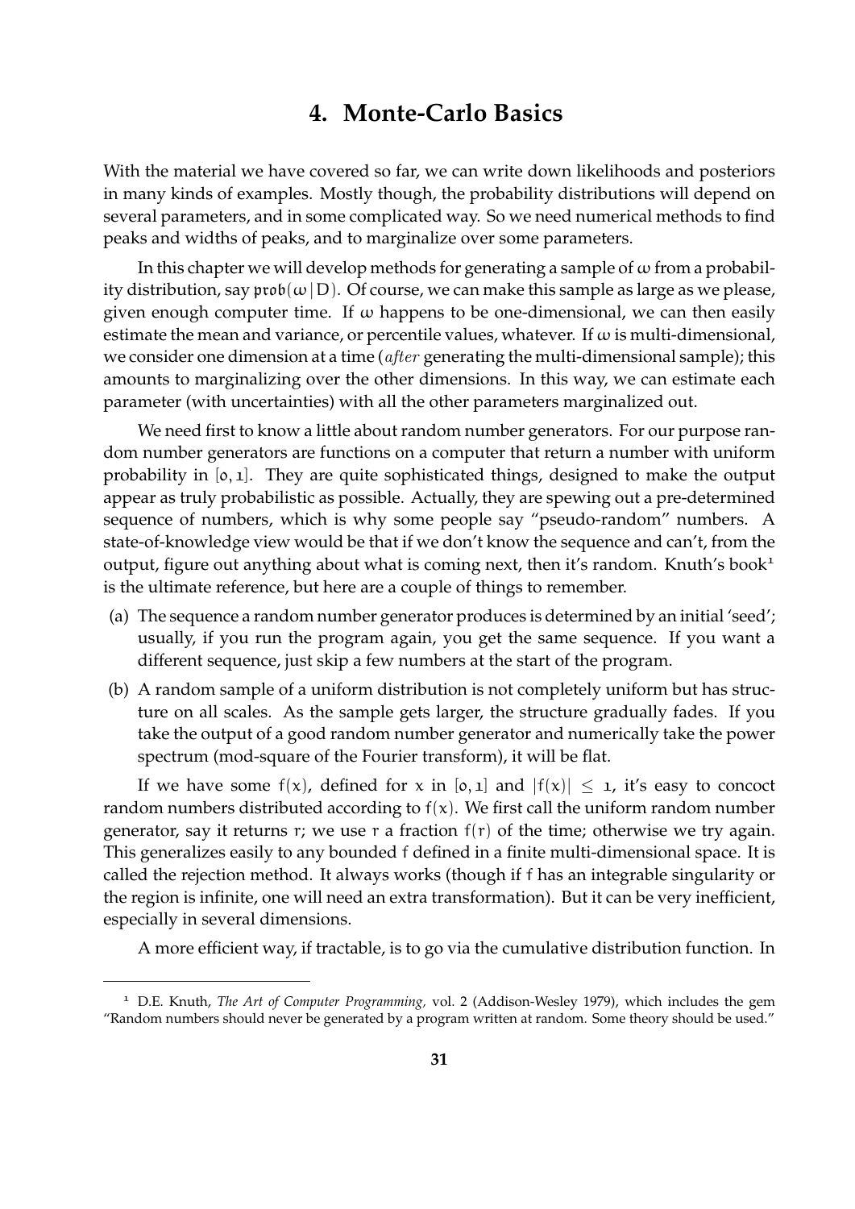# 4. Monte-Carlo Basics

With the material we have covered so far, we can write down likelihoods and posteriors in many kinds of examples. Mostly though, the probability distributions will depend on several parameters, and in some complicated way. So we need numerical methods to find peaks and widths of peaks, and to marginalize over some parameters.

In this chapter we will develop methods for generating a sample of $\omega$ from a probability distribution, say $\mathfrak{prob}(\omega \,|\, D)$. Of course, we can make this sample as large as we please, given enough computer time. If $\omega$ happens to be one-dimensional, we can then easily estimate the mean and variance, or percentile values, whatever. If $\omega$ is multi-dimensional, we consider one dimension at a time (*after* generating the multi-dimensional sample); this amounts to marginalizing over the other dimensions. In this way, we can estimate each parameter (with uncertainties) with all the other parameters marginalized out.

We need first to know a little about random number generators. For our purpose random number generators are functions on a computer that return a number with uniform probability in $[0, 1]$. They are quite sophisticated things, designed to make the output appear as truly probabilistic as possible. Actually, they are spewing out a pre-determined sequence of numbers, which is why some people say "pseudo-random" numbers. A state-of-knowledge view would be that if we don't know the sequence and can't, from the output, figure out anything about what is coming next, then it's random. Knuth's book[1] is the ultimate reference, but here are a couple of things to remember.

(a) The sequence a random number generator produces is determined by an initial 'seed'; usually, if you run the program again, you get the same sequence. If you want a different sequence, just skip a few numbers at the start of the program.

(b) A random sample of a uniform distribution is not completely uniform but has structure on all scales. As the sample gets larger, the structure gradually fades. If you take the output of a good random number generator and numerically take the power spectrum (mod-square of the Fourier transform), it will be flat.

If we have some $f(x)$, defined for $x$ in $[0, 1]$ and $|f(x)| \leq 1$, it's easy to concoct random numbers distributed according to $f(x)$. We first call the uniform random number generator, say it returns $r$; we use $r$ a fraction $f(r)$ of the time; otherwise we try again. This generalizes easily to any bounded $f$ defined in a finite multi-dimensional space. It is called the rejection method. It always works (though if $f$ has an integrable singularity or the region is infinite, one will need an extra transformation). But it can be very inefficient, especially in several dimensions.

A more efficient way, if tractable, is to go via the cumulative distribution function. In

---

[1] D.E. Knuth, *The Art of Computer Programming,* vol. 2 (Addison-Wesley 1979), which includes the gem "Random numbers should never be generated by a program written at random. Some theory should be used."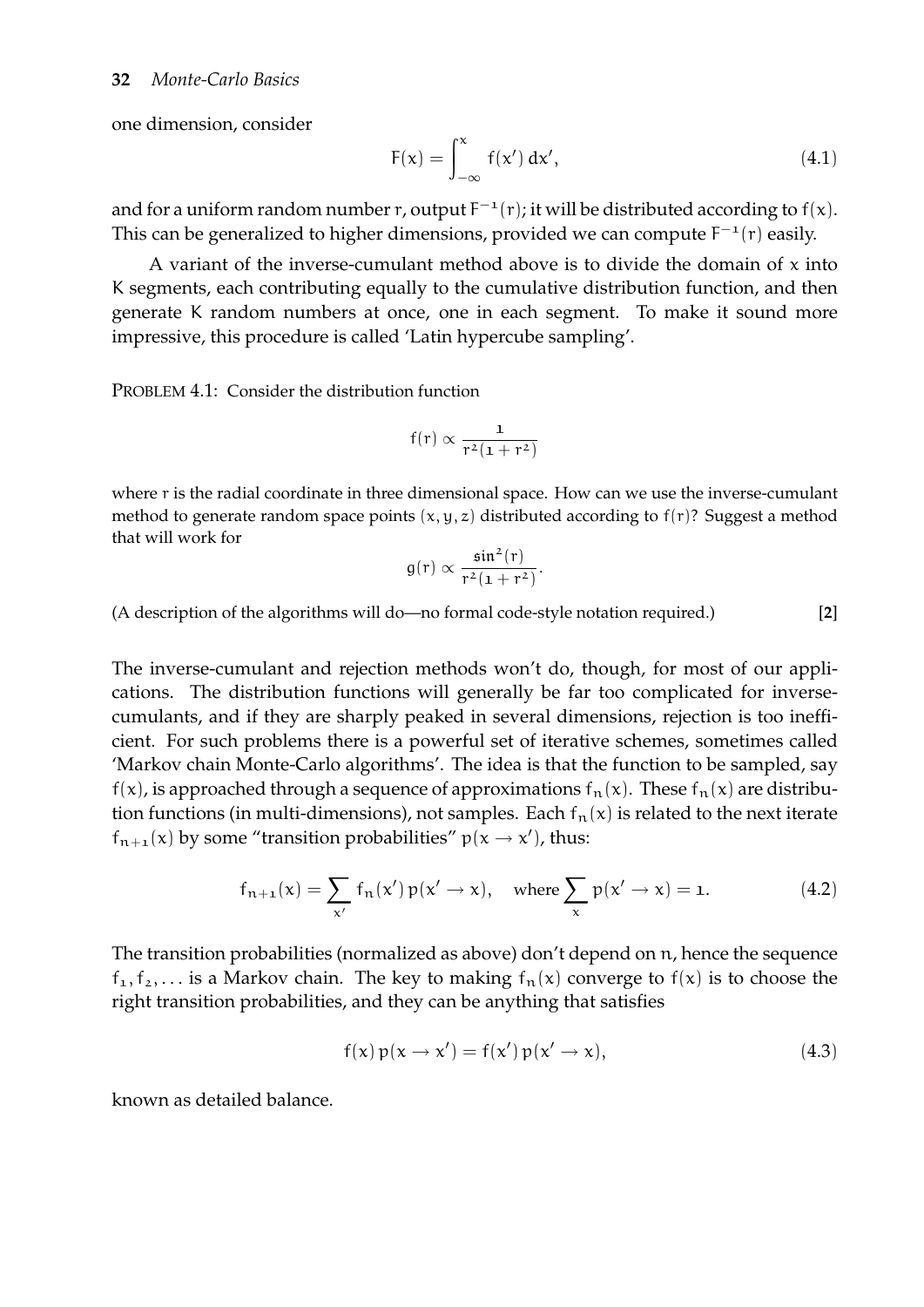one dimension, consider

$$F(x) = \int_{-\infty}^{x} f(x')\, dx', \tag{4.1}$$

and for a uniform random number $r$, output $F^{-1}(r)$; it will be distributed according to $f(x)$. This can be generalized to higher dimensions, provided we can compute $F^{-1}(r)$ easily.

A variant of the inverse-cumulant method above is to divide the domain of $x$ into $K$ segments, each contributing equally to the cumulative distribution function, and then generate $K$ random numbers at once, one in each segment. To make it sound more impressive, this procedure is called 'Latin hypercube sampling'.

PROBLEM 4.1: Consider the distribution function

$$f(r) \propto \frac{1}{r^2(1+r^2)}$$

where $r$ is the radial coordinate in three dimensional space. How can we use the inverse-cumulant method to generate random space points $(x, y, z)$ distributed according to $f(r)$? Suggest a method that will work for

$$g(r) \propto \frac{\sin^2(r)}{r^2(1+r^2)}.$$

(A description of the algorithms will do—no formal code-style notation required.) **[2]**

The inverse-cumulant and rejection methods won't do, though, for most of our applications. The distribution functions will generally be far too complicated for inverse-cumulants, and if they are sharply peaked in several dimensions, rejection is too inefficient. For such problems there is a powerful set of iterative schemes, sometimes called 'Markov chain Monte-Carlo algorithms'. The idea is that the function to be sampled, say $f(x)$, is approached through a sequence of approximations $f_n(x)$. These $f_n(x)$ are distribution functions (in multi-dimensions), not samples. Each $f_n(x)$ is related to the next iterate $f_{n+1}(x)$ by some "transition probabilities" $p(x \to x')$, thus:

$$f_{n+1}(x) = \sum_{x'} f_n(x')\, p(x' \to x), \quad \text{where} \sum_{x} p(x' \to x) = 1. \tag{4.2}$$

The transition probabilities (normalized as above) don't depend on $n$, hence the sequence $f_1, f_2, \ldots$ is a Markov chain. The key to making $f_n(x)$ converge to $f(x)$ is to choose the right transition probabilities, and they can be anything that satisfies

$$f(x)\, p(x \to x') = f(x')\, p(x' \to x), \tag{4.3}$$

known as detailed balance.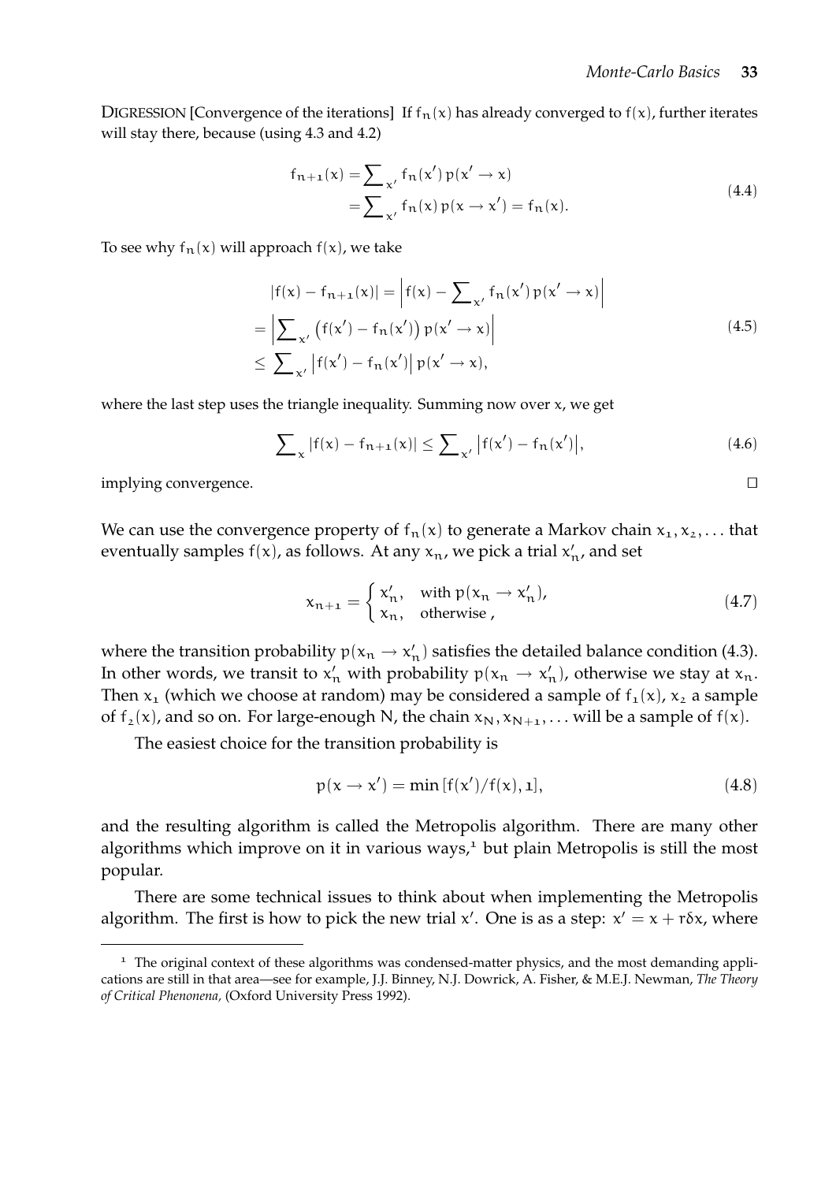DIGRESSION [Convergence of the iterations] If $f_n(x)$ has already converged to $f(x)$, further iterates will stay there, because (using 4.3 and 4.2)

$$
\begin{aligned}
f_{n+1}(x) &= \sum_{x'} f_n(x')\, p(x' \to x) \\
&= \sum_{x'} f_n(x)\, p(x \to x') = f_n(x).
\end{aligned}
\tag{4.4}
$$

To see why $f_n(x)$ will approach $f(x)$, we take

$$
\begin{aligned}
&|f(x) - f_{n+1}(x)| = \left| f(x) - \sum_{x'} f_n(x')\, p(x' \to x) \right| \\
&= \left| \sum_{x'} \left( f(x') - f_n(x') \right) p(x' \to x) \right| \\
&\leq \sum_{x'} \left| f(x') - f_n(x') \right| p(x' \to x),
\end{aligned}
\tag{4.5}
$$

where the last step uses the triangle inequality. Summing now over $x$, we get

$$
\sum_x |f(x) - f_{n+1}(x)| \leq \sum_{x'} \left| f(x') - f_n(x') \right|,
\tag{4.6}
$$

implying convergence. □

We can use the convergence property of $f_n(x)$ to generate a Markov chain $x_1, x_2, \ldots$ that eventually samples $f(x)$, as follows. At any $x_n$, we pick a trial $x'_n$, and set

$$
x_{n+1} = \begin{cases} x'_n, & \text{with } p(x_n \to x'_n), \\ x_n, & \text{otherwise}, \end{cases}
\tag{4.7}
$$

where the transition probability $p(x_n \to x'_n)$ satisfies the detailed balance condition (4.3). In other words, we transit to $x'_n$ with probability $p(x_n \to x'_n)$, otherwise we stay at $x_n$. Then $x_1$ (which we choose at random) may be considered a sample of $f_1(x)$, $x_2$ a sample of $f_2(x)$, and so on. For large-enough N, the chain $x_N, x_{N+1}, \ldots$ will be a sample of $f(x)$.

The easiest choice for the transition probability is

$$
p(x \to x') = \min\left[f(x')/f(x), 1\right],
\tag{4.8}
$$

and the resulting algorithm is called the Metropolis algorithm. There are many other algorithms which improve on it in various ways,[1] but plain Metropolis is still the most popular.

There are some technical issues to think about when implementing the Metropolis algorithm. The first is how to pick the new trial $x'$. One is as a step: $x' = x + r\delta x$, where

---

[1] The original context of these algorithms was condensed-matter physics, and the most demanding applications are still in that area—see for example, J.J. Binney, N.J. Dowrick, A. Fisher, & M.E.J. Newman, *The Theory of Critical Phenonena*, (Oxford University Press 1992).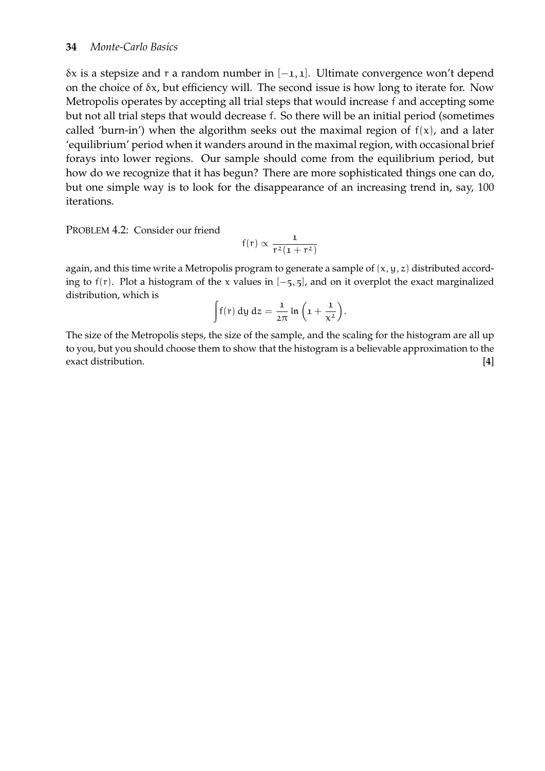$\delta x$ is a stepsize and $r$ a random number in $[-1, 1]$. Ultimate convergence won't depend on the choice of $\delta x$, but efficiency will. The second issue is how long to iterate for. Now Metropolis operates by accepting all trial steps that would increase $f$ and accepting some but not all trial steps that would decrease $f$. So there will be an initial period (sometimes called 'burn-in') when the algorithm seeks out the maximal region of $f(x)$, and a later 'equilibrium' period when it wanders around in the maximal region, with occasional brief forays into lower regions. Our sample should come from the equilibrium period, but how do we recognize that it has begun? There are more sophisticated things one can do, but one simple way is to look for the disappearance of an increasing trend in, say, 100 iterations.

PROBLEM 4.2: Consider our friend

$$f(r) \propto \frac{1}{r^2(1+r^2)}$$

again, and this time write a Metropolis program to generate a sample of $(x, y, z)$ distributed according to $f(r)$. Plot a histogram of the $x$ values in $[-5, 5]$, and on it overplot the exact marginalized distribution, which is

$$\int f(r)\, dy\, dz = \frac{1}{2\pi} \ln\left(1 + \frac{1}{x^2}\right).$$

The size of the Metropolis steps, the size of the sample, and the scaling for the histogram are all up to you, but you should choose them to show that the histogram is a believable approximation to the exact distribution. **[4]**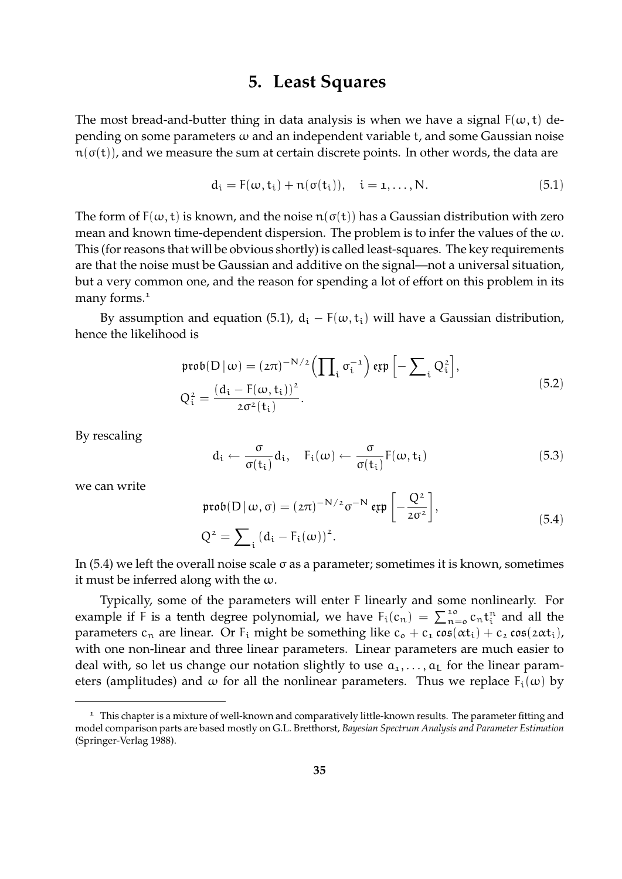# 5. Least Squares

The most bread-and-butter thing in data analysis is when we have a signal $F(\omega, t)$ depending on some parameters $\omega$ and an independent variable $t$, and some Gaussian noise $n(\sigma(t))$, and we measure the sum at certain discrete points. In other words, the data are

$$d_i = F(\omega, t_i) + n(\sigma(t_i)), \quad i = 1, \ldots, N. \tag{5.1}$$

The form of $F(\omega, t)$ is known, and the noise $n(\sigma(t))$ has a Gaussian distribution with zero mean and known time-dependent dispersion. The problem is to infer the values of the $\omega$. This (for reasons that will be obvious shortly) is called least-squares. The key requirements are that the noise must be Gaussian and additive on the signal—not a universal situation, but a very common one, and the reason for spending a lot of effort on this problem in its many forms.[1]

By assumption and equation (5.1), $d_i - F(\omega, t_i)$ will have a Gaussian distribution, hence the likelihood is

$$\begin{aligned}
\mathfrak{prob}(D \,|\, \omega) &= (2\pi)^{-N/2} \Big( \prod\nolimits_i \sigma_i^{-1} \Big) \,\mathfrak{exp}\Big[ -\sum\nolimits_i Q_i^2 \Big], \\
Q_i^2 &= \frac{(d_i - F(\omega, t_i))^2}{2\sigma^2(t_i)}.
\end{aligned} \tag{5.2}$$

By rescaling

$$d_i \leftarrow \frac{\sigma}{\sigma(t_i)} d_i, \quad F_i(\omega) \leftarrow \frac{\sigma}{\sigma(t_i)} F(\omega, t_i) \tag{5.3}$$

we can write

$$\begin{aligned}
\mathfrak{prob}(D \,|\, \omega, \sigma) &= (2\pi)^{-N/2} \sigma^{-N} \,\mathfrak{exp}\left[ -\frac{Q^2}{2\sigma^2} \right], \\
Q^2 &= \sum\nolimits_i \left( d_i - F_i(\omega) \right)^2.
\end{aligned} \tag{5.4}$$

In (5.4) we left the overall noise scale $\sigma$ as a parameter; sometimes it is known, sometimes it must be inferred along with the $\omega$.

Typically, some of the parameters will enter $F$ linearly and some nonlinearly. For example if $F$ is a tenth degree polynomial, we have $F_i(c_n) = \sum_{n=0}^{10} c_n t_i^n$ and all the parameters $c_n$ are linear. Or $F_i$ might be something like $c_0 + c_1 \,\mathfrak{cos}(\alpha t_i) + c_2 \,\mathfrak{cos}(2\alpha t_i)$, with one non-linear and three linear parameters. Linear parameters are much easier to deal with, so let us change our notation slightly to use $a_1, \ldots, a_L$ for the linear parameters (amplitudes) and $\omega$ for all the nonlinear parameters. Thus we replace $F_i(\omega)$ by

[1] This chapter is a mixture of well-known and comparatively little-known results. The parameter fitting and model comparison parts are based mostly on G.L. Bretthorst, *Bayesian Spectrum Analysis and Parameter Estimation* (Springer-Verlag 1988).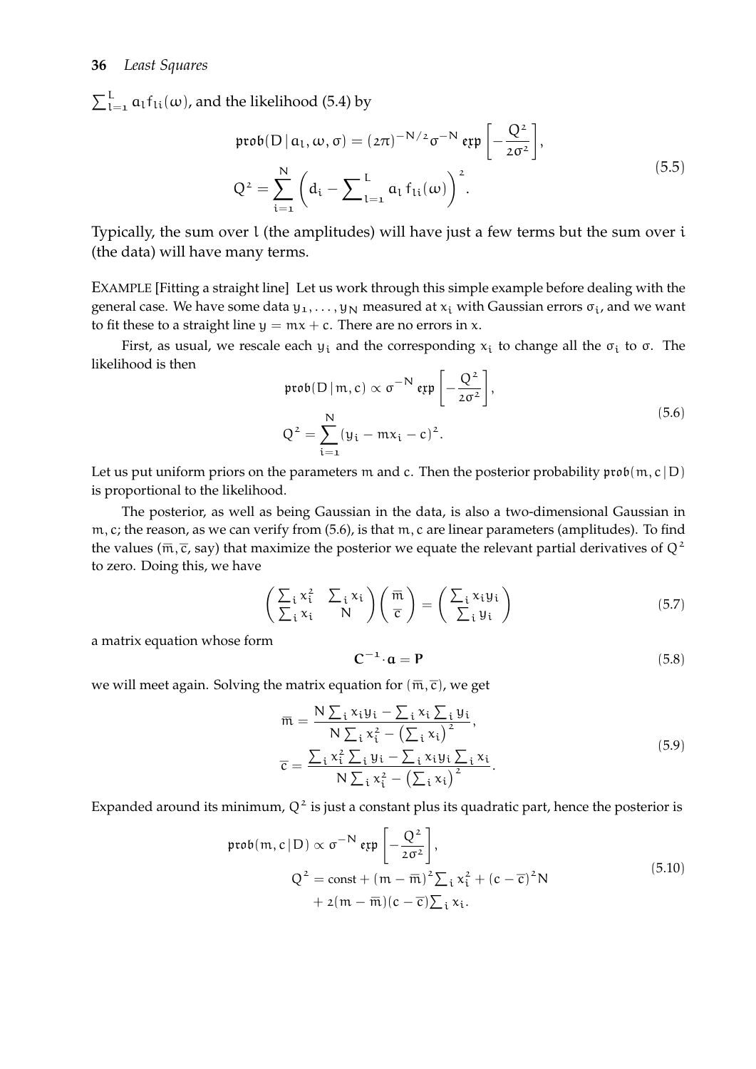$\sum_{l=1}^{L} a_l f_{li}(\omega)$, and the likelihood (5.4) by

$$
\begin{aligned}
\mathfrak{prob}(D \mid a_l, \omega, \sigma) &= (2\pi)^{-N/2} \sigma^{-N} \,\mathfrak{exp}\left[-\frac{Q^2}{2\sigma^2}\right], \\
Q^2 &= \sum_{i=1}^{N} \left( d_i - \sum\nolimits_{l=1}^{L} a_l \, f_{li}(\omega) \right)^2.
\end{aligned} \tag{5.5}
$$

Typically, the sum over $l$ (the amplitudes) will have just a few terms but the sum over $i$ (the data) will have many terms.

EXAMPLE [Fitting a straight line] Let us work through this simple example before dealing with the general case. We have some data $y_1, \ldots, y_N$ measured at $x_i$ with Gaussian errors $\sigma_i$, and we want to fit these to a straight line $y = mx + c$. There are no errors in $x$.

First, as usual, we rescale each $y_i$ and the corresponding $x_i$ to change all the $\sigma_i$ to $\sigma$. The likelihood is then

$$
\begin{aligned}
\mathfrak{prob}(D \mid m, c) &\propto \sigma^{-N} \,\mathfrak{exp}\left[-\frac{Q^2}{2\sigma^2}\right], \\
Q^2 &= \sum_{i=1}^{N} (y_i - m x_i - c)^2.
\end{aligned} \tag{5.6}
$$

Let us put uniform priors on the parameters $m$ and $c$. Then the posterior probability $\mathfrak{prob}(m, c \mid D)$ is proportional to the likelihood.

The posterior, as well as being Gaussian in the data, is also a two-dimensional Gaussian in $m, c$; the reason, as we can verify from (5.6), is that $m, c$ are linear parameters (amplitudes). To find the values ($\overline{m}, \overline{c}$, say) that maximize the posterior we equate the relevant partial derivatives of $Q^2$ to zero. Doing this, we have

$$
\begin{pmatrix} \sum_i x_i^2 & \sum_i x_i \\ \sum_i x_i & N \end{pmatrix} \begin{pmatrix} \overline{m} \\ \overline{c} \end{pmatrix} = \begin{pmatrix} \sum_i x_i y_i \\ \sum_i y_i \end{pmatrix} \tag{5.7}
$$

a matrix equation whose form

$$
\mathbf{C}^{-1} \cdot \mathbf{a} = \mathbf{P} \tag{5.8}
$$

we will meet again. Solving the matrix equation for $(\overline{m}, \overline{c})$, we get

$$
\begin{aligned}
\overline{m} &= \frac{N \sum_i x_i y_i - \sum_i x_i \sum_i y_i}{N \sum_i x_i^2 - \left(\sum_i x_i\right)^2}, \\
\overline{c} &= \frac{\sum_i x_i^2 \sum_i y_i - \sum_i x_i y_i \sum_i x_i}{N \sum_i x_i^2 - \left(\sum_i x_i\right)^2}.
\end{aligned} \tag{5.9}
$$

Expanded around its minimum, $Q^2$ is just a constant plus its quadratic part, hence the posterior is

$$
\begin{aligned}
\mathfrak{prob}(m, c \mid D) &\propto \sigma^{-N} \,\mathfrak{exp}\left[-\frac{Q^2}{2\sigma^2}\right], \\
Q^2 &= \text{const} + (m - \overline{m})^2 \textstyle\sum_i x_i^2 + (c - \overline{c})^2 N \\
&\quad + 2(m - \overline{m})(c - \overline{c}) \textstyle\sum_i x_i.
\end{aligned} \tag{5.10}
$$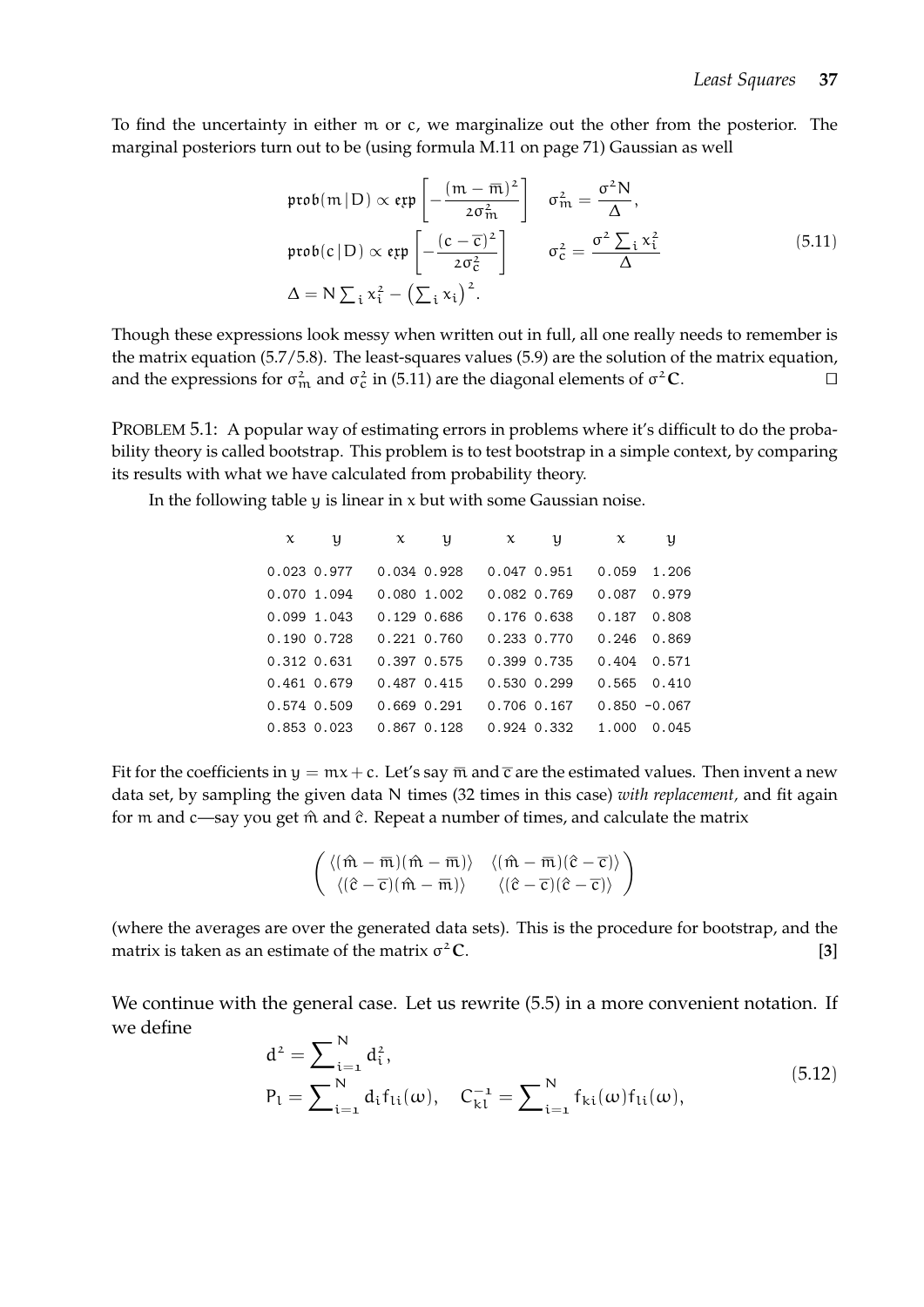To find the uncertainty in either m or c, we marginalize out the other from the posterior. The marginal posteriors turn out to be (using formula M.11 on page 71) Gaussian as well

$$
\begin{aligned}
&\mathfrak{prob}(m\,|\,D) \propto \mathfrak{exp}\left[-\frac{(m-\overline{m})^2}{2\sigma_m^2}\right] \quad \sigma_m^2 = \frac{\sigma^2 N}{\Delta}, \\
&\mathfrak{prob}(c\,|\,D) \propto \mathfrak{exp}\left[-\frac{(c-\overline{c})^2}{2\sigma_c^2}\right] \quad \sigma_c^2 = \frac{\sigma^2 \sum_i x_i^2}{\Delta} \\
&\Delta = N\sum_i x_i^2 - \left(\sum_i x_i\right)^2.
\end{aligned}
\tag{5.11}
$$

Though these expressions look messy when written out in full, all one really needs to remember is the matrix equation (5.7/5.8). The least-squares values (5.9) are the solution of the matrix equation, and the expressions for $\sigma_m^2$ and $\sigma_c^2$ in (5.11) are the diagonal elements of $\sigma^2\mathbf{C}$. □

PROBLEM 5.1: A popular way of estimating errors in problems where it's difficult to do the probability theory is called bootstrap. This problem is to test bootstrap in a simple context, by comparing its results with what we have calculated from probability theory.

In the following table y is linear in x but with some Gaussian noise.

| x | y | x | y | x | y | x | y |
|---|---|---|---|---|---|---|---|
| 0.023 | 0.977 | 0.034 | 0.928 | 0.047 | 0.951 | 0.059 | 1.206 |
| 0.070 | 1.094 | 0.080 | 1.002 | 0.082 | 0.769 | 0.087 | 0.979 |
| 0.099 | 1.043 | 0.129 | 0.686 | 0.176 | 0.638 | 0.187 | 0.808 |
| 0.190 | 0.728 | 0.221 | 0.760 | 0.233 | 0.770 | 0.246 | 0.869 |
| 0.312 | 0.631 | 0.397 | 0.575 | 0.399 | 0.735 | 0.404 | 0.571 |
| 0.461 | 0.679 | 0.487 | 0.415 | 0.530 | 0.299 | 0.565 | 0.410 |
| 0.574 | 0.509 | 0.669 | 0.291 | 0.706 | 0.167 | 0.850 | -0.067 |
| 0.853 | 0.023 | 0.867 | 0.128 | 0.924 | 0.332 | 1.000 | 0.045 |

Fit for the coefficients in $y = mx + c$. Let's say $\overline{m}$ and $\overline{c}$ are the estimated values. Then invent a new data set, by sampling the given data N times (32 times in this case) *with replacement,* and fit again for m and c—say you get $\hat{m}$ and $\hat{c}$. Repeat a number of times, and calculate the matrix

$$
\begin{pmatrix}
\langle(\hat{m}-\overline{m})(\hat{m}-\overline{m})\rangle & \langle(\hat{m}-\overline{m})(\hat{c}-\overline{c})\rangle \\
\langle(\hat{c}-\overline{c})(\hat{m}-\overline{m})\rangle & \langle(\hat{c}-\overline{c})(\hat{c}-\overline{c})\rangle
\end{pmatrix}
$$

(where the averages are over the generated data sets). This is the procedure for bootstrap, and the matrix is taken as an estimate of the matrix $\sigma^2\mathbf{C}$. **[3]**

We continue with the general case. Let us rewrite (5.5) in a more convenient notation. If we define

$$
\begin{aligned}
&d^2 = \sum_{i=1}^{N} d_i^2, \\
&P_l = \sum_{i=1}^{N} d_i f_{li}(\omega), \quad C_{kl}^{-1} = \sum_{i=1}^{N} f_{ki}(\omega) f_{li}(\omega),
\end{aligned}
\tag{5.12}
$$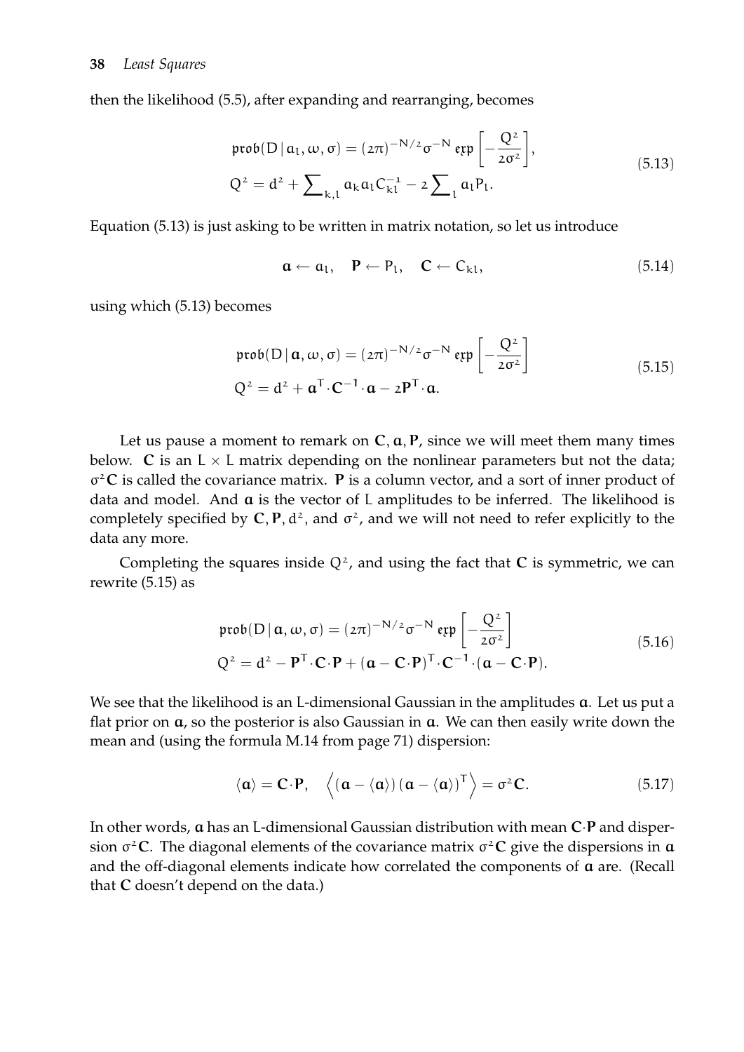then the likelihood (5.5), after expanding and rearranging, becomes

$$
\begin{aligned}
\mathfrak{prob}(D \mid a_l, \omega, \sigma) &= (2\pi)^{-N/2} \sigma^{-N} \, \mathfrak{exp}\left[ -\frac{Q^2}{2\sigma^2} \right], \\
Q^2 &= d^2 + \sum_{k,l} a_k a_l C^{-1}_{kl} - 2 \sum_l a_l P_l.
\end{aligned}
\tag{5.13}
$$

Equation (5.13) is just asking to be written in matrix notation, so let us introduce

$$
\mathbf{a} \leftarrow a_l, \quad \mathbf{P} \leftarrow P_l, \quad \mathbf{C} \leftarrow C_{kl}, \tag{5.14}
$$

using which (5.13) becomes

$$
\begin{aligned}
\mathfrak{prob}(D \mid \mathbf{a}, \omega, \sigma) &= (2\pi)^{-N/2} \sigma^{-N} \, \mathfrak{exp}\left[ -\frac{Q^2}{2\sigma^2} \right] \\
Q^2 &= d^2 + \mathbf{a}^\mathsf{T} \cdot \mathbf{C}^{-1} \cdot \mathbf{a} - 2 \mathbf{P}^\mathsf{T} \cdot \mathbf{a}.
\end{aligned}
\tag{5.15}
$$

Let us pause a moment to remark on $\mathbf{C}, \mathbf{a}, \mathbf{P}$, since we will meet them many times below. $\mathbf{C}$ is an $L \times L$ matrix depending on the nonlinear parameters but not the data; $\sigma^2 \mathbf{C}$ is called the covariance matrix. $\mathbf{P}$ is a column vector, and a sort of inner product of data and model. And $\mathbf{a}$ is the vector of $L$ amplitudes to be inferred. The likelihood is completely specified by $\mathbf{C}, \mathbf{P}, d^2$, and $\sigma^2$, and we will not need to refer explicitly to the data any more.

Completing the squares inside $Q^2$, and using the fact that $\mathbf{C}$ is symmetric, we can rewrite (5.15) as

$$
\begin{aligned}
\mathfrak{prob}(D \mid \mathbf{a}, \omega, \sigma) &= (2\pi)^{-N/2} \sigma^{-N} \, \mathfrak{exp}\left[ -\frac{Q^2}{2\sigma^2} \right] \\
Q^2 &= d^2 - \mathbf{P}^\mathsf{T} \cdot \mathbf{C} \cdot \mathbf{P} + (\mathbf{a} - \mathbf{C} \cdot \mathbf{P})^\mathsf{T} \cdot \mathbf{C}^{-1} \cdot (\mathbf{a} - \mathbf{C} \cdot \mathbf{P}).
\end{aligned}
\tag{5.16}
$$

We see that the likelihood is an $L$-dimensional Gaussian in the amplitudes $\mathbf{a}$. Let us put a flat prior on $\mathbf{a}$, so the posterior is also Gaussian in $\mathbf{a}$. We can then easily write down the mean and (using the formula M.14 from page 71) dispersion:

$$
\langle \mathbf{a} \rangle = \mathbf{C} \cdot \mathbf{P}, \quad \left\langle (\mathbf{a} - \langle \mathbf{a} \rangle)\, (\mathbf{a} - \langle \mathbf{a} \rangle)^\mathsf{T} \right\rangle = \sigma^2 \mathbf{C}. \tag{5.17}
$$

In other words, $\mathbf{a}$ has an $L$-dimensional Gaussian distribution with mean $\mathbf{C} \cdot \mathbf{P}$ and dispersion $\sigma^2 \mathbf{C}$. The diagonal elements of the covariance matrix $\sigma^2 \mathbf{C}$ give the dispersions in $\mathbf{a}$ and the off-diagonal elements indicate how correlated the components of $\mathbf{a}$ are. (Recall that $\mathbf{C}$ doesn't depend on the data.)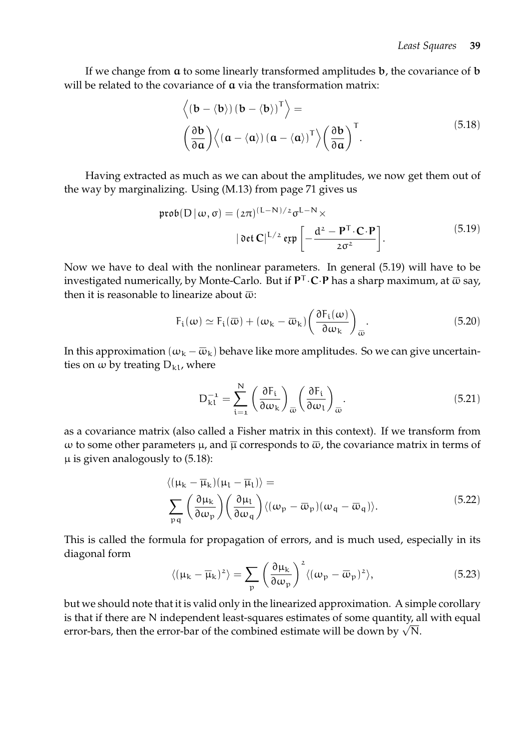If we change from $\mathbf{a}$ to some linearly transformed amplitudes $\mathbf{b}$, the covariance of $\mathbf{b}$ will be related to the covariance of $\mathbf{a}$ via the transformation matrix:

$$
\begin{aligned}
&\left\langle (\mathbf{b} - \langle \mathbf{b} \rangle)\, (\mathbf{b} - \langle \mathbf{b} \rangle)^{\mathsf{T}} \right\rangle = \\
&\left( \frac{\partial \mathbf{b}}{\partial \mathbf{a}} \right) \left\langle (\mathbf{a} - \langle \mathbf{a} \rangle)\, (\mathbf{a} - \langle \mathbf{a} \rangle)^{\mathsf{T}} \right\rangle \left( \frac{\partial \mathbf{b}}{\partial \mathbf{a}} \right)^{\mathsf{T}}.
\end{aligned}
\tag{5.18}
$$

Having extracted as much as we can about the amplitudes, we now get them out of the way by marginalizing. Using (M.13) from page 71 gives us

$$
\begin{aligned}
\mathfrak{prob}(D \,|\, \omega, \sigma) = (2\pi)^{(L-N)/2} \sigma^{L-N} \times \\
|\, \mathfrak{det}\, \mathbf{C} |^{L/2}\, \mathfrak{exp} \left[ - \frac{d^2 - \mathbf{P}^{\mathsf{T}} \cdot \mathbf{C} \cdot \mathbf{P}}{2\sigma^2} \right].
\end{aligned}
\tag{5.19}
$$

Now we have to deal with the nonlinear parameters. In general (5.19) will have to be investigated numerically, by Monte-Carlo. But if $\mathbf{P}^{\mathsf{T}} \cdot \mathbf{C} \cdot \mathbf{P}$ has a sharp maximum, at $\overline{\omega}$ say, then it is reasonable to linearize about $\overline{\omega}$:

$$
F_i(\omega) \simeq F_i(\overline{\omega}) + (\omega_k - \overline{\omega}_k) \left( \frac{\partial F_i(\omega)}{\partial \omega_k} \right)_{\overline{\omega}}.
\tag{5.20}
$$

In this approximation $(\omega_k - \overline{\omega}_k)$ behave like more amplitudes. So we can give uncertainties on $\omega$ by treating $D_{kl}$, where

$$
D^{-1}_{kl} = \sum_{i=1}^{N} \left( \frac{\partial F_i}{\partial \omega_k} \right)_{\overline{\omega}} \left( \frac{\partial F_i}{\partial \omega_l} \right)_{\overline{\omega}}.
\tag{5.21}
$$

as a covariance matrix (also called a Fisher matrix in this context). If we transform from $\omega$ to some other parameters $\mu$, and $\overline{\mu}$ corresponds to $\overline{\omega}$, the covariance matrix in terms of $\mu$ is given analogously to (5.18):

$$
\begin{aligned}
&\langle (\mu_k - \overline{\mu}_k)(\mu_l - \overline{\mu}_l) \rangle = \\
&\sum_{pq} \left( \frac{\partial \mu_k}{\partial \omega_p} \right) \left( \frac{\partial \mu_l}{\partial \omega_q} \right) \langle (\omega_p - \overline{\omega}_p)(\omega_q - \overline{\omega}_q) \rangle.
\end{aligned}
\tag{5.22}
$$

This is called the formula for propagation of errors, and is much used, especially in its diagonal form

$$
\langle (\mu_k - \overline{\mu}_k)^2 \rangle = \sum_p \left( \frac{\partial \mu_k}{\partial \omega_p} \right)^2 \langle (\omega_p - \overline{\omega}_p)^2 \rangle,
\tag{5.23}
$$

but we should note that it is valid only in the linearized approximation. A simple corollary is that if there are N independent least-squares estimates of some quantity, all with equal error-bars, then the error-bar of the combined estimate will be down by $\sqrt{N}$.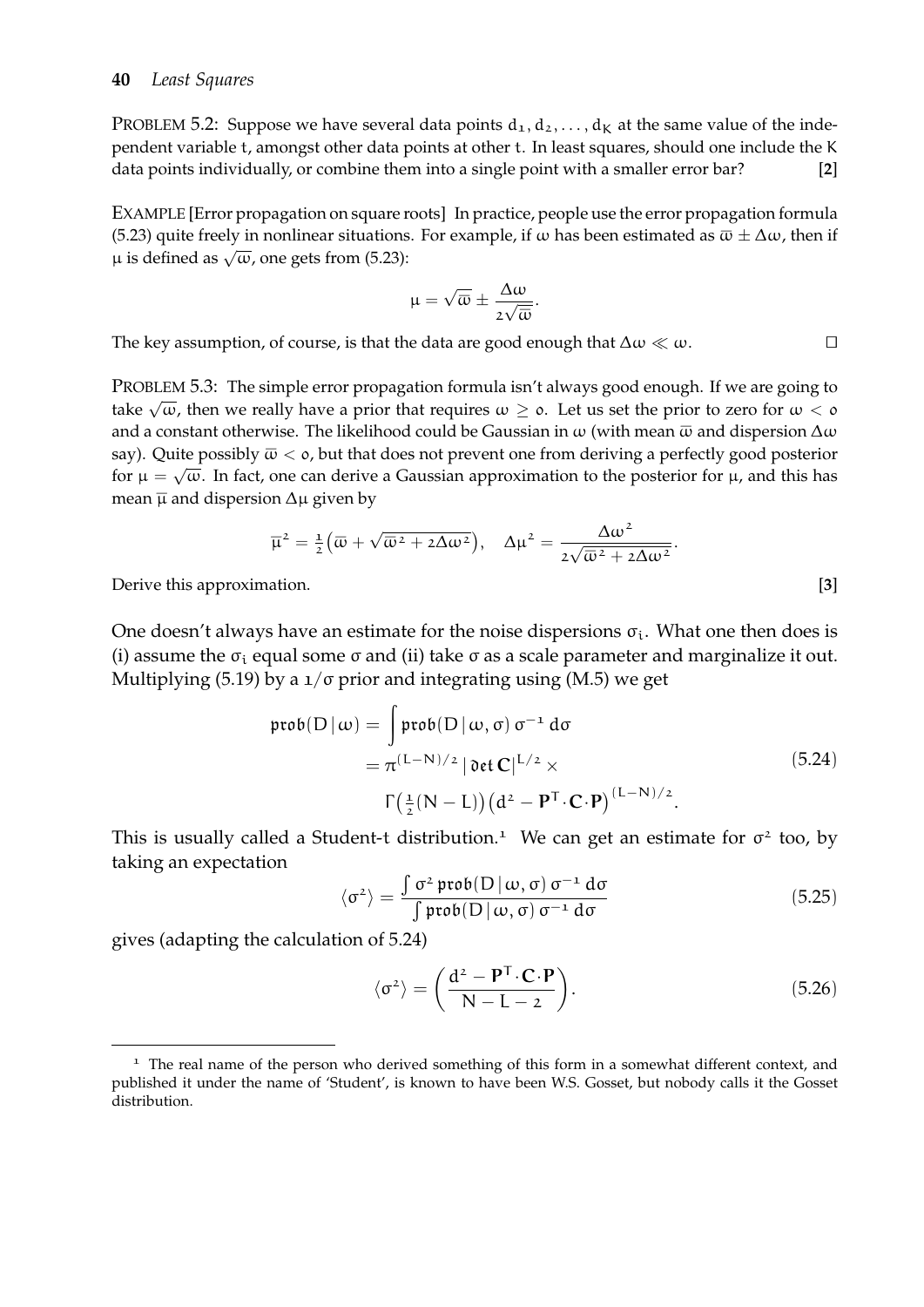PROBLEM 5.2: Suppose we have several data points $d_1, d_2, \ldots, d_K$ at the same value of the independent variable $t$, amongst other data points at other $t$. In least squares, should one include the $K$ data points individually, or combine them into a single point with a smaller error bar? **[2]**

EXAMPLE [Error propagation on square roots] In practice, people use the error propagation formula (5.23) quite freely in nonlinear situations. For example, if $\omega$ has been estimated as $\overline{\omega} \pm \Delta\omega$, then if $\mu$ is defined as $\sqrt{\omega}$, one gets from (5.23):

$$\mu = \sqrt{\overline{\omega}} \pm \frac{\Delta\omega}{2\sqrt{\overline{\omega}}}.$$

The key assumption, of course, is that the data are good enough that $\Delta\omega \ll \omega$. □

PROBLEM 5.3: The simple error propagation formula isn't always good enough. If we are going to take $\sqrt{\omega}$, then we really have a prior that requires $\omega \geq 0$. Let us set the prior to zero for $\omega < 0$ and a constant otherwise. The likelihood could be Gaussian in $\omega$ (with mean $\overline{\omega}$ and dispersion $\Delta\omega$ say). Quite possibly $\overline{\omega} < 0$, but that does not prevent one from deriving a perfectly good posterior for $\mu = \sqrt{\omega}$. In fact, one can derive a Gaussian approximation to the posterior for $\mu$, and this has mean $\overline{\mu}$ and dispersion $\Delta\mu$ given by

$$\overline{\mu}^2 = \tfrac{1}{2}\left(\overline{\omega} + \sqrt{\overline{\omega}^2 + 2\Delta\omega^2}\right), \quad \Delta\mu^2 = \frac{\Delta\omega^2}{2\sqrt{\overline{\omega}^2 + 2\Delta\omega^2}}.$$

Derive this approximation. **[3]**

One doesn't always have an estimate for the noise dispersions $\sigma_i$. What one then does is (i) assume the $\sigma_i$ equal some $\sigma$ and (ii) take $\sigma$ as a scale parameter and marginalize it out. Multiplying (5.19) by a $1/\sigma$ prior and integrating using (M.5) we get

$$\begin{aligned} \mathfrak{prob}(D \mid \omega) &= \int \mathfrak{prob}(D \mid \omega, \sigma)\, \sigma^{-1}\, d\sigma \\ &= \pi^{(L-N)/2} \, |\,\mathfrak{det}\,\mathbf{C}|^{L/2} \times \\ &\qquad \Gamma\!\left(\tfrac{1}{2}(N-L)\right)\left(d^2 - \mathbf{P}^{\mathsf{T}}\!\cdot\mathbf{C}\cdot\mathbf{P}\right)^{(L-N)/2}. \end{aligned} \tag{5.24}$$

This is usually called a Student-t distribution.[1] We can get an estimate for $\sigma^2$ too, by taking an expectation

$$\langle \sigma^2 \rangle = \frac{\int \sigma^2\, \mathfrak{prob}(D \mid \omega, \sigma)\, \sigma^{-1}\, d\sigma}{\int \mathfrak{prob}(D \mid \omega, \sigma)\, \sigma^{-1}\, d\sigma} \tag{5.25}$$

gives (adapting the calculation of 5.24)

$$\langle \sigma^2 \rangle = \left( \frac{d^2 - \mathbf{P}^{\mathsf{T}}\!\cdot\mathbf{C}\cdot\mathbf{P}}{N - L - 2} \right). \tag{5.26}$$

---

[1] The real name of the person who derived something of this form in a somewhat different context, and published it under the name of 'Student', is known to have been W.S. Gosset, but nobody calls it the Gosset distribution.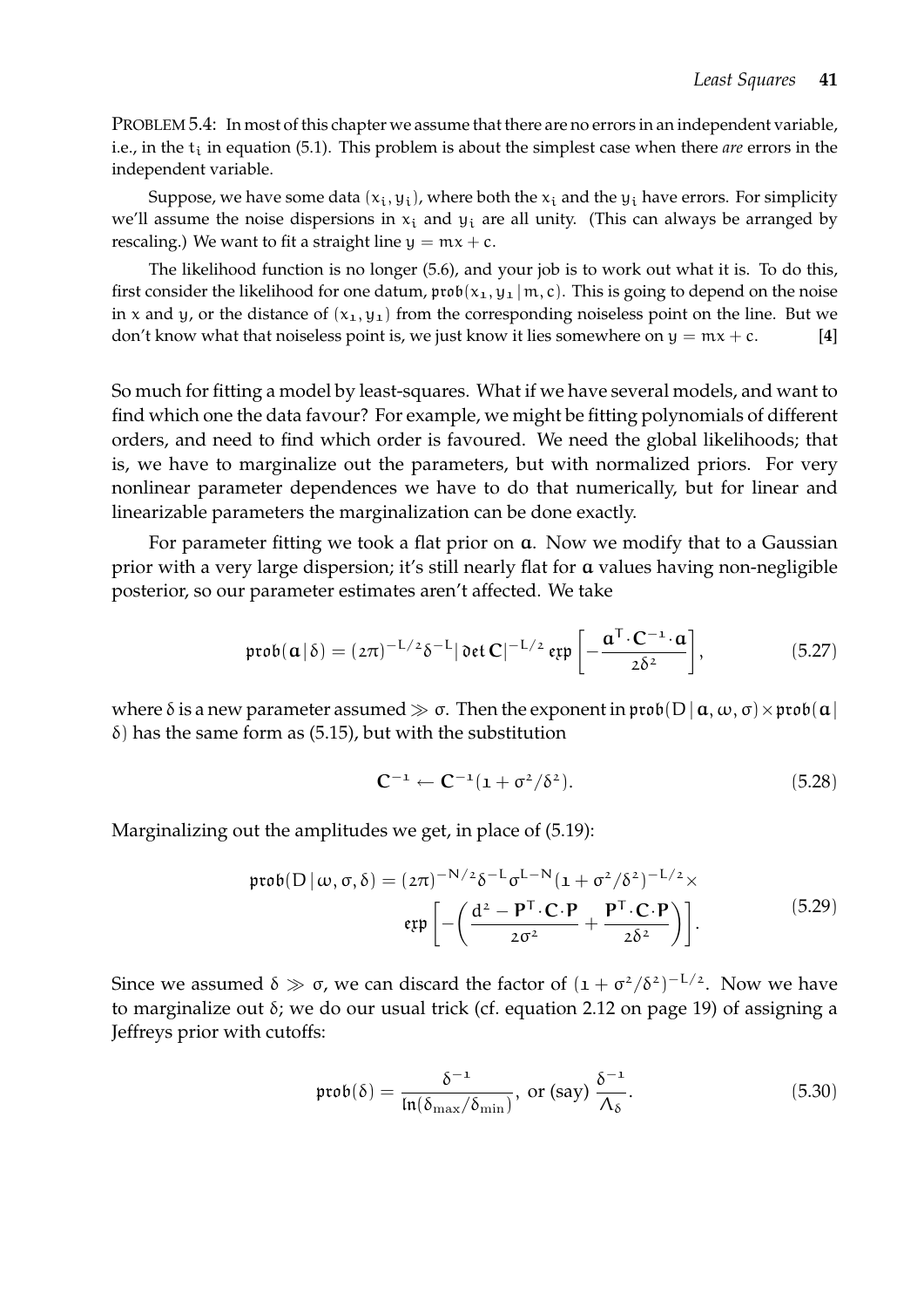PROBLEM 5.4: In most of this chapter we assume that there are no errors in an independent variable, i.e., in the $t_i$ in equation (5.1). This problem is about the simplest case when there *are* errors in the independent variable.

Suppose, we have some data $(x_i, y_i)$, where both the $x_i$ and the $y_i$ have errors. For simplicity we'll assume the noise dispersions in $x_i$ and $y_i$ are all unity. (This can always be arranged by rescaling.) We want to fit a straight line $y = mx + c$.

The likelihood function is no longer (5.6), and your job is to work out what it is. To do this, first consider the likelihood for one datum, $\mathfrak{prob}(x_1, y_1 \,|\, m, c)$. This is going to depend on the noise in $x$ and $y$, or the distance of $(x_1, y_1)$ from the corresponding noiseless point on the line. But we don't know what that noiseless point is, we just know it lies somewhere on $y = mx + c$. **[4]**

So much for fitting a model by least-squares. What if we have several models, and want to find which one the data favour? For example, we might be fitting polynomials of different orders, and need to find which order is favoured. We need the global likelihoods; that is, we have to marginalize out the parameters, but with normalized priors. For very nonlinear parameter dependences we have to do that numerically, but for linear and linearizable parameters the marginalization can be done exactly.

For parameter fitting we took a flat prior on $\mathbf{a}$. Now we modify that to a Gaussian prior with a very large dispersion; it's still nearly flat for $\mathbf{a}$ values having non-negligible posterior, so our parameter estimates aren't affected. We take

$$\mathfrak{prob}(\mathbf{a} \,|\, \delta) = (2\pi)^{-L/2} \delta^{-L} |\,\mathfrak{det}\,\mathbf{C}|^{-L/2}\, \mathfrak{exp}\left[-\frac{\mathbf{a}^T \cdot \mathbf{C}^{-1} \cdot \mathbf{a}}{2\delta^2}\right], \tag{5.27}$$

where $\delta$ is a new parameter assumed $\gg \sigma$. Then the exponent in $\mathfrak{prob}(D \,|\, \mathbf{a}, \omega, \sigma) \times \mathfrak{prob}(\mathbf{a} \,|\, \delta)$ has the same form as (5.15), but with the substitution

$$\mathbf{C}^{-1} \leftarrow \mathbf{C}^{-1}(1 + \sigma^2/\delta^2). \tag{5.28}$$

Marginalizing out the amplitudes we get, in place of (5.19):

$$\begin{aligned} \mathfrak{prob}(D \,|\, \omega, \sigma, \delta) = (2\pi)^{-N/2} \delta^{-L} \sigma^{L-N} (1 + \sigma^2/\delta^2)^{-L/2} \times \\ \mathfrak{exp}\left[-\left(\frac{d^2 - \mathbf{P}^T \cdot \mathbf{C} \cdot \mathbf{P}}{2\sigma^2} + \frac{\mathbf{P}^T \cdot \mathbf{C} \cdot \mathbf{P}}{2\delta^2}\right)\right]. \end{aligned} \tag{5.29}$$

Since we assumed $\delta \gg \sigma$, we can discard the factor of $(1 + \sigma^2/\delta^2)^{-L/2}$. Now we have to marginalize out $\delta$; we do our usual trick (cf. equation 2.12 on page 19) of assigning a Jeffreys prior with cutoffs:

$$\mathfrak{prob}(\delta) = \frac{\delta^{-1}}{\ln(\delta_{\max}/\delta_{\min})}, \text{ or (say) } \frac{\delta^{-1}}{\Lambda_\delta}. \tag{5.30}$$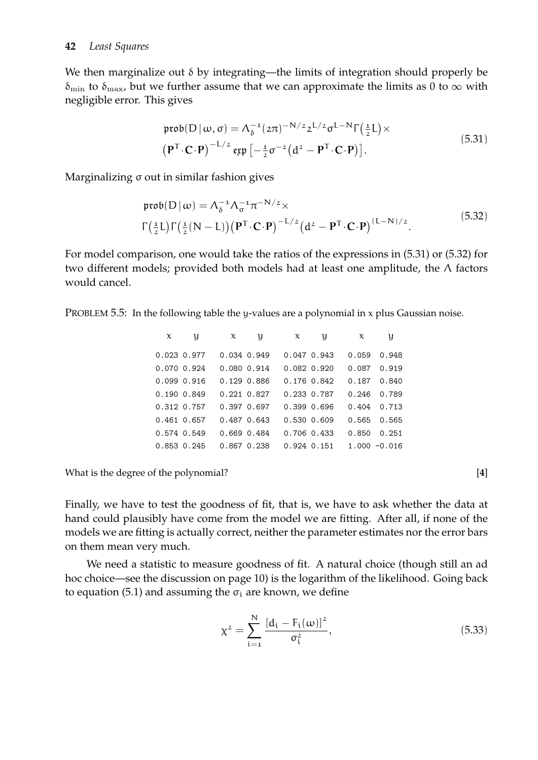We then marginalize out $\delta$ by integrating—the limits of integration should properly be $\delta_{\rm min}$ to $\delta_{\rm max}$, but we further assume that we can approximate the limits as 0 to $\infty$ with negligible error. This gives

$$
\begin{aligned}
\mathfrak{prob}(D \,|\, \omega, \sigma) = \Lambda_\delta^{-1} (2\pi)^{-N/2} 2^{L/2} \sigma^{L-N} \Gamma\big(\tfrac{1}{2}L\big) \times \\
\big(\mathbf{P}^{\mathsf{T}} \cdot \mathbf{C} \cdot \mathbf{P}\big)^{-L/2} \, \mathfrak{exp}\left[-\tfrac{1}{2}\sigma^{-2}\big(d^2 - \mathbf{P}^{\mathsf{T}} \cdot \mathbf{C} \cdot \mathbf{P}\big)\right].
\end{aligned}
\tag{5.31}
$$

Marginalizing $\sigma$ out in similar fashion gives

$$
\begin{aligned}
\mathfrak{prob}(D \,|\, \omega) = \Lambda_\delta^{-1} \Lambda_\sigma^{-1} \pi^{-N/2} \times \\
\Gamma\big(\tfrac{1}{2}L\big) \Gamma\big(\tfrac{1}{2}(N-L)\big) \big(\mathbf{P}^{\mathsf{T}} \cdot \mathbf{C} \cdot \mathbf{P}\big)^{-L/2} \big(d^2 - \mathbf{P}^{\mathsf{T}} \cdot \mathbf{C} \cdot \mathbf{P}\big)^{(L-N)/2}.
\end{aligned}
\tag{5.32}
$$

For model comparison, one would take the ratios of the expressions in (5.31) or (5.32) for two different models; provided both models had at least one amplitude, the $\Lambda$ factors would cancel.

PROBLEM 5.5: In the following table the $y$-values are a polynomial in $x$ plus Gaussian noise.

| $x$ | $y$ | $x$ | $y$ | $x$ | $y$ | $x$ | $y$ |
|---|---|---|---|---|---|---|---|
| 0.023 | 0.977 | 0.034 | 0.949 | 0.047 | 0.943 | 0.059 | 0.948 |
| 0.070 | 0.924 | 0.080 | 0.914 | 0.082 | 0.920 | 0.087 | 0.919 |
| 0.099 | 0.916 | 0.129 | 0.886 | 0.176 | 0.842 | 0.187 | 0.840 |
| 0.190 | 0.849 | 0.221 | 0.827 | 0.233 | 0.787 | 0.246 | 0.789 |
| 0.312 | 0.757 | 0.397 | 0.697 | 0.399 | 0.696 | 0.404 | 0.713 |
| 0.461 | 0.657 | 0.487 | 0.643 | 0.530 | 0.609 | 0.565 | 0.565 |
| 0.574 | 0.549 | 0.669 | 0.484 | 0.706 | 0.433 | 0.850 | 0.251 |
| 0.853 | 0.245 | 0.867 | 0.238 | 0.924 | 0.151 | 1.000 | -0.016 |

What is the degree of the polynomial? **[4]**

Finally, we have to test the goodness of fit, that is, we have to ask whether the data at hand could plausibly have come from the model we are fitting. After all, if none of the models we are fitting is actually correct, neither the parameter estimates nor the error bars on them mean very much.

We need a statistic to measure goodness of fit. A natural choice (though still an ad hoc choice—see the discussion on page 10) is the logarithm of the likelihood. Going back to equation (5.1) and assuming the $\sigma_i$ are known, we define

$$
\chi^2 = \sum_{i=1}^{N} \frac{\left[d_i - F_i(\omega)\right]^2}{\sigma_i^2},
\tag{5.33}
$$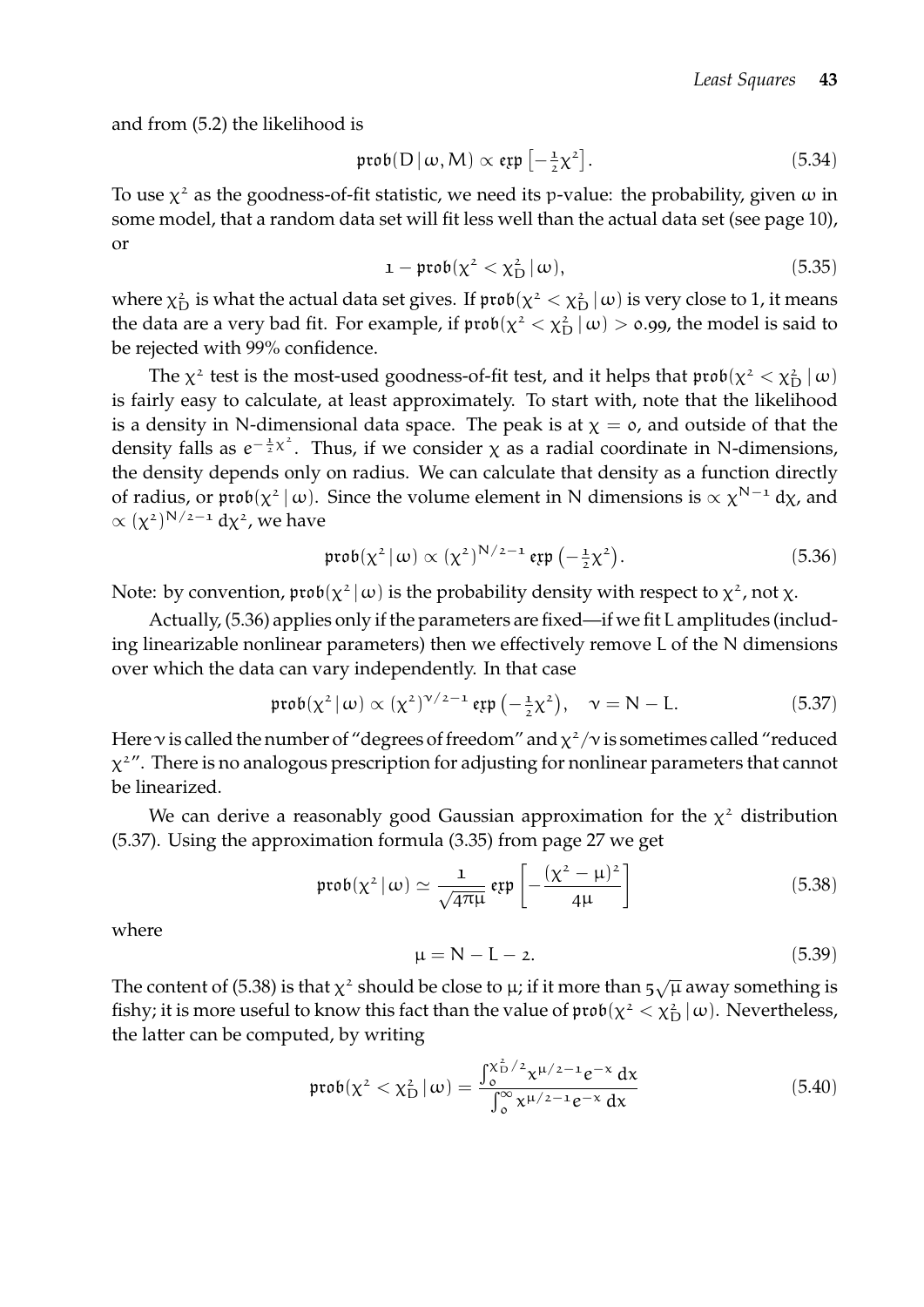and from (5.2) the likelihood is

$$\mathfrak{prob}(D \,|\, \omega, M) \propto \mathfrak{exp}\left[-\tfrac{1}{2}\chi^2\right]. \tag{5.34}$$

To use $\chi^2$ as the goodness-of-fit statistic, we need its p-value: the probability, given $\omega$ in some model, that a random data set will fit less well than the actual data set (see page 10), or

$$1 - \mathfrak{prob}(\chi^2 < \chi^2_D \,|\, \omega), \tag{5.35}$$

where $\chi^2_D$ is what the actual data set gives. If $\mathfrak{prob}(\chi^2 < \chi^2_D \,|\, \omega)$ is very close to 1, it means the data are a very bad fit. For example, if $\mathfrak{prob}(\chi^2 < \chi^2_D \,|\, \omega) > 0.99$, the model is said to be rejected with 99% confidence.

The $\chi^2$ test is the most-used goodness-of-fit test, and it helps that $\mathfrak{prob}(\chi^2 < \chi^2_D \,|\, \omega)$ is fairly easy to calculate, at least approximately. To start with, note that the likelihood is a density in N-dimensional data space. The peak is at $\chi = 0$, and outside of that the density falls as $e^{-\frac{1}{2}\chi^2}$. Thus, if we consider $\chi$ as a radial coordinate in N-dimensions, the density depends only on radius. We can calculate that density as a function directly of radius, or $\mathfrak{prob}(\chi^2 \,|\, \omega)$. Since the volume element in N dimensions is $\propto \chi^{N-1}\,d\chi$, and $\propto (\chi^2)^{N/2-1}\,d\chi^2$, we have

$$\mathfrak{prob}(\chi^2 \,|\, \omega) \propto (\chi^2)^{N/2-1}\,\mathfrak{exp}\left(-\tfrac{1}{2}\chi^2\right). \tag{5.36}$$

Note: by convention, $\mathfrak{prob}(\chi^2 \,|\, \omega)$ is the probability density with respect to $\chi^2$, not $\chi$.

Actually, (5.36) applies only if the parameters are fixed—if we fit L amplitudes (including linearizable nonlinear parameters) then we effectively remove L of the N dimensions over which the data can vary independently. In that case

$$\mathfrak{prob}(\chi^2 \,|\, \omega) \propto (\chi^2)^{\nu/2-1}\,\mathfrak{exp}\left(-\tfrac{1}{2}\chi^2\right), \quad \nu = N - L. \tag{5.37}$$

Here $\nu$ is called the number of "degrees of freedom" and $\chi^2/\nu$ is sometimes called "reduced $\chi^2$". There is no analogous prescription for adjusting for nonlinear parameters that cannot be linearized.

We can derive a reasonably good Gaussian approximation for the $\chi^2$ distribution (5.37). Using the approximation formula (3.35) from page 27 we get

$$\mathfrak{prob}(\chi^2 \,|\, \omega) \simeq \frac{1}{\sqrt{4\pi\mu}}\,\mathfrak{exp}\left[-\frac{(\chi^2 - \mu)^2}{4\mu}\right] \tag{5.38}$$

where

$$\mu = N - L - 2. \tag{5.39}$$

The content of (5.38) is that $\chi^2$ should be close to $\mu$; if it more than $5\sqrt{\mu}$ away something is fishy; it is more useful to know this fact than the value of $\mathfrak{prob}(\chi^2 < \chi^2_D \,|\, \omega)$. Nevertheless, the latter can be computed, by writing

$$\mathfrak{prob}(\chi^2 < \chi^2_D \,|\, \omega) = \frac{\int_0^{\chi^2_D/2} x^{\mu/2-1} e^{-x}\,dx}{\int_0^{\infty} x^{\mu/2-1} e^{-x}\,dx} \tag{5.40}$$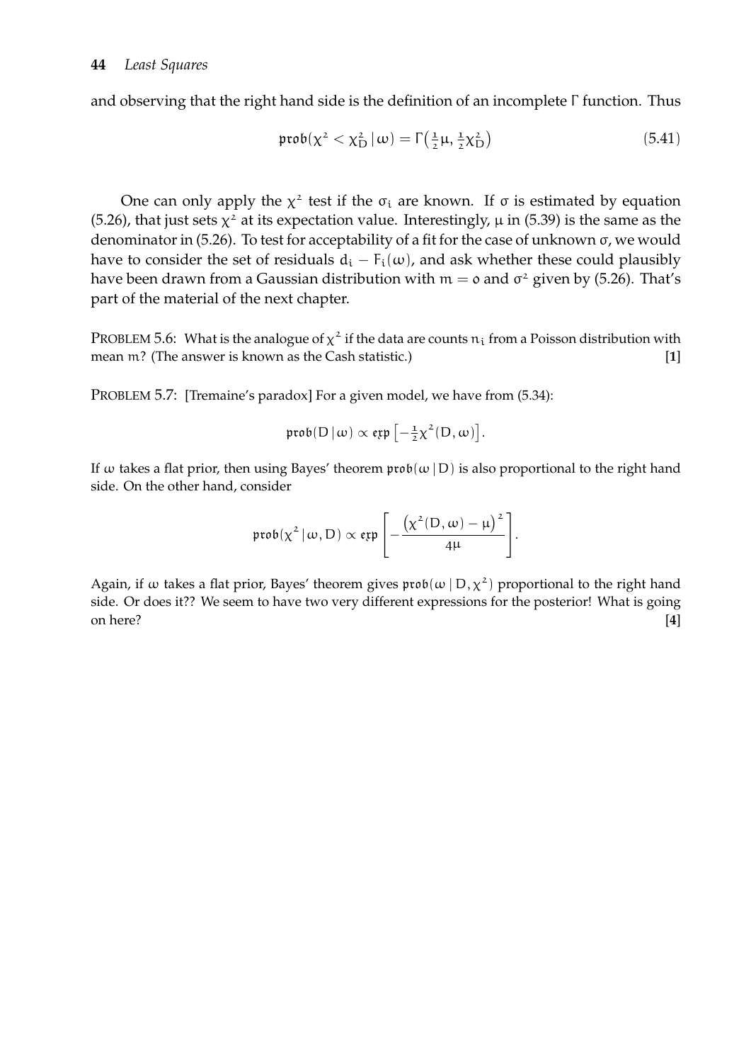and observing that the right hand side is the definition of an incomplete $\Gamma$ function. Thus

$$\mathfrak{prob}(\chi^2 < \chi_D^2 \,|\, \omega) = \Gamma\big(\tfrac{1}{2}\mu,\, \tfrac{1}{2}\chi_D^2\big) \tag{5.41}$$

One can only apply the $\chi^2$ test if the $\sigma_i$ are known. If $\sigma$ is estimated by equation (5.26), that just sets $\chi^2$ at its expectation value. Interestingly, $\mu$ in (5.39) is the same as the denominator in (5.26). To test for acceptability of a fit for the case of unknown $\sigma$, we would have to consider the set of residuals $d_i - F_i(\omega)$, and ask whether these could plausibly have been drawn from a Gaussian distribution with $m = 0$ and $\sigma^2$ given by (5.26). That's part of the material of the next chapter.

PROBLEM 5.6: What is the analogue of $\chi^2$ if the data are counts $n_i$ from a Poisson distribution with mean $m$? (The answer is known as the Cash statistic.) **[1]**

PROBLEM 5.7: [Tremaine's paradox] For a given model, we have from (5.34):

$$\mathfrak{prob}(D \,|\, \omega) \propto \mathfrak{exp}\left[-\tfrac{1}{2}\chi^2(D, \omega)\right].$$

If $\omega$ takes a flat prior, then using Bayes' theorem $\mathfrak{prob}(\omega \,|\, D)$ is also proportional to the right hand side. On the other hand, consider

$$\mathfrak{prob}(\chi^2 \,|\, \omega, D) \propto \mathfrak{exp}\left[-\frac{\left(\chi^2(D, \omega) - \mu\right)^2}{4\mu}\right].$$

Again, if $\omega$ takes a flat prior, Bayes' theorem gives $\mathfrak{prob}(\omega \,|\, D, \chi^2)$ proportional to the right hand side. Or does it?? We seem to have two very different expressions for the posterior! What is going on here? **[4]**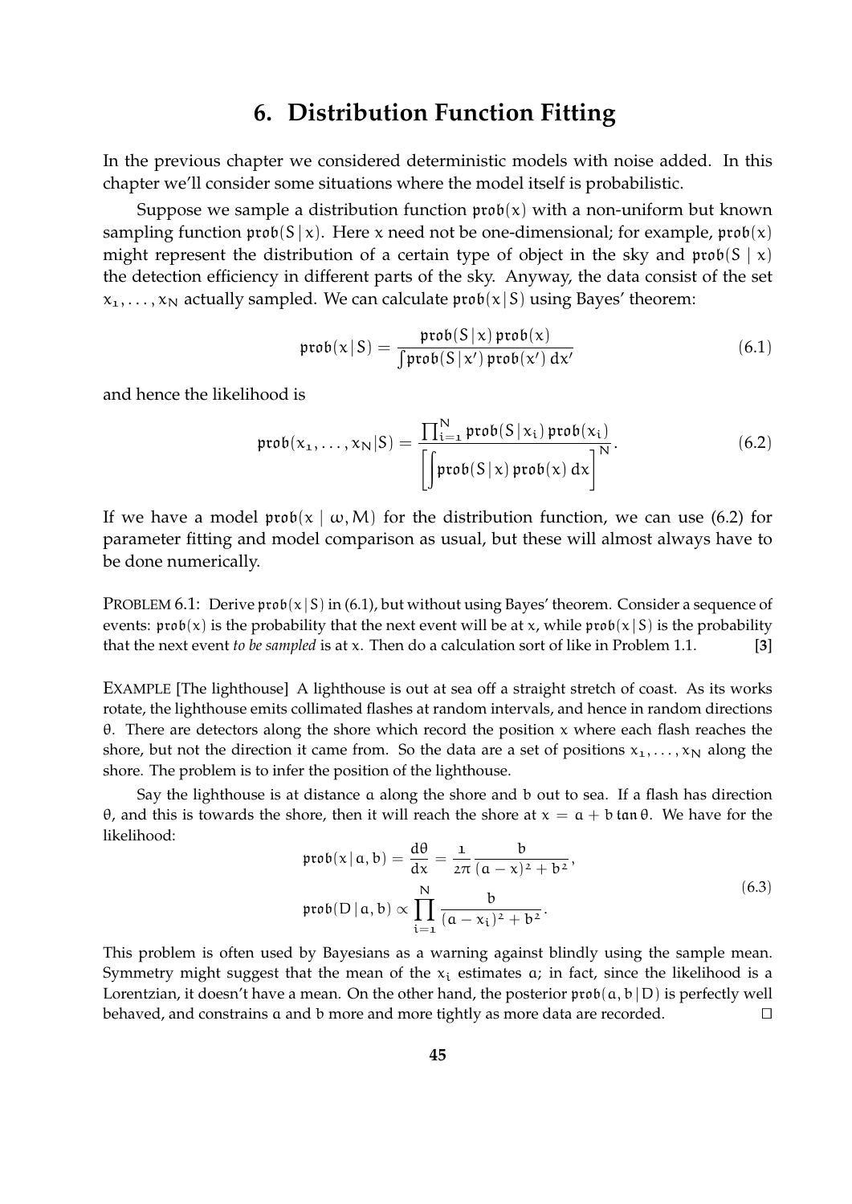# 6. Distribution Function Fitting

In the previous chapter we considered deterministic models with noise added. In this chapter we'll consider some situations where the model itself is probabilistic.

Suppose we sample a distribution function $\mathfrak{prob}(x)$ with a non-uniform but known sampling function $\mathfrak{prob}(S \,|\, x)$. Here $x$ need not be one-dimensional; for example, $\mathfrak{prob}(x)$ might represent the distribution of a certain type of object in the sky and $\mathfrak{prob}(S \mid x)$ the detection efficiency in different parts of the sky. Anyway, the data consist of the set $x_1, \ldots, x_N$ actually sampled. We can calculate $\mathfrak{prob}(x \,|\, S)$ using Bayes' theorem:

$$
\mathfrak{prob}(x \,|\, S) = \frac{\mathfrak{prob}(S \,|\, x)\, \mathfrak{prob}(x)}{\int \mathfrak{prob}(S \,|\, x')\, \mathfrak{prob}(x')\, dx'} \tag{6.1}
$$

and hence the likelihood is

$$
\mathfrak{prob}(x_1, \ldots, x_N | S) = \frac{\prod_{i=1}^{N} \mathfrak{prob}(S \,|\, x_i)\, \mathfrak{prob}(x_i)}{\left[ \displaystyle\int \mathfrak{prob}(S \,|\, x)\, \mathfrak{prob}(x)\, dx \right]^N}. \tag{6.2}
$$

If we have a model $\mathfrak{prob}(x \mid \omega, M)$ for the distribution function, we can use (6.2) for parameter fitting and model comparison as usual, but these will almost always have to be done numerically.

PROBLEM 6.1: Derive $\mathfrak{prob}(x \,|\, S)$ in (6.1), but without using Bayes' theorem. Consider a sequence of events: $\mathfrak{prob}(x)$ is the probability that the next event will be at $x$, while $\mathfrak{prob}(x \,|\, S)$ is the probability that the next event *to be sampled* is at $x$. Then do a calculation sort of like in Problem 1.1. **[3]**

EXAMPLE [The lighthouse] A lighthouse is out at sea off a straight stretch of coast. As its works rotate, the lighthouse emits collimated flashes at random intervals, and hence in random directions $\theta$. There are detectors along the shore which record the position $x$ where each flash reaches the shore, but not the direction it came from. So the data are a set of positions $x_1, \ldots, x_N$ along the shore. The problem is to infer the position of the lighthouse.

Say the lighthouse is at distance $a$ along the shore and $b$ out to sea. If a flash has direction $\theta$, and this is towards the shore, then it will reach the shore at $x = a + b \tan\theta$. We have for the likelihood:

$$
\begin{aligned}
\mathfrak{prob}(x \,|\, a, b) &= \frac{d\theta}{dx} = \frac{1}{2\pi} \frac{b}{(a - x)^2 + b^2}, \\
\mathfrak{prob}(D \,|\, a, b) &\propto \prod_{i=1}^{N} \frac{b}{(a - x_i)^2 + b^2}.
\end{aligned} \tag{6.3}
$$

This problem is often used by Bayesians as a warning against blindly using the sample mean. Symmetry might suggest that the mean of the $x_i$ estimates $a$; in fact, since the likelihood is a Lorentzian, it doesn't have a mean. On the other hand, the posterior $\mathfrak{prob}(a, b \,|\, D)$ is perfectly well behaved, and constrains $a$ and $b$ more and more tightly as more data are recorded. □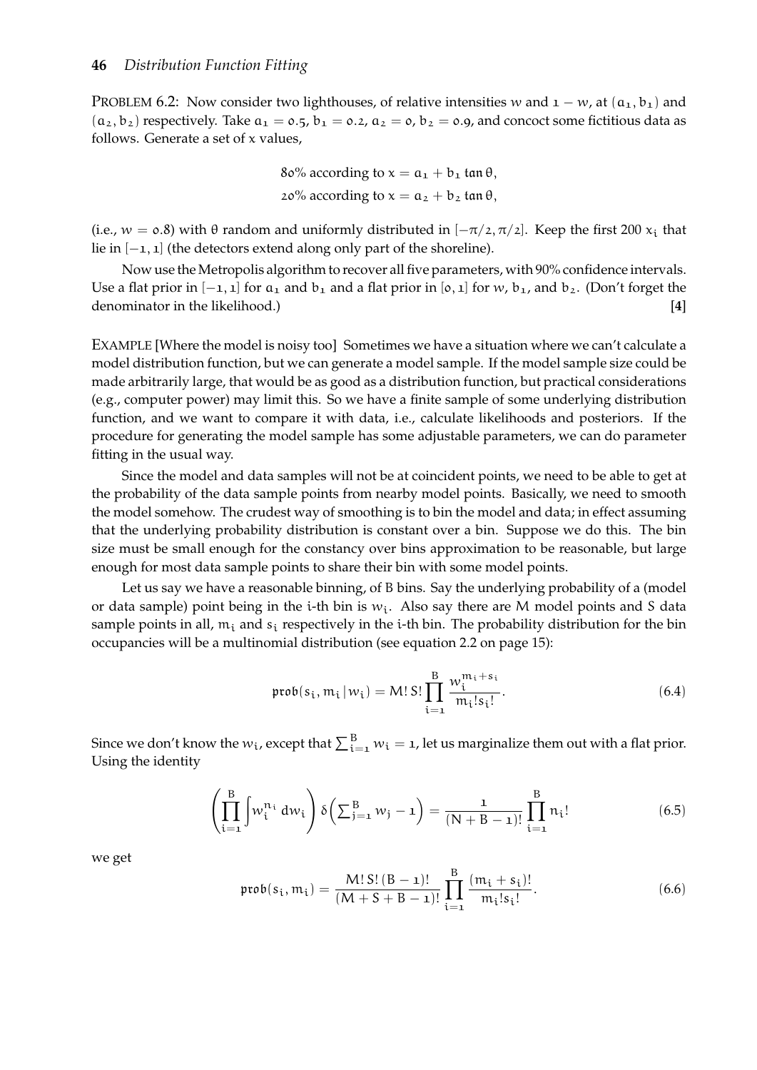PROBLEM 6.2: Now consider two lighthouses, of relative intensities $w$ and $1-w$, at $(a_1, b_1)$ and $(a_2, b_2)$ respectively. Take $a_1 = 0.5$, $b_1 = 0.2$, $a_2 = 0$, $b_2 = 0.9$, and concoct some fictitious data as follows. Generate a set of $x$ values,

$$
\begin{aligned}
&80\% \text{ according to } x = a_1 + b_1 \tan\theta, \\
&20\% \text{ according to } x = a_2 + b_2 \tan\theta,
\end{aligned}
$$

(i.e., $w = 0.8$) with $\theta$ random and uniformly distributed in $[-\pi/2, \pi/2]$. Keep the first 200 $x_i$ that lie in $[-1, 1]$ (the detectors extend along only part of the shoreline).

Now use the Metropolis algorithm to recover all five parameters, with 90% confidence intervals. Use a flat prior in $[-1, 1]$ for $a_1$ and $b_1$ and a flat prior in $[0, 1]$ for $w$, $b_1$, and $b_2$. (Don't forget the denominator in the likelihood.) **[4]**

EXAMPLE [Where the model is noisy too] Sometimes we have a situation where we can't calculate a model distribution function, but we can generate a model sample. If the model sample size could be made arbitrarily large, that would be as good as a distribution function, but practical considerations (e.g., computer power) may limit this. So we have a finite sample of some underlying distribution function, and we want to compare it with data, i.e., calculate likelihoods and posteriors. If the procedure for generating the model sample has some adjustable parameters, we can do parameter fitting in the usual way.

Since the model and data samples will not be at coincident points, we need to be able to get at the probability of the data sample points from nearby model points. Basically, we need to smooth the model somehow. The crudest way of smoothing is to bin the model and data; in effect assuming that the underlying probability distribution is constant over a bin. Suppose we do this. The bin size must be small enough for the constancy over bins approximation to be reasonable, but large enough for most data sample points to share their bin with some model points.

Let us say we have a reasonable binning, of $B$ bins. Say the underlying probability of a (model or data sample) point being in the $i$-th bin is $w_i$. Also say there are $M$ model points and $S$ data sample points in all, $m_i$ and $s_i$ respectively in the $i$-th bin. The probability distribution for the bin occupancies will be a multinomial distribution (see equation 2.2 on page 15):

$$
\mathfrak{prob}(s_i, m_i \,|\, w_i) = M!\, S! \prod_{i=1}^{B} \frac{w_i^{m_i+s_i}}{m_i!\, s_i!}. \tag{6.4}
$$

Since we don't know the $w_i$, except that $\sum_{i=1}^{B} w_i = 1$, let us marginalize them out with a flat prior. Using the identity

$$
\left( \prod_{i=1}^{B} \int w_i^{n_i}\, dw_i \right) \delta\!\left( \textstyle\sum_{j=1}^{B} w_j - 1 \right) = \frac{1}{(N+B-1)!} \prod_{i=1}^{B} n_i! \tag{6.5}
$$

we get

$$
\mathfrak{prob}(s_i, m_i) = \frac{M!\, S!\, (B-1)!}{(M+S+B-1)!} \prod_{i=1}^{B} \frac{(m_i+s_i)!}{m_i!\, s_i!}. \tag{6.6}
$$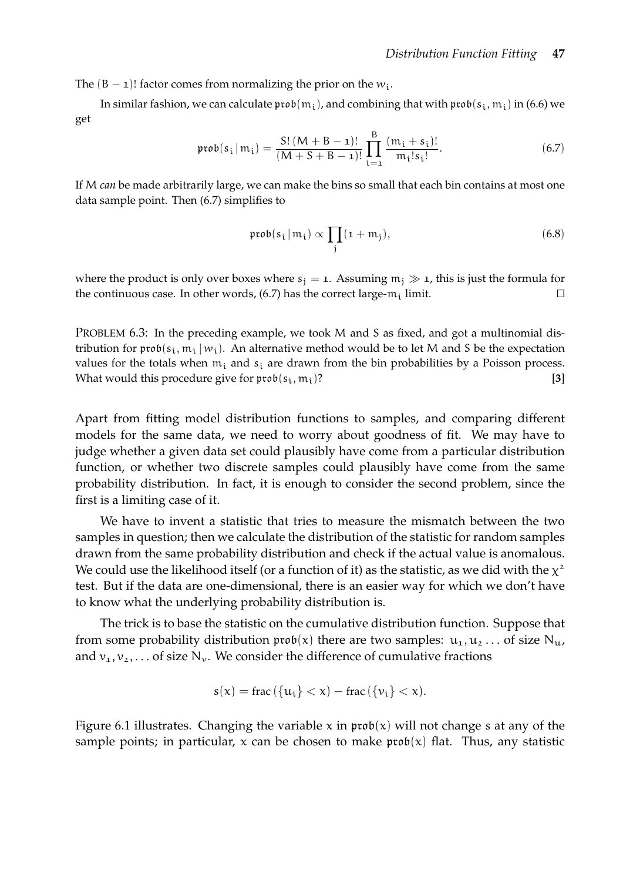The $(B-1)!$ factor comes from normalizing the prior on the $w_i$.

In similar fashion, we can calculate $\mathfrak{prob}(m_i)$, and combining that with $\mathfrak{prob}(s_i, m_i)$ in (6.6) we get

$$\mathfrak{prob}(s_i \,|\, m_i) = \frac{S!\,(M+B-1)!}{(M+S+B-1)!} \prod_{i=1}^{B} \frac{(m_i+s_i)!}{m_i! s_i!}. \tag{6.7}$$

If $M$ *can* be made arbitrarily large, we can make the bins so small that each bin contains at most one data sample point. Then (6.7) simplifies to

$$\mathfrak{prob}(s_i \,|\, m_i) \propto \prod_j (1+m_j), \tag{6.8}$$

where the product is only over boxes where $s_j = 1$. Assuming $m_j \gg 1$, this is just the formula for the continuous case. In other words, (6.7) has the correct large-$m_i$ limit. □

PROBLEM 6.3: In the preceding example, we took $M$ and $S$ as fixed, and got a multinomial distribution for $\mathfrak{prob}(s_i, m_i \,|\, w_i)$. An alternative method would be to let $M$ and $S$ be the expectation values for the totals when $m_i$ and $s_i$ are drawn from the bin probabilities by a Poisson process. What would this procedure give for $\mathfrak{prob}(s_i, m_i)$? **[3]**

Apart from fitting model distribution functions to samples, and comparing different models for the same data, we need to worry about goodness of fit. We may have to judge whether a given data set could plausibly have come from a particular distribution function, or whether two discrete samples could plausibly have come from the same probability distribution. In fact, it is enough to consider the second problem, since the first is a limiting case of it.

We have to invent a statistic that tries to measure the mismatch between the two samples in question; then we calculate the distribution of the statistic for random samples drawn from the same probability distribution and check if the actual value is anomalous. We could use the likelihood itself (or a function of it) as the statistic, as we did with the $\chi^2$ test. But if the data are one-dimensional, there is an easier way for which we don't have to know what the underlying probability distribution is.

The trick is to base the statistic on the cumulative distribution function. Suppose that from some probability distribution $\mathfrak{prob}(x)$ there are two samples: $u_1, u_2 \ldots$ of size $N_u$, and $v_1, v_2, \ldots$ of size $N_v$. We consider the difference of cumulative fractions

$$s(x) = \text{frac}\,(\{u_i\} < x) - \text{frac}\,(\{v_i\} < x).$$

Figure 6.1 illustrates. Changing the variable $x$ in $\mathfrak{prob}(x)$ will not change $s$ at any of the sample points; in particular, $x$ can be chosen to make $\mathfrak{prob}(x)$ flat. Thus, any statistic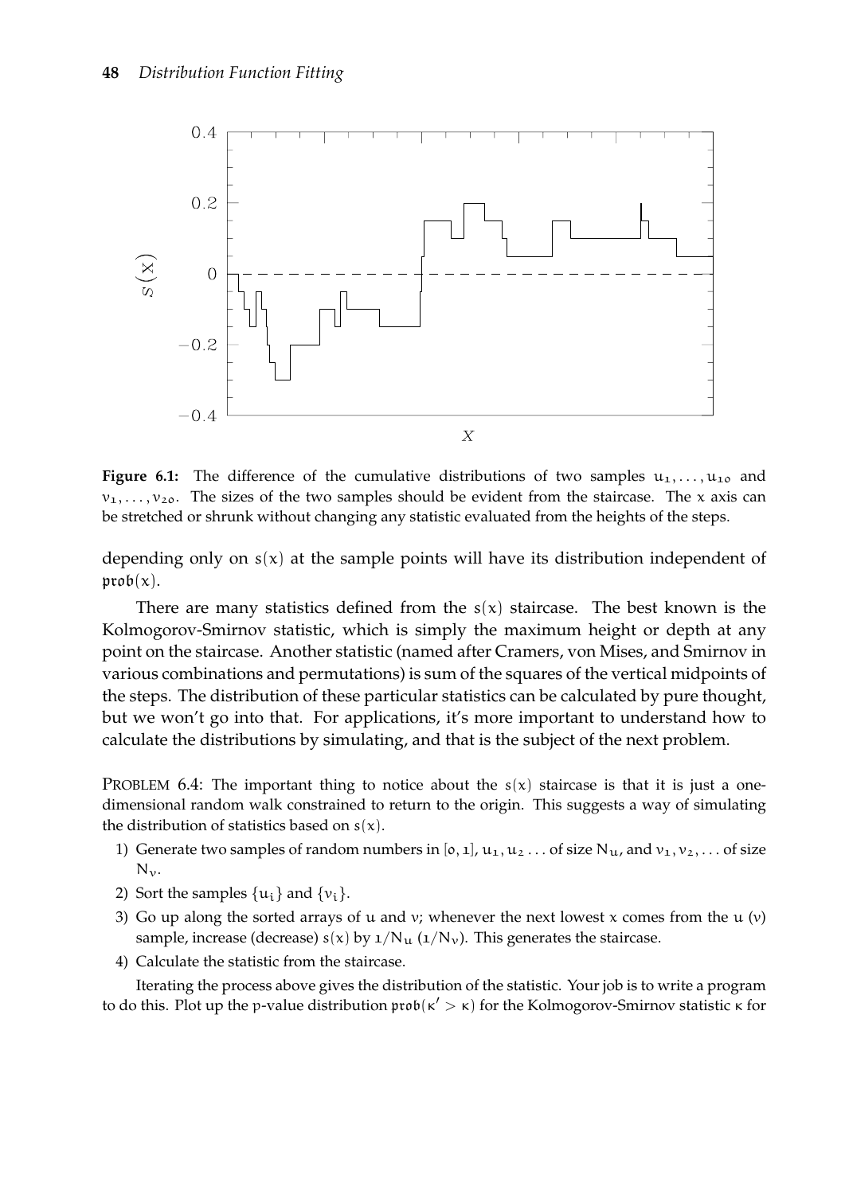**Figure 6.1:** The difference of the cumulative distributions of two samples $u_1, \ldots, u_{10}$ and $v_1, \ldots, v_{20}$. The sizes of the two samples should be evident from the staircase. The $x$ axis can be stretched or shrunk without changing any statistic evaluated from the heights of the steps.

depending only on $s(x)$ at the sample points will have its distribution independent of $\mathfrak{prob}(x)$.

There are many statistics defined from the $s(x)$ staircase. The best known is the Kolmogorov-Smirnov statistic, which is simply the maximum height or depth at any point on the staircase. Another statistic (named after Cramers, von Mises, and Smirnov in various combinations and permutations) is sum of the squares of the vertical midpoints of the steps. The distribution of these particular statistics can be calculated by pure thought, but we won't go into that. For applications, it's more important to understand how to calculate the distributions by simulating, and that is the subject of the next problem.

PROBLEM 6.4: The important thing to notice about the $s(x)$ staircase is that it is just a one-dimensional random walk constrained to return to the origin. This suggests a way of simulating the distribution of statistics based on $s(x)$.

1) Generate two samples of random numbers in $[0, 1]$, $u_1, u_2 \ldots$ of size $N_u$, and $v_1, v_2, \ldots$ of size $N_v$.
2) Sort the samples $\{u_i\}$ and $\{v_i\}$.
3) Go up along the sorted arrays of $u$ and $v$; whenever the next lowest $x$ comes from the $u$ ($v$) sample, increase (decrease) $s(x)$ by $1/N_u$ ($1/N_v$). This generates the staircase.
4) Calculate the statistic from the staircase.

Iterating the process above gives the distribution of the statistic. Your job is to write a program to do this. Plot up the p-value distribution $\mathfrak{prob}(\kappa' > \kappa)$ for the Kolmogorov-Smirnov statistic $\kappa$ for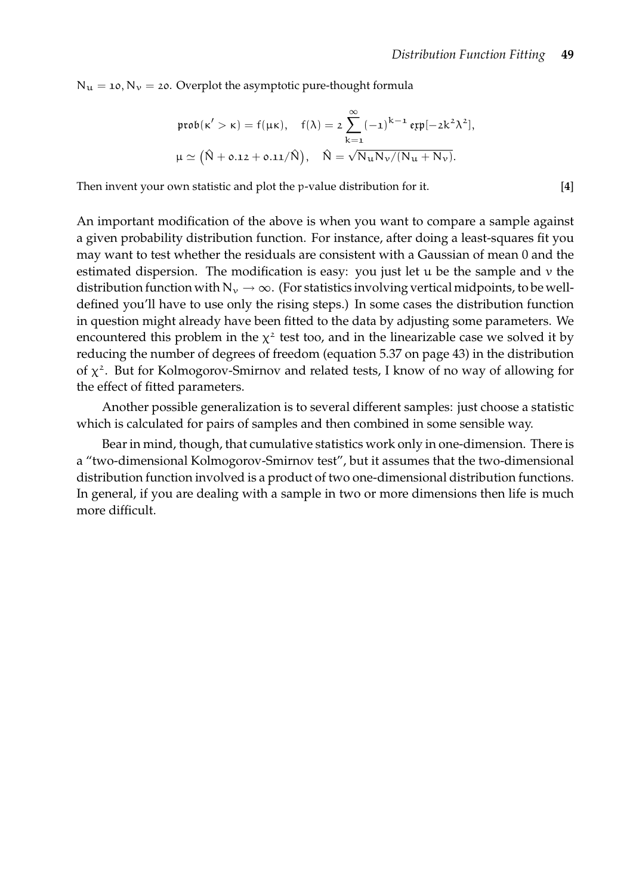$N_u = 10, N_v = 20$. Overplot the asymptotic pure-thought formula

$$\mathfrak{prob}(\kappa' > \kappa) = f(\mu\kappa), \quad f(\lambda) = 2\sum_{k=1}^{\infty}(-1)^{k-1}\,\mathfrak{exp}[-2k^2\lambda^2],$$

$$\mu \simeq \left(\hat{N} + 0.12 + 0.11/\hat{N}\right), \quad \hat{N} = \sqrt{N_u N_v/(N_u + N_v)}.$$

Then invent your own statistic and plot the p-value distribution for it. **[4]**

An important modification of the above is when you want to compare a sample against a given probability distribution function. For instance, after doing a least-squares fit you may want to test whether the residuals are consistent with a Gaussian of mean 0 and the estimated dispersion. The modification is easy: you just let $u$ be the sample and $v$ the distribution function with $N_v \to \infty$. (For statistics involving vertical midpoints, to be well-defined you'll have to use only the rising steps.) In some cases the distribution function in question might already have been fitted to the data by adjusting some parameters. We encountered this problem in the $\chi^2$ test too, and in the linearizable case we solved it by reducing the number of degrees of freedom (equation 5.37 on page 43) in the distribution of $\chi^2$. But for Kolmogorov-Smirnov and related tests, I know of no way of allowing for the effect of fitted parameters.

Another possible generalization is to several different samples: just choose a statistic which is calculated for pairs of samples and then combined in some sensible way.

Bear in mind, though, that cumulative statistics work only in one-dimension. There is a "two-dimensional Kolmogorov-Smirnov test", but it assumes that the two-dimensional distribution function involved is a product of two one-dimensional distribution functions. In general, if you are dealing with a sample in two or more dimensions then life is much more difficult.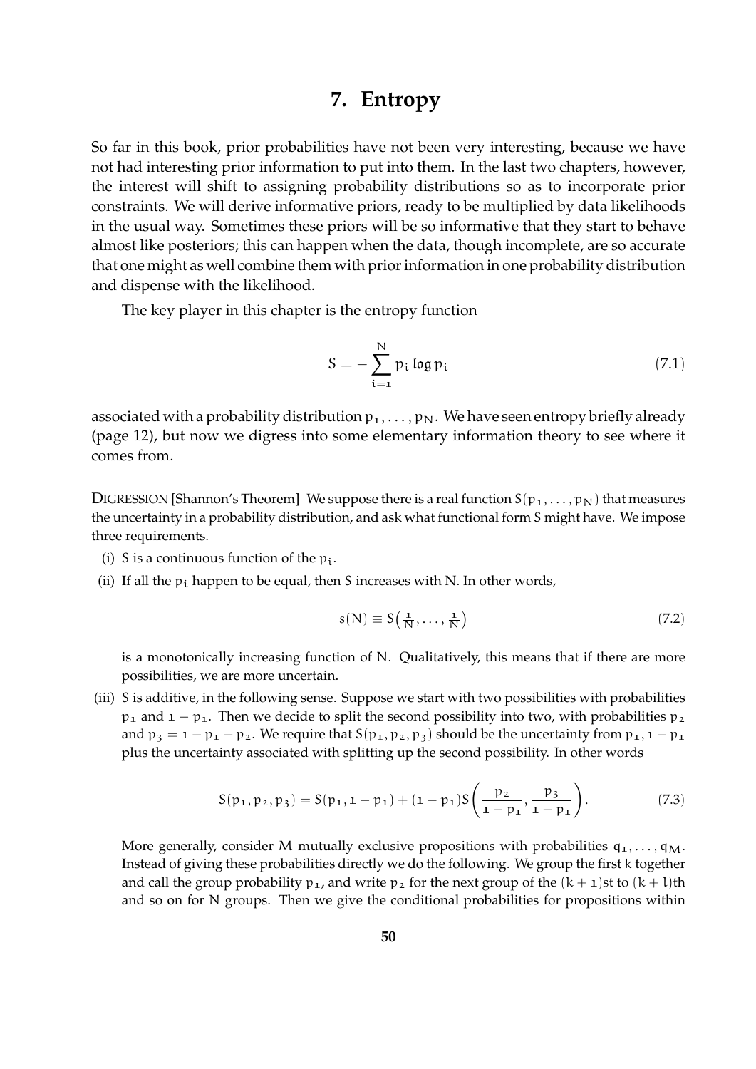# 7. Entropy

So far in this book, prior probabilities have not been very interesting, because we have not had interesting prior information to put into them. In the last two chapters, however, the interest will shift to assigning probability distributions so as to incorporate prior constraints. We will derive informative priors, ready to be multiplied by data likelihoods in the usual way. Sometimes these priors will be so informative that they start to behave almost like posteriors; this can happen when the data, though incomplete, are so accurate that one might as well combine them with prior information in one probability distribution and dispense with the likelihood.

The key player in this chapter is the entropy function

$$S = -\sum_{i=1}^{N} p_i \log p_i \tag{7.1}$$

associated with a probability distribution $p_1, \ldots, p_N$. We have seen entropy briefly already (page 12), but now we digress into some elementary information theory to see where it comes from.

DIGRESSION [Shannon's Theorem] We suppose there is a real function $S(p_1, \ldots, p_N)$ that measures the uncertainty in a probability distribution, and ask what functional form S might have. We impose three requirements.

(i) S is a continuous function of the $p_i$.

(ii) If all the $p_i$ happen to be equal, then S increases with N. In other words,

$$s(N) \equiv S\left(\tfrac{1}{N}, \ldots, \tfrac{1}{N}\right) \tag{7.2}$$

is a monotonically increasing function of N. Qualitatively, this means that if there are more possibilities, we are more uncertain.

(iii) S is additive, in the following sense. Suppose we start with two possibilities with probabilities $p_1$ and $1 - p_1$. Then we decide to split the second possibility into two, with probabilities $p_2$ and $p_3 = 1 - p_1 - p_2$. We require that $S(p_1, p_2, p_3)$ should be the uncertainty from $p_1, 1 - p_1$ plus the uncertainty associated with splitting up the second possibility. In other words

$$S(p_1, p_2, p_3) = S(p_1, 1 - p_1) + (1 - p_1) S\left(\frac{p_2}{1 - p_1}, \frac{p_3}{1 - p_1}\right). \tag{7.3}$$

More generally, consider M mutually exclusive propositions with probabilities $q_1, \ldots, q_M$. Instead of giving these probabilities directly we do the following. We group the first k together and call the group probability $p_1$, and write $p_2$ for the next group of the $(k+1)$st to $(k+l)$th and so on for N groups. Then we give the conditional probabilities for propositions within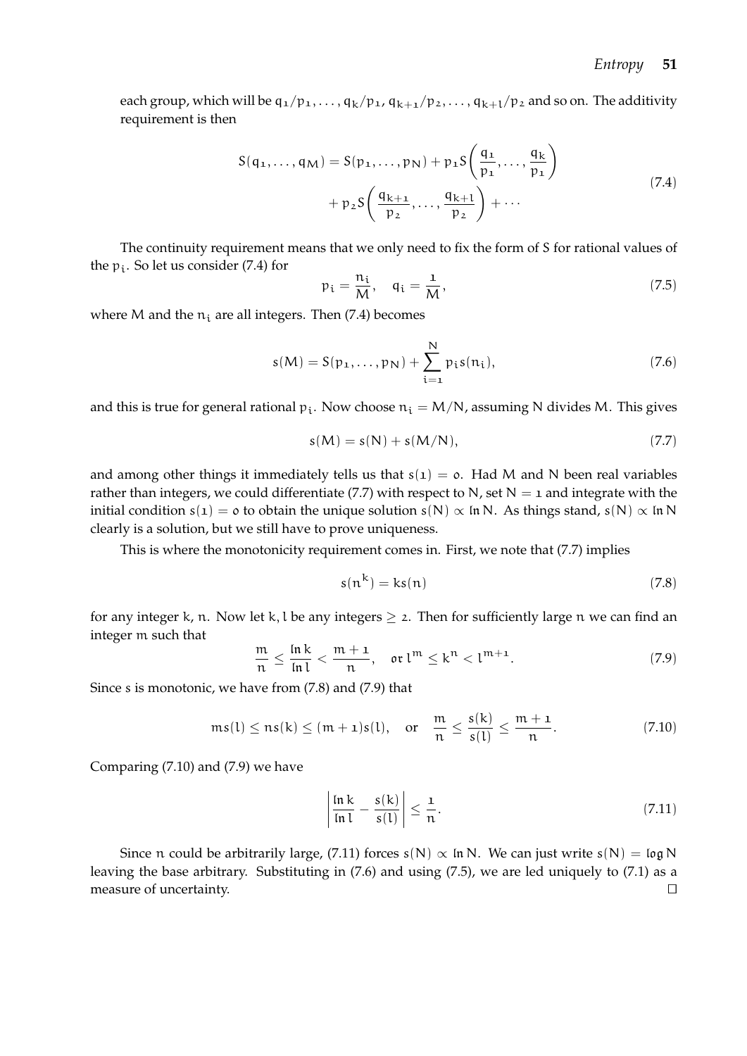each group, which will be $q_1/p_1, \ldots, q_k/p_1$, $q_{k+1}/p_2, \ldots, q_{k+l}/p_2$ and so on. The additivity requirement is then

$$
\begin{aligned}
S(q_1, \ldots, q_M) = S(p_1, \ldots, p_N) + p_1 S\left(\frac{q_1}{p_1}, \ldots, \frac{q_k}{p_1}\right) \\
+ p_2 S\left(\frac{q_{k+1}}{p_2}, \ldots, \frac{q_{k+l}}{p_2}\right) + \cdots
\end{aligned}
\tag{7.4}
$$

The continuity requirement means that we only need to fix the form of $S$ for rational values of the $p_i$. So let us consider (7.4) for

$$
p_i = \frac{n_i}{M}, \quad q_i = \frac{1}{M}, \tag{7.5}
$$

where $M$ and the $n_i$ are all integers. Then (7.4) becomes

$$
s(M) = S(p_1, \ldots, p_N) + \sum_{i=1}^{N} p_i s(n_i), \tag{7.6}
$$

and this is true for general rational $p_i$. Now choose $n_i = M/N$, assuming $N$ divides $M$. This gives

$$
s(M) = s(N) + s(M/N), \tag{7.7}
$$

and among other things it immediately tells us that $s(1) = 0$. Had $M$ and $N$ been real variables rather than integers, we could differentiate (7.7) with respect to $N$, set $N = 1$ and integrate with the initial condition $s(1) = 0$ to obtain the unique solution $s(N) \propto \ln N$. As things stand, $s(N) \propto \ln N$ clearly is a solution, but we still have to prove uniqueness.

This is where the monotonicity requirement comes in. First, we note that (7.7) implies

$$
s(n^k) = k s(n) \tag{7.8}
$$

for any integer $k, n$. Now let $k, l$ be any integers $\geq 2$. Then for sufficiently large $n$ we can find an integer $m$ such that

$$
\frac{m}{n} \leq \frac{\ln k}{\ln l} < \frac{m+1}{n}, \quad \text{or } l^m \leq k^n < l^{m+1}. \tag{7.9}
$$

Since $s$ is monotonic, we have from (7.8) and (7.9) that

$$
m s(l) \leq n s(k) \leq (m+1) s(l), \quad \text{or} \quad \frac{m}{n} \leq \frac{s(k)}{s(l)} \leq \frac{m+1}{n}. \tag{7.10}
$$

Comparing (7.10) and (7.9) we have

$$
\left| \frac{\ln k}{\ln l} - \frac{s(k)}{s(l)} \right| \leq \frac{1}{n}. \tag{7.11}
$$

Since $n$ could be arbitrarily large, (7.11) forces $s(N) \propto \ln N$. We can just write $s(N) = \log N$ leaving the base arbitrary. Substituting in (7.6) and using (7.5), we are led uniquely to (7.1) as a measure of uncertainty. □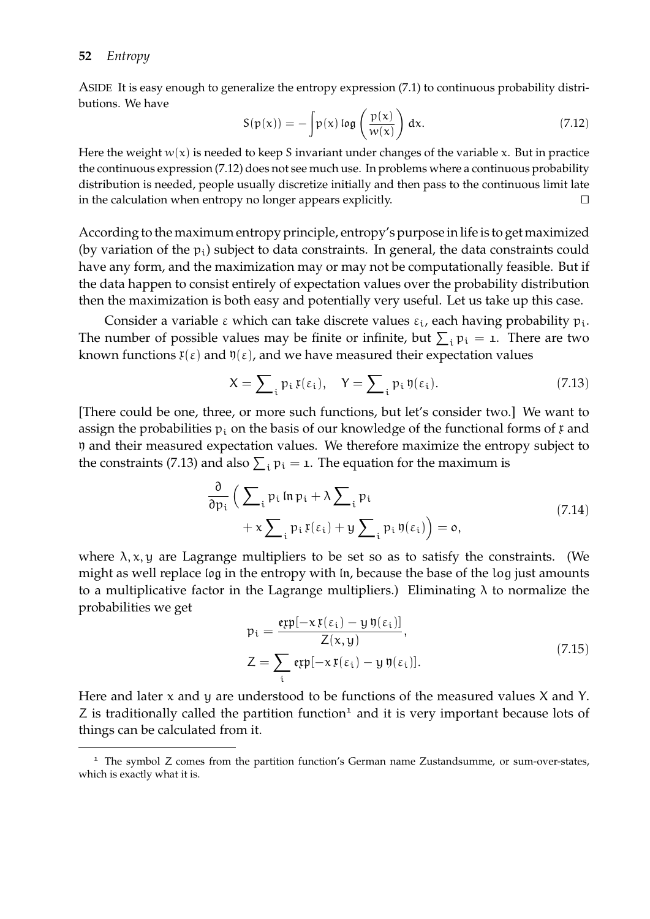ASIDE It is easy enough to generalize the entropy expression (7.1) to continuous probability distributions. We have

$$S(p(x)) = -\int p(x) \log \left( \frac{p(x)}{w(x)} \right) dx. \tag{7.12}$$

Here the weight $w(x)$ is needed to keep $S$ invariant under changes of the variable $x$. But in practice the continuous expression (7.12) does not see much use. In problems where a continuous probability distribution is needed, people usually discretize initially and then pass to the continuous limit late in the calculation when entropy no longer appears explicitly. □

According to the maximum entropy principle, entropy's purpose in life is to get maximized (by variation of the $p_i$) subject to data constraints. In general, the data constraints could have any form, and the maximization may or may not be computationally feasible. But if the data happen to consist entirely of expectation values over the probability distribution then the maximization is both easy and potentially very useful. Let us take up this case.

Consider a variable $\varepsilon$ which can take discrete values $\varepsilon_i$, each having probability $p_i$. The number of possible values may be finite or infinite, but $\sum_i p_i = 1$. There are two known functions $\mathfrak{x}(\varepsilon)$ and $\mathfrak{y}(\varepsilon)$, and we have measured their expectation values

$$X = \sum\nolimits_i p_i \, \mathfrak{x}(\varepsilon_i), \quad Y = \sum\nolimits_i p_i \, \mathfrak{y}(\varepsilon_i). \tag{7.13}$$

[There could be one, three, or more such functions, but let's consider two.] We want to assign the probabilities $p_i$ on the basis of our knowledge of the functional forms of $\mathfrak{x}$ and $\mathfrak{y}$ and their measured expectation values. We therefore maximize the entropy subject to the constraints (7.13) and also $\sum_i p_i = 1$. The equation for the maximum is

$$\begin{aligned} \frac{\partial}{\partial p_i} \Big( \sum\nolimits_i p_i \ln p_i + \lambda \sum\nolimits_i p_i \\ + x \sum\nolimits_i p_i \, \mathfrak{x}(\varepsilon_i) + y \sum\nolimits_i p_i \, \mathfrak{y}(\varepsilon_i) \Big) = 0, \end{aligned} \tag{7.14}$$

where $\lambda, x, y$ are Lagrange multipliers to be set so as to satisfy the constraints. (We might as well replace $\log$ in the entropy with $\ln$, because the base of the $\log$ just amounts to a multiplicative factor in the Lagrange multipliers.) Eliminating $\lambda$ to normalize the probabilities we get

$$\begin{aligned} p_i &= \frac{\exp[-x \, \mathfrak{x}(\varepsilon_i) - y \, \mathfrak{y}(\varepsilon_i)]}{Z(x,y)}, \\ Z &= \sum_i \exp[-x \, \mathfrak{x}(\varepsilon_i) - y \, \mathfrak{y}(\varepsilon_i)]. \end{aligned} \tag{7.15}$$

Here and later $x$ and $y$ are understood to be functions of the measured values $X$ and $Y$. $Z$ is traditionally called the partition function[1] and it is very important because lots of things can be calculated from it.

[1] The symbol Z comes from the partition function's German name Zustandsumme, or sum-over-states, which is exactly what it is.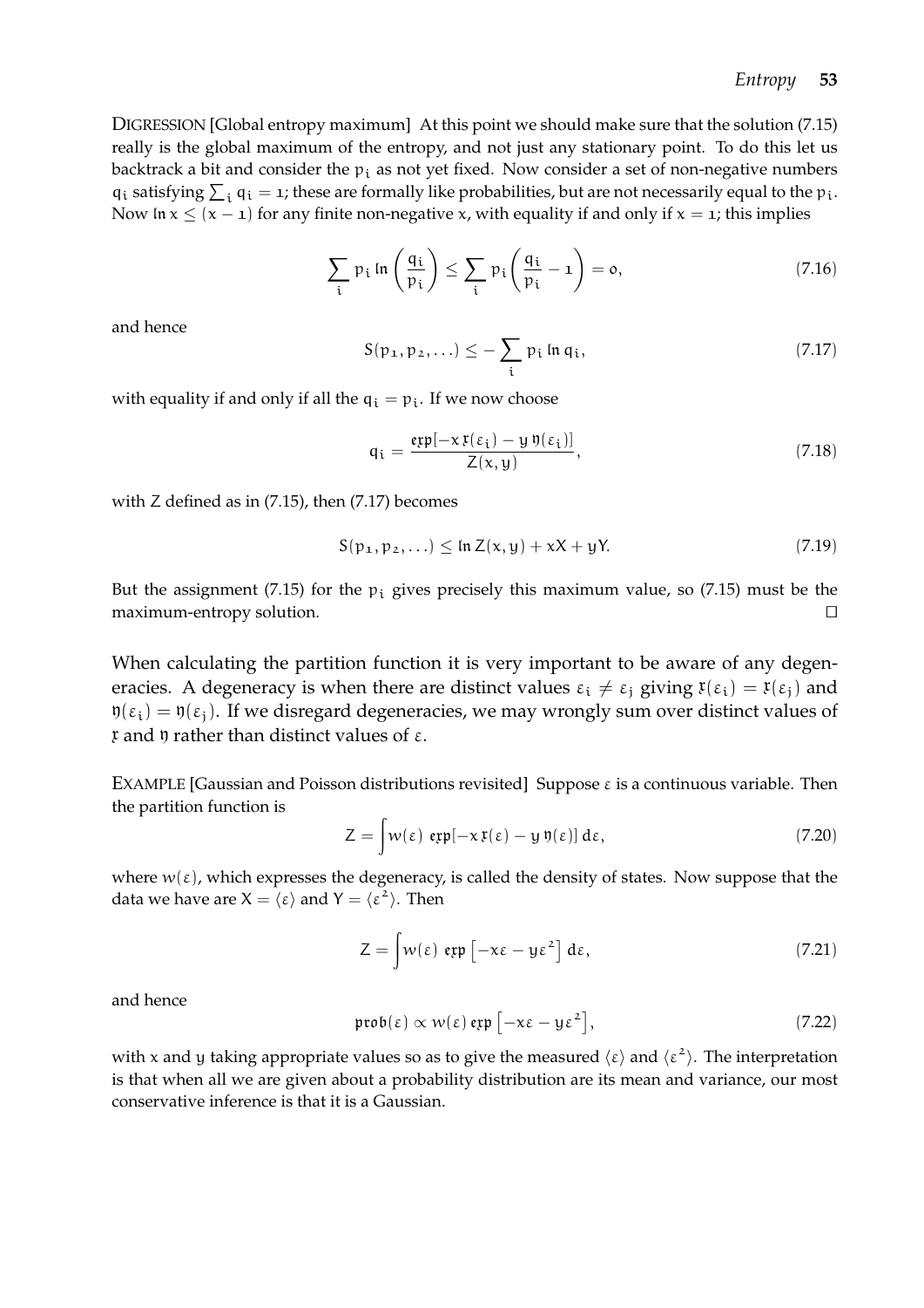DIGRESSION [Global entropy maximum] At this point we should make sure that the solution (7.15) really is the global maximum of the entropy, and not just any stationary point. To do this let us backtrack a bit and consider the $p_i$ as not yet fixed. Now consider a set of non-negative numbers $q_i$ satisfying $\sum_i q_i = 1$; these are formally like probabilities, but are not necessarily equal to the $p_i$. Now $\ln x \leq (x-1)$ for any finite non-negative $x$, with equality if and only if $x = 1$; this implies

$$\sum_i p_i \ln\left(\frac{q_i}{p_i}\right) \leq \sum_i p_i \left(\frac{q_i}{p_i} - 1\right) = 0, \tag{7.16}$$

and hence

$$S(p_1, p_2, \ldots) \leq -\sum_i p_i \ln q_i, \tag{7.17}$$

with equality if and only if all the $q_i = p_i$. If we now choose

$$q_i = \frac{\mathfrak{exp}[-x\,\mathfrak{x}(\varepsilon_i) - y\,\mathfrak{y}(\varepsilon_i)]}{Z(x,y)}, \tag{7.18}$$

with $Z$ defined as in (7.15), then (7.17) becomes

$$S(p_1, p_2, \ldots) \leq \ln Z(x,y) + xX + yY. \tag{7.19}$$

But the assignment (7.15) for the $p_i$ gives precisely this maximum value, so (7.15) must be the maximum-entropy solution. □

When calculating the partition function it is very important to be aware of any degeneracies. A degeneracy is when there are distinct values $\varepsilon_i \neq \varepsilon_j$ giving $\mathfrak{x}(\varepsilon_i) = \mathfrak{x}(\varepsilon_j)$ and $\mathfrak{y}(\varepsilon_i) = \mathfrak{y}(\varepsilon_j)$. If we disregard degeneracies, we may wrongly sum over distinct values of $\mathfrak{x}$ and $\mathfrak{y}$ rather than distinct values of $\varepsilon$.

EXAMPLE [Gaussian and Poisson distributions revisited] Suppose $\varepsilon$ is a continuous variable. Then the partition function is

$$Z = \int w(\varepsilon)\ \mathfrak{exp}[-x\,\mathfrak{x}(\varepsilon) - y\,\mathfrak{y}(\varepsilon)]\, d\varepsilon, \tag{7.20}$$

where $w(\varepsilon)$, which expresses the degeneracy, is called the density of states. Now suppose that the data we have are $X = \langle\varepsilon\rangle$ and $Y = \langle\varepsilon^2\rangle$. Then

$$Z = \int w(\varepsilon)\ \mathfrak{exp}\left[-x\varepsilon - y\varepsilon^2\right] d\varepsilon, \tag{7.21}$$

and hence

$$\mathfrak{prob}(\varepsilon) \propto w(\varepsilon)\,\mathfrak{exp}\left[-x\varepsilon - y\varepsilon^2\right], \tag{7.22}$$

with $x$ and $y$ taking appropriate values so as to give the measured $\langle\varepsilon\rangle$ and $\langle\varepsilon^2\rangle$. The interpretation is that when all we are given about a probability distribution are its mean and variance, our most conservative inference is that it is a Gaussian.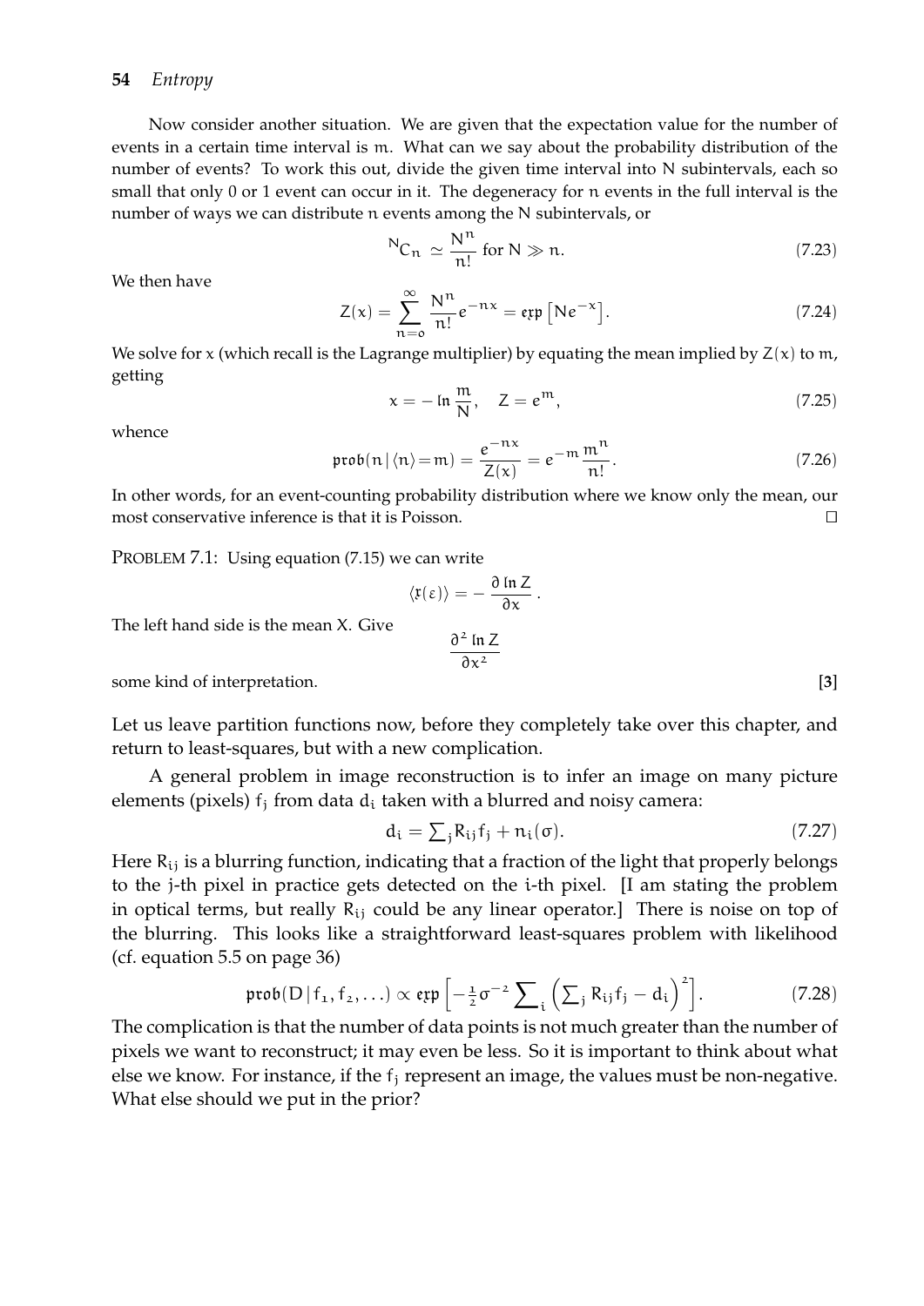Now consider another situation. We are given that the expectation value for the number of events in a certain time interval is $m$. What can we say about the probability distribution of the number of events? To work this out, divide the given time interval into $N$ subintervals, each so small that only 0 or 1 event can occur in it. The degeneracy for $n$ events in the full interval is the number of ways we can distribute $n$ events among the $N$ subintervals, or

$$ {}^{N}C_n \simeq \frac{N^n}{n!} \text{ for } N \gg n. \tag{7.23} $$

We then have

$$ Z(x) = \sum_{n=0}^{\infty} \frac{N^n}{n!} e^{-nx} = \mathfrak{exp}\left[N e^{-x}\right]. \tag{7.24} $$

We solve for $x$ (which recall is the Lagrange multiplier) by equating the mean implied by $Z(x)$ to $m$, getting

$$ x = -\ln\frac{m}{N}, \quad Z = e^{m}, \tag{7.25} $$

whence

$$ \mathfrak{prob}(n \,|\, \langle n \rangle = m) = \frac{e^{-nx}}{Z(x)} = e^{-m}\frac{m^n}{n!}. \tag{7.26} $$

In other words, for an event-counting probability distribution where we know only the mean, our most conservative inference is that it is Poisson. □

PROBLEM 7.1: Using equation (7.15) we can write

$$ \langle \mathfrak{r}(\varepsilon) \rangle = -\frac{\partial \ln Z}{\partial x}. $$

The left hand side is the mean X. Give

$$ \frac{\partial^2 \ln Z}{\partial x^2} $$

some kind of interpretation. **[3]**

Let us leave partition functions now, before they completely take over this chapter, and return to least-squares, but with a new complication.

A general problem in image reconstruction is to infer an image on many picture elements (pixels) $f_j$ from data $d_i$ taken with a blurred and noisy camera:

$$ d_i = \textstyle\sum_j R_{ij} f_j + n_i(\sigma). \tag{7.27} $$

Here $R_{ij}$ is a blurring function, indicating that a fraction of the light that properly belongs to the $j$-th pixel in practice gets detected on the $i$-th pixel. [I am stating the problem in optical terms, but really $R_{ij}$ could be any linear operator.] There is noise on top of the blurring. This looks like a straightforward least-squares problem with likelihood (cf. equation 5.5 on page 36)

$$ \mathfrak{prob}(D \,|\, f_1, f_2, \ldots) \propto \mathfrak{exp}\left[-\tfrac{1}{2}\sigma^{-2}\textstyle\sum_i \left(\sum_j R_{ij} f_j - d_i\right)^2\right]. \tag{7.28} $$

The complication is that the number of data points is not much greater than the number of pixels we want to reconstruct; it may even be less. So it is important to think about what else we know. For instance, if the $f_j$ represent an image, the values must be non-negative. What else should we put in the prior?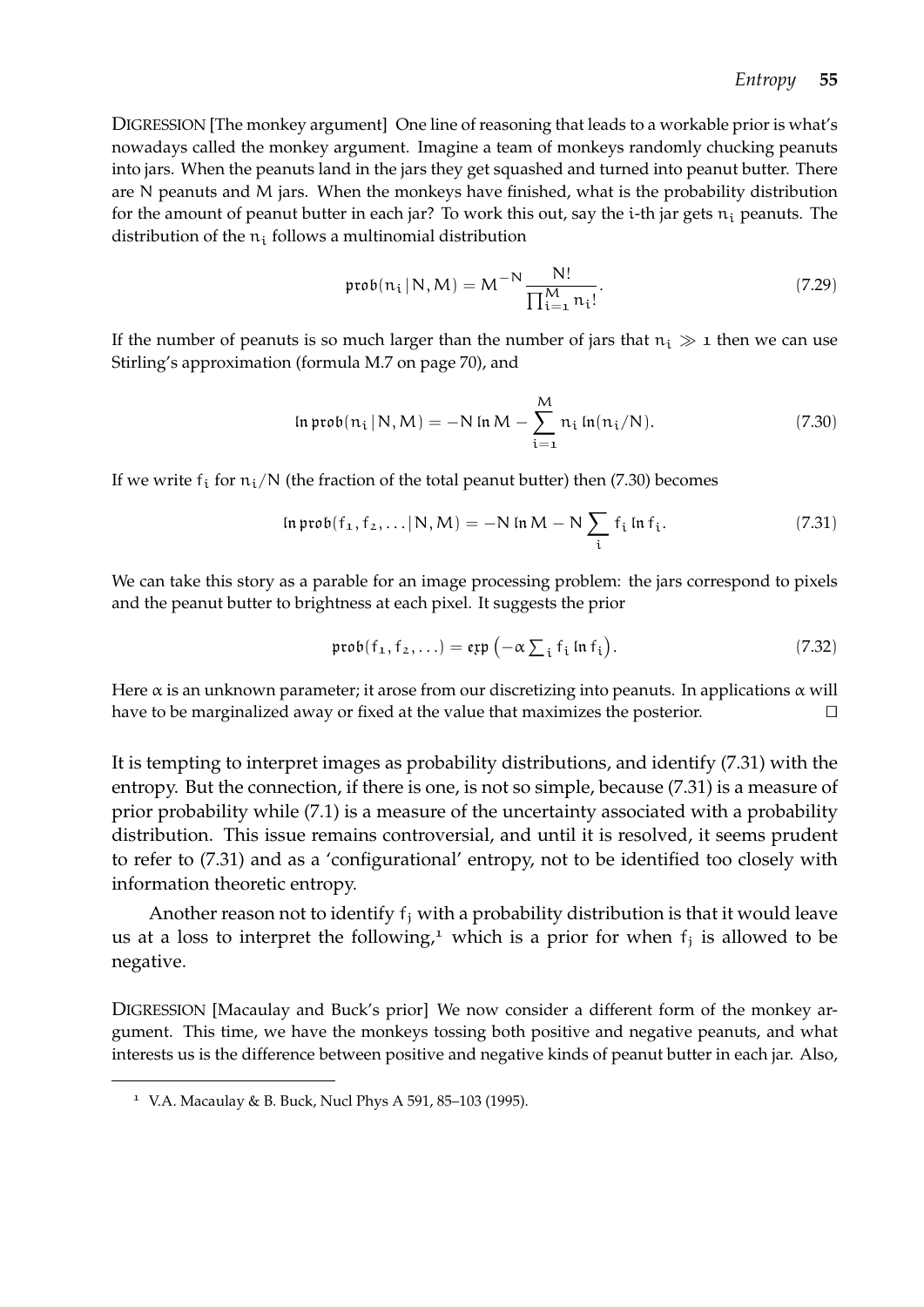DIGRESSION [The monkey argument] One line of reasoning that leads to a workable prior is what's nowadays called the monkey argument. Imagine a team of monkeys randomly chucking peanuts into jars. When the peanuts land in the jars they get squashed and turned into peanut butter. There are N peanuts and M jars. When the monkeys have finished, what is the probability distribution for the amount of peanut butter in each jar? To work this out, say the i-th jar gets $n_i$ peanuts. The distribution of the $n_i$ follows a multinomial distribution

$$\mathfrak{prob}(n_i \,|\, N, M) = M^{-N} \frac{N!}{\prod_{i=1}^{M} n_i!}. \tag{7.29}$$

If the number of peanuts is so much larger than the number of jars that $n_i \gg 1$ then we can use Stirling's approximation (formula M.7 on page 70), and

$$\ln \mathfrak{prob}(n_i \,|\, N, M) = -N \ln M - \sum_{i=1}^{M} n_i \ln(n_i/N). \tag{7.30}$$

If we write $f_i$ for $n_i/N$ (the fraction of the total peanut butter) then (7.30) becomes

$$\ln \mathfrak{prob}(f_1, f_2, \ldots \,|\, N, M) = -N \ln M - N \sum_i f_i \ln f_i. \tag{7.31}$$

We can take this story as a parable for an image processing problem: the jars correspond to pixels and the peanut butter to brightness at each pixel. It suggests the prior

$$\mathfrak{prob}(f_1, f_2, \ldots) = \mathfrak{exp}\left(-\alpha \textstyle\sum_i f_i \ln f_i\right). \tag{7.32}$$

Here $\alpha$ is an unknown parameter; it arose from our discretizing into peanuts. In applications $\alpha$ will have to be marginalized away or fixed at the value that maximizes the posterior. □

It is tempting to interpret images as probability distributions, and identify (7.31) with the entropy. But the connection, if there is one, is not so simple, because (7.31) is a measure of prior probability while (7.1) is a measure of the uncertainty associated with a probability distribution. This issue remains controversial, and until it is resolved, it seems prudent to refer to (7.31) and as a 'configurational' entropy, not to be identified too closely with information theoretic entropy.

Another reason not to identify $f_j$ with a probability distribution is that it would leave us at a loss to interpret the following,[1] which is a prior for when $f_j$ is allowed to be negative.

DIGRESSION [Macaulay and Buck's prior] We now consider a different form of the monkey argument. This time, we have the monkeys tossing both positive and negative peanuts, and what interests us is the difference between positive and negative kinds of peanut butter in each jar. Also,

[1] V.A. Macaulay & B. Buck, Nucl Phys A 591, 85–103 (1995).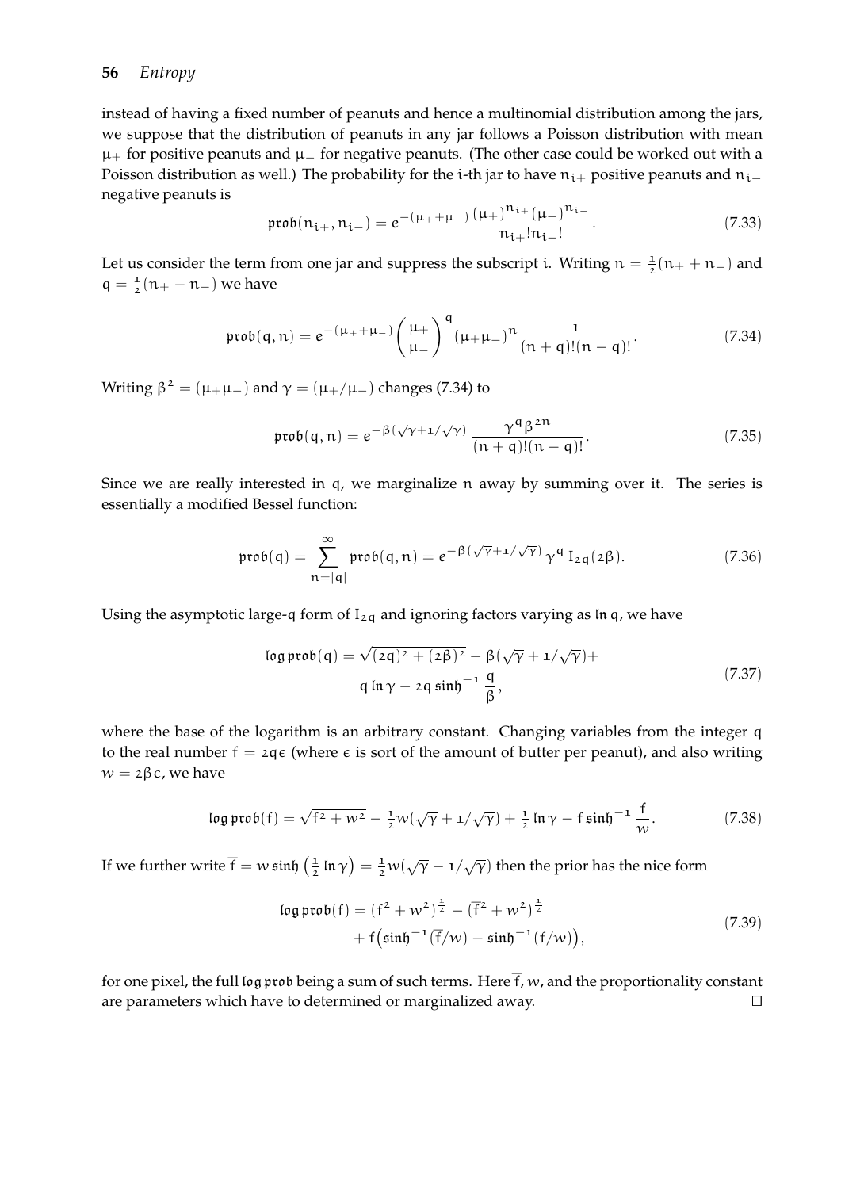instead of having a fixed number of peanuts and hence a multinomial distribution among the jars, we suppose that the distribution of peanuts in any jar follows a Poisson distribution with mean $\mu_+$ for positive peanuts and $\mu_-$ for negative peanuts. (The other case could be worked out with a Poisson distribution as well.) The probability for the i-th jar to have $n_{i+}$ positive peanuts and $n_{i-}$ negative peanuts is

$$\mathfrak{prob}(n_{i+}, n_{i-}) = e^{-(\mu_+ + \mu_-)} \frac{(\mu_+)^{n_{i+}} (\mu_-)^{n_{i-}}}{n_{i+}! n_{i-}!}. \tag{7.33}$$

Let us consider the term from one jar and suppress the subscript i. Writing $n = \frac{1}{2}(n_+ + n_-)$ and $q = \frac{1}{2}(n_+ - n_-)$ we have

$$\mathfrak{prob}(q, n) = e^{-(\mu_+ + \mu_-)} \left( \frac{\mu_+}{\mu_-} \right)^q (\mu_+ \mu_-)^n \frac{1}{(n+q)!(n-q)!}. \tag{7.34}$$

Writing $\beta^2 = (\mu_+ \mu_-)$ and $\gamma = (\mu_+ / \mu_-)$ changes (7.34) to

$$\mathfrak{prob}(q, n) = e^{-\beta(\sqrt{\gamma} + 1/\sqrt{\gamma})} \frac{\gamma^q \beta^{2n}}{(n+q)!(n-q)!}. \tag{7.35}$$

Since we are really interested in q, we marginalize n away by summing over it. The series is essentially a modified Bessel function:

$$\mathfrak{prob}(q) = \sum_{n=|q|}^{\infty} \mathfrak{prob}(q, n) = e^{-\beta(\sqrt{\gamma} + 1/\sqrt{\gamma})} \gamma^q \, I_{2q}(2\beta). \tag{7.36}$$

Using the asymptotic large-q form of $I_{2q}$ and ignoring factors varying as $\ln q$, we have

$$\begin{aligned} \log \mathfrak{prob}(q) = \sqrt{(2q)^2 + (2\beta)^2} - \beta(\sqrt{\gamma} + 1/\sqrt{\gamma}) + \\ q \ln \gamma - 2q \sinh^{-1} \frac{q}{\beta}, \end{aligned} \tag{7.37}$$

where the base of the logarithm is an arbitrary constant. Changing variables from the integer q to the real number $f = 2q\epsilon$ (where $\epsilon$ is sort of the amount of butter per peanut), and also writing $w = 2\beta\epsilon$, we have

$$\log \mathfrak{prob}(f) = \sqrt{f^2 + w^2} - \tfrac{1}{2} w(\sqrt{\gamma} + 1/\sqrt{\gamma}) + \tfrac{1}{2} \ln \gamma - f \sinh^{-1} \frac{f}{w}. \tag{7.38}$$

If we further write $\bar{f} = w \sinh\left(\frac{1}{2} \ln \gamma\right) = \frac{1}{2} w(\sqrt{\gamma} - 1/\sqrt{\gamma})$ then the prior has the nice form

$$\begin{aligned} \log \mathfrak{prob}(f) = (f^2 + w^2)^{\frac{1}{2}} - (\bar{f}^2 + w^2)^{\frac{1}{2}} \\ + f\left(\sinh^{-1}(\bar{f}/w) - \sinh^{-1}(f/w)\right), \end{aligned} \tag{7.39}$$

for one pixel, the full $\log \mathfrak{prob}$ being a sum of such terms. Here $\bar{f}$, $w$, and the proportionality constant are parameters which have to determined or marginalized away. □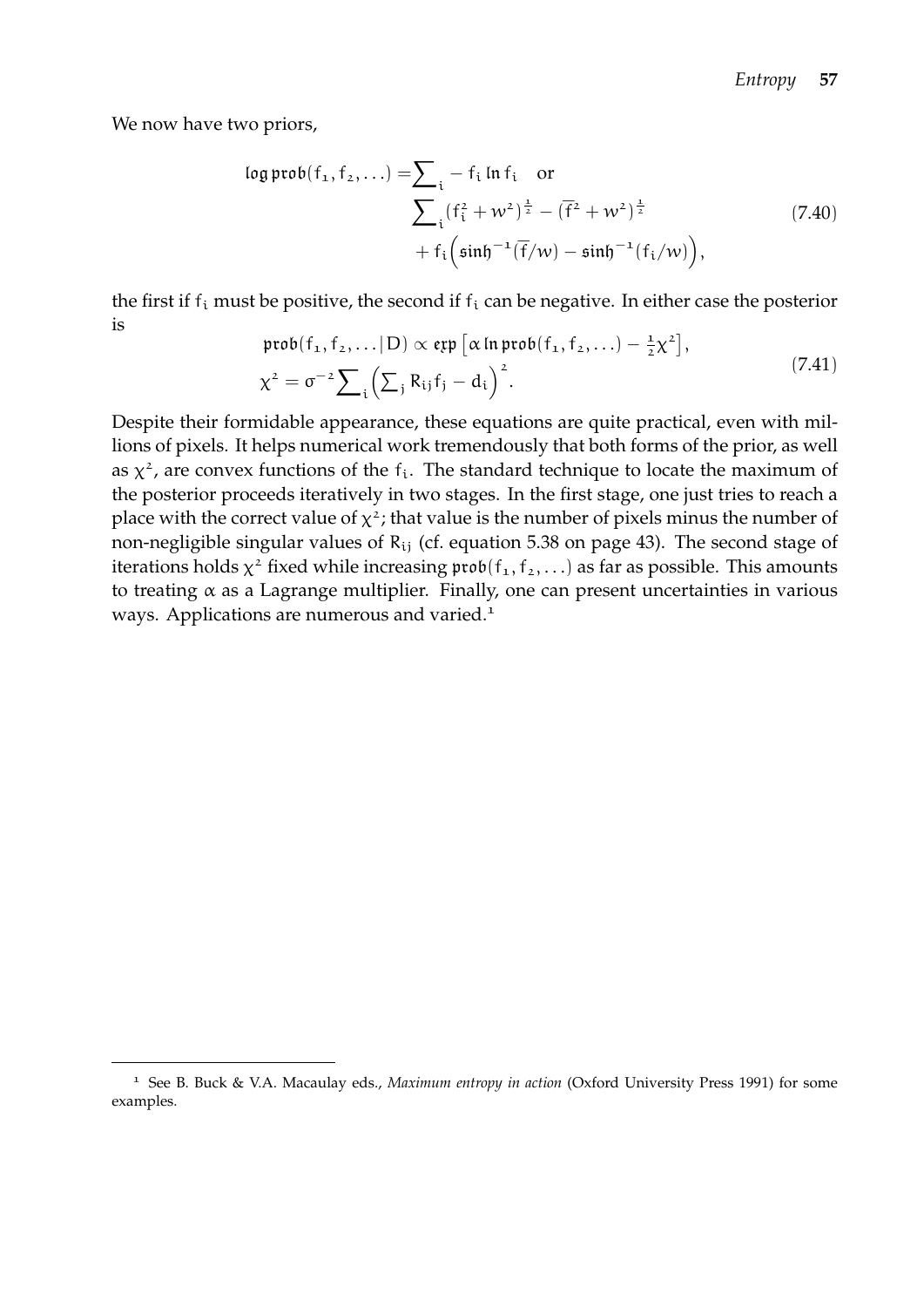We now have two priors,

$$
\begin{aligned}
\log \mathfrak{prob}(f_1, f_2, \ldots) = & \sum_i - f_i \ln f_i \quad \text{or} \\
& \sum_i (f_i^2 + w^2)^{\frac{1}{2}} - (\overline{f}^2 + w^2)^{\frac{1}{2}} \\
& + f_i \Big( \sinh^{-1}(\overline{f}/w) - \sinh^{-1}(f_i/w) \Big),
\end{aligned}
\tag{7.40}
$$

the first if $f_i$ must be positive, the second if $f_i$ can be negative. In either case the posterior is

$$
\begin{aligned}
& \mathfrak{prob}(f_1, f_2, \ldots \mid D) \propto \exp\left[\alpha \ln \mathfrak{prob}(f_1, f_2, \ldots) - \tfrac{1}{2}\chi^2\right], \\
& \chi^2 = \sigma^{-2} \sum_i \Big( \sum_j R_{ij} f_j - d_i \Big)^2.
\end{aligned}
\tag{7.41}
$$

Despite their formidable appearance, these equations are quite practical, even with millions of pixels. It helps numerical work tremendously that both forms of the prior, as well as $\chi^2$, are convex functions of the $f_i$. The standard technique to locate the maximum of the posterior proceeds iteratively in two stages. In the first stage, one just tries to reach a place with the correct value of $\chi^2$; that value is the number of pixels minus the number of non-negligible singular values of $R_{ij}$ (cf. equation 5.38 on page 43). The second stage of iterations holds $\chi^2$ fixed while increasing $\mathfrak{prob}(f_1, f_2, \ldots)$ as far as possible. This amounts to treating $\alpha$ as a Lagrange multiplier. Finally, one can present uncertainties in various ways. Applications are numerous and varied.[1]

---

[1] See B. Buck & V.A. Macaulay eds., *Maximum entropy in action* (Oxford University Press 1991) for some examples.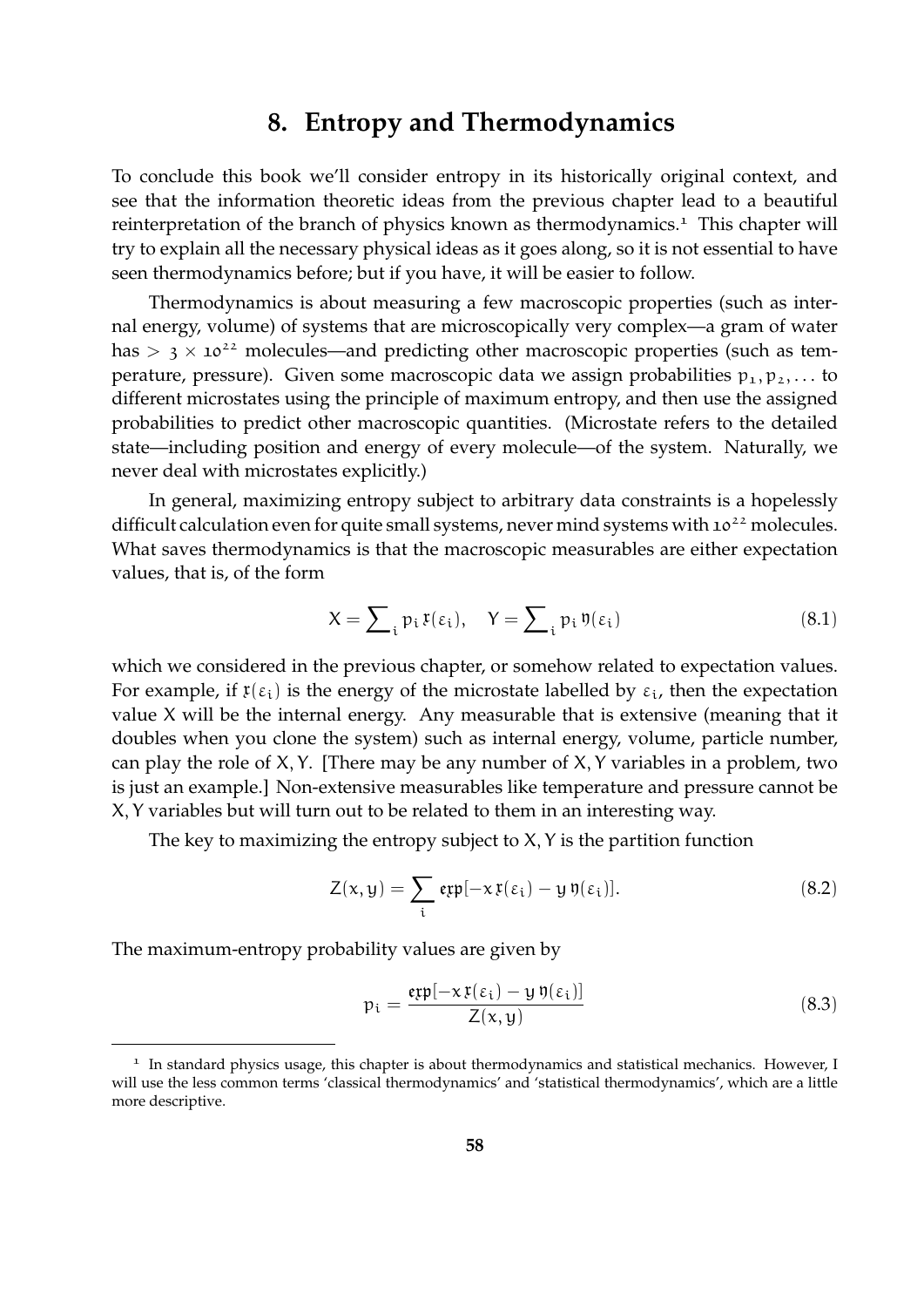# 8. Entropy and Thermodynamics

To conclude this book we'll consider entropy in its historically original context, and see that the information theoretic ideas from the previous chapter lead to a beautiful reinterpretation of the branch of physics known as thermodynamics.[1] This chapter will try to explain all the necessary physical ideas as it goes along, so it is not essential to have seen thermodynamics before; but if you have, it will be easier to follow.

Thermodynamics is about measuring a few macroscopic properties (such as internal energy, volume) of systems that are microscopically very complex—a gram of water has $> 3 \times 10^{22}$ molecules—and predicting other macroscopic properties (such as temperature, pressure). Given some macroscopic data we assign probabilities $p_1, p_2, \ldots$ to different microstates using the principle of maximum entropy, and then use the assigned probabilities to predict other macroscopic quantities. (Microstate refers to the detailed state—including position and energy of every molecule—of the system. Naturally, we never deal with microstates explicitly.)

In general, maximizing entropy subject to arbitrary data constraints is a hopelessly difficult calculation even for quite small systems, never mind systems with $10^{22}$ molecules. What saves thermodynamics is that the macroscopic measurables are either expectation values, that is, of the form

$$X = \sum\nolimits_i p_i \, \mathfrak{x}(\varepsilon_i), \quad Y = \sum\nolimits_i p_i \, \mathfrak{y}(\varepsilon_i) \tag{8.1}$$

which we considered in the previous chapter, or somehow related to expectation values. For example, if $\mathfrak{x}(\varepsilon_i)$ is the energy of the microstate labelled by $\varepsilon_i$, then the expectation value $X$ will be the internal energy. Any measurable that is extensive (meaning that it doubles when you clone the system) such as internal energy, volume, particle number, can play the role of $X, Y$. [There may be any number of $X, Y$ variables in a problem, two is just an example.] Non-extensive measurables like temperature and pressure cannot be $X, Y$ variables but will turn out to be related to them in an interesting way.

The key to maximizing the entropy subject to $X, Y$ is the partition function

$$Z(x, y) = \sum_i \mathfrak{exp}[-x \, \mathfrak{x}(\varepsilon_i) - y \, \mathfrak{y}(\varepsilon_i)]. \tag{8.2}$$

The maximum-entropy probability values are given by

$$p_i = \frac{\mathfrak{exp}[-x \, \mathfrak{x}(\varepsilon_i) - y \, \mathfrak{y}(\varepsilon_i)]}{Z(x, y)} \tag{8.3}$$

---

[1] In standard physics usage, this chapter is about thermodynamics and statistical mechanics. However, I will use the less common terms 'classical thermodynamics' and 'statistical thermodynamics', which are a little more descriptive.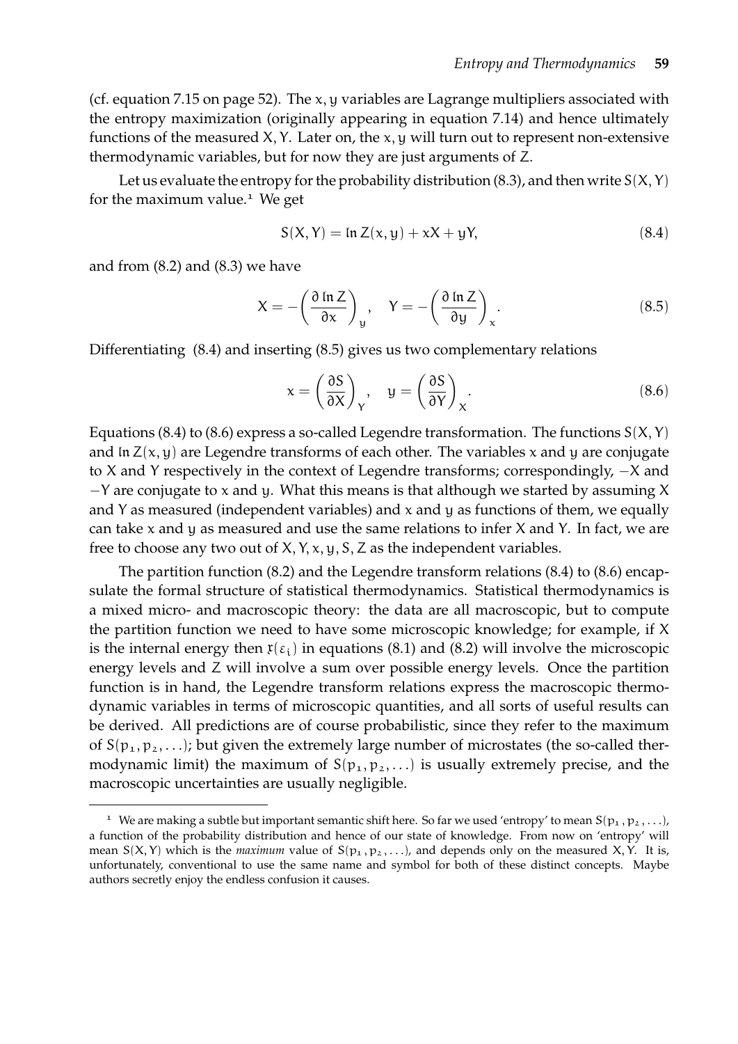(cf. equation 7.15 on page 52). The $x, y$ variables are Lagrange multipliers associated with the entropy maximization (originally appearing in equation 7.14) and hence ultimately functions of the measured $X, Y$. Later on, the $x, y$ will turn out to represent non-extensive thermodynamic variables, but for now they are just arguments of $Z$.

Let us evaluate the entropy for the probability distribution (8.3), and then write $S(X, Y)$ for the maximum value.[1] We get

$$S(X, Y) = \ln Z(x, y) + xX + yY, \tag{8.4}$$

and from (8.2) and (8.3) we have

$$X = -\left(\frac{\partial \ln Z}{\partial x}\right)_y, \quad Y = -\left(\frac{\partial \ln Z}{\partial y}\right)_x. \tag{8.5}$$

Differentiating (8.4) and inserting (8.5) gives us two complementary relations

$$x = \left(\frac{\partial S}{\partial X}\right)_Y, \quad y = \left(\frac{\partial S}{\partial Y}\right)_X. \tag{8.6}$$

Equations (8.4) to (8.6) express a so-called Legendre transformation. The functions $S(X, Y)$ and $\ln Z(x, y)$ are Legendre transforms of each other. The variables $x$ and $y$ are conjugate to $X$ and $Y$ respectively in the context of Legendre transforms; correspondingly, $-X$ and $-Y$ are conjugate to $x$ and $y$. What this means is that although we started by assuming $X$ and $Y$ as measured (independent variables) and $x$ and $y$ as functions of them, we equally can take $x$ and $y$ as measured and use the same relations to infer $X$ and $Y$. In fact, we are free to choose any two out of $X, Y, x, y, S, Z$ as the independent variables.

The partition function (8.2) and the Legendre transform relations (8.4) to (8.6) encapsulate the formal structure of statistical thermodynamics. Statistical thermodynamics is a mixed micro- and macroscopic theory: the data are all macroscopic, but to compute the partition function we need to have some microscopic knowledge; for example, if $X$ is the internal energy then $\mathfrak{x}(\varepsilon_i)$ in equations (8.1) and (8.2) will involve the microscopic energy levels and $Z$ will involve a sum over possible energy levels. Once the partition function is in hand, the Legendre transform relations express the macroscopic thermodynamic variables in terms of microscopic quantities, and all sorts of useful results can be derived. All predictions are of course probabilistic, since they refer to the maximum of $S(p_1, p_2, \ldots)$; but given the extremely large number of microstates (the so-called thermodynamic limit) the maximum of $S(p_1, p_2, \ldots)$ is usually extremely precise, and the macroscopic uncertainties are usually negligible.

---

[1] We are making a subtle but important semantic shift here. So far we used 'entropy' to mean $S(p_1, p_2, \ldots)$, a function of the probability distribution and hence of our state of knowledge. From now on 'entropy' will mean $S(X, Y)$ which is the *maximum* value of $S(p_1, p_2, \ldots)$, and depends only on the measured $X, Y$. It is, unfortunately, conventional to use the same name and symbol for both of these distinct concepts. Maybe authors secretly enjoy the endless confusion it causes.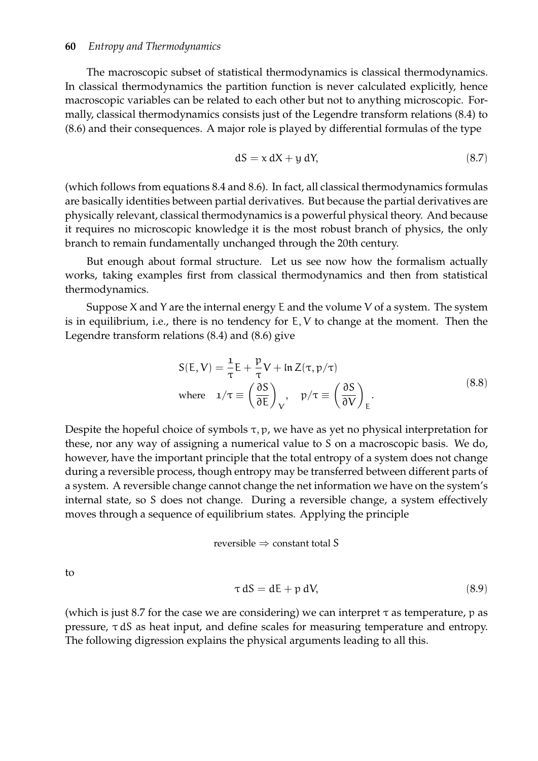The macroscopic subset of statistical thermodynamics is classical thermodynamics. In classical thermodynamics the partition function is never calculated explicitly, hence macroscopic variables can be related to each other but not to anything microscopic. Formally, classical thermodynamics consists just of the Legendre transform relations (8.4) to (8.6) and their consequences. A major role is played by differential formulas of the type

$$dS = x\, dX + y\, dY, \tag{8.7}$$

(which follows from equations 8.4 and 8.6). In fact, all classical thermodynamics formulas are basically identities between partial derivatives. But because the partial derivatives are physically relevant, classical thermodynamics is a powerful physical theory. And because it requires no microscopic knowledge it is the most robust branch of physics, the only branch to remain fundamentally unchanged through the 20th century.

But enough about formal structure. Let us see now how the formalism actually works, taking examples first from classical thermodynamics and then from statistical thermodynamics.

Suppose $X$ and $Y$ are the internal energy $E$ and the volume $V$ of a system. The system is in equilibrium, i.e., there is no tendency for $E, V$ to change at the moment. Then the Legendre transform relations (8.4) and (8.6) give

$$\begin{aligned} S(E,V) &= \frac{1}{\tau}E + \frac{p}{\tau}V + \ln Z(\tau, p/\tau) \\ \text{where} \quad 1/\tau &\equiv \left(\frac{\partial S}{\partial E}\right)_V, \quad p/\tau \equiv \left(\frac{\partial S}{\partial V}\right)_E. \end{aligned} \tag{8.8}$$

Despite the hopeful choice of symbols $\tau, p$, we have as yet no physical interpretation for these, nor any way of assigning a numerical value to $S$ on a macroscopic basis. We do, however, have the important principle that the total entropy of a system does not change during a reversible process, though entropy may be transferred between different parts of a system. A reversible change cannot change the net information we have on the system's internal state, so $S$ does not change. During a reversible change, a system effectively moves through a sequence of equilibrium states. Applying the principle

$$\text{reversible} \Rightarrow \text{constant total } S$$

to

$$\tau\, dS = dE + p\, dV, \tag{8.9}$$

(which is just 8.7 for the case we are considering) we can interpret $\tau$ as temperature, $p$ as pressure, $\tau\, dS$ as heat input, and define scales for measuring temperature and entropy. The following digression explains the physical arguments leading to all this.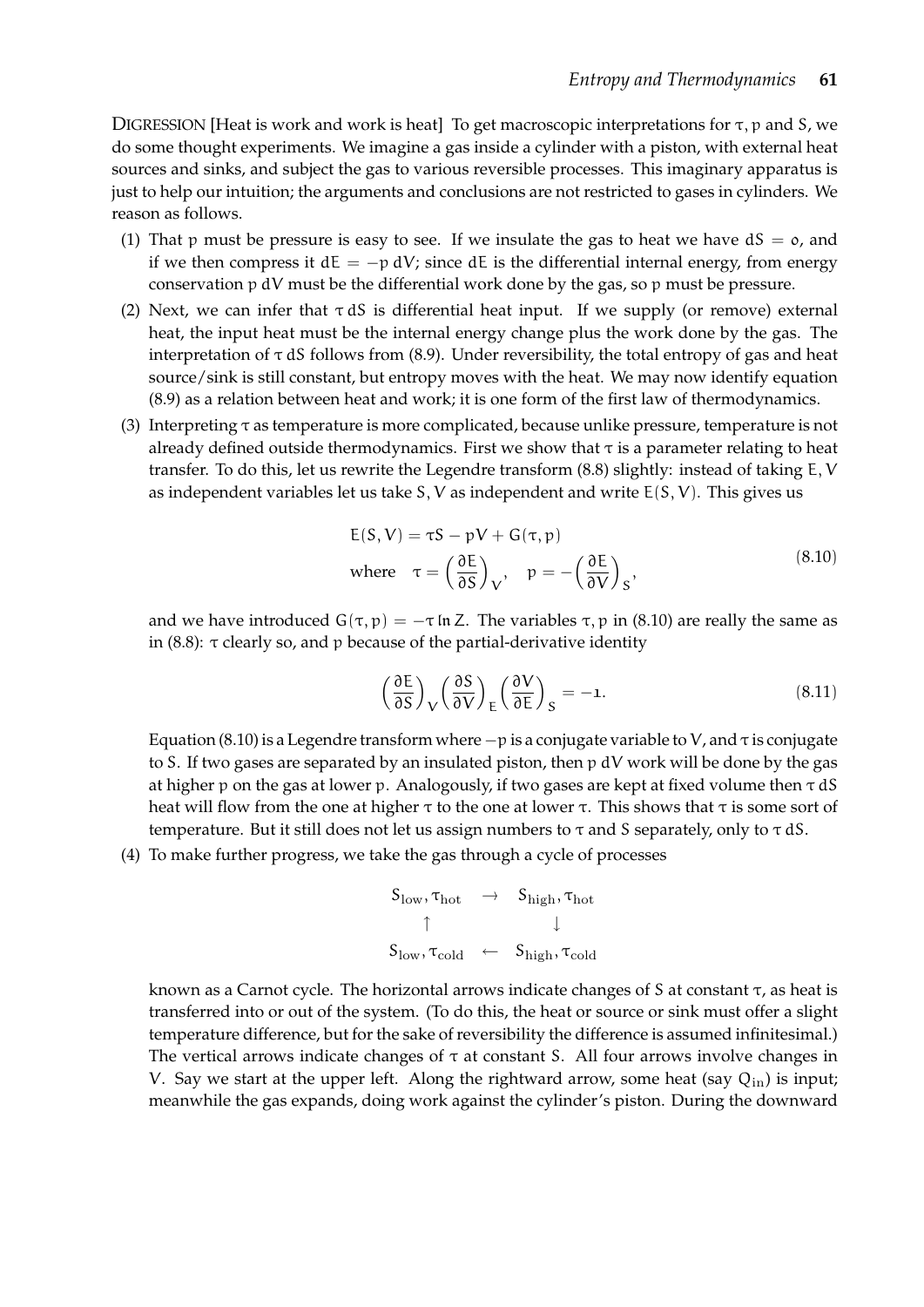DIGRESSION [Heat is work and work is heat] To get macroscopic interpretations for $\tau$, $p$ and $S$, we do some thought experiments. We imagine a gas inside a cylinder with a piston, with external heat sources and sinks, and subject the gas to various reversible processes. This imaginary apparatus is just to help our intuition; the arguments and conclusions are not restricted to gases in cylinders. We reason as follows.

(1) That $p$ must be pressure is easy to see. If we insulate the gas to heat we have $dS = 0$, and if we then compress it $dE = -p\,dV$; since $dE$ is the differential internal energy, from energy conservation $p\,dV$ must be the differential work done by the gas, so $p$ must be pressure.

(2) Next, we can infer that $\tau\,dS$ is differential heat input. If we supply (or remove) external heat, the input heat must be the internal energy change plus the work done by the gas. The interpretation of $\tau\,dS$ follows from (8.9). Under reversibility, the total entropy of gas and heat source/sink is still constant, but entropy moves with the heat. We may now identify equation (8.9) as a relation between heat and work; it is one form of the first law of thermodynamics.

(3) Interpreting $\tau$ as temperature is more complicated, because unlike pressure, temperature is not already defined outside thermodynamics. First we show that $\tau$ is a parameter relating to heat transfer. To do this, let us rewrite the Legendre transform (8.8) slightly: instead of taking $E, V$ as independent variables let us take $S, V$ as independent and write $E(S, V)$. This gives us

$$
\begin{aligned}
&E(S,V) = \tau S - pV + G(\tau, p) \\
&\text{where} \quad \tau = \left(\frac{\partial E}{\partial S}\right)_V, \quad p = -\left(\frac{\partial E}{\partial V}\right)_S,
\end{aligned}
\tag{8.10}
$$

and we have introduced $G(\tau, p) = -\tau \ln Z$. The variables $\tau, p$ in (8.10) are really the same as in (8.8): $\tau$ clearly so, and $p$ because of the partial-derivative identity

$$
\left(\frac{\partial E}{\partial S}\right)_V \left(\frac{\partial S}{\partial V}\right)_E \left(\frac{\partial V}{\partial E}\right)_S = -1. \tag{8.11}
$$

Equation (8.10) is a Legendre transform where $-p$ is a conjugate variable to $V$, and $\tau$ is conjugate to $S$. If two gases are separated by an insulated piston, then $p\,dV$ work will be done by the gas at higher $p$ on the gas at lower $p$. Analogously, if two gases are kept at fixed volume then $\tau\,dS$ heat will flow from the one at higher $\tau$ to the one at lower $\tau$. This shows that $\tau$ is some sort of temperature. But it still does not let us assign numbers to $\tau$ and $S$ separately, only to $\tau\,dS$.

(4) To make further progress, we take the gas through a cycle of processes

$$
\begin{array}{ccc}
S_{\text{low}}, \tau_{\text{hot}} & \rightarrow & S_{\text{high}}, \tau_{\text{hot}} \\
\uparrow & & \downarrow \\
S_{\text{low}}, \tau_{\text{cold}} & \leftarrow & S_{\text{high}}, \tau_{\text{cold}}
\end{array}
$$

known as a Carnot cycle. The horizontal arrows indicate changes of $S$ at constant $\tau$, as heat is transferred into or out of the system. (To do this, the heat or source or sink must offer a slight temperature difference, but for the sake of reversibility the difference is assumed infinitesimal.) The vertical arrows indicate changes of $\tau$ at constant $S$. All four arrows involve changes in $V$. Say we start at the upper left. Along the rightward arrow, some heat (say $Q_{\text{in}}$) is input; meanwhile the gas expands, doing work against the cylinder's piston. During the downward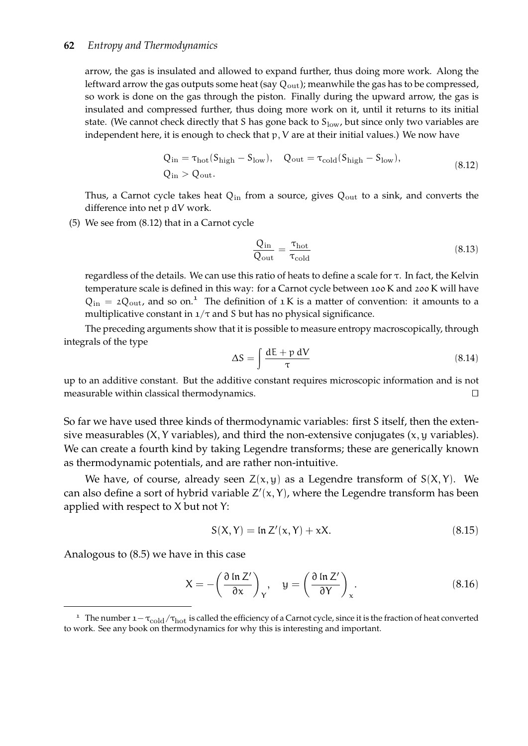arrow, the gas is insulated and allowed to expand further, thus doing more work. Along the leftward arrow the gas outputs some heat (say $Q_{\rm out}$); meanwhile the gas has to be compressed, so work is done on the gas through the piston. Finally during the upward arrow, the gas is insulated and compressed further, thus doing more work on it, until it returns to its initial state. (We cannot check directly that $S$ has gone back to $S_{\rm low}$, but since only two variables are independent here, it is enough to check that $p, V$ are at their initial values.) We now have

$$
\begin{aligned}
&Q_{\rm in} = \tau_{\rm hot}(S_{\rm high} - S_{\rm low}), \quad Q_{\rm out} = \tau_{\rm cold}(S_{\rm high} - S_{\rm low}), \\
&Q_{\rm in} > Q_{\rm out}.
\end{aligned}
\tag{8.12}
$$

Thus, a Carnot cycle takes heat $Q_{\rm in}$ from a source, gives $Q_{\rm out}$ to a sink, and converts the difference into net $p\,dV$ work.

(5) We see from (8.12) that in a Carnot cycle

$$
\frac{Q_{\rm in}}{Q_{\rm out}} = \frac{\tau_{\rm hot}}{\tau_{\rm cold}}
\tag{8.13}
$$

regardless of the details. We can use this ratio of heats to define a scale for $\tau$. In fact, the Kelvin temperature scale is defined in this way: for a Carnot cycle between 100 K and 200 K will have $Q_{\rm in} = 2Q_{\rm out}$, and so on.[1] The definition of 1 K is a matter of convention: it amounts to a multiplicative constant in $1/\tau$ and $S$ but has no physical significance.

The preceding arguments show that it is possible to measure entropy macroscopically, through integrals of the type

$$
\Delta S = \int \frac{dE + p\,dV}{\tau}
\tag{8.14}
$$

up to an additive constant. But the additive constant requires microscopic information and is not measurable within classical thermodynamics. □

So far we have used three kinds of thermodynamic variables: first $S$ itself, then the extensive measurables ($X, Y$ variables), and third the non-extensive conjugates ($x, y$ variables). We can create a fourth kind by taking Legendre transforms; these are generically known as thermodynamic potentials, and are rather non-intuitive.

We have, of course, already seen $Z(x, y)$ as a Legendre transform of $S(X, Y)$. We can also define a sort of hybrid variable $Z'(x, Y)$, where the Legendre transform has been applied with respect to $X$ but not $Y$:

$$
S(X, Y) = \ln Z'(x, Y) + xX.
\tag{8.15}
$$

Analogous to (8.5) we have in this case

$$
X = -\left(\frac{\partial \ln Z'}{\partial x}\right)_Y, \quad y = \left(\frac{\partial \ln Z'}{\partial Y}\right)_x.
\tag{8.16}
$$

[1] The number $1 - \tau_{\rm cold}/\tau_{\rm hot}$ is called the efficiency of a Carnot cycle, since it is the fraction of heat converted to work. See any book on thermodynamics for why this is interesting and important.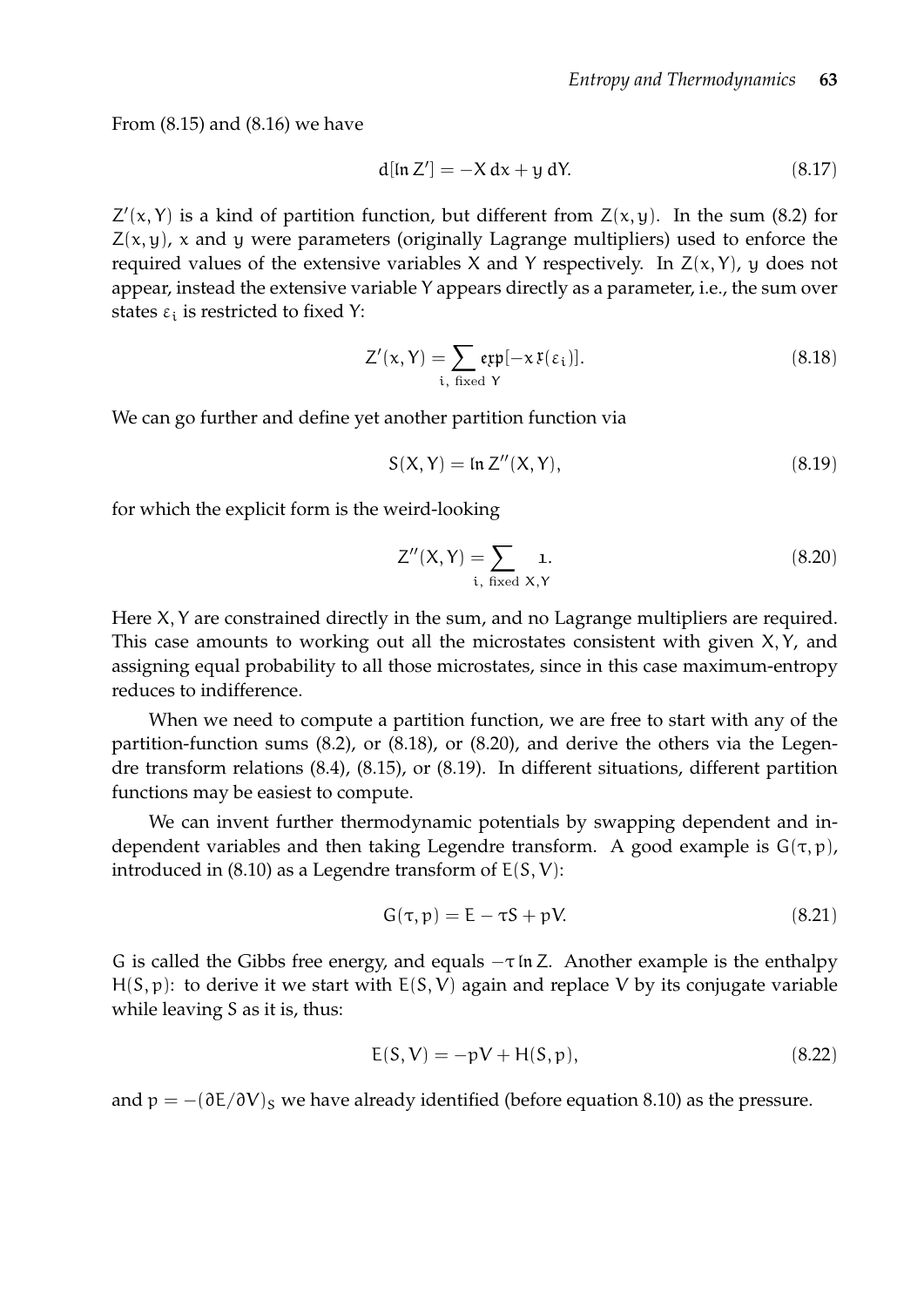From (8.15) and (8.16) we have

$$d[\ln Z'] = -X\,dx + y\,dY. \tag{8.17}$$

$Z'(x, Y)$ is a kind of partition function, but different from $Z(x, y)$. In the sum (8.2) for $Z(x, y)$, $x$ and $y$ were parameters (originally Lagrange multipliers) used to enforce the required values of the extensive variables $X$ and $Y$ respectively. In $Z(x, Y)$, $y$ does not appear, instead the extensive variable $Y$ appears directly as a parameter, i.e., the sum over states $\varepsilon_i$ is restricted to fixed $Y$:

$$Z'(x, Y) = \sum_{i,\ \text{fixed}\ Y} \mathfrak{exp}[-x\,\mathfrak{X}(\varepsilon_i)]. \tag{8.18}$$

We can go further and define yet another partition function via

$$S(X, Y) = \ln Z''(X, Y), \tag{8.19}$$

for which the explicit form is the weird-looking

$$Z''(X, Y) = \sum_{i,\ \text{fixed}\ X,Y} 1. \tag{8.20}$$

Here $X, Y$ are constrained directly in the sum, and no Lagrange multipliers are required. This case amounts to working out all the microstates consistent with given $X, Y$, and assigning equal probability to all those microstates, since in this case maximum-entropy reduces to indifference.

When we need to compute a partition function, we are free to start with any of the partition-function sums (8.2), or (8.18), or (8.20), and derive the others via the Legendre transform relations (8.4), (8.15), or (8.19). In different situations, different partition functions may be easiest to compute.

We can invent further thermodynamic potentials by swapping dependent and independent variables and then taking Legendre transform. A good example is $G(\tau, p)$, introduced in (8.10) as a Legendre transform of $E(S, V)$:

$$G(\tau, p) = E - \tau S + pV. \tag{8.21}$$

$G$ is called the Gibbs free energy, and equals $-\tau \ln Z$. Another example is the enthalpy $H(S, p)$: to derive it we start with $E(S, V)$ again and replace $V$ by its conjugate variable while leaving $S$ as it is, thus:

$$E(S, V) = -pV + H(S, p), \tag{8.22}$$

and $p = -(\partial E/\partial V)_S$ we have already identified (before equation 8.10) as the pressure.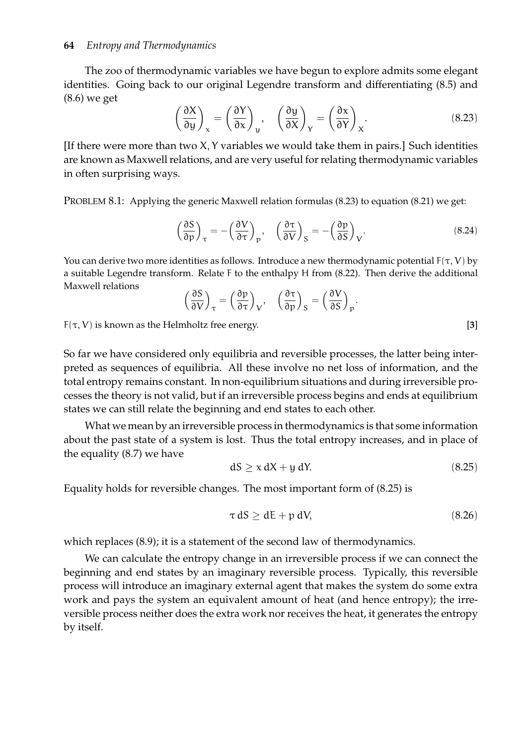The zoo of thermodynamic variables we have begun to explore admits some elegant identities. Going back to our original Legendre transform and differentiating (8.5) and (8.6) we get

$$\left(\frac{\partial X}{\partial y}\right)_x = \left(\frac{\partial Y}{\partial x}\right)_y, \quad \left(\frac{\partial y}{\partial X}\right)_Y = \left(\frac{\partial x}{\partial Y}\right)_X. \tag{8.23}$$

[If there were more than two $X, Y$ variables we would take them in pairs.] Such identities are known as Maxwell relations, and are very useful for relating thermodynamic variables in often surprising ways.

PROBLEM 8.1: Applying the generic Maxwell relation formulas (8.23) to equation (8.21) we get:

$$\left(\frac{\partial S}{\partial p}\right)_\tau = -\left(\frac{\partial V}{\partial \tau}\right)_p, \quad \left(\frac{\partial \tau}{\partial V}\right)_S = -\left(\frac{\partial p}{\partial S}\right)_V. \tag{8.24}$$

You can derive two more identities as follows. Introduce a new thermodynamic potential $F(\tau, V)$ by a suitable Legendre transform. Relate $F$ to the enthalpy $H$ from (8.22). Then derive the additional Maxwell relations

$$\left(\frac{\partial S}{\partial V}\right)_\tau = \left(\frac{\partial p}{\partial \tau}\right)_V, \quad \left(\frac{\partial \tau}{\partial p}\right)_S = \left(\frac{\partial V}{\partial S}\right)_p.$$

$F(\tau, V)$ is known as the Helmholtz free energy. **[3]**

So far we have considered only equilibria and reversible processes, the latter being interpreted as sequences of equilibria. All these involve no net loss of information, and the total entropy remains constant. In non-equilibrium situations and during irreversible processes the theory is not valid, but if an irreversible process begins and ends at equilibrium states we can still relate the beginning and end states to each other.

What we mean by an irreversible process in thermodynamics is that some information about the past state of a system is lost. Thus the total entropy increases, and in place of the equality (8.7) we have

$$dS \geq x\, dX + y\, dY. \tag{8.25}$$

Equality holds for reversible changes. The most important form of (8.25) is

$$\tau\, dS \geq dE + p\, dV, \tag{8.26}$$

which replaces (8.9); it is a statement of the second law of thermodynamics.

We can calculate the entropy change in an irreversible process if we can connect the beginning and end states by an imaginary reversible process. Typically, this reversible process will introduce an imaginary external agent that makes the system do some extra work and pays the system an equivalent amount of heat (and hence entropy); the irreversible process neither does the extra work nor receives the heat, it generates the entropy by itself.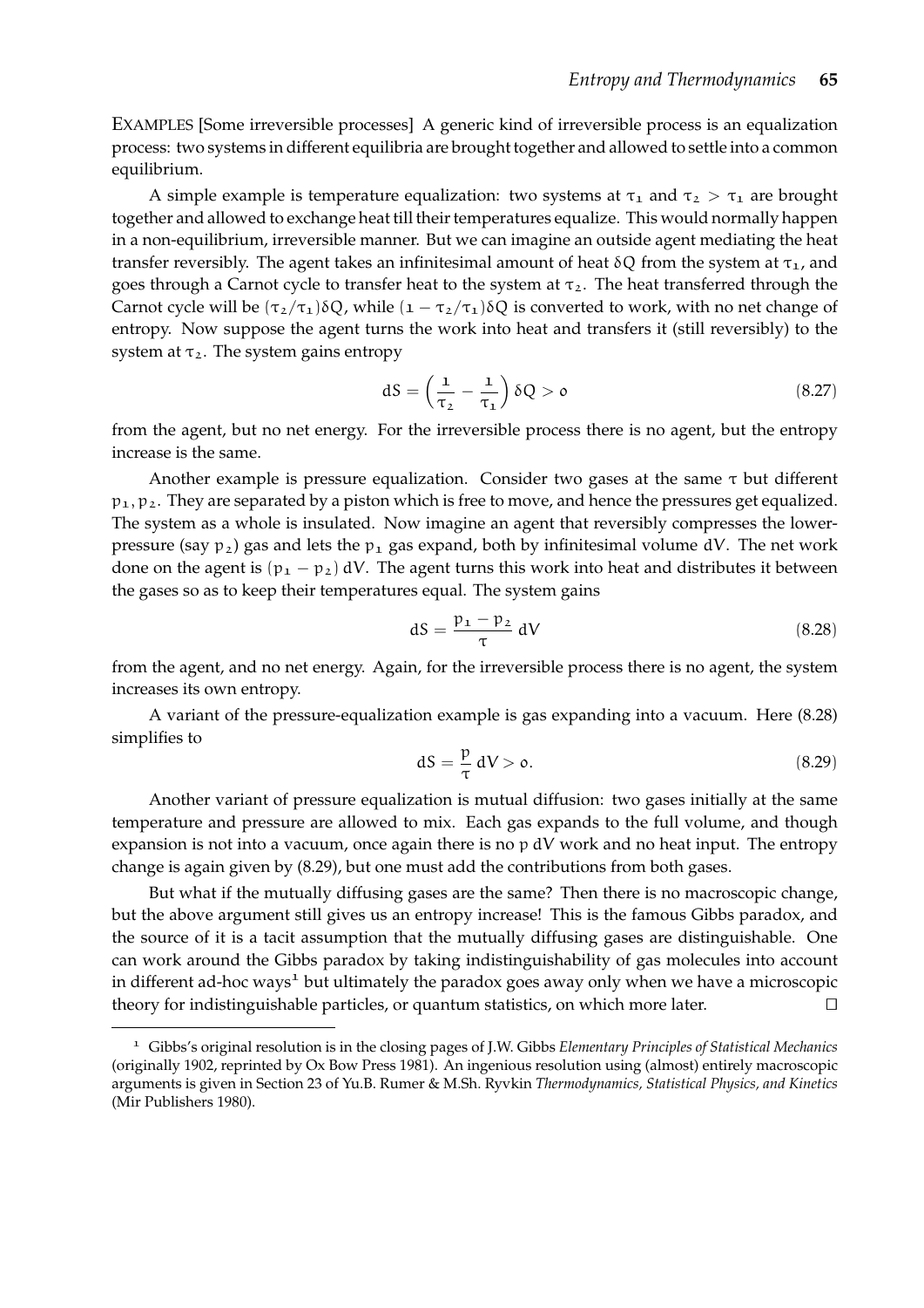EXAMPLES [Some irreversible processes] A generic kind of irreversible process is an equalization process: two systems in different equilibria are brought together and allowed to settle into a common equilibrium.

A simple example is temperature equalization: two systems at $\tau_1$ and $\tau_2 > \tau_1$ are brought together and allowed to exchange heat till their temperatures equalize. This would normally happen in a non-equilibrium, irreversible manner. But we can imagine an outside agent mediating the heat transfer reversibly. The agent takes an infinitesimal amount of heat $\delta Q$ from the system at $\tau_1$, and goes through a Carnot cycle to transfer heat to the system at $\tau_2$. The heat transferred through the Carnot cycle will be $(\tau_2/\tau_1)\delta Q$, while $(1 - \tau_2/\tau_1)\delta Q$ is converted to work, with no net change of entropy. Now suppose the agent turns the work into heat and transfers it (still reversibly) to the system at $\tau_2$. The system gains entropy

$$dS = \left(\frac{1}{\tau_2} - \frac{1}{\tau_1}\right)\delta Q > 0 \tag{8.27}$$

from the agent, but no net energy. For the irreversible process there is no agent, but the entropy increase is the same.

Another example is pressure equalization. Consider two gases at the same $\tau$ but different $p_1, p_2$. They are separated by a piston which is free to move, and hence the pressures get equalized. The system as a whole is insulated. Now imagine an agent that reversibly compresses the lower-pressure (say $p_2$) gas and lets the $p_1$ gas expand, both by infinitesimal volume $dV$. The net work done on the agent is $(p_1 - p_2)\,dV$. The agent turns this work into heat and distributes it between the gases so as to keep their temperatures equal. The system gains

$$dS = \frac{p_1 - p_2}{\tau}\,dV \tag{8.28}$$

from the agent, and no net energy. Again, for the irreversible process there is no agent, the system increases its own entropy.

A variant of the pressure-equalization example is gas expanding into a vacuum. Here (8.28) simplifies to

$$dS = \frac{p}{\tau}\,dV > 0. \tag{8.29}$$

Another variant of pressure equalization is mutual diffusion: two gases initially at the same temperature and pressure are allowed to mix. Each gas expands to the full volume, and though expansion is not into a vacuum, once again there is no $p\,dV$ work and no heat input. The entropy change is again given by (8.29), but one must add the contributions from both gases.

But what if the mutually diffusing gases are the same? Then there is no macroscopic change, but the above argument still gives us an entropy increase! This is the famous Gibbs paradox, and the source of it is a tacit assumption that the mutually diffusing gases are distinguishable. One can work around the Gibbs paradox by taking indistinguishability of gas molecules into account in different ad-hoc ways[1] but ultimately the paradox goes away only when we have a microscopic theory for indistinguishable particles, or quantum statistics, on which more later. □

[1] Gibbs's original resolution is in the closing pages of J.W. Gibbs *Elementary Principles of Statistical Mechanics* (originally 1902, reprinted by Ox Bow Press 1981). An ingenious resolution using (almost) entirely macroscopic arguments is given in Section 23 of Yu.B. Rumer & M.Sh. Ryvkin *Thermodynamics, Statistical Physics, and Kinetics* (Mir Publishers 1980).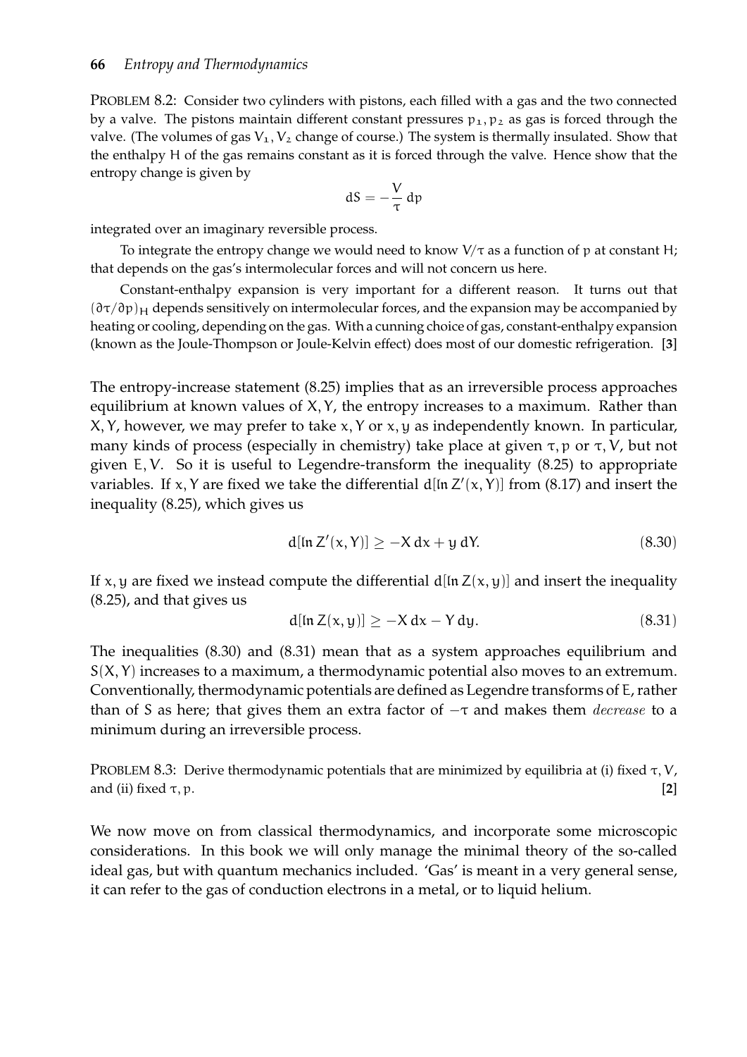PROBLEM 8.2: Consider two cylinders with pistons, each filled with a gas and the two connected by a valve. The pistons maintain different constant pressures $p_1, p_2$ as gas is forced through the valve. (The volumes of gas $V_1, V_2$ change of course.) The system is thermally insulated. Show that the enthalpy H of the gas remains constant as it is forced through the valve. Hence show that the entropy change is given by

$$dS = -\frac{V}{\tau}\, dp$$

integrated over an imaginary reversible process.

To integrate the entropy change we would need to know $V/\tau$ as a function of p at constant H; that depends on the gas's intermolecular forces and will not concern us here.

Constant-enthalpy expansion is very important for a different reason. It turns out that $(\partial\tau/\partial p)_H$ depends sensitively on intermolecular forces, and the expansion may be accompanied by heating or cooling, depending on the gas. With a cunning choice of gas, constant-enthalpy expansion (known as the Joule-Thompson or Joule-Kelvin effect) does most of our domestic refrigeration. **[3]**

The entropy-increase statement (8.25) implies that as an irreversible process approaches equilibrium at known values of $X, Y$, the entropy increases to a maximum. Rather than $X, Y$, however, we may prefer to take $x, Y$ or $x, y$ as independently known. In particular, many kinds of process (especially in chemistry) take place at given $\tau, p$ or $\tau, V$, but not given $E, V$. So it is useful to Legendre-transform the inequality (8.25) to appropriate variables. If $x, Y$ are fixed we take the differential $d[\ln Z'(x, Y)]$ from (8.17) and insert the inequality (8.25), which gives us

$$d[\ln Z'(x, Y)] \geq -X\, dx + y\, dY. \tag{8.30}$$

If $x, y$ are fixed we instead compute the differential $d[\ln Z(x, y)]$ and insert the inequality (8.25), and that gives us

$$d[\ln Z(x, y)] \geq -X\, dx - Y\, dy. \tag{8.31}$$

The inequalities (8.30) and (8.31) mean that as a system approaches equilibrium and $S(X, Y)$ increases to a maximum, a thermodynamic potential also moves to an extremum. Conventionally, thermodynamic potentials are defined as Legendre transforms of E, rather than of S as here; that gives them an extra factor of $-\tau$ and makes them *decrease* to a minimum during an irreversible process.

PROBLEM 8.3: Derive thermodynamic potentials that are minimized by equilibria at (i) fixed $\tau, V$, and (ii) fixed $\tau, p$. **[2]**

We now move on from classical thermodynamics, and incorporate some microscopic considerations. In this book we will only manage the minimal theory of the so-called ideal gas, but with quantum mechanics included. 'Gas' is meant in a very general sense, it can refer to the gas of conduction electrons in a metal, or to liquid helium.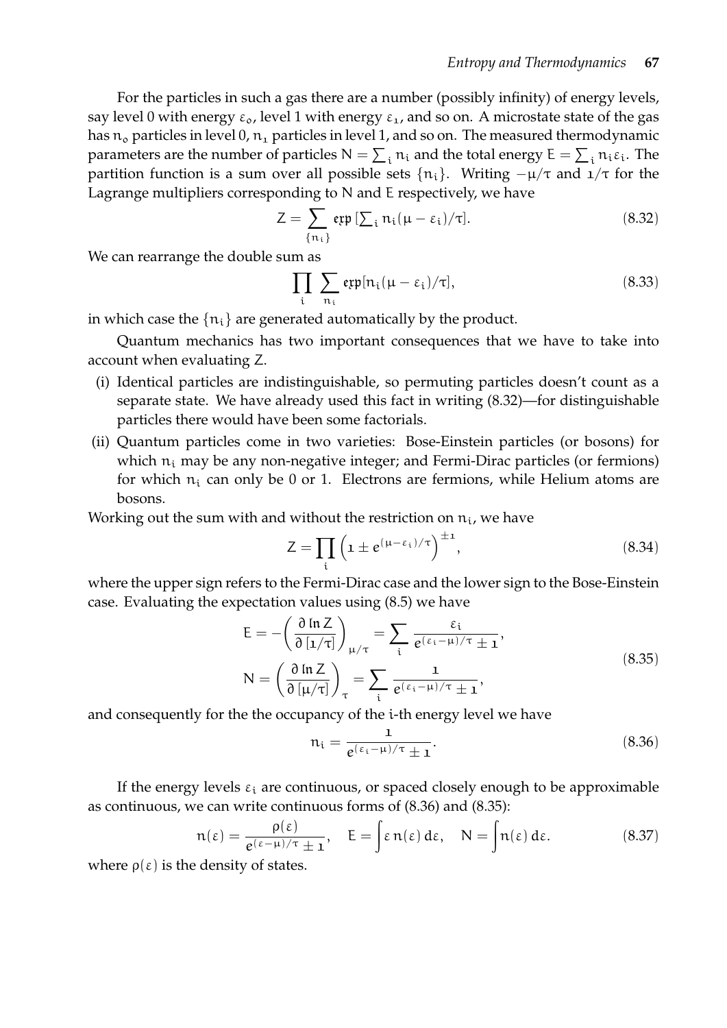For the particles in such a gas there are a number (possibly infinity) of energy levels, say level 0 with energy $\varepsilon_0$, level 1 with energy $\varepsilon_1$, and so on. A microstate state of the gas has $n_0$ particles in level 0, $n_1$ particles in level 1, and so on. The measured thermodynamic parameters are the number of particles $N = \sum_i n_i$ and the total energy $E = \sum_i n_i \varepsilon_i$. The partition function is a sum over all possible sets $\{n_i\}$. Writing $-\mu/\tau$ and $1/\tau$ for the Lagrange multipliers corresponding to N and E respectively, we have

$$Z = \sum_{\{n_i\}} \mathfrak{exp}\left[\sum_i n_i(\mu - \varepsilon_i)/\tau\right]. \tag{8.32}$$

We can rearrange the double sum as

$$\prod_i \sum_{n_i} \mathfrak{exp}[n_i(\mu - \varepsilon_i)/\tau], \tag{8.33}$$

in which case the $\{n_i\}$ are generated automatically by the product.

Quantum mechanics has two important consequences that we have to take into account when evaluating Z.

(i) Identical particles are indistinguishable, so permuting particles doesn't count as a separate state. We have already used this fact in writing (8.32)—for distinguishable particles there would have been some factorials.

(ii) Quantum particles come in two varieties: Bose-Einstein particles (or bosons) for which $n_i$ may be any non-negative integer; and Fermi-Dirac particles (or fermions) for which $n_i$ can only be 0 or 1. Electrons are fermions, while Helium atoms are bosons.

Working out the sum with and without the restriction on $n_i$, we have

$$Z = \prod_i \left(1 \pm e^{(\mu - \varepsilon_i)/\tau}\right)^{\pm 1}, \tag{8.34}$$

where the upper sign refers to the Fermi-Dirac case and the lower sign to the Bose-Einstein case. Evaluating the expectation values using (8.5) we have

$$\begin{aligned} E &= -\left(\frac{\partial \ln Z}{\partial [1/\tau]}\right)_{\mu/\tau} = \sum_i \frac{\varepsilon_i}{e^{(\varepsilon_i - \mu)/\tau} \pm 1}, \\ N &= \left(\frac{\partial \ln Z}{\partial [\mu/\tau]}\right)_{\tau} = \sum_i \frac{1}{e^{(\varepsilon_i - \mu)/\tau} \pm 1}, \end{aligned} \tag{8.35}$$

and consequently for the the occupancy of the i-th energy level we have

$$n_i = \frac{1}{e^{(\varepsilon_i - \mu)/\tau} \pm 1}. \tag{8.36}$$

If the energy levels $\varepsilon_i$ are continuous, or spaced closely enough to be approximable as continuous, we can write continuous forms of (8.36) and (8.35):

$$n(\varepsilon) = \frac{\rho(\varepsilon)}{e^{(\varepsilon - \mu)/\tau} \pm 1}, \quad E = \int \varepsilon\, n(\varepsilon)\, d\varepsilon, \quad N = \int n(\varepsilon)\, d\varepsilon. \tag{8.37}$$

where $\rho(\varepsilon)$ is the density of states.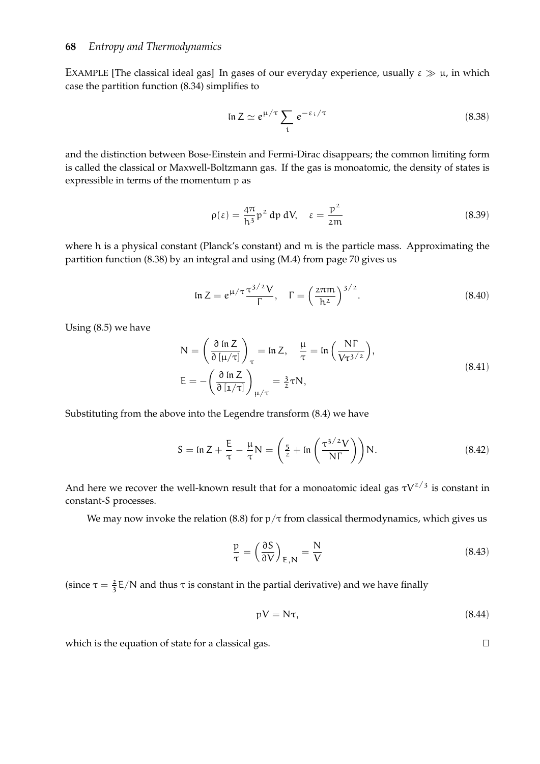EXAMPLE [The classical ideal gas] In gases of our everyday experience, usually $\varepsilon \gg \mu$, in which case the partition function (8.34) simplifies to

$$\ln Z \simeq e^{\mu/\tau} \sum_i e^{-\varepsilon_i/\tau} \tag{8.38}$$

and the distinction between Bose-Einstein and Fermi-Dirac disappears; the common limiting form is called the classical or Maxwell-Boltzmann gas. If the gas is monoatomic, the density of states is expressible in terms of the momentum $p$ as

$$\rho(\varepsilon) = \frac{4\pi}{h^3} p^2 \, dp \, dV, \quad \varepsilon = \frac{p^2}{2m} \tag{8.39}$$

where $h$ is a physical constant (Planck's constant) and $m$ is the particle mass. Approximating the partition function (8.38) by an integral and using (M.4) from page 70 gives us

$$\ln Z = e^{\mu/\tau} \frac{\tau^{3/2} V}{\Gamma}, \quad \Gamma = \left(\frac{2\pi m}{h^2}\right)^{3/2}. \tag{8.40}$$

Using (8.5) we have

$$\begin{aligned} N &= \left(\frac{\partial \ln Z}{\partial [\mu/\tau]}\right)_\tau = \ln Z, \quad \frac{\mu}{\tau} = \ln\left(\frac{N\Gamma}{V\tau^{3/2}}\right), \\ E &= -\left(\frac{\partial \ln Z}{\partial [1/\tau]}\right)_{\mu/\tau} = \tfrac{3}{2}\tau N, \end{aligned} \tag{8.41}$$

Substituting from the above into the Legendre transform (8.4) we have

$$S = \ln Z + \frac{E}{\tau} - \frac{\mu}{\tau} N = \left(\tfrac{5}{2} + \ln\left(\frac{\tau^{3/2} V}{N\Gamma}\right)\right) N. \tag{8.42}$$

And here we recover the well-known result that for a monoatomic ideal gas $\tau V^{2/3}$ is constant in constant-$S$ processes.

We may now invoke the relation (8.8) for $p/\tau$ from classical thermodynamics, which gives us

$$\frac{p}{\tau} = \left(\frac{\partial S}{\partial V}\right)_{E,N} = \frac{N}{V} \tag{8.43}$$

(since $\tau = \frac{2}{3} E/N$ and thus $\tau$ is constant in the partial derivative) and we have finally

$$pV = N\tau, \tag{8.44}$$

which is the equation of state for a classical gas. □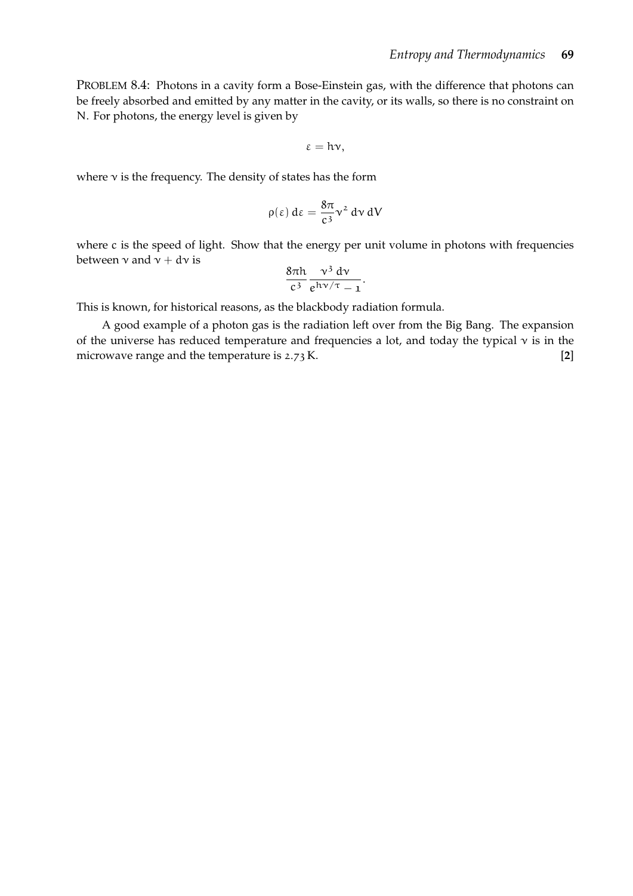PROBLEM 8.4: Photons in a cavity form a Bose-Einstein gas, with the difference that photons can be freely absorbed and emitted by any matter in the cavity, or its walls, so there is no constraint on $N$. For photons, the energy level is given by

$$\varepsilon = h\nu,$$

where $\nu$ is the frequency. The density of states has the form

$$\rho(\varepsilon)\, d\varepsilon = \frac{8\pi}{c^3}\nu^2\, d\nu\, dV$$

where $c$ is the speed of light. Show that the energy per unit volume in photons with frequencies between $\nu$ and $\nu + d\nu$ is

$$\frac{8\pi h}{c^3} \frac{\nu^3\, d\nu}{e^{h\nu/\tau} - 1}.$$

This is known, for historical reasons, as the blackbody radiation formula.

A good example of a photon gas is the radiation left over from the Big Bang. The expansion of the universe has reduced temperature and frequencies a lot, and today the typical $\nu$ is in the microwave range and the temperature is 2.73 K. **[2]**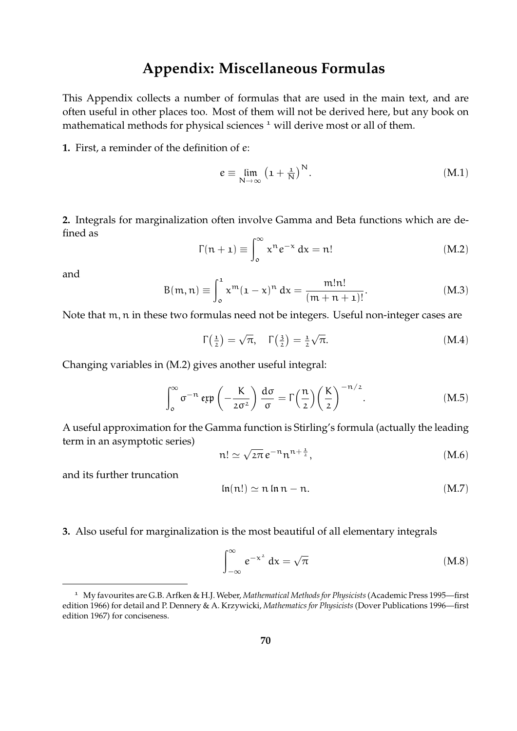# Appendix: Miscellaneous Formulas

This Appendix collects a number of formulas that are used in the main text, and are often useful in other places too. Most of them will not be derived here, but any book on mathematical methods for physical sciences [1] will derive most or all of them.

**1.** First, a reminder of the definition of $e$:

$$e \equiv \lim_{N\to\infty} \left(1 + \tfrac{1}{N}\right)^N. \tag{M.1}$$

**2.** Integrals for marginalization often involve Gamma and Beta functions which are defined as

$$\Gamma(n+1) \equiv \int_0^\infty x^n e^{-x}\, dx = n! \tag{M.2}$$

and

$$B(m,n) \equiv \int_0^1 x^m (1-x)^n\, dx = \frac{m!n!}{(m+n+1)!}. \tag{M.3}$$

Note that $m, n$ in these two formulas need not be integers. Useful non-integer cases are

$$\Gamma\left(\tfrac{1}{2}\right) = \sqrt{\pi}, \quad \Gamma\left(\tfrac{3}{2}\right) = \tfrac{1}{2}\sqrt{\pi}. \tag{M.4}$$

Changing variables in (M.2) gives another useful integral:

$$\int_0^\infty \sigma^{-n} \exp\left(-\frac{K}{2\sigma^2}\right) \frac{d\sigma}{\sigma} = \Gamma\left(\frac{n}{2}\right)\left(\frac{K}{2}\right)^{-n/2}. \tag{M.5}$$

A useful approximation for the Gamma function is Stirling's formula (actually the leading term in an asymptotic series)

$$n! \simeq \sqrt{2\pi}\, e^{-n} n^{n+\frac{1}{2}}, \tag{M.6}$$

and its further truncation

$$\ln(n!) \simeq n \ln n - n. \tag{M.7}$$

**3.** Also useful for marginalization is the most beautiful of all elementary integrals

$$\int_{-\infty}^{\infty} e^{-x^2}\, dx = \sqrt{\pi} \tag{M.8}$$

---

[1] My favourites are G.B. Arfken & H.J. Weber, *Mathematical Methods for Physicists* (Academic Press 1995—first edition 1966) for detail and P. Dennery & A. Krzywicki, *Mathematics for Physicists* (Dover Publications 1996—first edition 1967) for conciseness.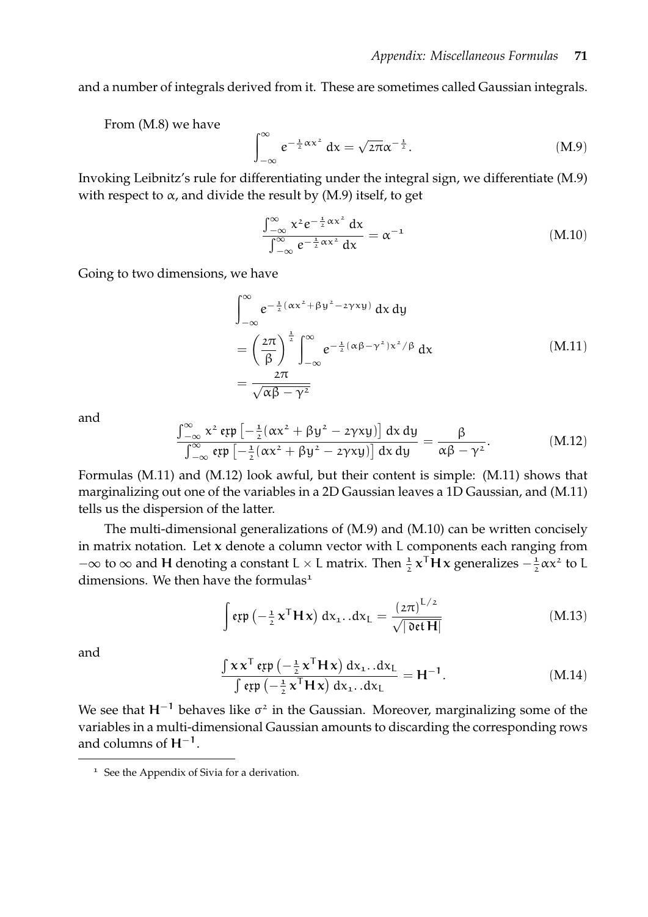and a number of integrals derived from it. These are sometimes called Gaussian integrals.

From (M.8) we have

$$\int_{-\infty}^{\infty} e^{-\frac{1}{2}\alpha x^2}\, dx = \sqrt{2\pi}\alpha^{-\frac{1}{2}}. \tag{M.9}$$

Invoking Leibnitz's rule for differentiating under the integral sign, we differentiate (M.9) with respect to $\alpha$, and divide the result by (M.9) itself, to get

$$\frac{\int_{-\infty}^{\infty} x^2 e^{-\frac{1}{2}\alpha x^2}\, dx}{\int_{-\infty}^{\infty} e^{-\frac{1}{2}\alpha x^2}\, dx} = \alpha^{-1} \tag{M.10}$$

Going to two dimensions, we have

$$\begin{aligned}
&\int_{-\infty}^{\infty} e^{-\frac{1}{2}(\alpha x^2 + \beta y^2 - 2\gamma x y)}\, dx\, dy \\
&= \left(\frac{2\pi}{\beta}\right)^{\frac{1}{2}} \int_{-\infty}^{\infty} e^{-\frac{1}{2}(\alpha\beta - \gamma^2)x^2/\beta}\, dx \\
&= \frac{2\pi}{\sqrt{\alpha\beta - \gamma^2}}
\end{aligned} \tag{M.11}$$

and

$$\frac{\int_{-\infty}^{\infty} x^2 \exp\left[-\frac{1}{2}(\alpha x^2 + \beta y^2 - 2\gamma x y)\right] dx\, dy}{\int_{-\infty}^{\infty} \exp\left[-\frac{1}{2}(\alpha x^2 + \beta y^2 - 2\gamma x y)\right] dx\, dy} = \frac{\beta}{\alpha\beta - \gamma^2}. \tag{M.12}$$

Formulas (M.11) and (M.12) look awful, but their content is simple: (M.11) shows that marginalizing out one of the variables in a 2D Gaussian leaves a 1D Gaussian, and (M.11) tells us the dispersion of the latter.

The multi-dimensional generalizations of (M.9) and (M.10) can be written concisely in matrix notation. Let $\mathbf{x}$ denote a column vector with L components each ranging from $-\infty$ to $\infty$ and $\mathbf{H}$ denoting a constant $L \times L$ matrix. Then $\frac{1}{2}\mathbf{x}^T\mathbf{H}\mathbf{x}$ generalizes $-\frac{1}{2}\alpha x^2$ to L dimensions. We then have the formulas[1]

$$\int \exp\left(-\tfrac{1}{2}\mathbf{x}^T\mathbf{H}\mathbf{x}\right) dx_1..dx_L = \frac{(2\pi)^{L/2}}{\sqrt{|\det \mathbf{H}|}} \tag{M.13}$$

and

$$\frac{\int \mathbf{x}\mathbf{x}^T \exp\left(-\frac{1}{2}\mathbf{x}^T\mathbf{H}\mathbf{x}\right) dx_1..dx_L}{\int \exp\left(-\frac{1}{2}\mathbf{x}^T\mathbf{H}\mathbf{x}\right) dx_1..dx_L} = \mathbf{H}^{-1}. \tag{M.14}$$

We see that $\mathbf{H}^{-1}$ behaves like $\sigma^2$ in the Gaussian. Moreover, marginalizing some of the variables in a multi-dimensional Gaussian amounts to discarding the corresponding rows and columns of $\mathbf{H}^{-1}$.

[1] See the Appendix of Sivia for a derivation.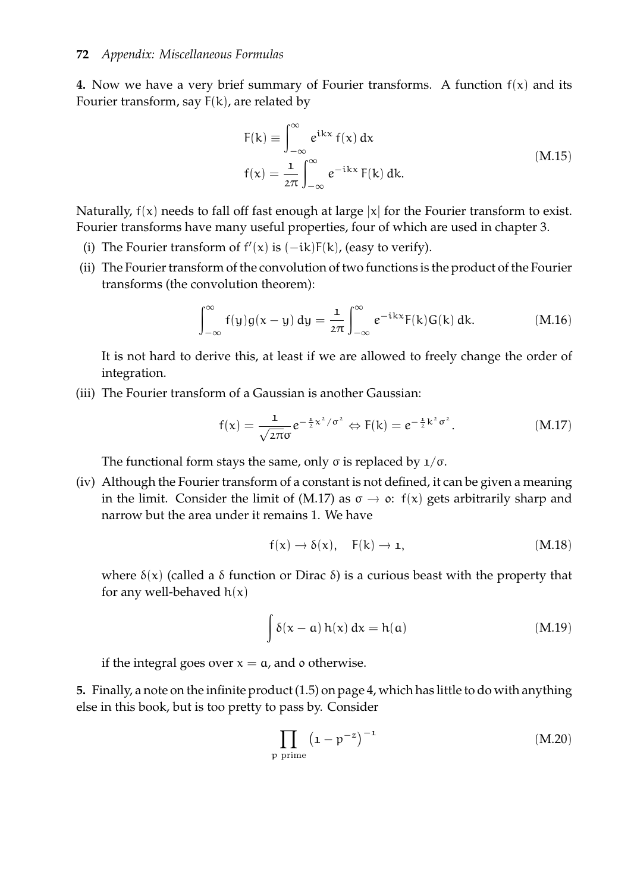**4.** Now we have a very brief summary of Fourier transforms. A function $f(x)$ and its Fourier transform, say $F(k)$, are related by

$$
\begin{aligned}
F(k) &\equiv \int_{-\infty}^{\infty} e^{ikx} f(x)\, dx \\
f(x) &= \frac{1}{2\pi} \int_{-\infty}^{\infty} e^{-ikx} F(k)\, dk.
\end{aligned}
\tag{M.15}
$$

Naturally, $f(x)$ needs to fall off fast enough at large $|x|$ for the Fourier transform to exist. Fourier transforms have many useful properties, four of which are used in chapter 3.

(i) The Fourier transform of $f'(x)$ is $(-ik)F(k)$, (easy to verify).

(ii) The Fourier transform of the convolution of two functions is the product of the Fourier transforms (the convolution theorem):

$$
\int_{-\infty}^{\infty} f(y) g(x-y)\, dy = \frac{1}{2\pi} \int_{-\infty}^{\infty} e^{-ikx} F(k) G(k)\, dk. \tag{M.16}
$$

It is not hard to derive this, at least if we are allowed to freely change the order of integration.

(iii) The Fourier transform of a Gaussian is another Gaussian:

$$
f(x) = \frac{1}{\sqrt{2\pi}\sigma} e^{-\frac{1}{2}x^2/\sigma^2} \Leftrightarrow F(k) = e^{-\frac{1}{2}k^2\sigma^2}. \tag{M.17}
$$

The functional form stays the same, only $\sigma$ is replaced by $1/\sigma$.

(iv) Although the Fourier transform of a constant is not defined, it can be given a meaning in the limit. Consider the limit of (M.17) as $\sigma \to 0$: $f(x)$ gets arbitrarily sharp and narrow but the area under it remains 1. We have

$$
f(x) \to \delta(x), \quad F(k) \to 1, \tag{M.18}
$$

where $\delta(x)$ (called a $\delta$ function or Dirac $\delta$) is a curious beast with the property that for any well-behaved $h(x)$

$$
\int \delta(x-a)\, h(x)\, dx = h(a) \tag{M.19}
$$

if the integral goes over $x = a$, and $0$ otherwise.

**5.** Finally, a note on the infinite product (1.5) on page 4, which has little to do with anything else in this book, but is too pretty to pass by. Consider

$$
\prod_{p \text{ prime}} \left(1 - p^{-z}\right)^{-1} \tag{M.20}
$$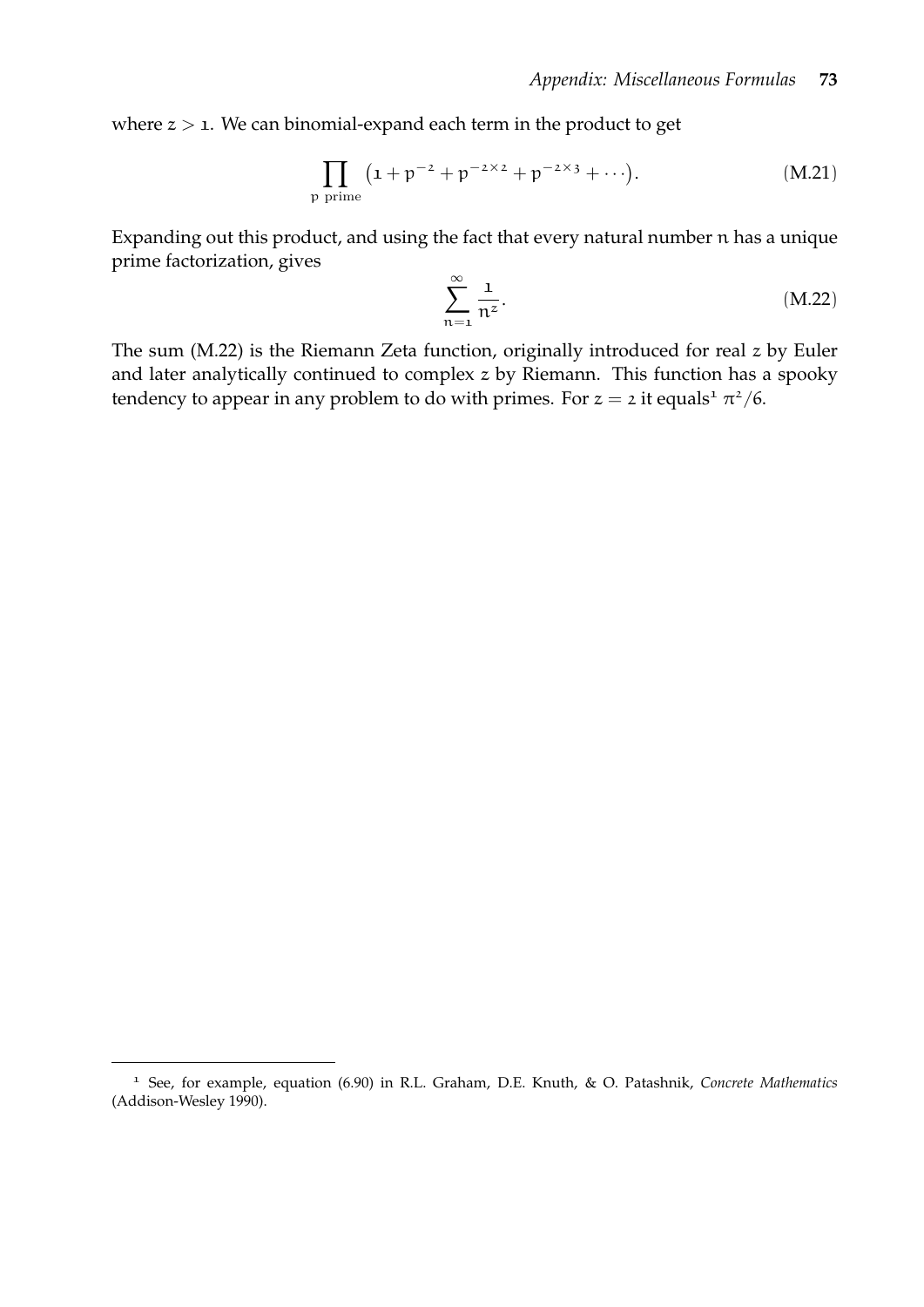where $z > 1$. We can binomial-expand each term in the product to get

$$\prod_{\text{p prime}} \left(1 + p^{-z} + p^{-z\times 2} + p^{-z\times 3} + \cdots\right). \tag{M.21}$$

Expanding out this product, and using the fact that every natural number $n$ has a unique prime factorization, gives

$$\sum_{n=1}^{\infty} \frac{1}{n^z}. \tag{M.22}$$

The sum (M.22) is the Riemann Zeta function, originally introduced for real $z$ by Euler and later analytically continued to complex $z$ by Riemann. This function has a spooky tendency to appear in any problem to do with primes. For $z = 2$ it equals[1] $\pi^2/6$.

[1] See, for example, equation (6.90) in R.L. Graham, D.E. Knuth, & O. Patashnik, *Concrete Mathematics* (Addison-Wesley 1990).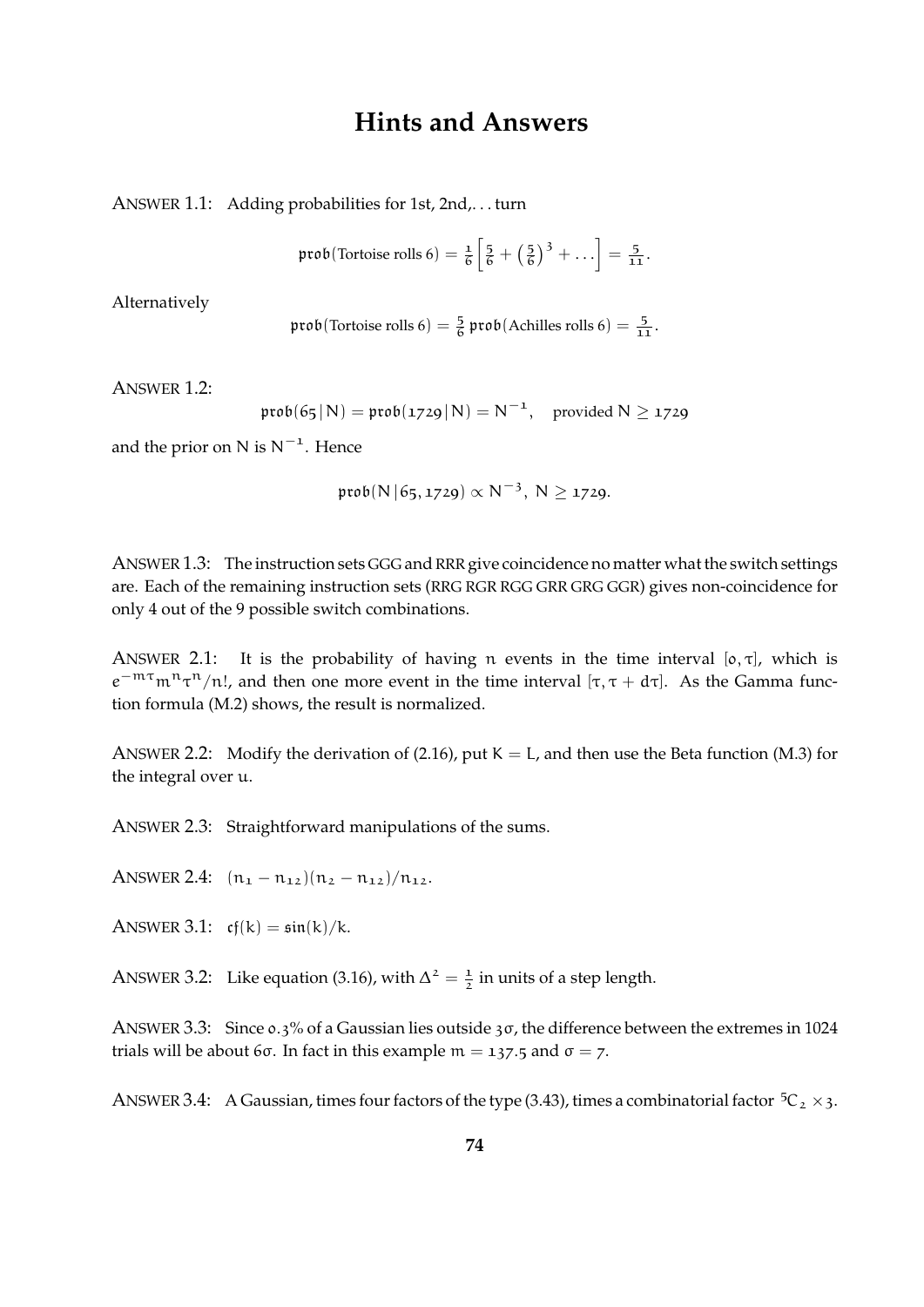# Hints and Answers

ANSWER 1.1: Adding probabilities for 1st, 2nd,... turn

$$\mathfrak{prob}(\text{Tortoise rolls 6}) = \tfrac{1}{6}\left[\tfrac{5}{6} + \left(\tfrac{5}{6}\right)^3 + \ldots\right] = \tfrac{5}{11}.$$

Alternatively

$$\mathfrak{prob}(\text{Tortoise rolls 6}) = \tfrac{5}{6}\,\mathfrak{prob}(\text{Achilles rolls 6}) = \tfrac{5}{11}.$$

ANSWER 1.2:

$$\mathfrak{prob}(65\,|\,N) = \mathfrak{prob}(1729\,|\,N) = N^{-1}, \quad \text{provided } N \geq 1729$$

and the prior on $N$ is $N^{-1}$. Hence

$$\mathfrak{prob}(N\,|\,65, 1729) \propto N^{-3},\ N \geq 1729.$$

ANSWER 1.3: The instruction sets GGG and RRR give coincidence no matter what the switch settings are. Each of the remaining instruction sets (RRG RGR RGG GRR GRG GGR) gives non-coincidence for only 4 out of the 9 possible switch combinations.

ANSWER 2.1: It is the probability of having $n$ events in the time interval $[0, \tau]$, which is $e^{-m\tau}m^n\tau^n/n!$, and then one more event in the time interval $[\tau, \tau + d\tau]$. As the Gamma function formula (M.2) shows, the result is normalized.

ANSWER 2.2: Modify the derivation of (2.16), put $K = L$, and then use the Beta function (M.3) for the integral over $u$.

ANSWER 2.3: Straightforward manipulations of the sums.

ANSWER 2.4: $(n_1 - n_{12})(n_2 - n_{12})/n_{12}$.

ANSWER 3.1: $\mathfrak{cf}(k) = \sin(k)/k$.

ANSWER 3.2: Like equation (3.16), with $\Delta^2 = \frac{1}{2}$ in units of a step length.

ANSWER 3.3: Since 0.3% of a Gaussian lies outside $3\sigma$, the difference between the extremes in 1024 trials will be about $6\sigma$. In fact in this example $m = 137.5$ and $\sigma = 7$.

ANSWER 3.4: A Gaussian, times four factors of the type (3.43), times a combinatorial factor ${}^5C_2 \times 3$.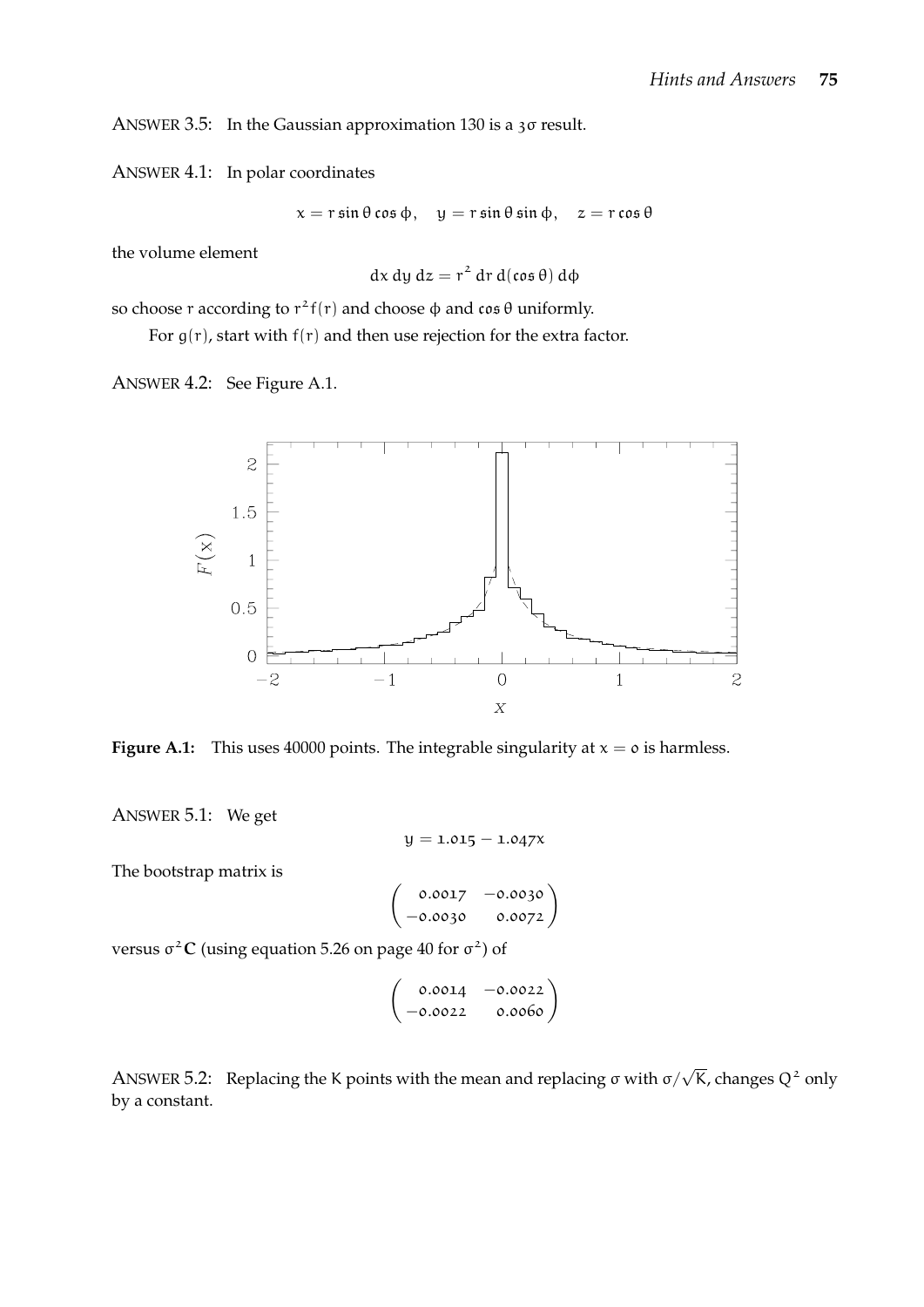ANSWER 3.5: In the Gaussian approximation 130 is a $3\sigma$ result.

ANSWER 4.1: In polar coordinates

$$x = r\sin\theta\cos\phi, \quad y = r\sin\theta\sin\phi, \quad z = r\cos\theta$$

the volume element

$$dx\,dy\,dz = r^2\,dr\,d(\cos\theta)\,d\phi$$

so choose $r$ according to $r^2 f(r)$ and choose $\phi$ and $\cos\theta$ uniformly.

For $g(r)$, start with $f(r)$ and then use rejection for the extra factor.

ANSWER 4.2: See Figure A.1.

**Figure A.1:** This uses 40000 points. The integrable singularity at $x = 0$ is harmless.

ANSWER 5.1: We get

$$y = 1.015 - 1.047x$$

The bootstrap matrix is

$$\begin{pmatrix} 0.0017 & -0.0030 \\ -0.0030 & 0.0072 \end{pmatrix}$$

versus $\sigma^2\mathbf{C}$ (using equation 5.26 on page 40 for $\sigma^2$) of

$$\begin{pmatrix} 0.0014 & -0.0022 \\ -0.0022 & 0.0060 \end{pmatrix}$$

ANSWER 5.2: Replacing the K points with the mean and replacing $\sigma$ with $\sigma/\sqrt{K}$, changes $Q^2$ only by a constant.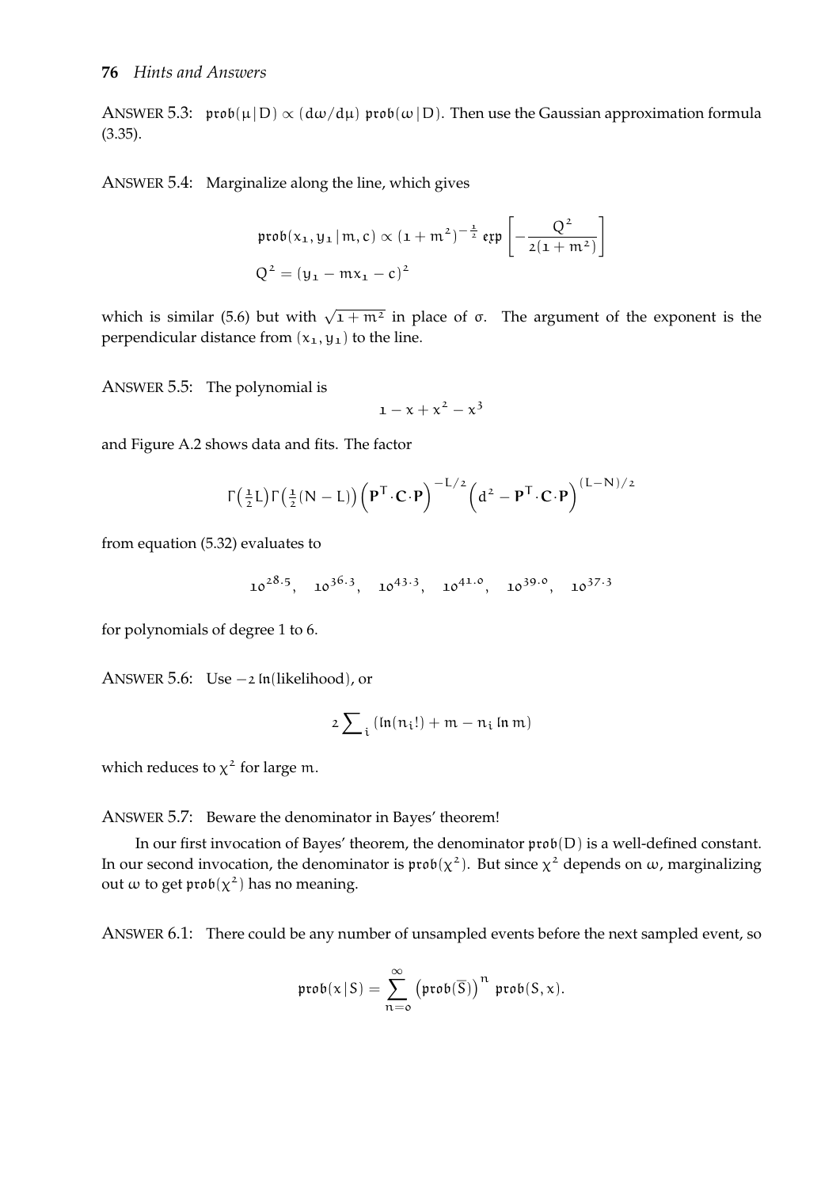ANSWER 5.3: $\mathfrak{prob}(\mu \,|\, D) \propto (d\omega/d\mu)\ \mathfrak{prob}(\omega \,|\, D)$. Then use the Gaussian approximation formula (3.35).

ANSWER 5.4: Marginalize along the line, which gives

$$\mathfrak{prob}(x_1, y_1 \,|\, m, c) \propto (1+m^2)^{-\frac{1}{2}}\, \mathfrak{exp}\left[-\frac{Q^2}{2(1+m^2)}\right]$$
$$Q^2 = (y_1 - m x_1 - c)^2$$

which is similar (5.6) but with $\sqrt{1+m^2}$ in place of $\sigma$. The argument of the exponent is the perpendicular distance from $(x_1, y_1)$ to the line.

ANSWER 5.5: The polynomial is

$$1 - x + x^2 - x^3$$

and Figure A.2 shows data and fits. The factor

$$\Gamma\big(\tfrac{1}{2}L\big)\Gamma\big(\tfrac{1}{2}(N-L)\big)\left(\mathbf{P}^{\mathsf{T}}\!\cdot\mathbf{C}\!\cdot\mathbf{P}\right)^{-L/2}\left(d^2 - \mathbf{P}^{\mathsf{T}}\!\cdot\mathbf{C}\!\cdot\mathbf{P}\right)^{(L-N)/2}$$

from equation (5.32) evaluates to

$$10^{28.5},\quad 10^{36.3},\quad 10^{43.3},\quad 10^{41.0},\quad 10^{39.0},\quad 10^{37.3}$$

for polynomials of degree 1 to 6.

ANSWER 5.6: Use $-2\,\mathfrak{ln}(\text{likelihood})$, or

$$2\sum\nolimits_i \left(\mathfrak{ln}(n_i!) + m - n_i\, \mathfrak{ln}\, m\right)$$

which reduces to $\chi^2$ for large $m$.

ANSWER 5.7: Beware the denominator in Bayes' theorem!

In our first invocation of Bayes' theorem, the denominator $\mathfrak{prob}(D)$ is a well-defined constant. In our second invocation, the denominator is $\mathfrak{prob}(\chi^2)$. But since $\chi^2$ depends on $\omega$, marginalizing out $\omega$ to get $\mathfrak{prob}(\chi^2)$ has no meaning.

ANSWER 6.1: There could be any number of unsampled events before the next sampled event, so

$$\mathfrak{prob}(x \,|\, S) = \sum_{n=0}^{\infty} \left(\mathfrak{prob}(\overline{S})\right)^n\ \mathfrak{prob}(S, x).$$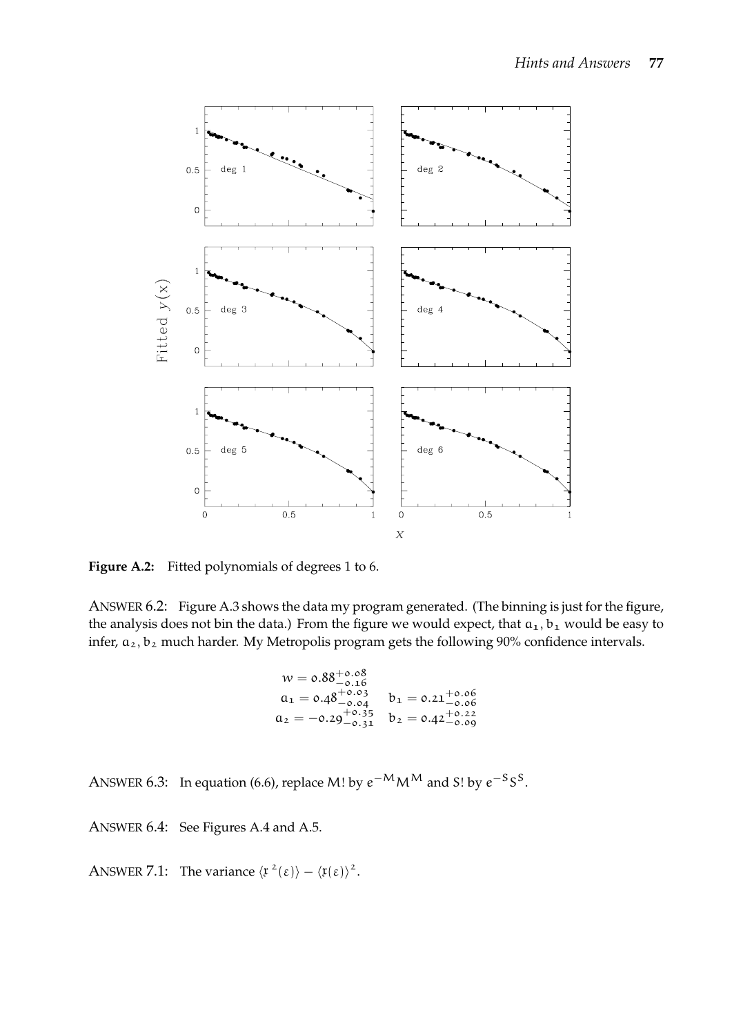**Figure A.2:** Fitted polynomials of degrees 1 to 6.

ANSWER 6.2: Figure A.3 shows the data my program generated. (The binning is just for the figure, the analysis does not bin the data.) From the figure we would expect, that $a_1, b_1$ would be easy to infer, $a_2, b_2$ much harder. My Metropolis program gets the following 90% confidence intervals.

$$
\begin{aligned}
w &= 0.88^{+0.08}_{-0.16} \\
a_1 &= 0.48^{+0.03}_{-0.04} \qquad b_1 = 0.21^{+0.06}_{-0.06} \\
a_2 &= -0.29^{+0.35}_{-0.31} \qquad b_2 = 0.42^{+0.22}_{-0.09}
\end{aligned}
$$

ANSWER 6.3: In equation (6.6), replace $M!$ by $e^{-M}M^M$ and $S!$ by $e^{-S}S^S$.

ANSWER 6.4: See Figures A.4 and A.5.

ANSWER 7.1: The variance $\langle \mathfrak{r}^2(\varepsilon) \rangle - \langle \mathfrak{r}(\varepsilon) \rangle^2$.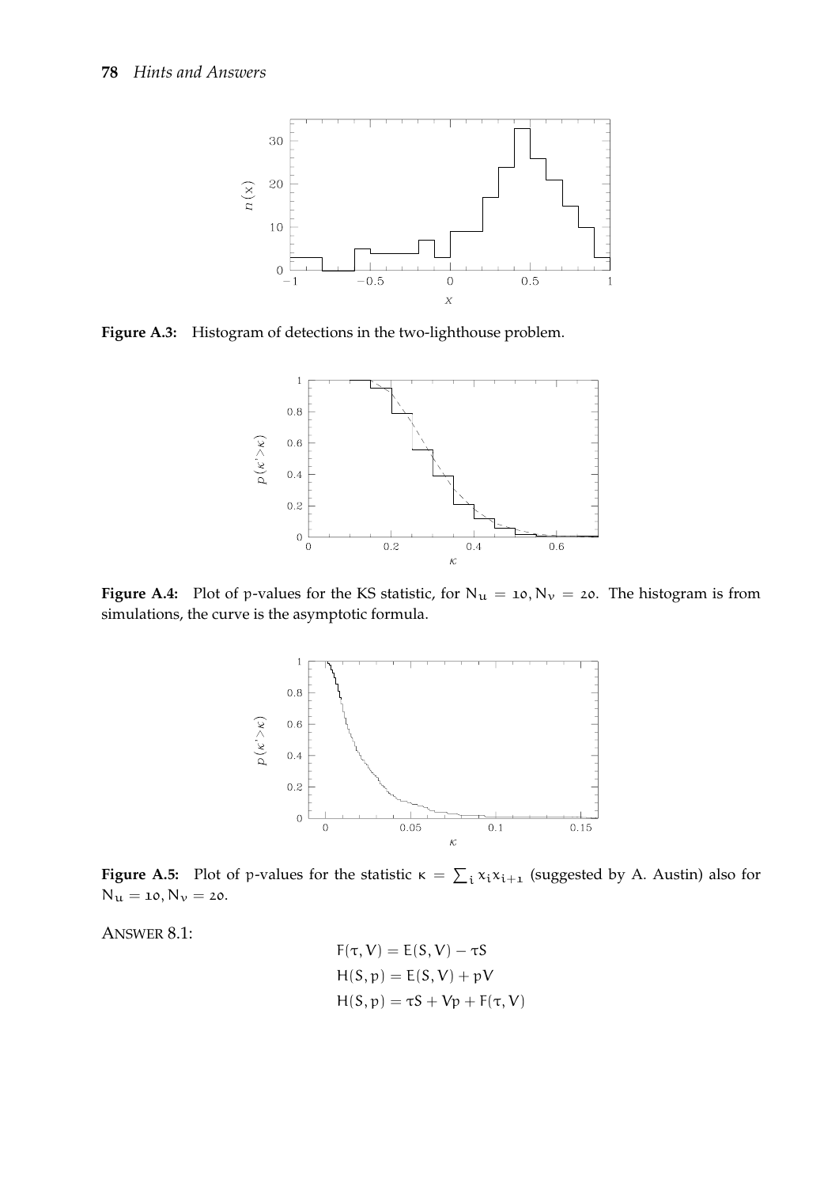**Figure A.3:** Histogram of detections in the two-lighthouse problem.

**Figure A.4:** Plot of p-values for the KS statistic, for $N_u = 10, N_v = 20$. The histogram is from simulations, the curve is the asymptotic formula.

**Figure A.5:** Plot of p-values for the statistic $\kappa = \sum_i x_i x_{i+1}$ (suggested by A. Austin) also for $N_u = 10, N_v = 20$.

ANSWER 8.1:

$$F(\tau, V) = E(S, V) - \tau S$$
$$H(S, p) = E(S, V) + pV$$
$$H(S, p) = \tau S + Vp + F(\tau, V)$$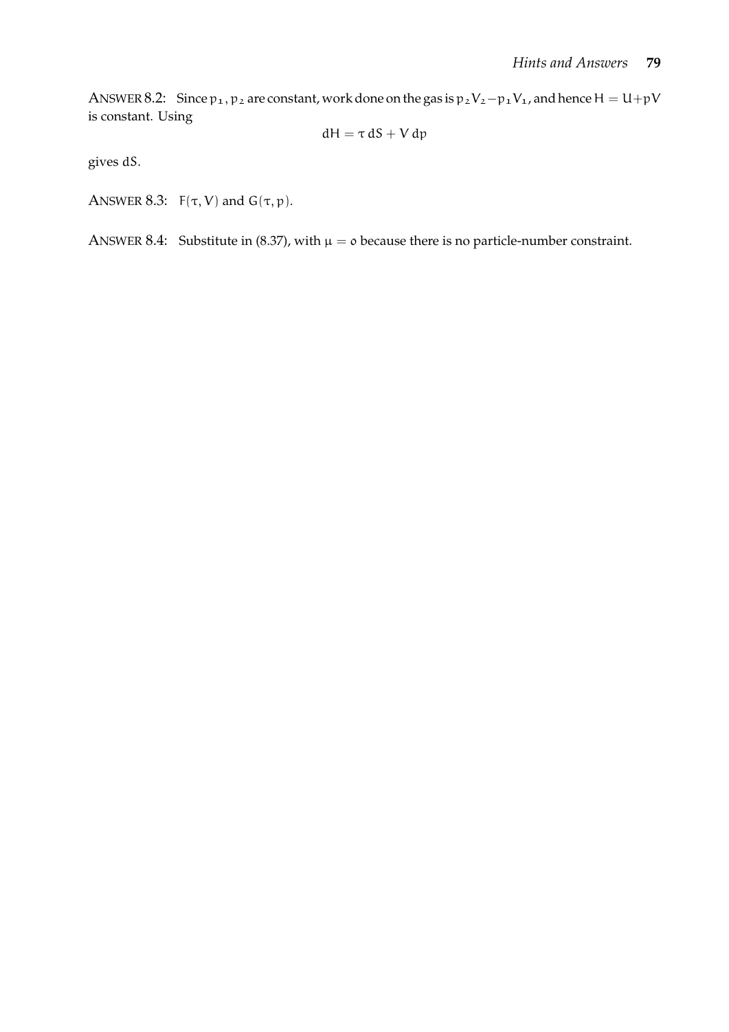ANSWER 8.2: Since $p_1, p_2$ are constant, work done on the gas is $p_2V_2 - p_1V_1$, and hence $H = U + pV$ is constant. Using

$$dH = \tau \, dS + V \, dp$$

gives $dS$.

ANSWER 8.3: $F(\tau, V)$ and $G(\tau, p)$.

ANSWER 8.4: Substitute in (8.37), with $\mu = 0$ because there is no particle-number constraint.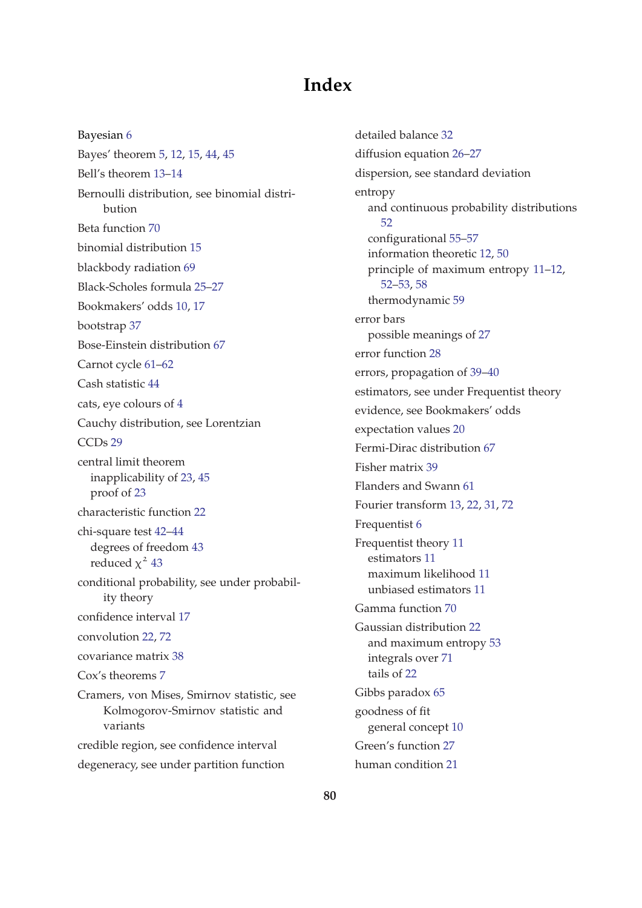# Index

Bayesian 6

Bayes' theorem 5, 12, 15, 44, 45

Bell's theorem 13–14

Bernoulli distribution, see binomial distribution

Beta function 70

binomial distribution 15

blackbody radiation 69

Black-Scholes formula 25–27

Bookmakers' odds 10, 17

bootstrap 37

Bose-Einstein distribution 67

Carnot cycle 61–62

Cash statistic 44

cats, eye colours of 4

Cauchy distribution, see Lorentzian

CCDs 29

central limit theorem
- inapplicability of 23, 45
- proof of 23

characteristic function 22

chi-square test 42–44
- degrees of freedom 43
- reduced $\chi^2$ 43

conditional probability, see under probability theory

confidence interval 17

convolution 22, 72

covariance matrix 38

Cox's theorems 7

Cramers, von Mises, Smirnov statistic, see Kolmogorov-Smirnov statistic and variants

credible region, see confidence interval

degeneracy, see under partition function

detailed balance 32

diffusion equation 26–27

dispersion, see standard deviation

entropy
- and continuous probability distributions 52
- configurational 55–57
- information theoretic 12, 50
- principle of maximum entropy 11–12, 52–53, 58
- thermodynamic 59

error bars
- possible meanings of 27

error function 28

errors, propagation of 39–40

estimators, see under Frequentist theory

evidence, see Bookmakers' odds

expectation values 20

Fermi-Dirac distribution 67

Fisher matrix 39

Flanders and Swann 61

Fourier transform 13, 22, 31, 72

Frequentist 6

Frequentist theory 11
- estimators 11
- maximum likelihood 11
- unbiased estimators 11

Gamma function 70

Gaussian distribution 22
- and maximum entropy 53
- integrals over 71
- tails of 22

Gibbs paradox 65

goodness of fit
- general concept 10

Green's function 27

human condition 21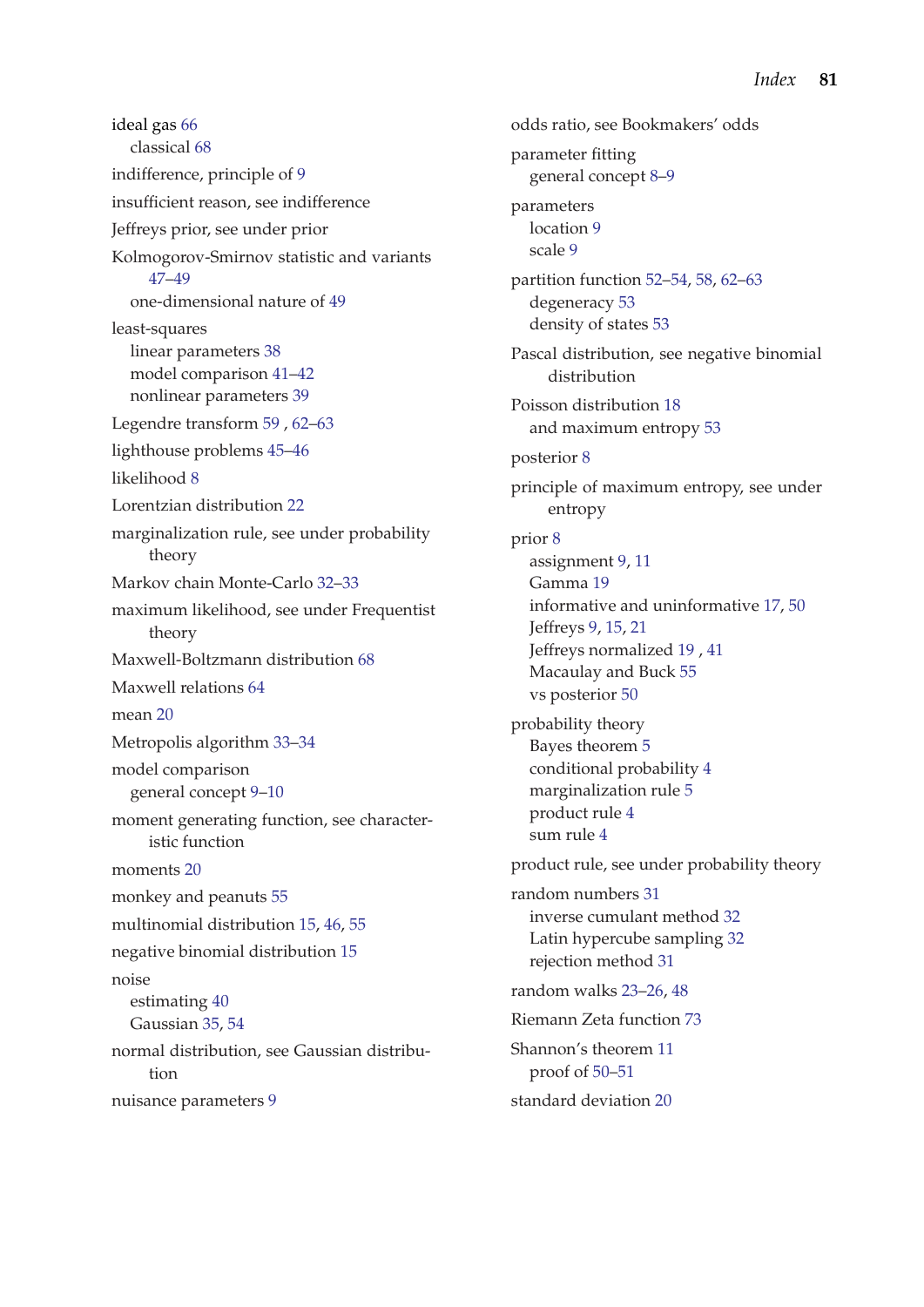ideal gas 66
  classical 68

indifference, principle of 9

insufficient reason, see indifference

Jeffreys prior, see under prior

Kolmogorov-Smirnov statistic and variants 47–49
  one-dimensional nature of 49

least-squares
  linear parameters 38
  model comparison 41–42
  nonlinear parameters 39

Legendre transform 59 , 62–63

lighthouse problems 45–46

likelihood 8

Lorentzian distribution 22

marginalization rule, see under probability theory

Markov chain Monte-Carlo 32–33

maximum likelihood, see under Frequentist theory

Maxwell-Boltzmann distribution 68

Maxwell relations 64

mean 20

Metropolis algorithm 33–34

model comparison
  general concept 9–10

moment generating function, see characteristic function

moments 20

monkey and peanuts 55

multinomial distribution 15, 46, 55

negative binomial distribution 15

noise
  estimating 40
  Gaussian 35, 54

normal distribution, see Gaussian distribution

nuisance parameters 9

odds ratio, see Bookmakers' odds

parameter fitting
  general concept 8–9

parameters
  location 9
  scale 9

partition function 52–54, 58, 62–63
  degeneracy 53
  density of states 53

Pascal distribution, see negative binomial distribution

Poisson distribution 18
  and maximum entropy 53

posterior 8

principle of maximum entropy, see under entropy

prior 8
  assignment 9, 11
  Gamma 19
  informative and uninformative 17, 50
  Jeffreys 9, 15, 21
  Jeffreys normalized 19 , 41
  Macaulay and Buck 55
  vs posterior 50

probability theory
  Bayes theorem 5
  conditional probability 4
  marginalization rule 5
  product rule 4
  sum rule 4

product rule, see under probability theory

random numbers 31
  inverse cumulant method 32
  Latin hypercube sampling 32
  rejection method 31

random walks 23–26, 48

Riemann Zeta function 73

Shannon's theorem 11
  proof of 50–51

standard deviation 20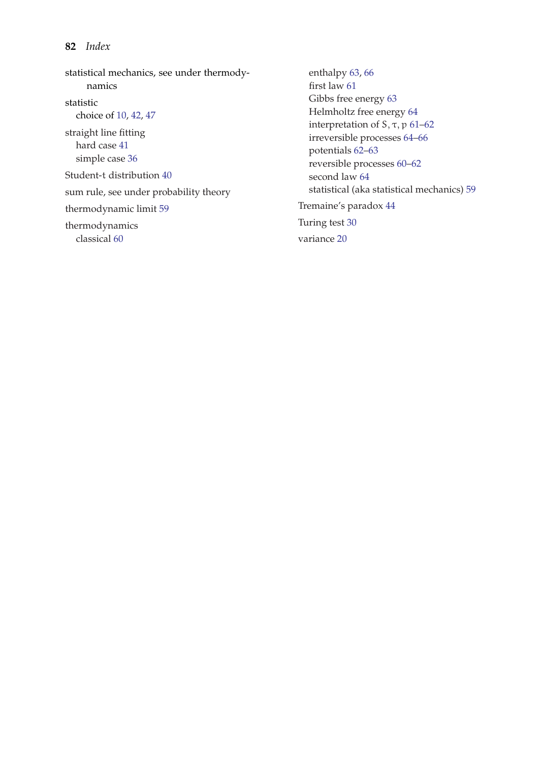statistical mechanics, see under thermodynamics

statistic
- choice of 10, 42, 47

straight line fitting
- hard case 41
- simple case 36

Student-t distribution 40

sum rule, see under probability theory

thermodynamic limit 59

thermodynamics
- classical 60
- enthalpy 63, 66
- first law 61
- Gibbs free energy 63
- Helmholtz free energy 64
- interpretation of $S, \tau, p$ 61–62
- irreversible processes 64–66
- potentials 62–63
- reversible processes 60–62
- second law 64
- statistical (aka statistical mechanics) 59

Tremaine's paradox 44

Turing test 30

variance 20